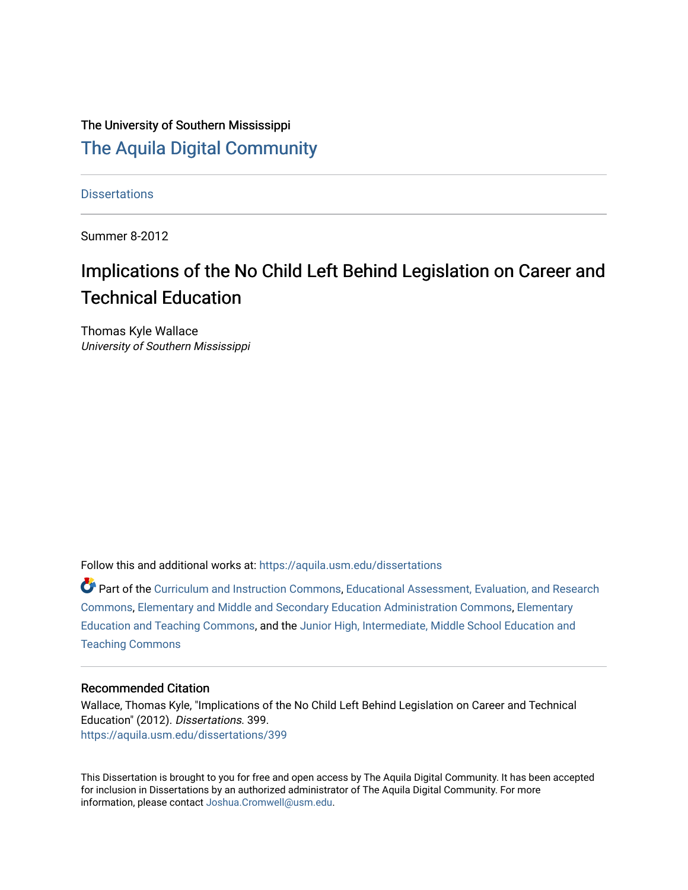The University of Southern Mississippi

# The Aquila Digital Community

Dissertations

Summer 8-2012

## Implications of the No Child Left Behind Legislation on Career and Technical Education

Thomas Kyle Wallace
*University of Southern Mississippi*

Follow this and additional works at: https://aquila.usm.edu/dissertations

Part of the Curriculum and Instruction Commons, Educational Assessment, Evaluation, and Research Commons, Elementary and Middle and Secondary Education Administration Commons, Elementary Education and Teaching Commons, and the Junior High, Intermediate, Middle School Education and Teaching Commons

### Recommended Citation

Wallace, Thomas Kyle, "Implications of the No Child Left Behind Legislation on Career and Technical Education" (2012). *Dissertations*. 399.
https://aquila.usm.edu/dissertations/399

This Dissertation is brought to you for free and open access by The Aquila Digital Community. It has been accepted for inclusion in Dissertations by an authorized administrator of The Aquila Digital Community. For more information, please contact Joshua.Cromwell@usm.edu.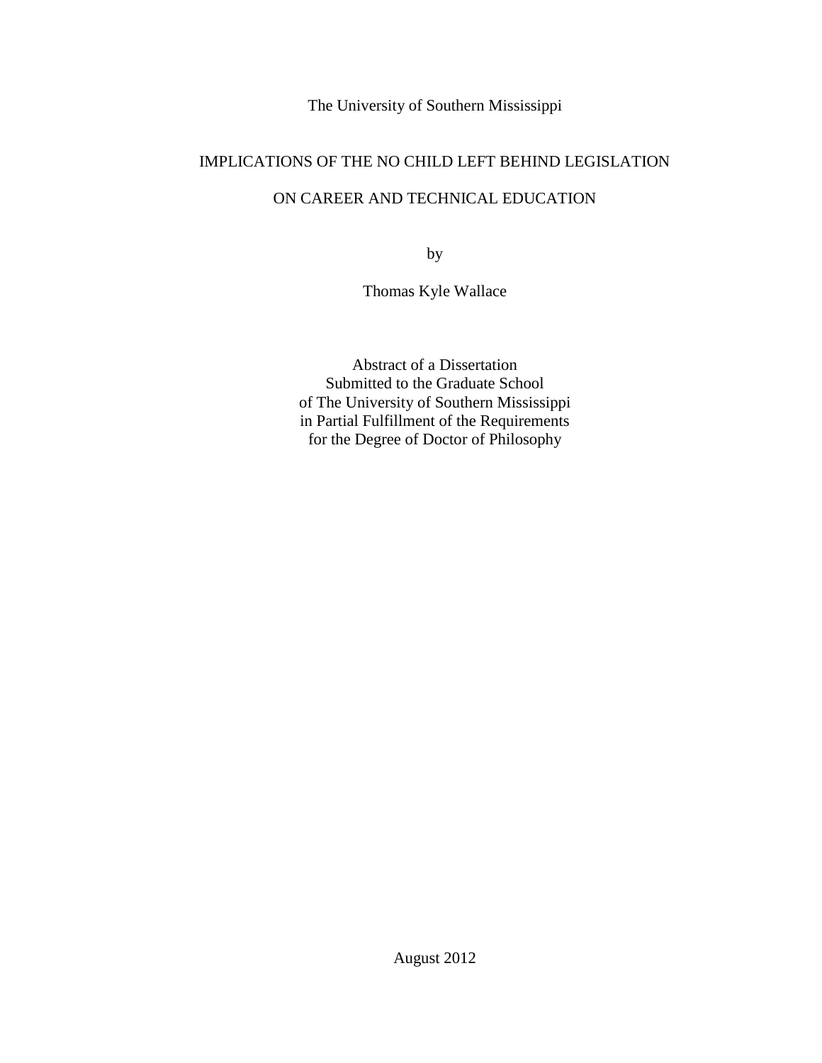The University of Southern Mississippi

# IMPLICATIONS OF THE NO CHILD LEFT BEHIND LEGISLATION ON CAREER AND TECHNICAL EDUCATION

by

Thomas Kyle Wallace

Abstract of a Dissertation
Submitted to the Graduate School
of The University of Southern Mississippi
in Partial Fulfillment of the Requirements
for the Degree of Doctor of Philosophy

August 2012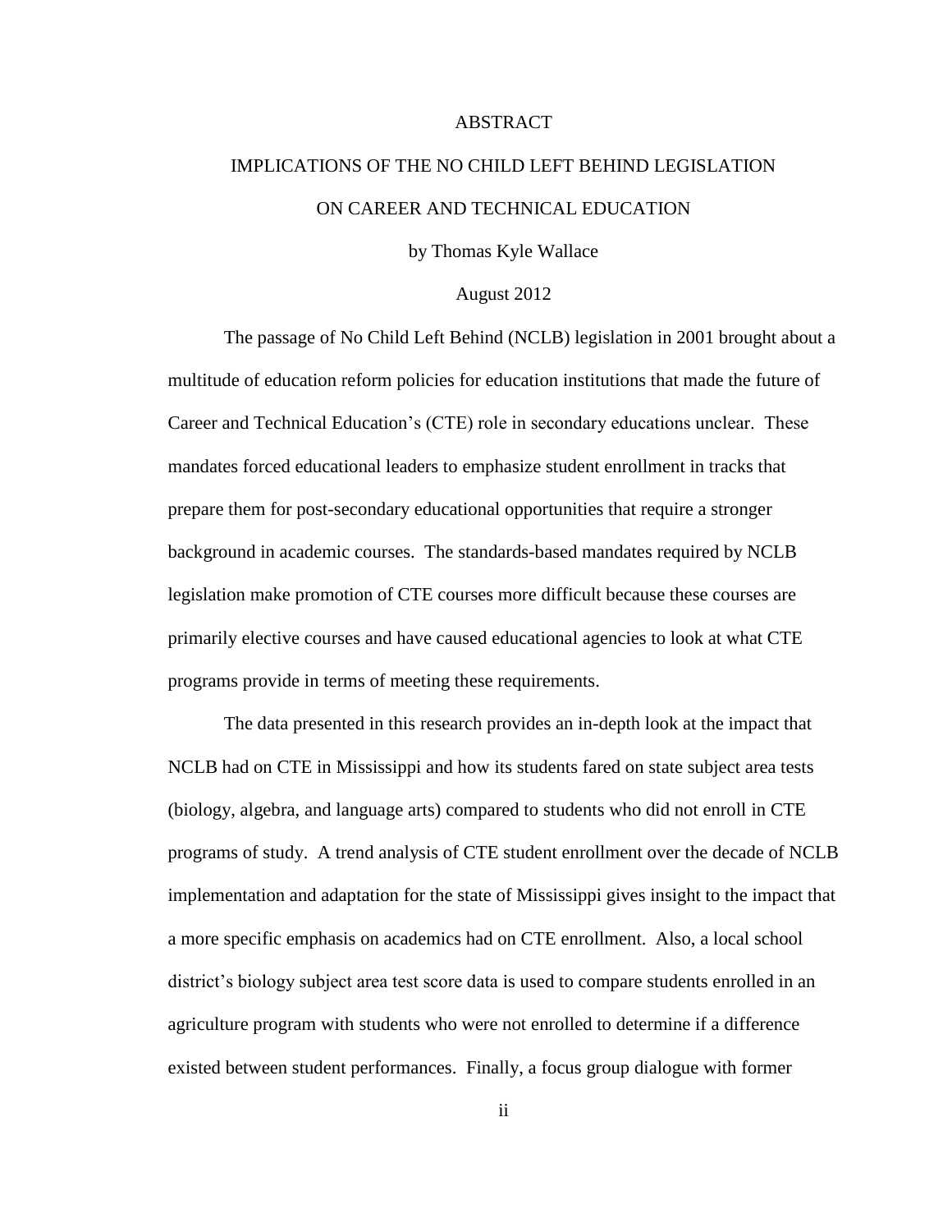# ABSTRACT

## IMPLICATIONS OF THE NO CHILD LEFT BEHIND LEGISLATION ON CAREER AND TECHNICAL EDUCATION

by Thomas Kyle Wallace

August 2012

The passage of No Child Left Behind (NCLB) legislation in 2001 brought about a multitude of education reform policies for education institutions that made the future of Career and Technical Education's (CTE) role in secondary educations unclear. These mandates forced educational leaders to emphasize student enrollment in tracks that prepare them for post-secondary educational opportunities that require a stronger background in academic courses. The standards-based mandates required by NCLB legislation make promotion of CTE courses more difficult because these courses are primarily elective courses and have caused educational agencies to look at what CTE programs provide in terms of meeting these requirements.

The data presented in this research provides an in-depth look at the impact that NCLB had on CTE in Mississippi and how its students fared on state subject area tests (biology, algebra, and language arts) compared to students who did not enroll in CTE programs of study. A trend analysis of CTE student enrollment over the decade of NCLB implementation and adaptation for the state of Mississippi gives insight to the impact that a more specific emphasis on academics had on CTE enrollment. Also, a local school district's biology subject area test score data is used to compare students enrolled in an agriculture program with students who were not enrolled to determine if a difference existed between student performances. Finally, a focus group dialogue with former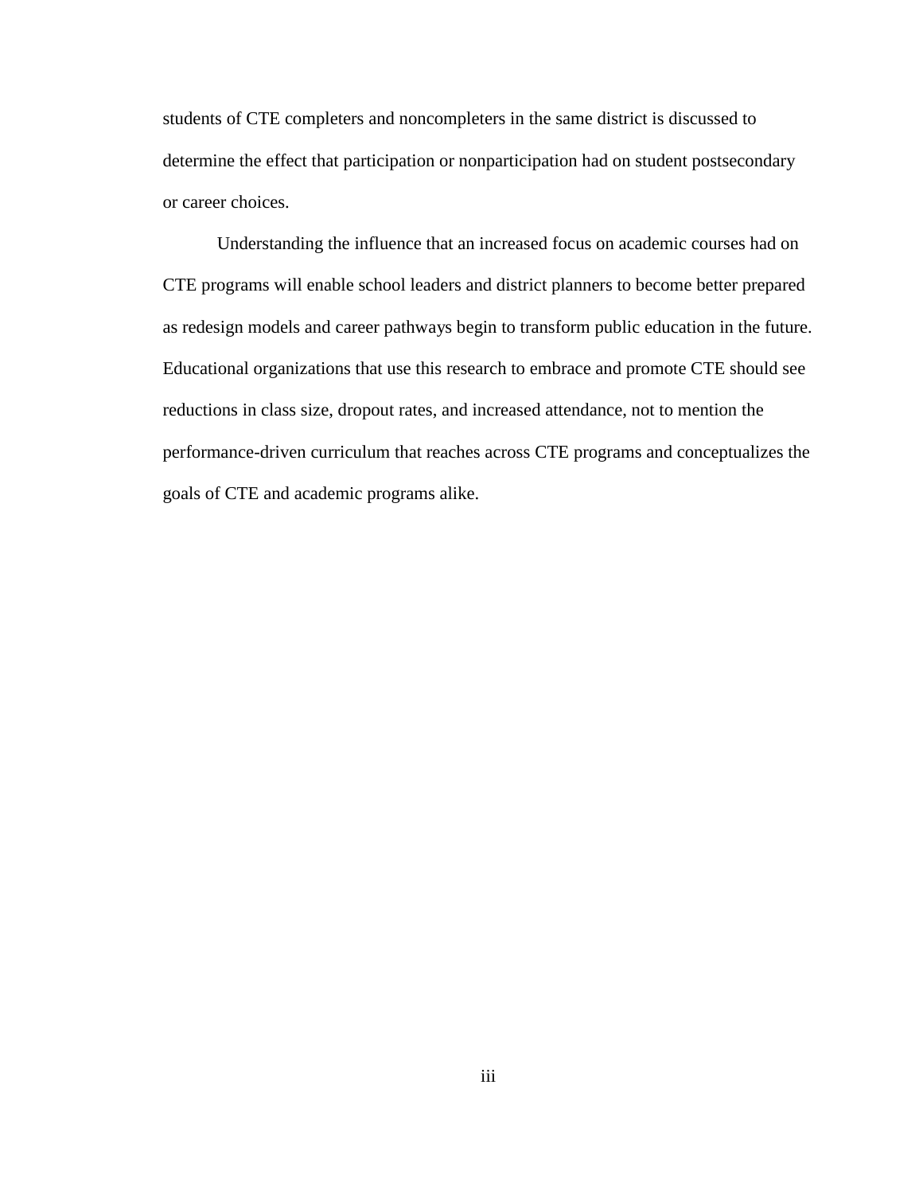students of CTE completers and noncompleters in the same district is discussed to determine the effect that participation or nonparticipation had on student postsecondary or career choices.

Understanding the influence that an increased focus on academic courses had on CTE programs will enable school leaders and district planners to become better prepared as redesign models and career pathways begin to transform public education in the future. Educational organizations that use this research to embrace and promote CTE should see reductions in class size, dropout rates, and increased attendance, not to mention the performance-driven curriculum that reaches across CTE programs and conceptualizes the goals of CTE and academic programs alike.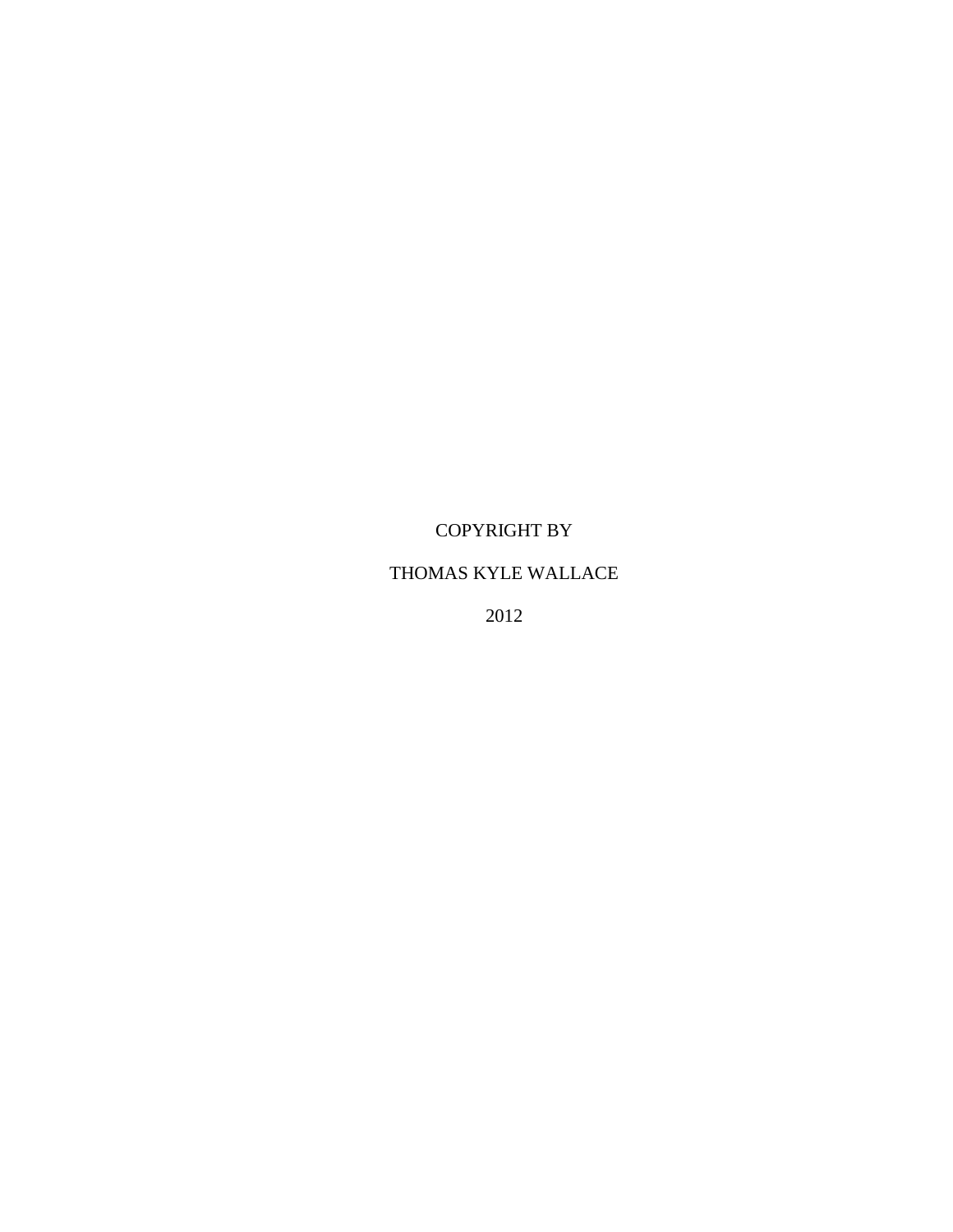COPYRIGHT BY

THOMAS KYLE WALLACE

2012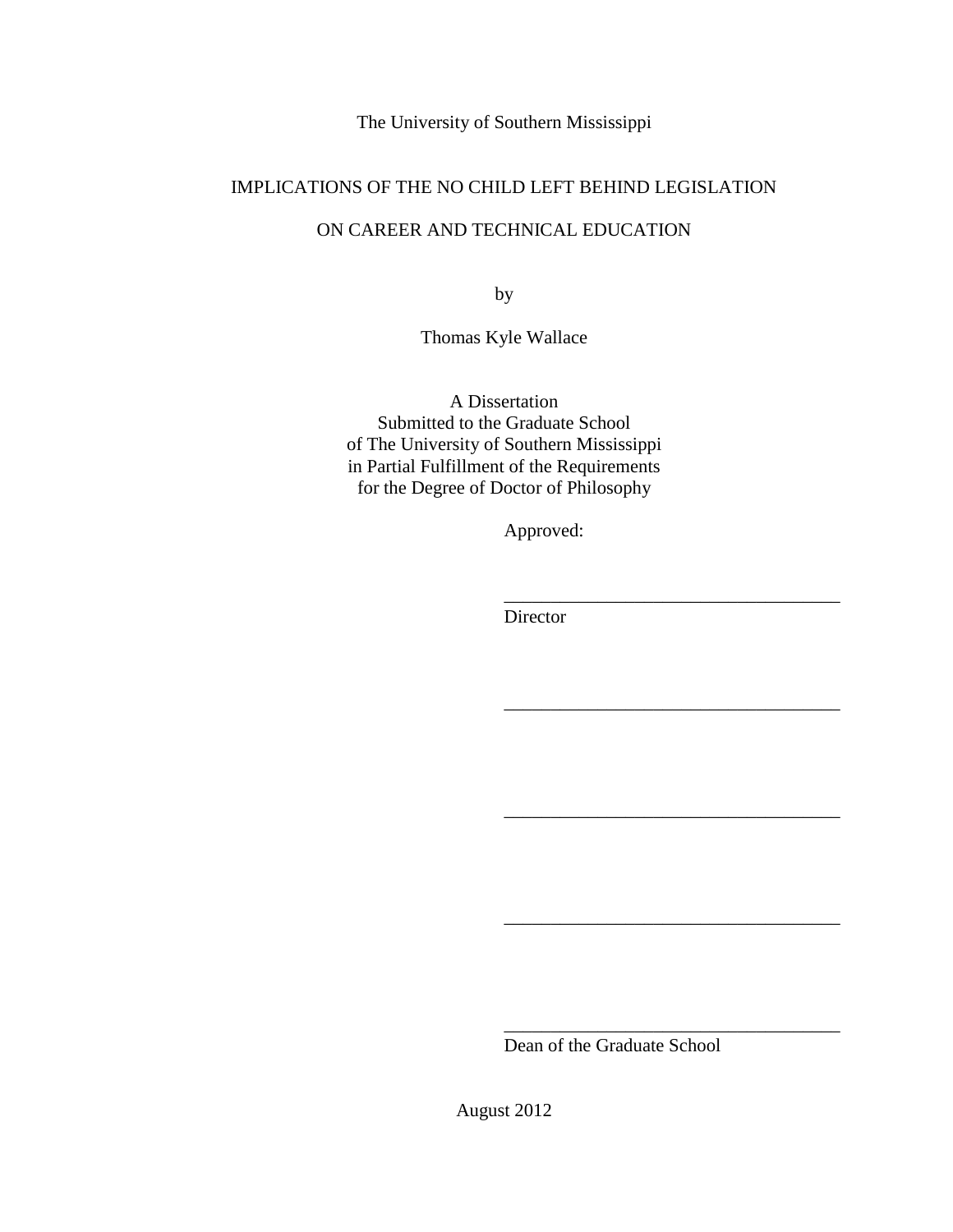The University of Southern Mississippi

IMPLICATIONS OF THE NO CHILD LEFT BEHIND LEGISLATION

ON CAREER AND TECHNICAL EDUCATION

by

Thomas Kyle Wallace

A Dissertation
Submitted to the Graduate School
of The University of Southern Mississippi
in Partial Fulfillment of the Requirements
for the Degree of Doctor of Philosophy

Approved:

____________________________________
Director

____________________________________

____________________________________

____________________________________

____________________________________
Dean of the Graduate School

August 2012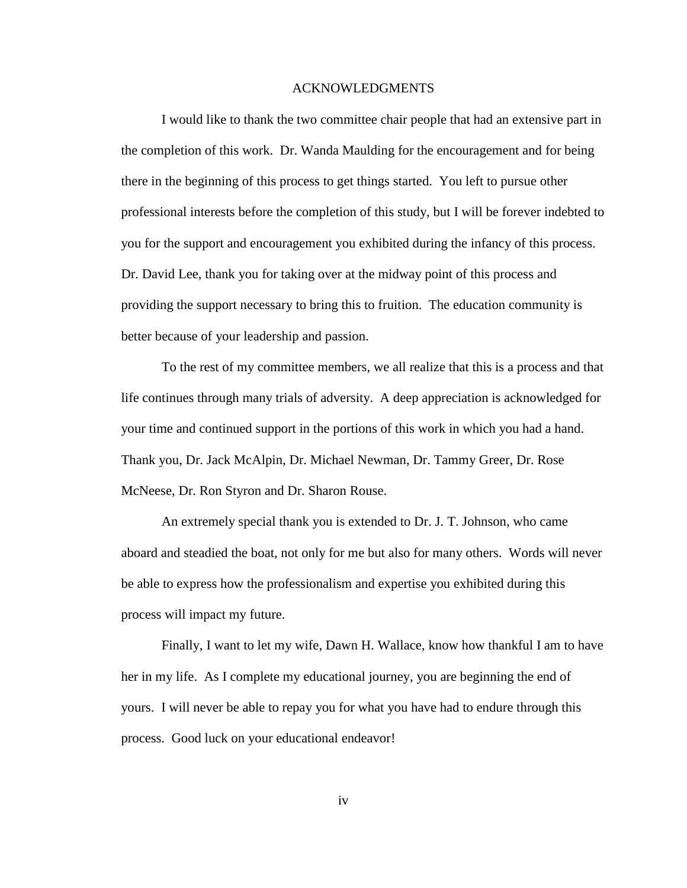# ACKNOWLEDGMENTS

I would like to thank the two committee chair people that had an extensive part in the completion of this work. Dr. Wanda Maulding for the encouragement and for being there in the beginning of this process to get things started. You left to pursue other professional interests before the completion of this study, but I will be forever indebted to you for the support and encouragement you exhibited during the infancy of this process. Dr. David Lee, thank you for taking over at the midway point of this process and providing the support necessary to bring this to fruition. The education community is better because of your leadership and passion.

To the rest of my committee members, we all realize that this is a process and that life continues through many trials of adversity. A deep appreciation is acknowledged for your time and continued support in the portions of this work in which you had a hand. Thank you, Dr. Jack McAlpin, Dr. Michael Newman, Dr. Tammy Greer, Dr. Rose McNeese, Dr. Ron Styron and Dr. Sharon Rouse.

An extremely special thank you is extended to Dr. J. T. Johnson, who came aboard and steadied the boat, not only for me but also for many others. Words will never be able to express how the professionalism and expertise you exhibited during this process will impact my future.

Finally, I want to let my wife, Dawn H. Wallace, know how thankful I am to have her in my life. As I complete my educational journey, you are beginning the end of yours. I will never be able to repay you for what you have had to endure through this process. Good luck on your educational endeavor!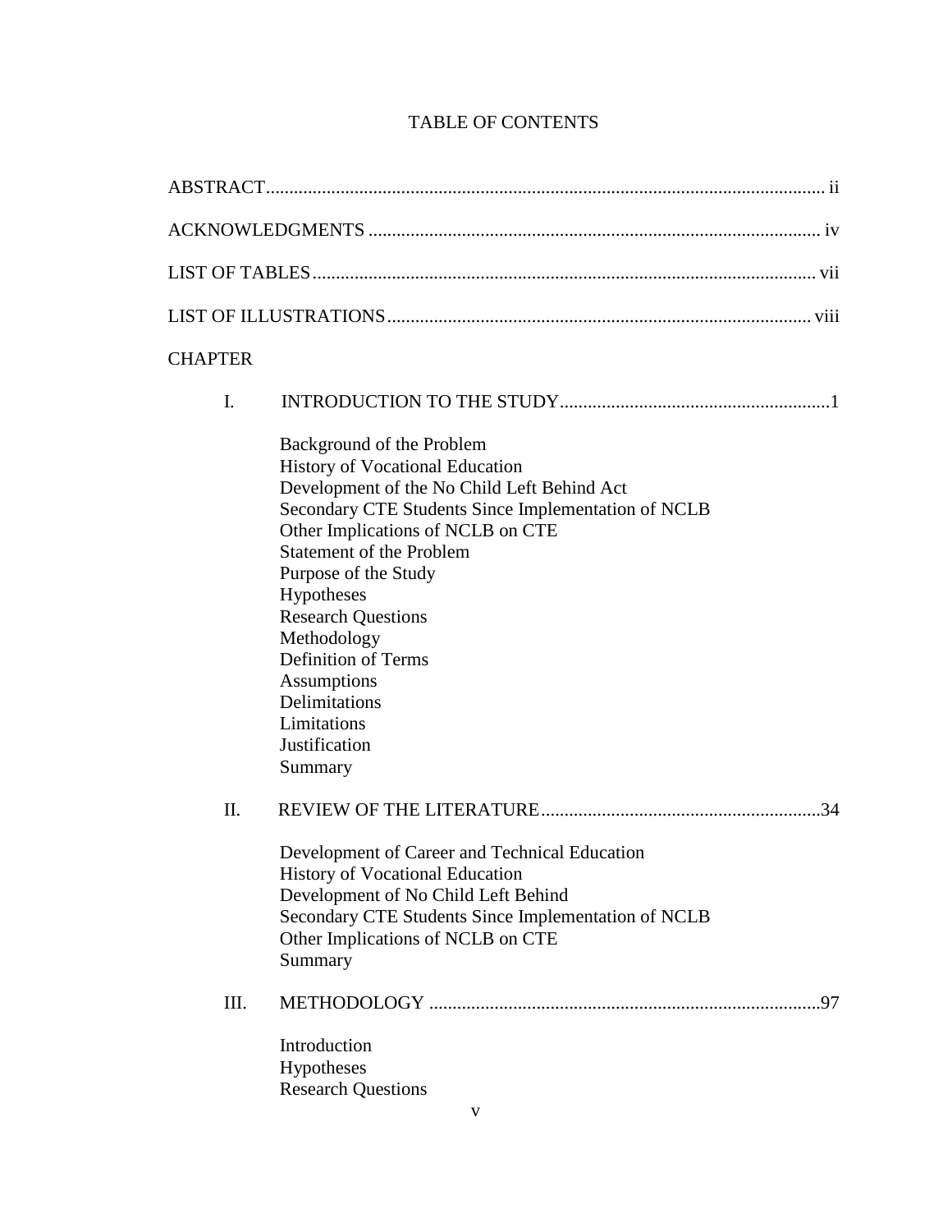# TABLE OF CONTENTS

ABSTRACT ..... ii

ACKNOWLEDGMENTS ..... iv

LIST OF TABLES ..... vii

LIST OF ILLUSTRATIONS ..... viii

CHAPTER

I. INTRODUCTION TO THE STUDY ..... 1

- Background of the Problem
- History of Vocational Education
- Development of the No Child Left Behind Act
- Secondary CTE Students Since Implementation of NCLB
- Other Implications of NCLB on CTE
- Statement of the Problem
- Purpose of the Study
- Hypotheses
- Research Questions
- Methodology
- Definition of Terms
- Assumptions
- Delimitations
- Limitations
- Justification
- Summary

II. REVIEW OF THE LITERATURE ..... 34

- Development of Career and Technical Education
- History of Vocational Education
- Development of No Child Left Behind
- Secondary CTE Students Since Implementation of NCLB
- Other Implications of NCLB on CTE
- Summary

III. METHODOLOGY ..... 97

- Introduction
- Hypotheses
- Research Questions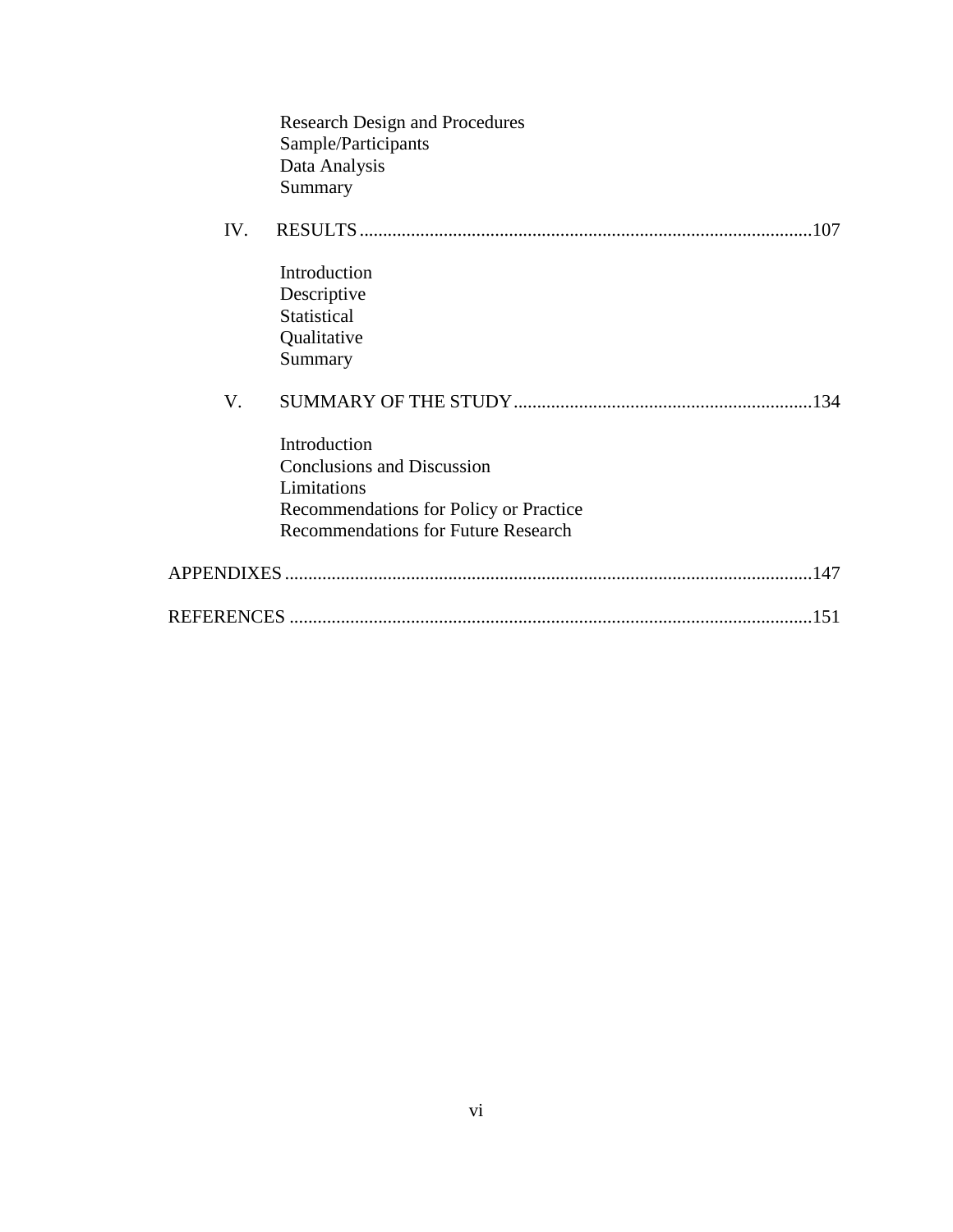Research Design and Procedures
Sample/Participants
Data Analysis
Summary

IV. RESULTS ................................................................................................107

Introduction
Descriptive
Statistical
Qualitative
Summary

V. SUMMARY OF THE STUDY ...............................................................134

Introduction
Conclusions and Discussion
Limitations
Recommendations for Policy or Practice
Recommendations for Future Research

APPENDIXES ................................................................................................................147

REFERENCES ...............................................................................................................151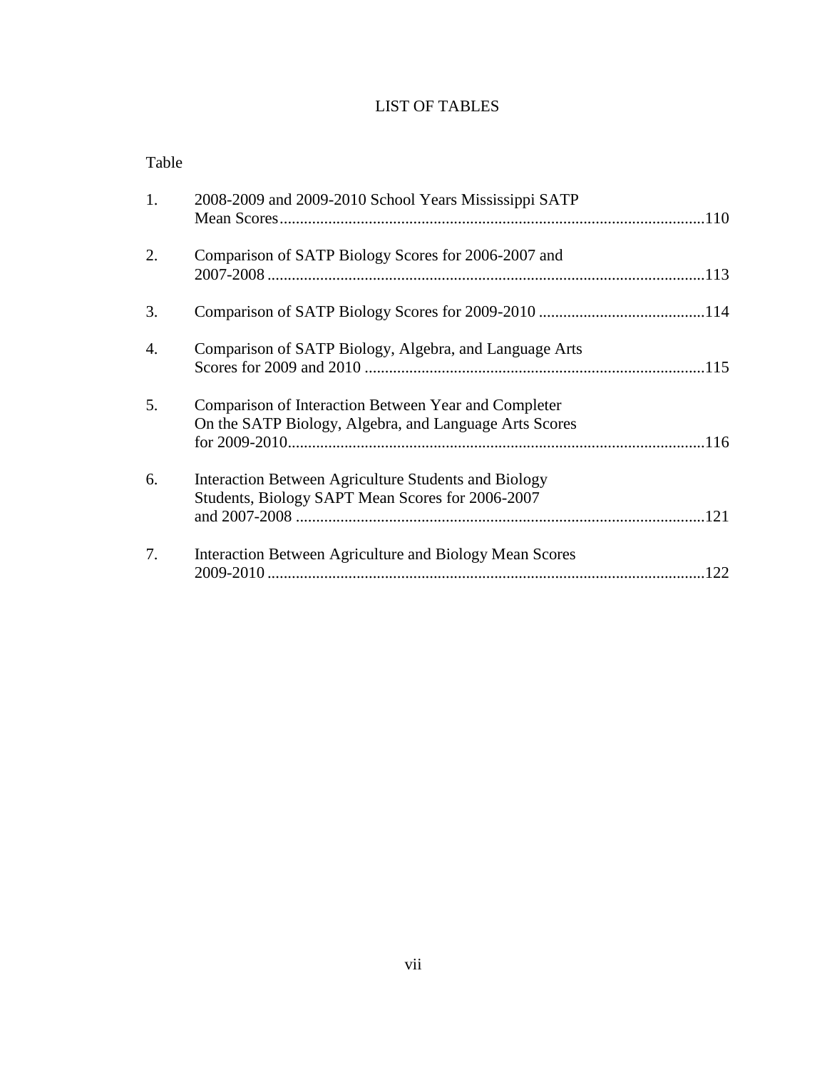# LIST OF TABLES

| Table | | |
|---|---|---|
| 1. | 2008-2009 and 2009-2010 School Years Mississippi SATP Mean Scores | 110 |
| 2. | Comparison of SATP Biology Scores for 2006-2007 and 2007-2008 | 113 |
| 3. | Comparison of SATP Biology Scores for 2009-2010 | 114 |
| 4. | Comparison of SATP Biology, Algebra, and Language Arts Scores for 2009 and 2010 | 115 |
| 5. | Comparison of Interaction Between Year and Completer On the SATP Biology, Algebra, and Language Arts Scores for 2009-2010 | 116 |
| 6. | Interaction Between Agriculture Students and Biology Students, Biology SAPT Mean Scores for 2006-2007 and 2007-2008 | 121 |
| 7. | Interaction Between Agriculture and Biology Mean Scores 2009-2010 | 122 |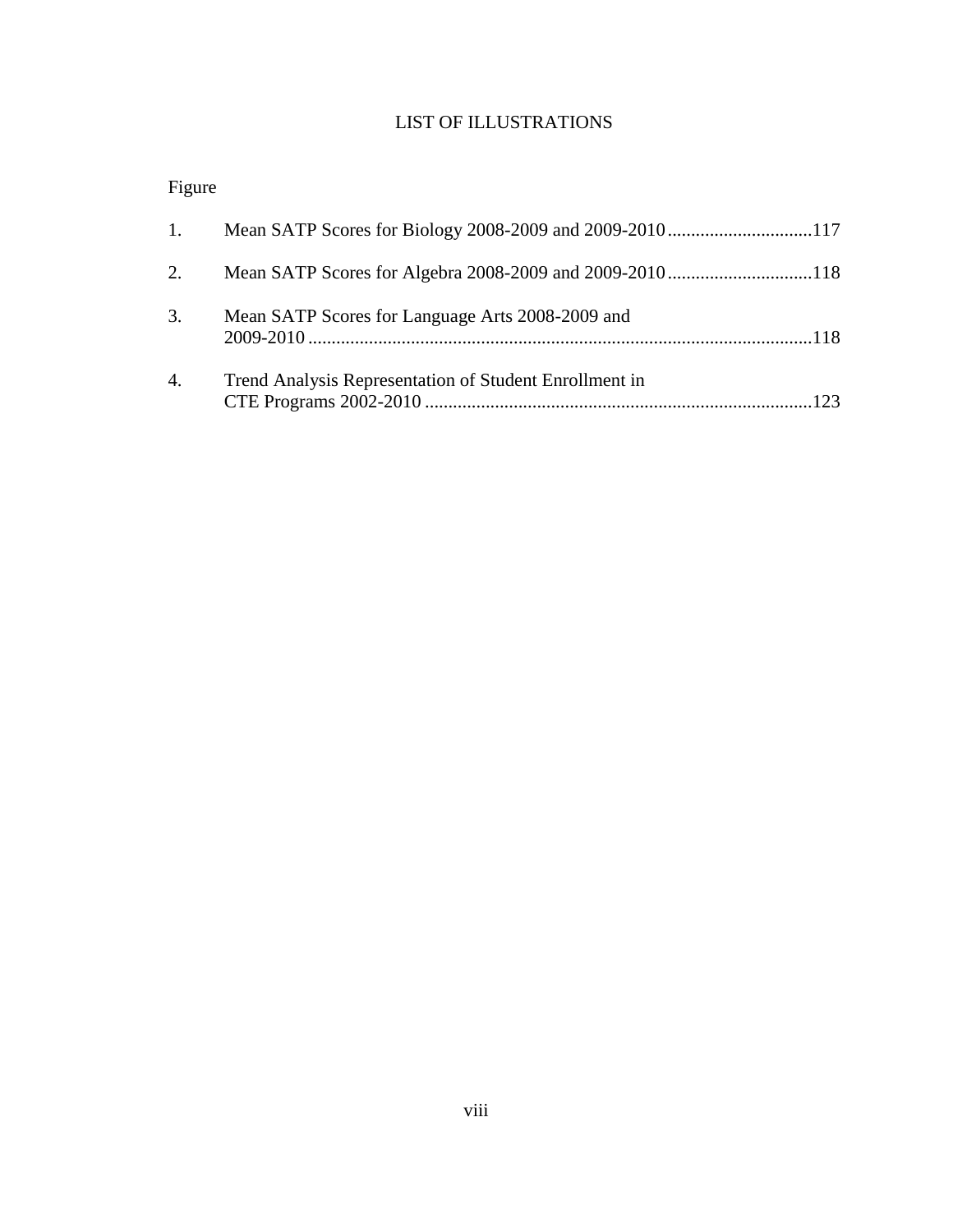# LIST OF ILLUSTRATIONS

Figure

1. Mean SATP Scores for Biology 2008-2009 and 2009-2010 ...............................117
2. Mean SATP Scores for Algebra 2008-2009 and 2009-2010 ...............................118
3. Mean SATP Scores for Language Arts 2008-2009 and 2009-2010 ..........................................................................................................118
4. Trend Analysis Representation of Student Enrollment in CTE Programs 2002-2010 ..................................................................................123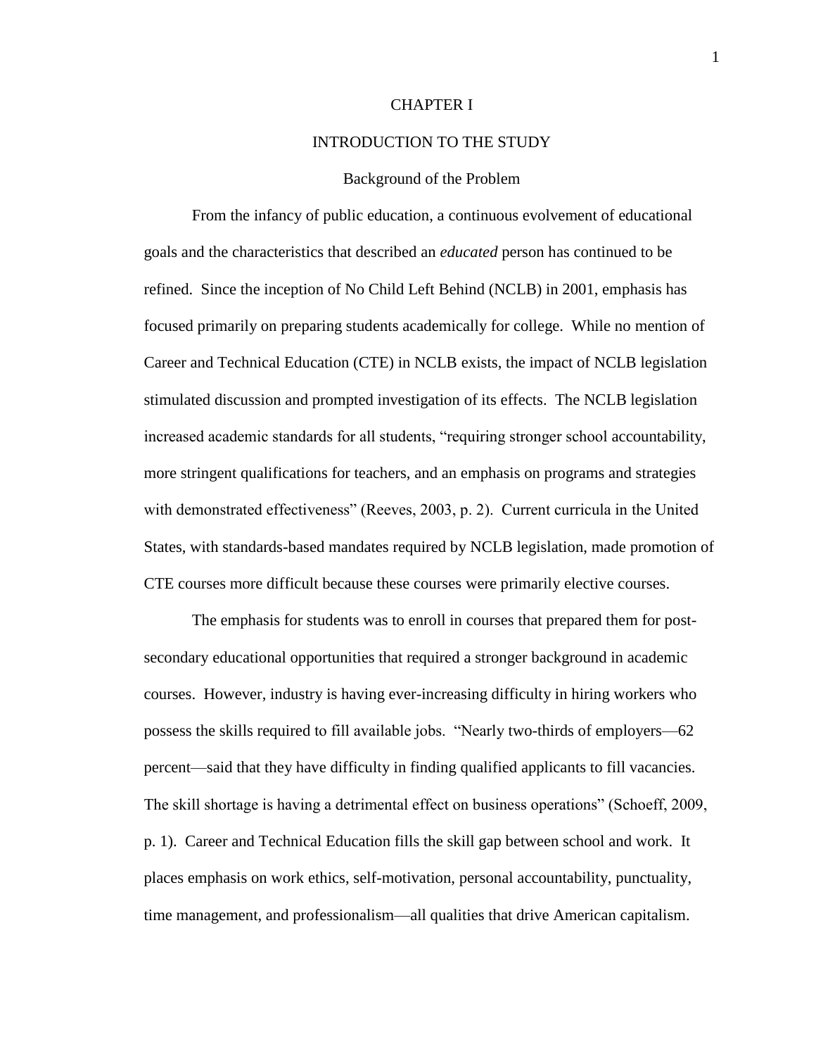# CHAPTER I

## INTRODUCTION TO THE STUDY

### Background of the Problem

From the infancy of public education, a continuous evolvement of educational goals and the characteristics that described an *educated* person has continued to be refined. Since the inception of No Child Left Behind (NCLB) in 2001, emphasis has focused primarily on preparing students academically for college. While no mention of Career and Technical Education (CTE) in NCLB exists, the impact of NCLB legislation stimulated discussion and prompted investigation of its effects. The NCLB legislation increased academic standards for all students, "requiring stronger school accountability, more stringent qualifications for teachers, and an emphasis on programs and strategies with demonstrated effectiveness" (Reeves, 2003, p. 2). Current curricula in the United States, with standards-based mandates required by NCLB legislation, made promotion of CTE courses more difficult because these courses were primarily elective courses.

The emphasis for students was to enroll in courses that prepared them for post-secondary educational opportunities that required a stronger background in academic courses. However, industry is having ever-increasing difficulty in hiring workers who possess the skills required to fill available jobs. "Nearly two-thirds of employers—62 percent—said that they have difficulty in finding qualified applicants to fill vacancies. The skill shortage is having a detrimental effect on business operations" (Schoeff, 2009, p. 1). Career and Technical Education fills the skill gap between school and work. It places emphasis on work ethics, self-motivation, personal accountability, punctuality, time management, and professionalism—all qualities that drive American capitalism.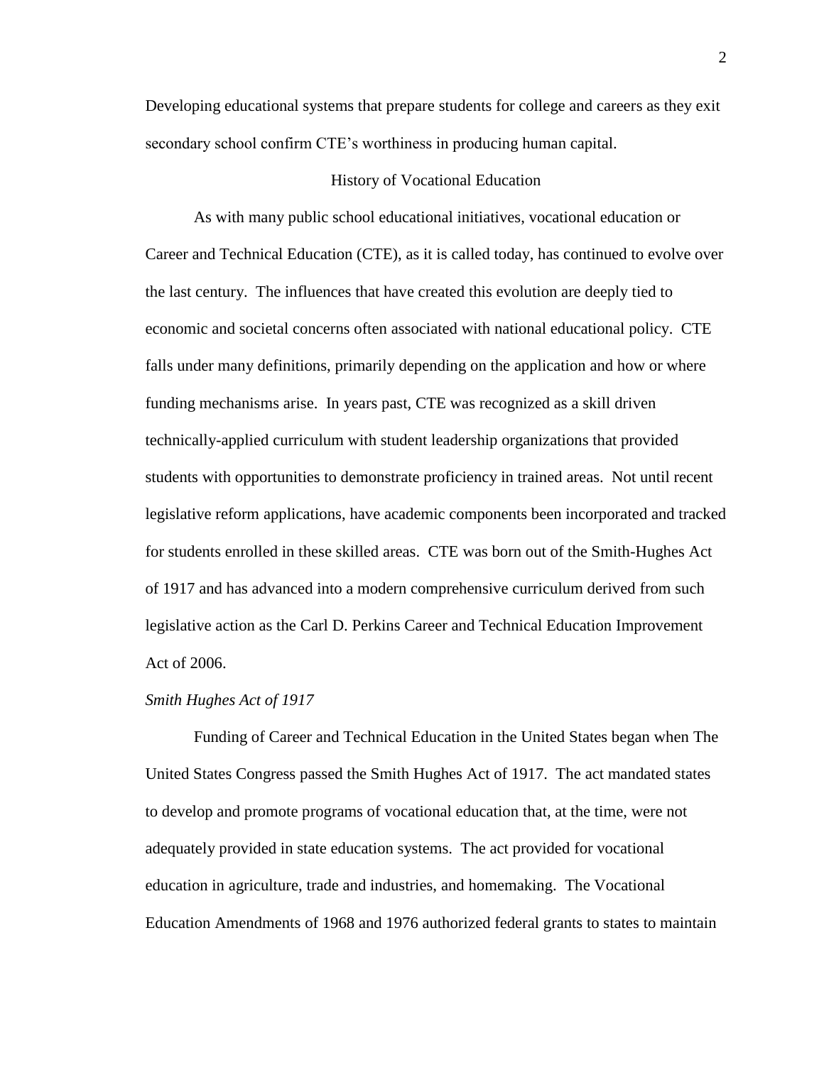Developing educational systems that prepare students for college and careers as they exit secondary school confirm CTE's worthiness in producing human capital.

## History of Vocational Education

As with many public school educational initiatives, vocational education or Career and Technical Education (CTE), as it is called today, has continued to evolve over the last century. The influences that have created this evolution are deeply tied to economic and societal concerns often associated with national educational policy. CTE falls under many definitions, primarily depending on the application and how or where funding mechanisms arise. In years past, CTE was recognized as a skill driven technically-applied curriculum with student leadership organizations that provided students with opportunities to demonstrate proficiency in trained areas. Not until recent legislative reform applications, have academic components been incorporated and tracked for students enrolled in these skilled areas. CTE was born out of the Smith-Hughes Act of 1917 and has advanced into a modern comprehensive curriculum derived from such legislative action as the Carl D. Perkins Career and Technical Education Improvement Act of 2006.

### *Smith Hughes Act of 1917*

Funding of Career and Technical Education in the United States began when The United States Congress passed the Smith Hughes Act of 1917. The act mandated states to develop and promote programs of vocational education that, at the time, were not adequately provided in state education systems. The act provided for vocational education in agriculture, trade and industries, and homemaking. The Vocational Education Amendments of 1968 and 1976 authorized federal grants to states to maintain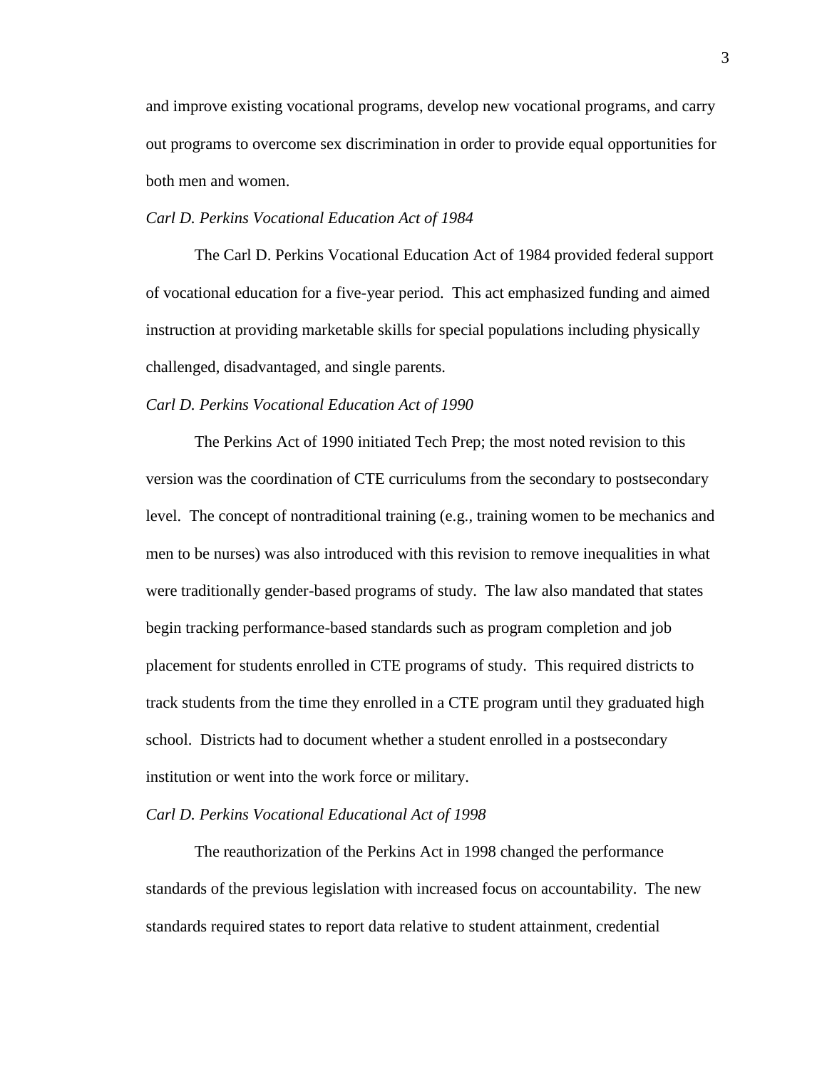and improve existing vocational programs, develop new vocational programs, and carry out programs to overcome sex discrimination in order to provide equal opportunities for both men and women.

*Carl D. Perkins Vocational Education Act of 1984*

The Carl D. Perkins Vocational Education Act of 1984 provided federal support of vocational education for a five-year period. This act emphasized funding and aimed instruction at providing marketable skills for special populations including physically challenged, disadvantaged, and single parents.

*Carl D. Perkins Vocational Education Act of 1990*

The Perkins Act of 1990 initiated Tech Prep; the most noted revision to this version was the coordination of CTE curriculums from the secondary to postsecondary level. The concept of nontraditional training (e.g., training women to be mechanics and men to be nurses) was also introduced with this revision to remove inequalities in what were traditionally gender-based programs of study. The law also mandated that states begin tracking performance-based standards such as program completion and job placement for students enrolled in CTE programs of study. This required districts to track students from the time they enrolled in a CTE program until they graduated high school. Districts had to document whether a student enrolled in a postsecondary institution or went into the work force or military.

*Carl D. Perkins Vocational Educational Act of 1998*

The reauthorization of the Perkins Act in 1998 changed the performance standards of the previous legislation with increased focus on accountability. The new standards required states to report data relative to student attainment, credential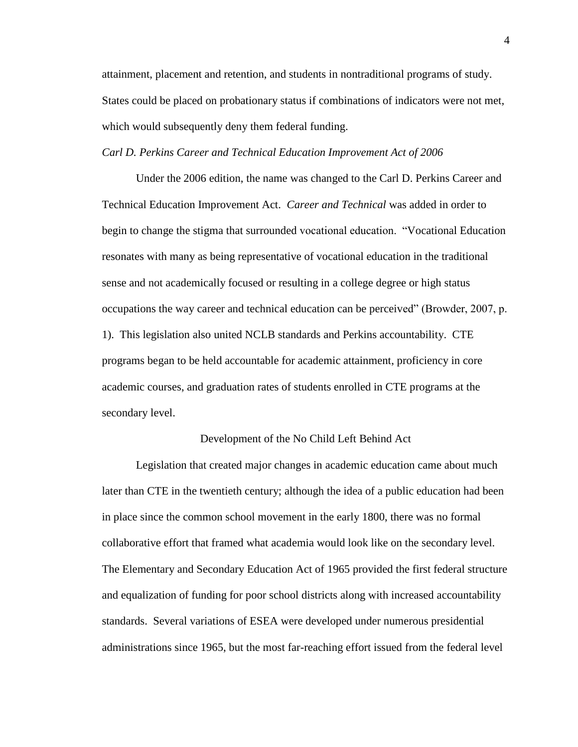attainment, placement and retention, and students in nontraditional programs of study. States could be placed on probationary status if combinations of indicators were not met, which would subsequently deny them federal funding.

### *Carl D. Perkins Career and Technical Education Improvement Act of 2006*

Under the 2006 edition, the name was changed to the Carl D. Perkins Career and Technical Education Improvement Act. *Career and Technical* was added in order to begin to change the stigma that surrounded vocational education. "Vocational Education resonates with many as being representative of vocational education in the traditional sense and not academically focused or resulting in a college degree or high status occupations the way career and technical education can be perceived" (Browder, 2007, p. 1). This legislation also united NCLB standards and Perkins accountability. CTE programs began to be held accountable for academic attainment, proficiency in core academic courses, and graduation rates of students enrolled in CTE programs at the secondary level.

## Development of the No Child Left Behind Act

Legislation that created major changes in academic education came about much later than CTE in the twentieth century; although the idea of a public education had been in place since the common school movement in the early 1800, there was no formal collaborative effort that framed what academia would look like on the secondary level. The Elementary and Secondary Education Act of 1965 provided the first federal structure and equalization of funding for poor school districts along with increased accountability standards. Several variations of ESEA were developed under numerous presidential administrations since 1965, but the most far-reaching effort issued from the federal level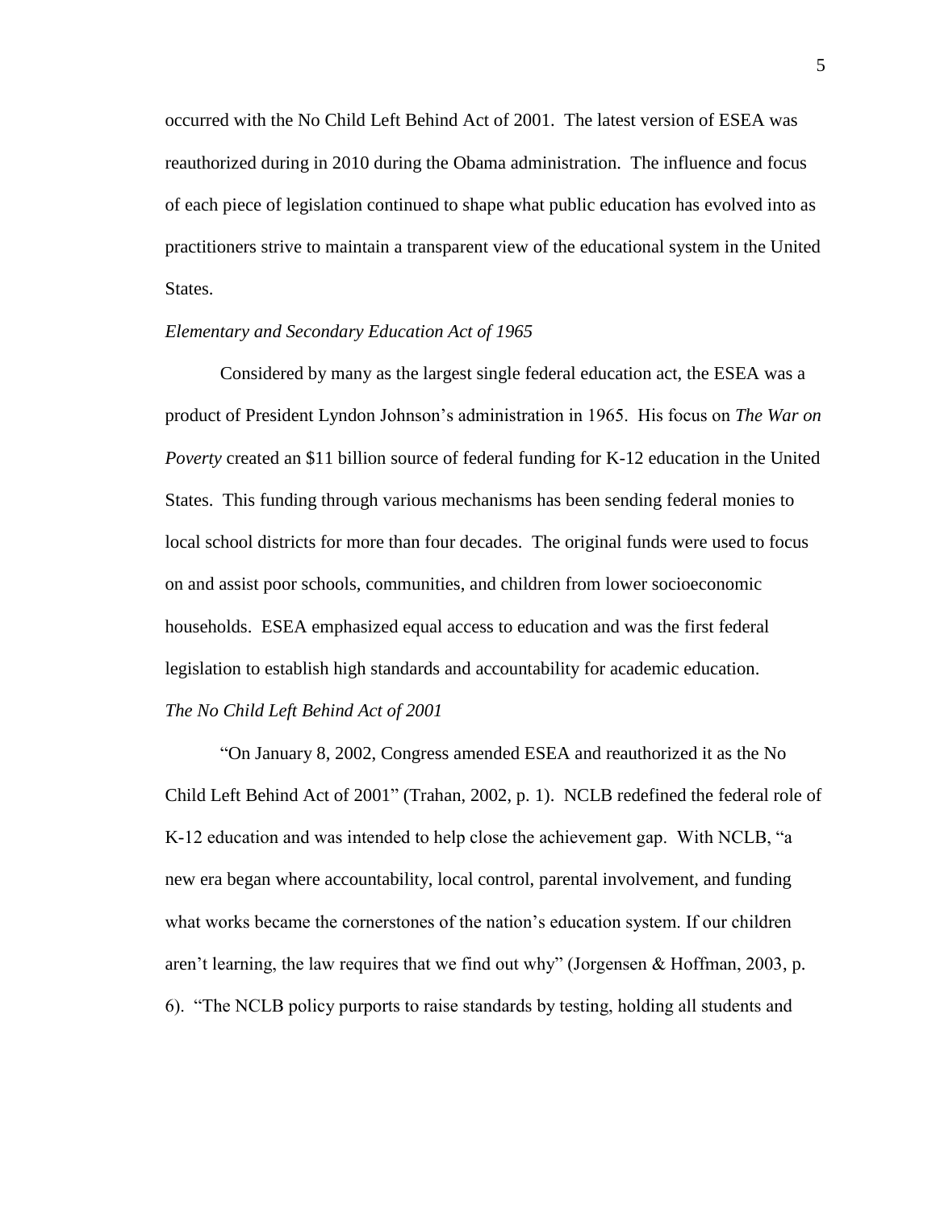occurred with the No Child Left Behind Act of 2001. The latest version of ESEA was reauthorized during in 2010 during the Obama administration. The influence and focus of each piece of legislation continued to shape what public education has evolved into as practitioners strive to maintain a transparent view of the educational system in the United States.

### *Elementary and Secondary Education Act of 1965*

Considered by many as the largest single federal education act, the ESEA was a product of President Lyndon Johnson's administration in 1965. His focus on *The War on Poverty* created an $11 billion source of federal funding for K-12 education in the United States. This funding through various mechanisms has been sending federal monies to local school districts for more than four decades. The original funds were used to focus on and assist poor schools, communities, and children from lower socioeconomic households. ESEA emphasized equal access to education and was the first federal legislation to establish high standards and accountability for academic education.

### *The No Child Left Behind Act of 2001*

"On January 8, 2002, Congress amended ESEA and reauthorized it as the No Child Left Behind Act of 2001" (Trahan, 2002, p. 1). NCLB redefined the federal role of K-12 education and was intended to help close the achievement gap. With NCLB, "a new era began where accountability, local control, parental involvement, and funding what works became the cornerstones of the nation's education system. If our children aren't learning, the law requires that we find out why" (Jorgensen & Hoffman, 2003, p. 6). "The NCLB policy purports to raise standards by testing, holding all students and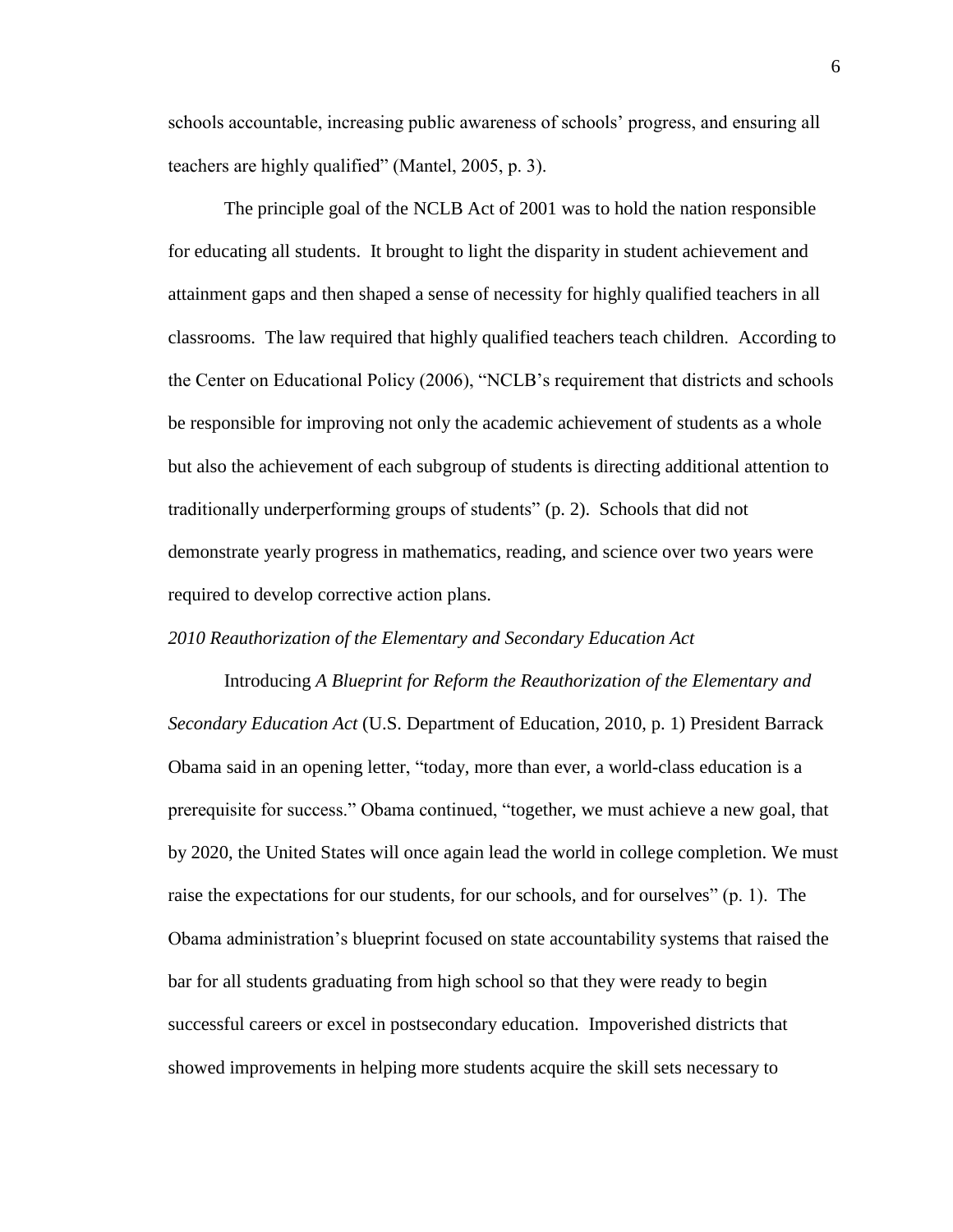schools accountable, increasing public awareness of schools' progress, and ensuring all teachers are highly qualified" (Mantel, 2005, p. 3).

The principle goal of the NCLB Act of 2001 was to hold the nation responsible for educating all students. It brought to light the disparity in student achievement and attainment gaps and then shaped a sense of necessity for highly qualified teachers in all classrooms. The law required that highly qualified teachers teach children. According to the Center on Educational Policy (2006), "NCLB's requirement that districts and schools be responsible for improving not only the academic achievement of students as a whole but also the achievement of each subgroup of students is directing additional attention to traditionally underperforming groups of students" (p. 2). Schools that did not demonstrate yearly progress in mathematics, reading, and science over two years were required to develop corrective action plans.

### *2010 Reauthorization of the Elementary and Secondary Education Act*

Introducing *A Blueprint for Reform the Reauthorization of the Elementary and Secondary Education Act* (U.S. Department of Education, 2010, p. 1) President Barrack Obama said in an opening letter, "today, more than ever, a world-class education is a prerequisite for success." Obama continued, "together, we must achieve a new goal, that by 2020, the United States will once again lead the world in college completion. We must raise the expectations for our students, for our schools, and for ourselves" (p. 1). The Obama administration's blueprint focused on state accountability systems that raised the bar for all students graduating from high school so that they were ready to begin successful careers or excel in postsecondary education. Impoverished districts that showed improvements in helping more students acquire the skill sets necessary to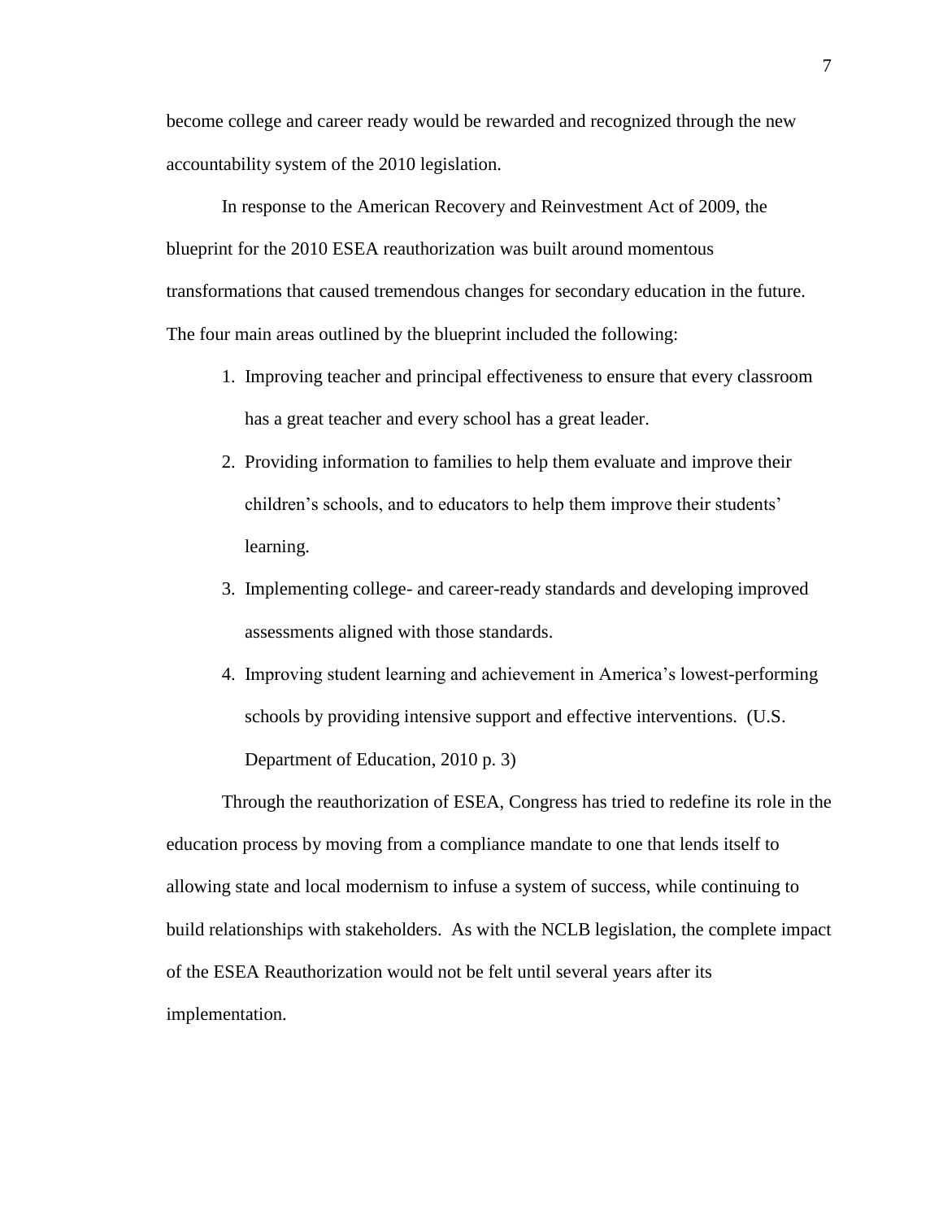become college and career ready would be rewarded and recognized through the new accountability system of the 2010 legislation.

In response to the American Recovery and Reinvestment Act of 2009, the blueprint for the 2010 ESEA reauthorization was built around momentous transformations that caused tremendous changes for secondary education in the future. The four main areas outlined by the blueprint included the following:

1. Improving teacher and principal effectiveness to ensure that every classroom has a great teacher and every school has a great leader.
2. Providing information to families to help them evaluate and improve their children's schools, and to educators to help them improve their students' learning.
3. Implementing college- and career-ready standards and developing improved assessments aligned with those standards.
4. Improving student learning and achievement in America's lowest-performing schools by providing intensive support and effective interventions. (U.S. Department of Education, 2010 p. 3)

Through the reauthorization of ESEA, Congress has tried to redefine its role in the education process by moving from a compliance mandate to one that lends itself to allowing state and local modernism to infuse a system of success, while continuing to build relationships with stakeholders. As with the NCLB legislation, the complete impact of the ESEA Reauthorization would not be felt until several years after its implementation.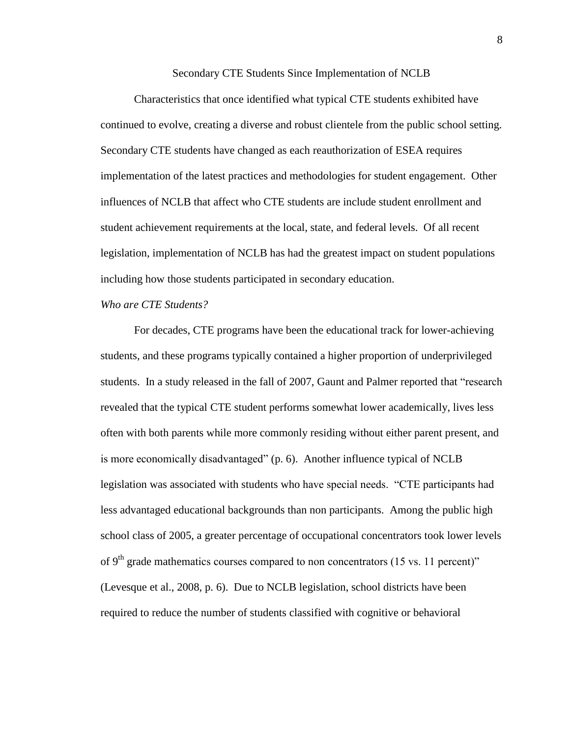## Secondary CTE Students Since Implementation of NCLB

Characteristics that once identified what typical CTE students exhibited have continued to evolve, creating a diverse and robust clientele from the public school setting. Secondary CTE students have changed as each reauthorization of ESEA requires implementation of the latest practices and methodologies for student engagement. Other influences of NCLB that affect who CTE students are include student enrollment and student achievement requirements at the local, state, and federal levels. Of all recent legislation, implementation of NCLB has had the greatest impact on student populations including how those students participated in secondary education.

### *Who are CTE Students?*

For decades, CTE programs have been the educational track for lower-achieving students, and these programs typically contained a higher proportion of underprivileged students. In a study released in the fall of 2007, Gaunt and Palmer reported that "research revealed that the typical CTE student performs somewhat lower academically, lives less often with both parents while more commonly residing without either parent present, and is more economically disadvantaged" (p. 6). Another influence typical of NCLB legislation was associated with students who have special needs. "CTE participants had less advantaged educational backgrounds than non participants. Among the public high school class of 2005, a greater percentage of occupational concentrators took lower levels of 9th grade mathematics courses compared to non concentrators (15 vs. 11 percent)" (Levesque et al., 2008, p. 6). Due to NCLB legislation, school districts have been required to reduce the number of students classified with cognitive or behavioral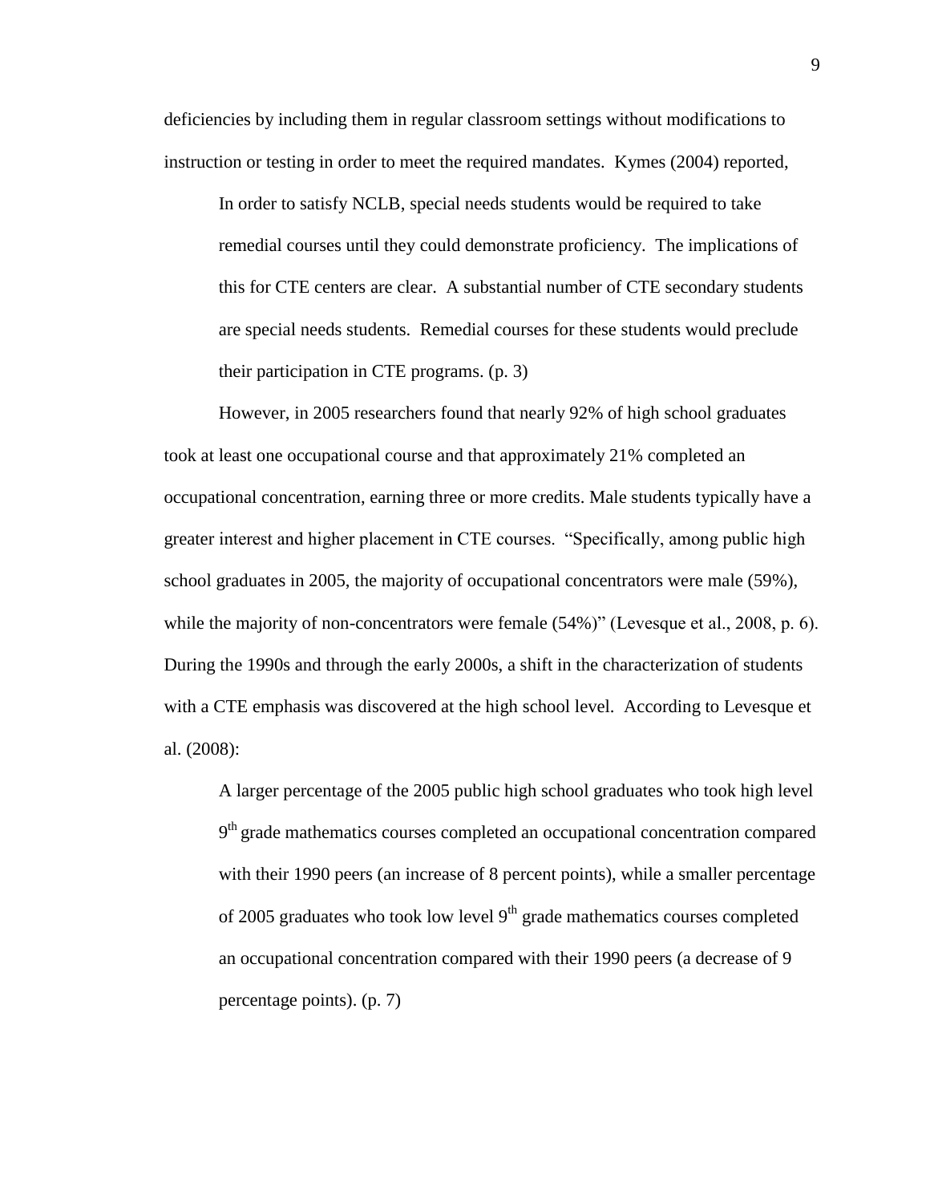deficiencies by including them in regular classroom settings without modifications to instruction or testing in order to meet the required mandates. Kymes (2004) reported,

> In order to satisfy NCLB, special needs students would be required to take remedial courses until they could demonstrate proficiency. The implications of this for CTE centers are clear. A substantial number of CTE secondary students are special needs students. Remedial courses for these students would preclude their participation in CTE programs. (p. 3)

However, in 2005 researchers found that nearly 92% of high school graduates took at least one occupational course and that approximately 21% completed an occupational concentration, earning three or more credits. Male students typically have a greater interest and higher placement in CTE courses. "Specifically, among public high school graduates in 2005, the majority of occupational concentrators were male (59%), while the majority of non-concentrators were female (54%)" (Levesque et al., 2008, p. 6). During the 1990s and through the early 2000s, a shift in the characterization of students with a CTE emphasis was discovered at the high school level. According to Levesque et al. (2008):

> A larger percentage of the 2005 public high school graduates who took high level 9th grade mathematics courses completed an occupational concentration compared with their 1990 peers (an increase of 8 percent points), while a smaller percentage of 2005 graduates who took low level 9th grade mathematics courses completed an occupational concentration compared with their 1990 peers (a decrease of 9 percentage points). (p. 7)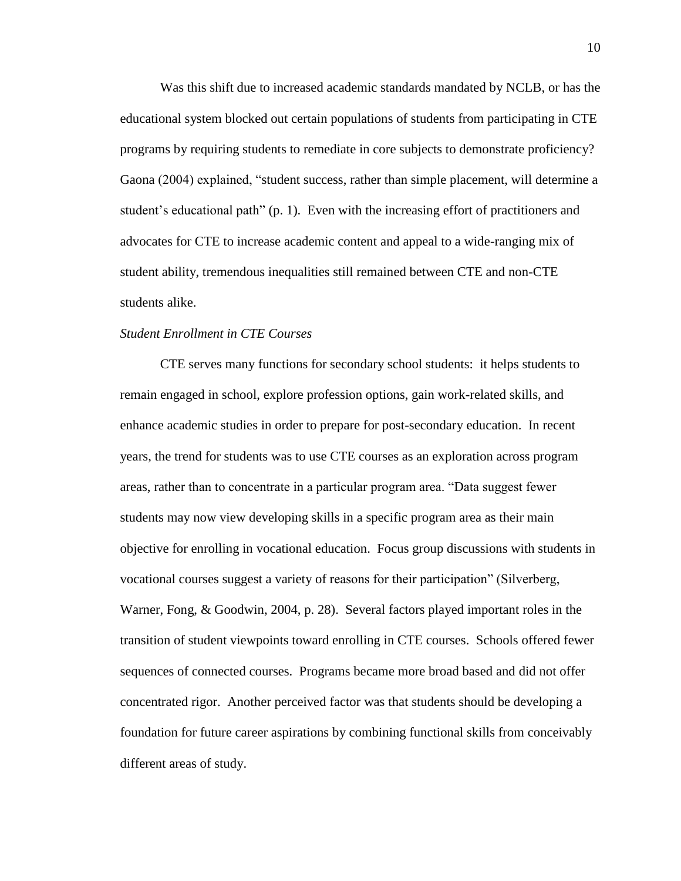Was this shift due to increased academic standards mandated by NCLB, or has the educational system blocked out certain populations of students from participating in CTE programs by requiring students to remediate in core subjects to demonstrate proficiency? Gaona (2004) explained, “student success, rather than simple placement, will determine a student’s educational path” (p. 1). Even with the increasing effort of practitioners and advocates for CTE to increase academic content and appeal to a wide-ranging mix of student ability, tremendous inequalities still remained between CTE and non-CTE students alike.

*Student Enrollment in CTE Courses*

CTE serves many functions for secondary school students: it helps students to remain engaged in school, explore profession options, gain work-related skills, and enhance academic studies in order to prepare for post-secondary education. In recent years, the trend for students was to use CTE courses as an exploration across program areas, rather than to concentrate in a particular program area. “Data suggest fewer students may now view developing skills in a specific program area as their main objective for enrolling in vocational education. Focus group discussions with students in vocational courses suggest a variety of reasons for their participation” (Silverberg, Warner, Fong, & Goodwin, 2004, p. 28). Several factors played important roles in the transition of student viewpoints toward enrolling in CTE courses. Schools offered fewer sequences of connected courses. Programs became more broad based and did not offer concentrated rigor. Another perceived factor was that students should be developing a foundation for future career aspirations by combining functional skills from conceivably different areas of study.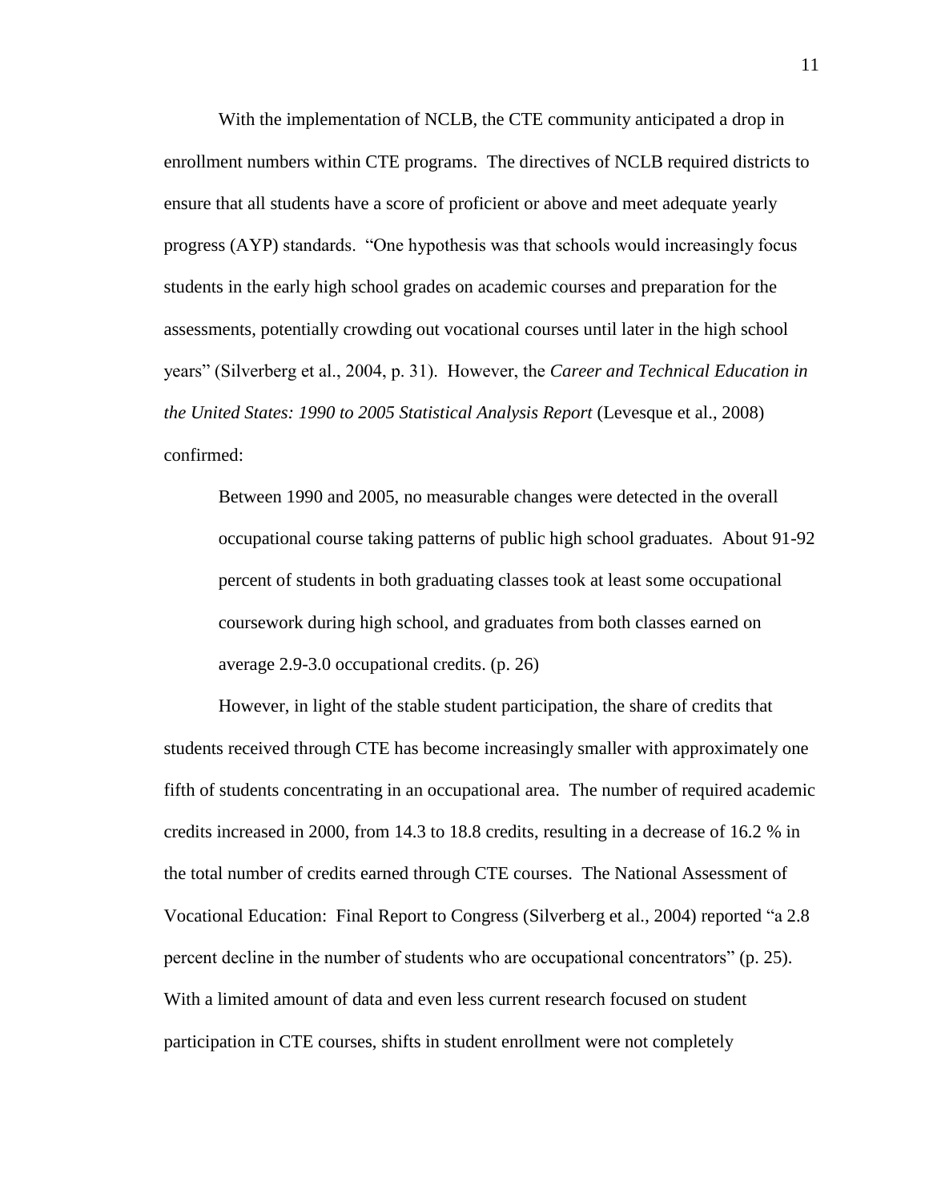With the implementation of NCLB, the CTE community anticipated a drop in enrollment numbers within CTE programs. The directives of NCLB required districts to ensure that all students have a score of proficient or above and meet adequate yearly progress (AYP) standards. "One hypothesis was that schools would increasingly focus students in the early high school grades on academic courses and preparation for the assessments, potentially crowding out vocational courses until later in the high school years" (Silverberg et al., 2004, p. 31). However, the *Career and Technical Education in the United States: 1990 to 2005 Statistical Analysis Report* (Levesque et al., 2008) confirmed:

> Between 1990 and 2005, no measurable changes were detected in the overall occupational course taking patterns of public high school graduates. About 91-92 percent of students in both graduating classes took at least some occupational coursework during high school, and graduates from both classes earned on average 2.9-3.0 occupational credits. (p. 26)

However, in light of the stable student participation, the share of credits that students received through CTE has become increasingly smaller with approximately one fifth of students concentrating in an occupational area. The number of required academic credits increased in 2000, from 14.3 to 18.8 credits, resulting in a decrease of 16.2 % in the total number of credits earned through CTE courses. The National Assessment of Vocational Education: Final Report to Congress (Silverberg et al., 2004) reported "a 2.8 percent decline in the number of students who are occupational concentrators" (p. 25). With a limited amount of data and even less current research focused on student participation in CTE courses, shifts in student enrollment were not completely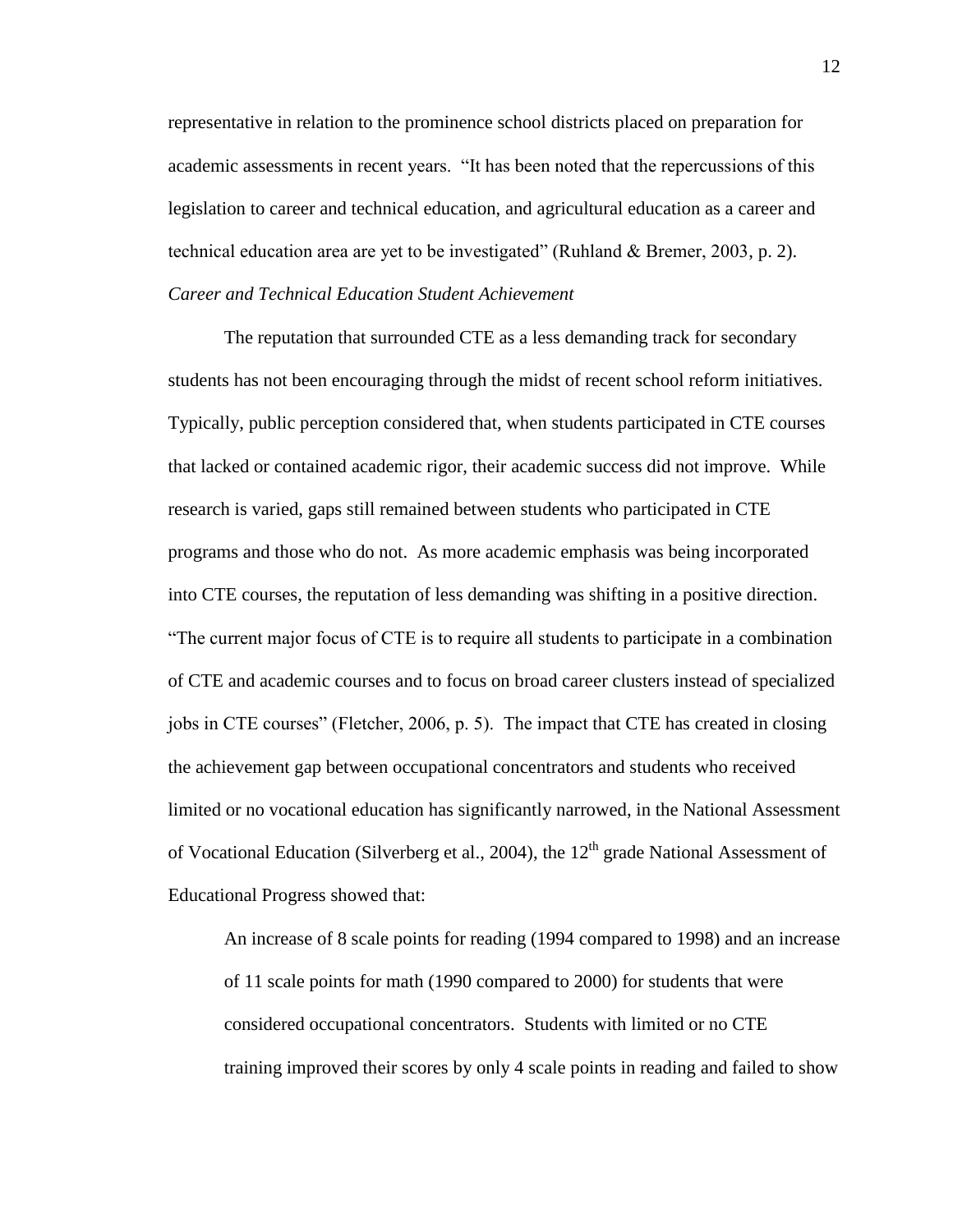representative in relation to the prominence school districts placed on preparation for academic assessments in recent years. "It has been noted that the repercussions of this legislation to career and technical education, and agricultural education as a career and technical education area are yet to be investigated" (Ruhland & Bremer, 2003, p. 2).

*Career and Technical Education Student Achievement*

The reputation that surrounded CTE as a less demanding track for secondary students has not been encouraging through the midst of recent school reform initiatives. Typically, public perception considered that, when students participated in CTE courses that lacked or contained academic rigor, their academic success did not improve. While research is varied, gaps still remained between students who participated in CTE programs and those who do not. As more academic emphasis was being incorporated into CTE courses, the reputation of less demanding was shifting in a positive direction. "The current major focus of CTE is to require all students to participate in a combination of CTE and academic courses and to focus on broad career clusters instead of specialized jobs in CTE courses" (Fletcher, 2006, p. 5). The impact that CTE has created in closing the achievement gap between occupational concentrators and students who received limited or no vocational education has significantly narrowed, in the National Assessment of Vocational Education (Silverberg et al., 2004), the 12th grade National Assessment of Educational Progress showed that:

> An increase of 8 scale points for reading (1994 compared to 1998) and an increase of 11 scale points for math (1990 compared to 2000) for students that were considered occupational concentrators. Students with limited or no CTE training improved their scores by only 4 scale points in reading and failed to show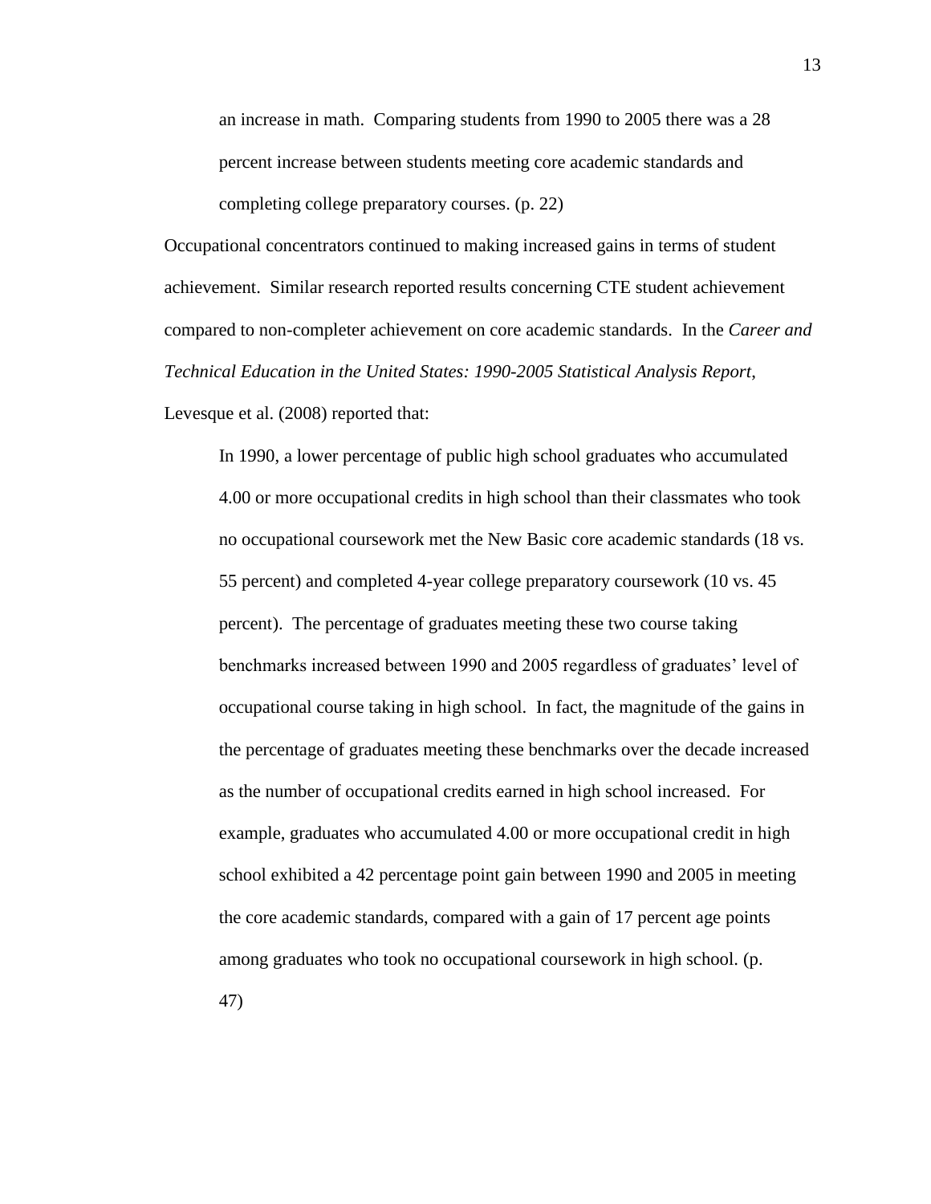an increase in math. Comparing students from 1990 to 2005 there was a 28 percent increase between students meeting core academic standards and completing college preparatory courses. (p. 22)

Occupational concentrators continued to making increased gains in terms of student achievement. Similar research reported results concerning CTE student achievement compared to non-completer achievement on core academic standards. In the *Career and Technical Education in the United States: 1990-2005 Statistical Analysis Report*, Levesque et al. (2008) reported that:

> In 1990, a lower percentage of public high school graduates who accumulated 4.00 or more occupational credits in high school than their classmates who took no occupational coursework met the New Basic core academic standards (18 vs. 55 percent) and completed 4-year college preparatory coursework (10 vs. 45 percent). The percentage of graduates meeting these two course taking benchmarks increased between 1990 and 2005 regardless of graduates' level of occupational course taking in high school. In fact, the magnitude of the gains in the percentage of graduates meeting these benchmarks over the decade increased as the number of occupational credits earned in high school increased. For example, graduates who accumulated 4.00 or more occupational credit in high school exhibited a 42 percentage point gain between 1990 and 2005 in meeting the core academic standards, compared with a gain of 17 percent age points among graduates who took no occupational coursework in high school. (p. 47)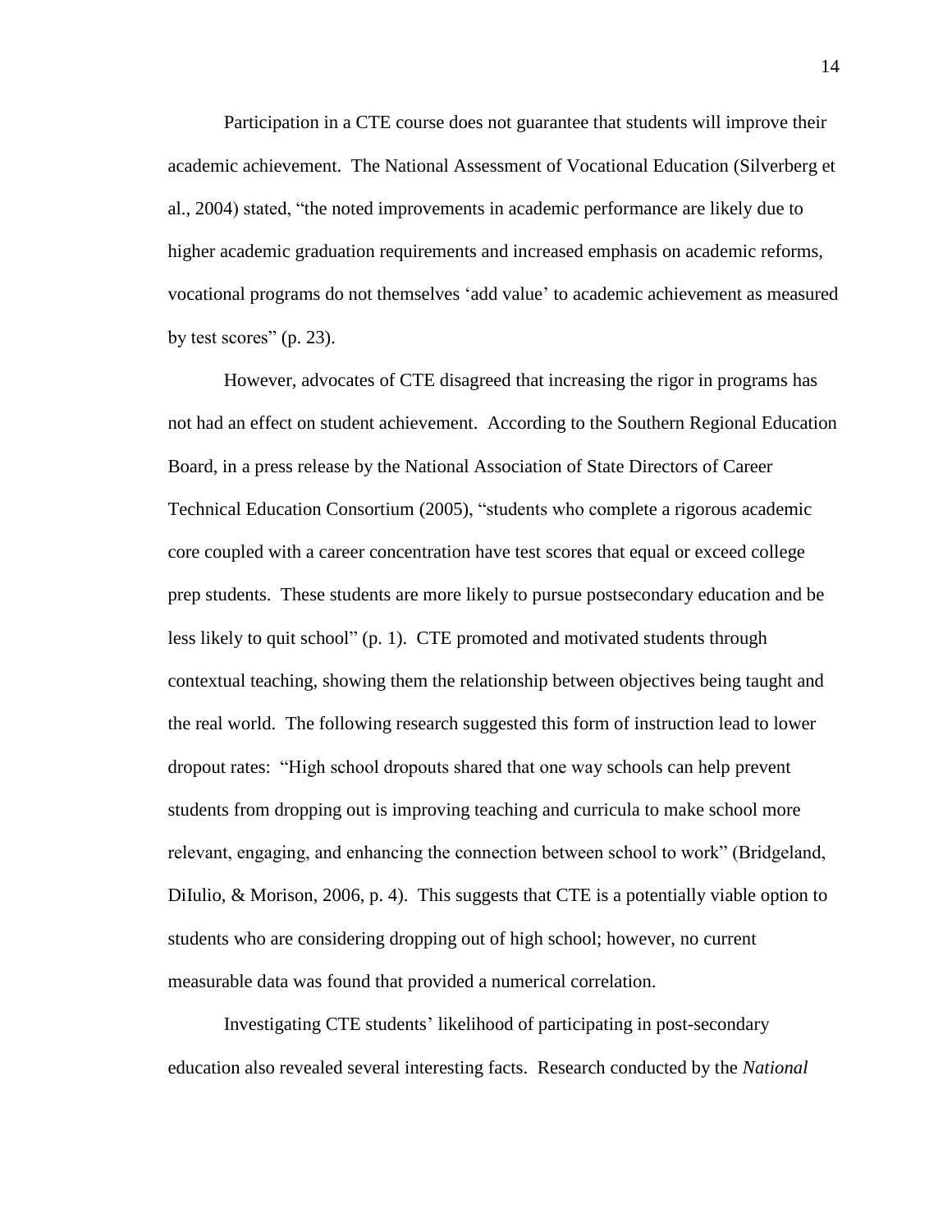Participation in a CTE course does not guarantee that students will improve their academic achievement. The National Assessment of Vocational Education (Silverberg et al., 2004) stated, "the noted improvements in academic performance are likely due to higher academic graduation requirements and increased emphasis on academic reforms, vocational programs do not themselves 'add value' to academic achievement as measured by test scores" (p. 23).

However, advocates of CTE disagreed that increasing the rigor in programs has not had an effect on student achievement. According to the Southern Regional Education Board, in a press release by the National Association of State Directors of Career Technical Education Consortium (2005), "students who complete a rigorous academic core coupled with a career concentration have test scores that equal or exceed college prep students. These students are more likely to pursue postsecondary education and be less likely to quit school" (p. 1). CTE promoted and motivated students through contextual teaching, showing them the relationship between objectives being taught and the real world. The following research suggested this form of instruction lead to lower dropout rates: "High school dropouts shared that one way schools can help prevent students from dropping out is improving teaching and curricula to make school more relevant, engaging, and enhancing the connection between school to work" (Bridgeland, DiIulio, & Morison, 2006, p. 4). This suggests that CTE is a potentially viable option to students who are considering dropping out of high school; however, no current measurable data was found that provided a numerical correlation.

Investigating CTE students' likelihood of participating in post-secondary education also revealed several interesting facts. Research conducted by the *National*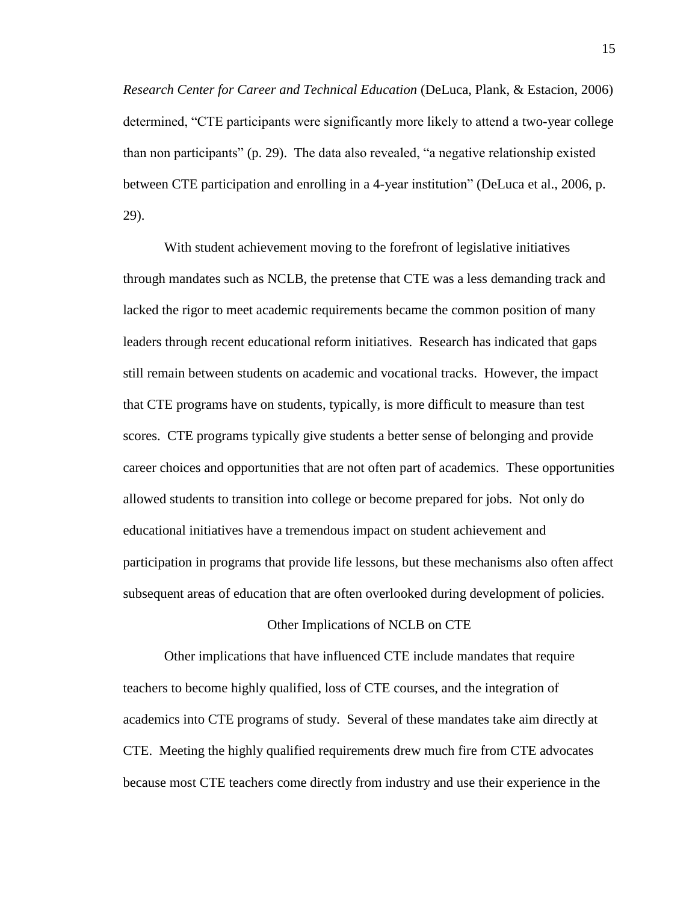*Research Center for Career and Technical Education* (DeLuca, Plank, & Estacion, 2006) determined, "CTE participants were significantly more likely to attend a two-year college than non participants" (p. 29). The data also revealed, "a negative relationship existed between CTE participation and enrolling in a 4-year institution" (DeLuca et al., 2006, p. 29).

With student achievement moving to the forefront of legislative initiatives through mandates such as NCLB, the pretense that CTE was a less demanding track and lacked the rigor to meet academic requirements became the common position of many leaders through recent educational reform initiatives. Research has indicated that gaps still remain between students on academic and vocational tracks. However, the impact that CTE programs have on students, typically, is more difficult to measure than test scores. CTE programs typically give students a better sense of belonging and provide career choices and opportunities that are not often part of academics. These opportunities allowed students to transition into college or become prepared for jobs. Not only do educational initiatives have a tremendous impact on student achievement and participation in programs that provide life lessons, but these mechanisms also often affect subsequent areas of education that are often overlooked during development of policies.

## Other Implications of NCLB on CTE

Other implications that have influenced CTE include mandates that require teachers to become highly qualified, loss of CTE courses, and the integration of academics into CTE programs of study. Several of these mandates take aim directly at CTE. Meeting the highly qualified requirements drew much fire from CTE advocates because most CTE teachers come directly from industry and use their experience in the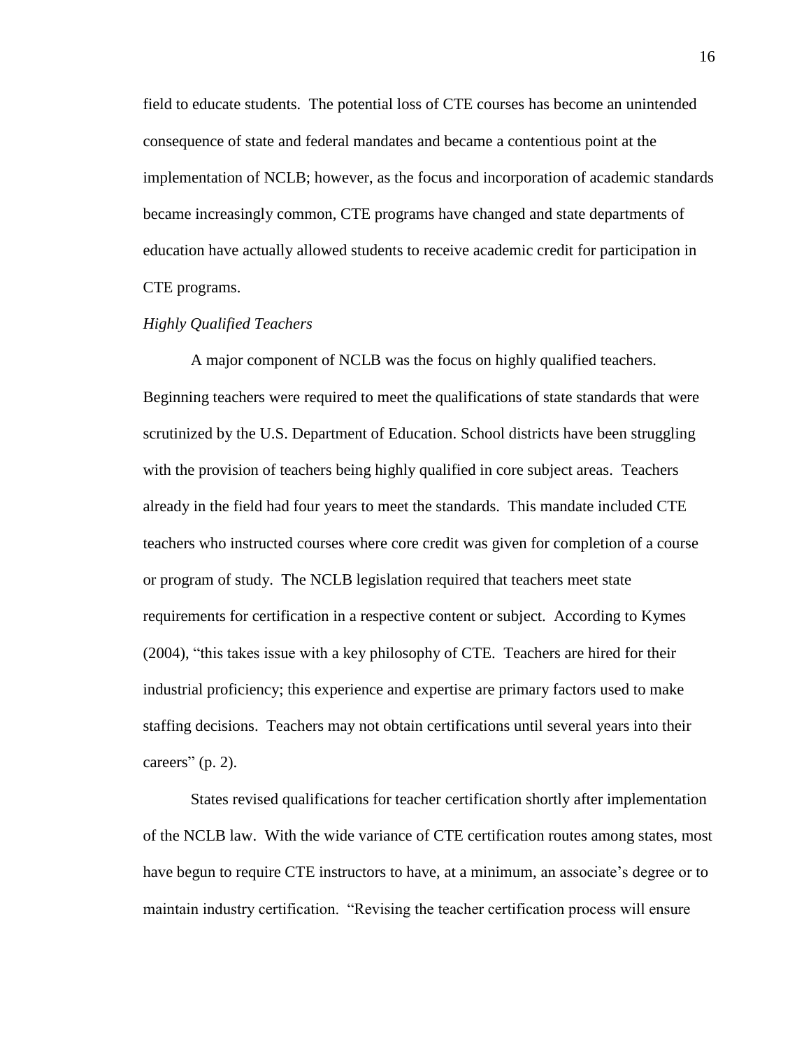field to educate students. The potential loss of CTE courses has become an unintended consequence of state and federal mandates and became a contentious point at the implementation of NCLB; however, as the focus and incorporation of academic standards became increasingly common, CTE programs have changed and state departments of education have actually allowed students to receive academic credit for participation in CTE programs.

### *Highly Qualified Teachers*

A major component of NCLB was the focus on highly qualified teachers. Beginning teachers were required to meet the qualifications of state standards that were scrutinized by the U.S. Department of Education. School districts have been struggling with the provision of teachers being highly qualified in core subject areas. Teachers already in the field had four years to meet the standards. This mandate included CTE teachers who instructed courses where core credit was given for completion of a course or program of study. The NCLB legislation required that teachers meet state requirements for certification in a respective content or subject. According to Kymes (2004), "this takes issue with a key philosophy of CTE. Teachers are hired for their industrial proficiency; this experience and expertise are primary factors used to make staffing decisions. Teachers may not obtain certifications until several years into their careers" (p. 2).

States revised qualifications for teacher certification shortly after implementation of the NCLB law. With the wide variance of CTE certification routes among states, most have begun to require CTE instructors to have, at a minimum, an associate's degree or to maintain industry certification. "Revising the teacher certification process will ensure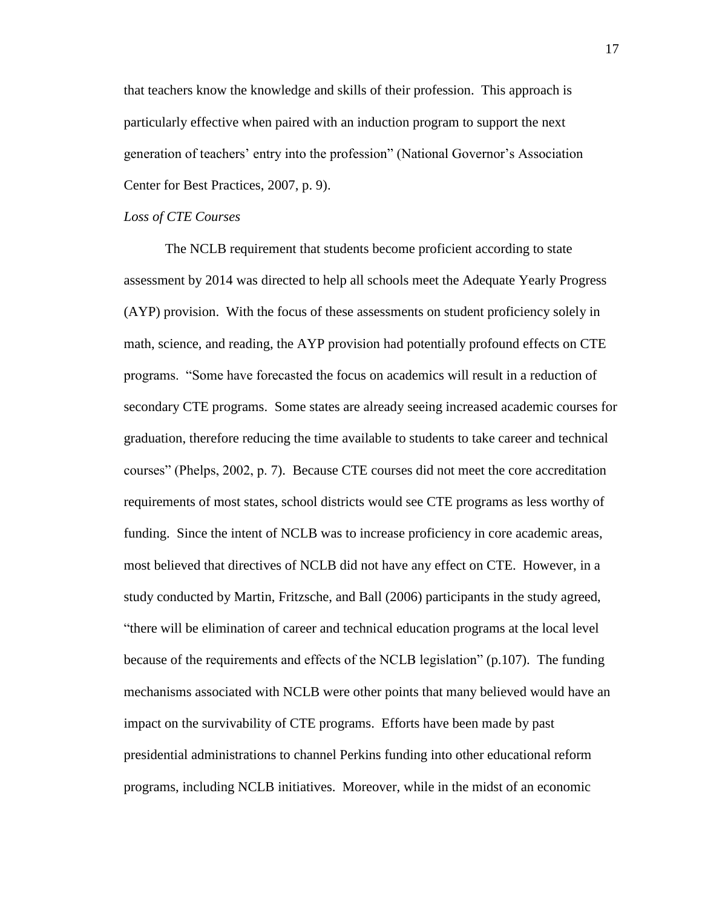that teachers know the knowledge and skills of their profession. This approach is particularly effective when paired with an induction program to support the next generation of teachers' entry into the profession" (National Governor's Association Center for Best Practices, 2007, p. 9).

*Loss of CTE Courses*

The NCLB requirement that students become proficient according to state assessment by 2014 was directed to help all schools meet the Adequate Yearly Progress (AYP) provision. With the focus of these assessments on student proficiency solely in math, science, and reading, the AYP provision had potentially profound effects on CTE programs. "Some have forecasted the focus on academics will result in a reduction of secondary CTE programs. Some states are already seeing increased academic courses for graduation, therefore reducing the time available to students to take career and technical courses" (Phelps, 2002, p. 7). Because CTE courses did not meet the core accreditation requirements of most states, school districts would see CTE programs as less worthy of funding. Since the intent of NCLB was to increase proficiency in core academic areas, most believed that directives of NCLB did not have any effect on CTE. However, in a study conducted by Martin, Fritzsche, and Ball (2006) participants in the study agreed, "there will be elimination of career and technical education programs at the local level because of the requirements and effects of the NCLB legislation" (p.107). The funding mechanisms associated with NCLB were other points that many believed would have an impact on the survivability of CTE programs. Efforts have been made by past presidential administrations to channel Perkins funding into other educational reform programs, including NCLB initiatives. Moreover, while in the midst of an economic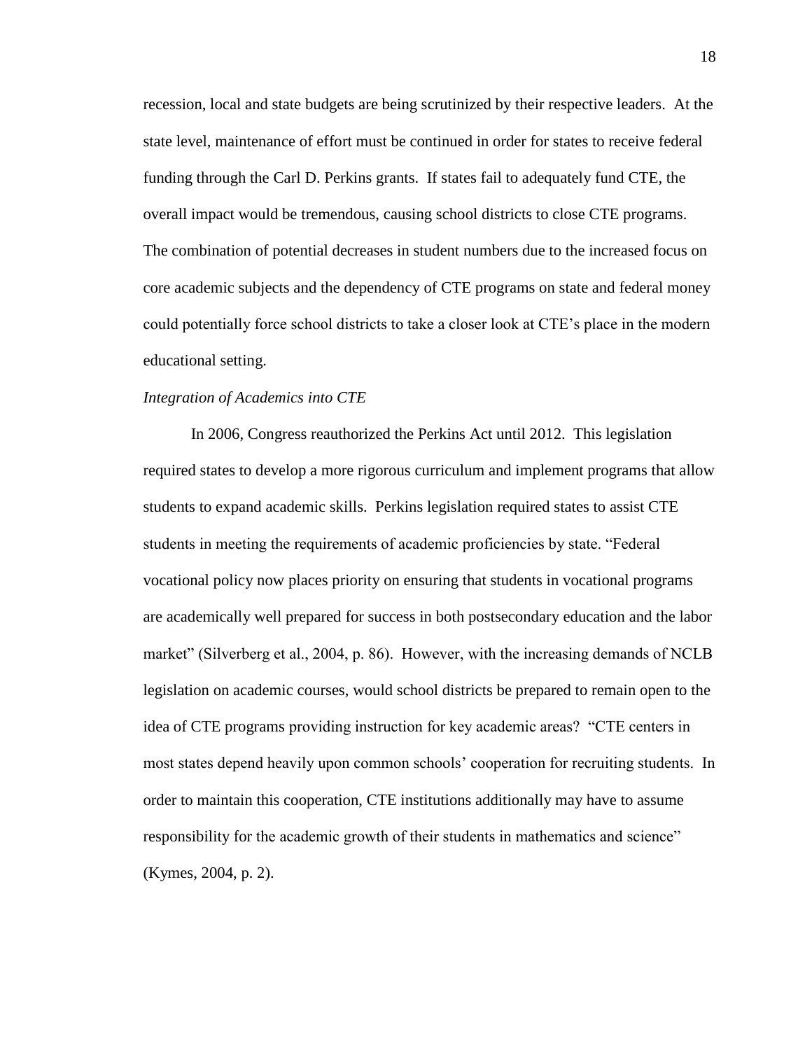recession, local and state budgets are being scrutinized by their respective leaders. At the state level, maintenance of effort must be continued in order for states to receive federal funding through the Carl D. Perkins grants. If states fail to adequately fund CTE, the overall impact would be tremendous, causing school districts to close CTE programs. The combination of potential decreases in student numbers due to the increased focus on core academic subjects and the dependency of CTE programs on state and federal money could potentially force school districts to take a closer look at CTE's place in the modern educational setting.

*Integration of Academics into CTE*

In 2006, Congress reauthorized the Perkins Act until 2012. This legislation required states to develop a more rigorous curriculum and implement programs that allow students to expand academic skills. Perkins legislation required states to assist CTE students in meeting the requirements of academic proficiencies by state. "Federal vocational policy now places priority on ensuring that students in vocational programs are academically well prepared for success in both postsecondary education and the labor market" (Silverberg et al., 2004, p. 86). However, with the increasing demands of NCLB legislation on academic courses, would school districts be prepared to remain open to the idea of CTE programs providing instruction for key academic areas? "CTE centers in most states depend heavily upon common schools' cooperation for recruiting students. In order to maintain this cooperation, CTE institutions additionally may have to assume responsibility for the academic growth of their students in mathematics and science" (Kymes, 2004, p. 2).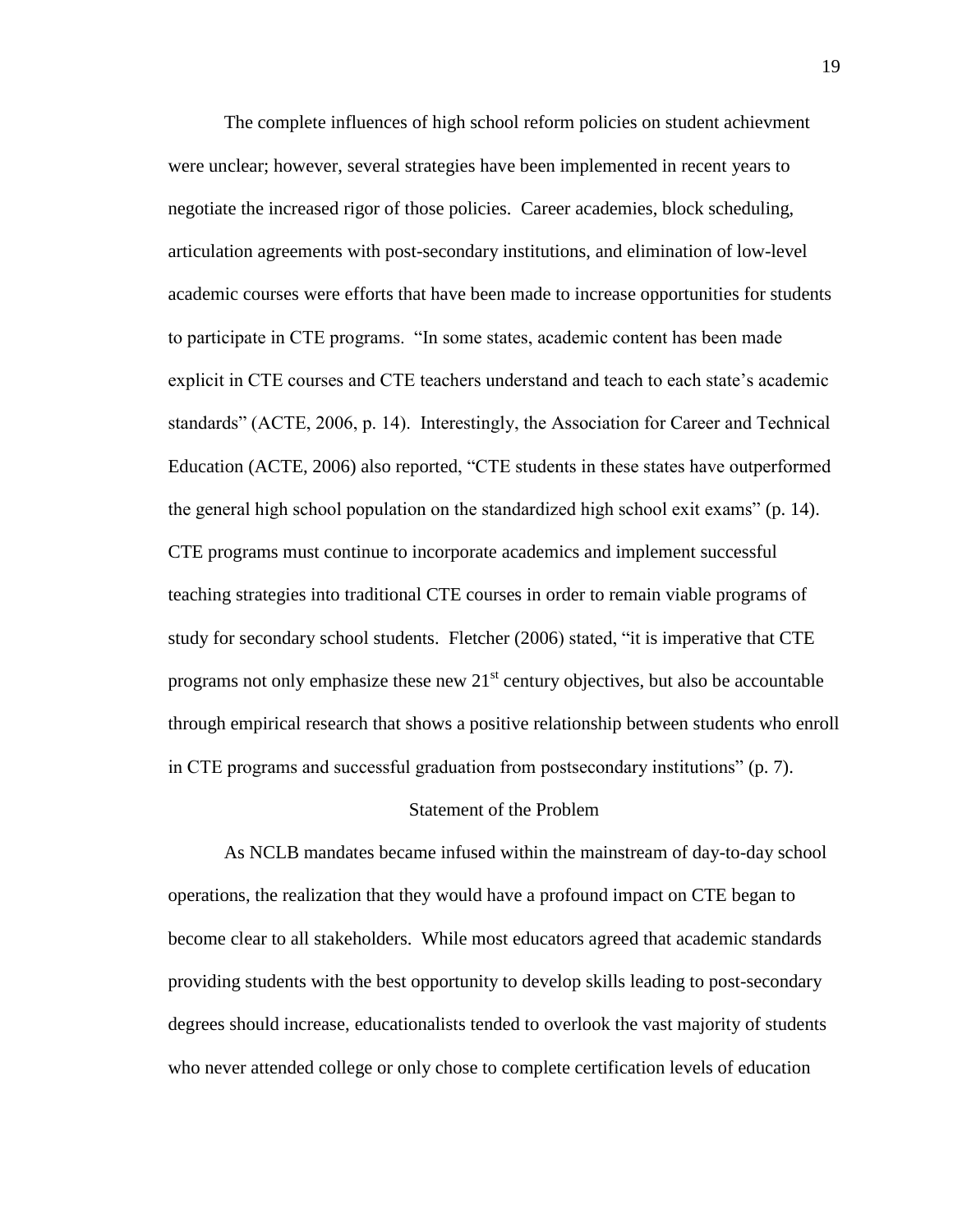The complete influences of high school reform policies on student achievment were unclear; however, several strategies have been implemented in recent years to negotiate the increased rigor of those policies. Career academies, block scheduling, articulation agreements with post-secondary institutions, and elimination of low-level academic courses were efforts that have been made to increase opportunities for students to participate in CTE programs. "In some states, academic content has been made explicit in CTE courses and CTE teachers understand and teach to each state's academic standards" (ACTE, 2006, p. 14). Interestingly, the Association for Career and Technical Education (ACTE, 2006) also reported, "CTE students in these states have outperformed the general high school population on the standardized high school exit exams" (p. 14). CTE programs must continue to incorporate academics and implement successful teaching strategies into traditional CTE courses in order to remain viable programs of study for secondary school students. Fletcher (2006) stated, "it is imperative that CTE programs not only emphasize these new 21st century objectives, but also be accountable through empirical research that shows a positive relationship between students who enroll in CTE programs and successful graduation from postsecondary institutions" (p. 7).

## Statement of the Problem

As NCLB mandates became infused within the mainstream of day-to-day school operations, the realization that they would have a profound impact on CTE began to become clear to all stakeholders. While most educators agreed that academic standards providing students with the best opportunity to develop skills leading to post-secondary degrees should increase, educationalists tended to overlook the vast majority of students who never attended college or only chose to complete certification levels of education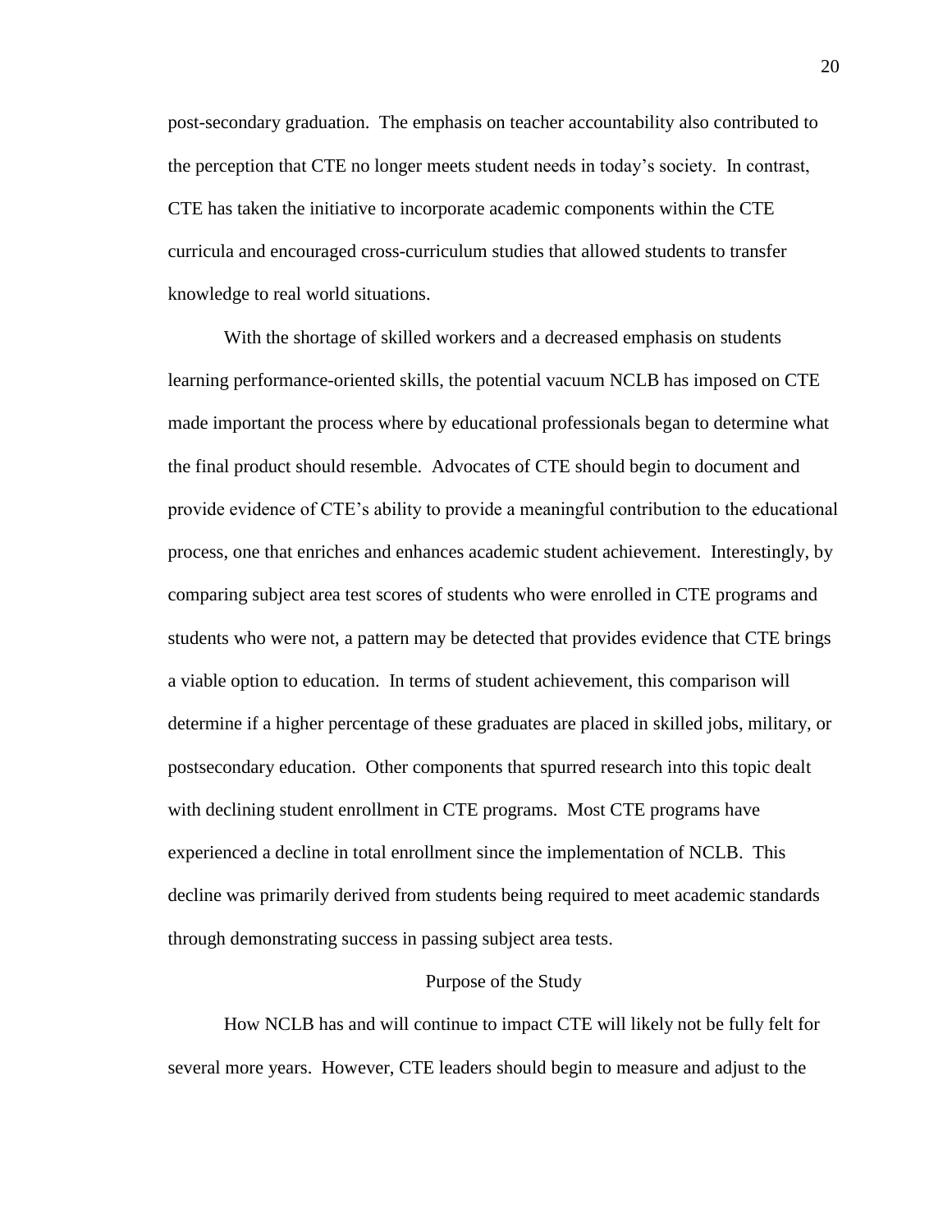post-secondary graduation. The emphasis on teacher accountability also contributed to the perception that CTE no longer meets student needs in today's society. In contrast, CTE has taken the initiative to incorporate academic components within the CTE curricula and encouraged cross-curriculum studies that allowed students to transfer knowledge to real world situations.

With the shortage of skilled workers and a decreased emphasis on students learning performance-oriented skills, the potential vacuum NCLB has imposed on CTE made important the process where by educational professionals began to determine what the final product should resemble. Advocates of CTE should begin to document and provide evidence of CTE's ability to provide a meaningful contribution to the educational process, one that enriches and enhances academic student achievement. Interestingly, by comparing subject area test scores of students who were enrolled in CTE programs and students who were not, a pattern may be detected that provides evidence that CTE brings a viable option to education. In terms of student achievement, this comparison will determine if a higher percentage of these graduates are placed in skilled jobs, military, or postsecondary education. Other components that spurred research into this topic dealt with declining student enrollment in CTE programs. Most CTE programs have experienced a decline in total enrollment since the implementation of NCLB. This decline was primarily derived from students being required to meet academic standards through demonstrating success in passing subject area tests.

## Purpose of the Study

How NCLB has and will continue to impact CTE will likely not be fully felt for several more years. However, CTE leaders should begin to measure and adjust to the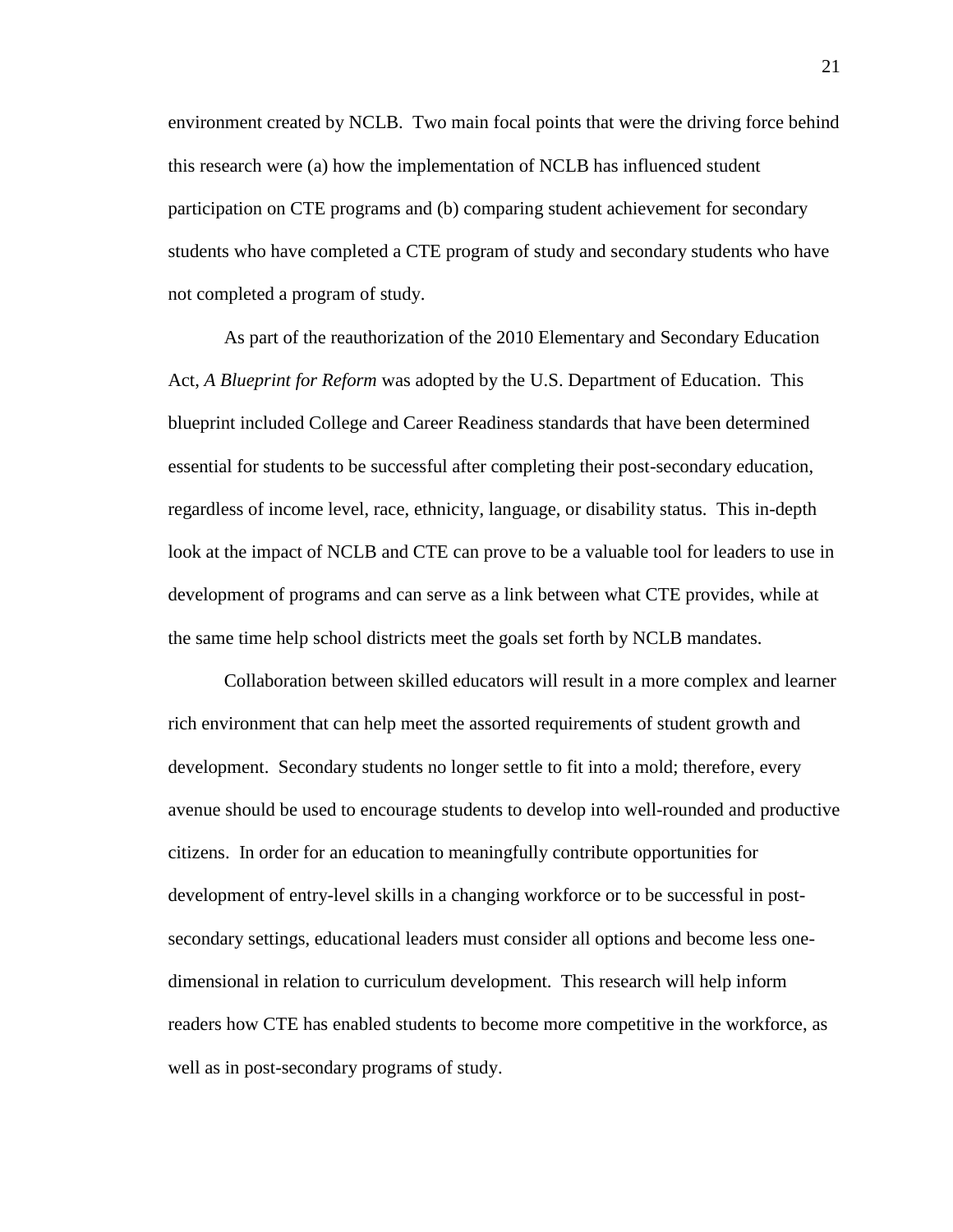environment created by NCLB. Two main focal points that were the driving force behind this research were (a) how the implementation of NCLB has influenced student participation on CTE programs and (b) comparing student achievement for secondary students who have completed a CTE program of study and secondary students who have not completed a program of study.

As part of the reauthorization of the 2010 Elementary and Secondary Education Act, *A Blueprint for Reform* was adopted by the U.S. Department of Education. This blueprint included College and Career Readiness standards that have been determined essential for students to be successful after completing their post-secondary education, regardless of income level, race, ethnicity, language, or disability status. This in-depth look at the impact of NCLB and CTE can prove to be a valuable tool for leaders to use in development of programs and can serve as a link between what CTE provides, while at the same time help school districts meet the goals set forth by NCLB mandates.

Collaboration between skilled educators will result in a more complex and learner rich environment that can help meet the assorted requirements of student growth and development. Secondary students no longer settle to fit into a mold; therefore, every avenue should be used to encourage students to develop into well-rounded and productive citizens. In order for an education to meaningfully contribute opportunities for development of entry-level skills in a changing workforce or to be successful in post-secondary settings, educational leaders must consider all options and become less one-dimensional in relation to curriculum development. This research will help inform readers how CTE has enabled students to become more competitive in the workforce, as well as in post-secondary programs of study.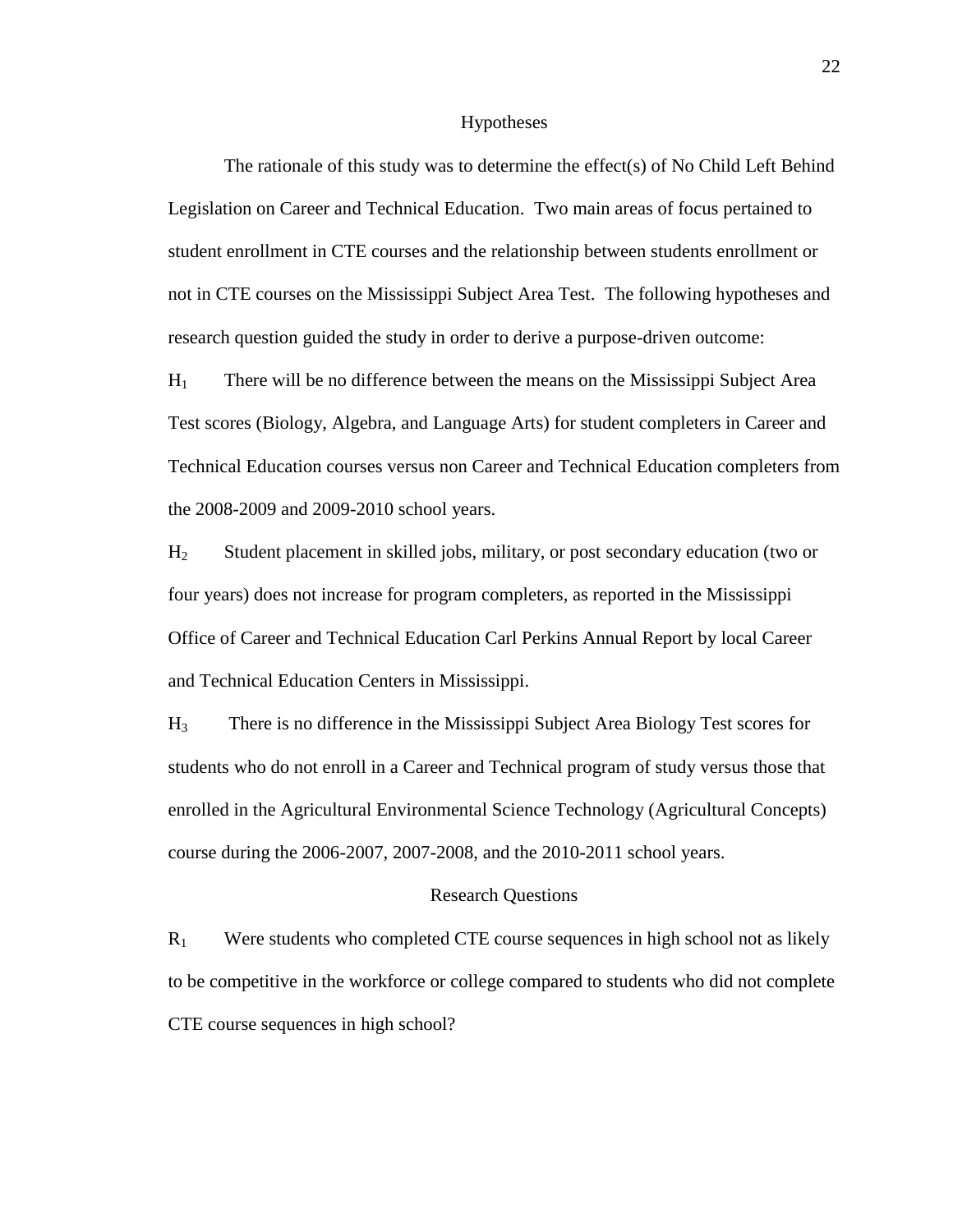## Hypotheses

The rationale of this study was to determine the effect(s) of No Child Left Behind Legislation on Career and Technical Education. Two main areas of focus pertained to student enrollment in CTE courses and the relationship between students enrollment or not in CTE courses on the Mississippi Subject Area Test. The following hypotheses and research question guided the study in order to derive a purpose-driven outcome:

$H_1$ There will be no difference between the means on the Mississippi Subject Area Test scores (Biology, Algebra, and Language Arts) for student completers in Career and Technical Education courses versus non Career and Technical Education completers from the 2008-2009 and 2009-2010 school years.

$H_2$ Student placement in skilled jobs, military, or post secondary education (two or four years) does not increase for program completers, as reported in the Mississippi Office of Career and Technical Education Carl Perkins Annual Report by local Career and Technical Education Centers in Mississippi.

$H_3$ There is no difference in the Mississippi Subject Area Biology Test scores for students who do not enroll in a Career and Technical program of study versus those that enrolled in the Agricultural Environmental Science Technology (Agricultural Concepts) course during the 2006-2007, 2007-2008, and the 2010-2011 school years.

## Research Questions

$R_1$ Were students who completed CTE course sequences in high school not as likely to be competitive in the workforce or college compared to students who did not complete CTE course sequences in high school?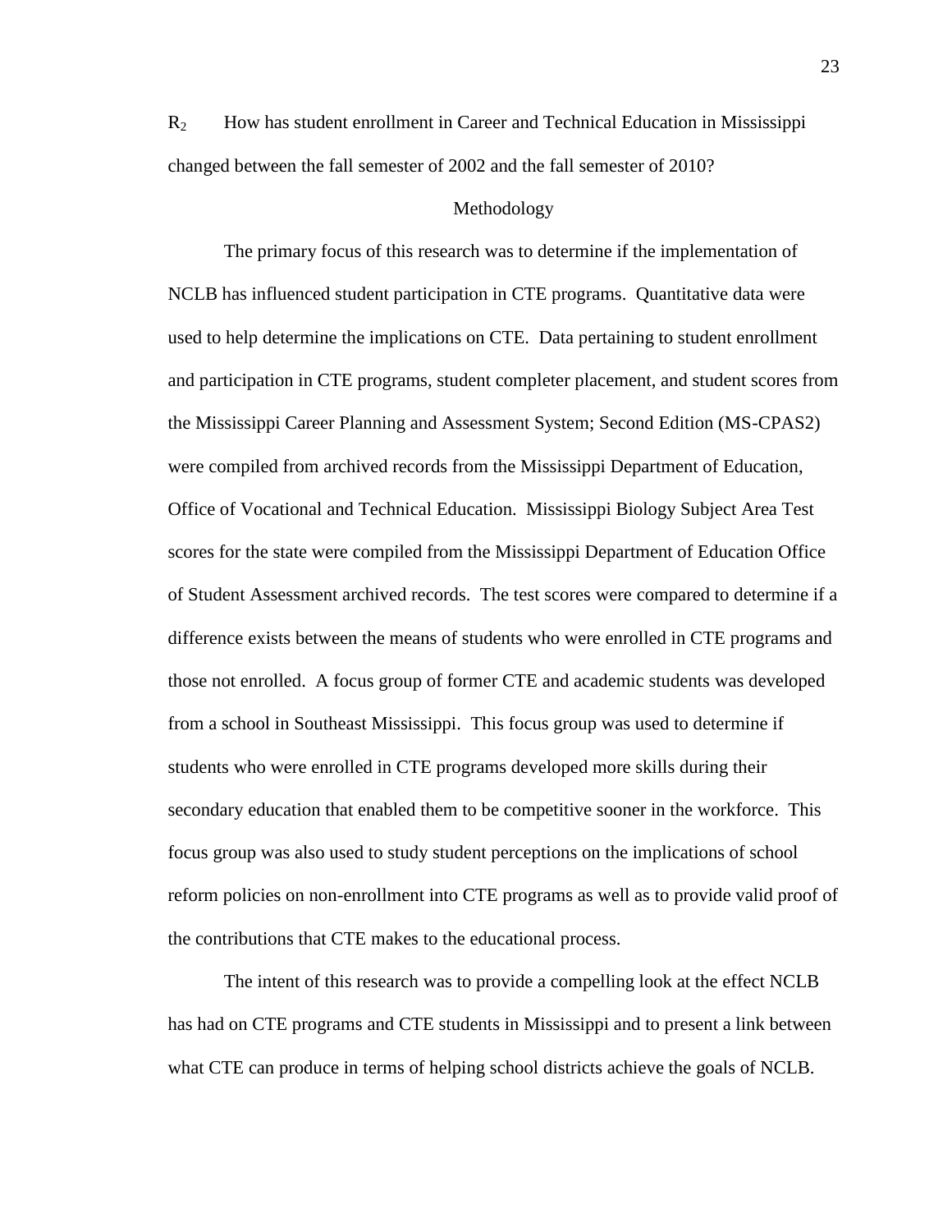$R_2$ How has student enrollment in Career and Technical Education in Mississippi changed between the fall semester of 2002 and the fall semester of 2010?

## Methodology

The primary focus of this research was to determine if the implementation of NCLB has influenced student participation in CTE programs. Quantitative data were used to help determine the implications on CTE. Data pertaining to student enrollment and participation in CTE programs, student completer placement, and student scores from the Mississippi Career Planning and Assessment System; Second Edition (MS-CPAS2) were compiled from archived records from the Mississippi Department of Education, Office of Vocational and Technical Education. Mississippi Biology Subject Area Test scores for the state were compiled from the Mississippi Department of Education Office of Student Assessment archived records. The test scores were compared to determine if a difference exists between the means of students who were enrolled in CTE programs and those not enrolled. A focus group of former CTE and academic students was developed from a school in Southeast Mississippi. This focus group was used to determine if students who were enrolled in CTE programs developed more skills during their secondary education that enabled them to be competitive sooner in the workforce. This focus group was also used to study student perceptions on the implications of school reform policies on non-enrollment into CTE programs as well as to provide valid proof of the contributions that CTE makes to the educational process.

The intent of this research was to provide a compelling look at the effect NCLB has had on CTE programs and CTE students in Mississippi and to present a link between what CTE can produce in terms of helping school districts achieve the goals of NCLB.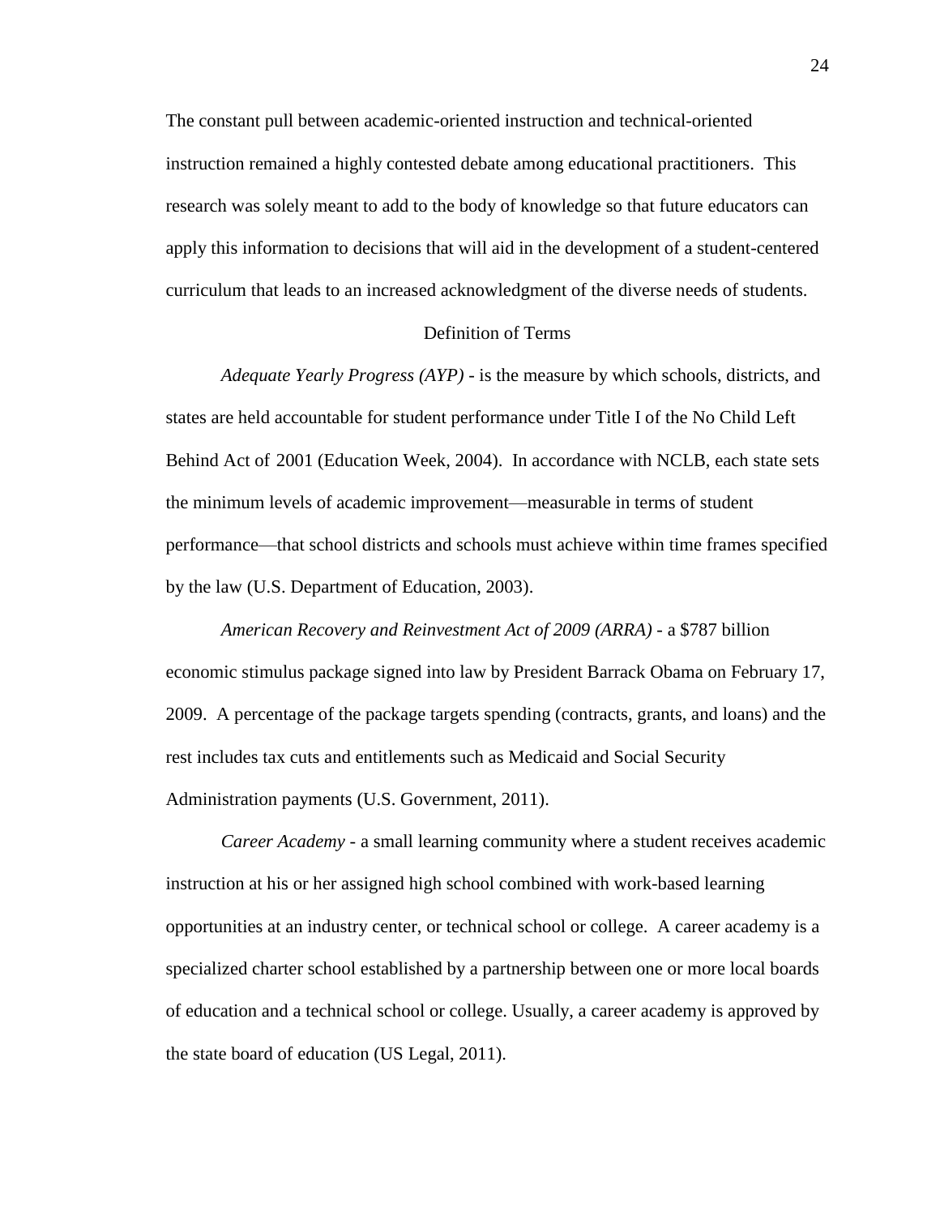The constant pull between academic-oriented instruction and technical-oriented instruction remained a highly contested debate among educational practitioners. This research was solely meant to add to the body of knowledge so that future educators can apply this information to decisions that will aid in the development of a student-centered curriculum that leads to an increased acknowledgment of the diverse needs of students.

## Definition of Terms

*Adequate Yearly Progress (AYP)* - is the measure by which schools, districts, and states are held accountable for student performance under Title I of the No Child Left Behind Act of 2001 (Education Week, 2004). In accordance with NCLB, each state sets the minimum levels of academic improvement—measurable in terms of student performance—that school districts and schools must achieve within time frames specified by the law (U.S. Department of Education, 2003).

*American Recovery and Reinvestment Act of 2009 (ARRA)* - a $787 billion economic stimulus package signed into law by President Barrack Obama on February 17, 2009. A percentage of the package targets spending (contracts, grants, and loans) and the rest includes tax cuts and entitlements such as Medicaid and Social Security Administration payments (U.S. Government, 2011).

*Career Academy* - a small learning community where a student receives academic instruction at his or her assigned high school combined with work-based learning opportunities at an industry center, or technical school or college. A career academy is a specialized charter school established by a partnership between one or more local boards of education and a technical school or college. Usually, a career academy is approved by the state board of education (US Legal, 2011).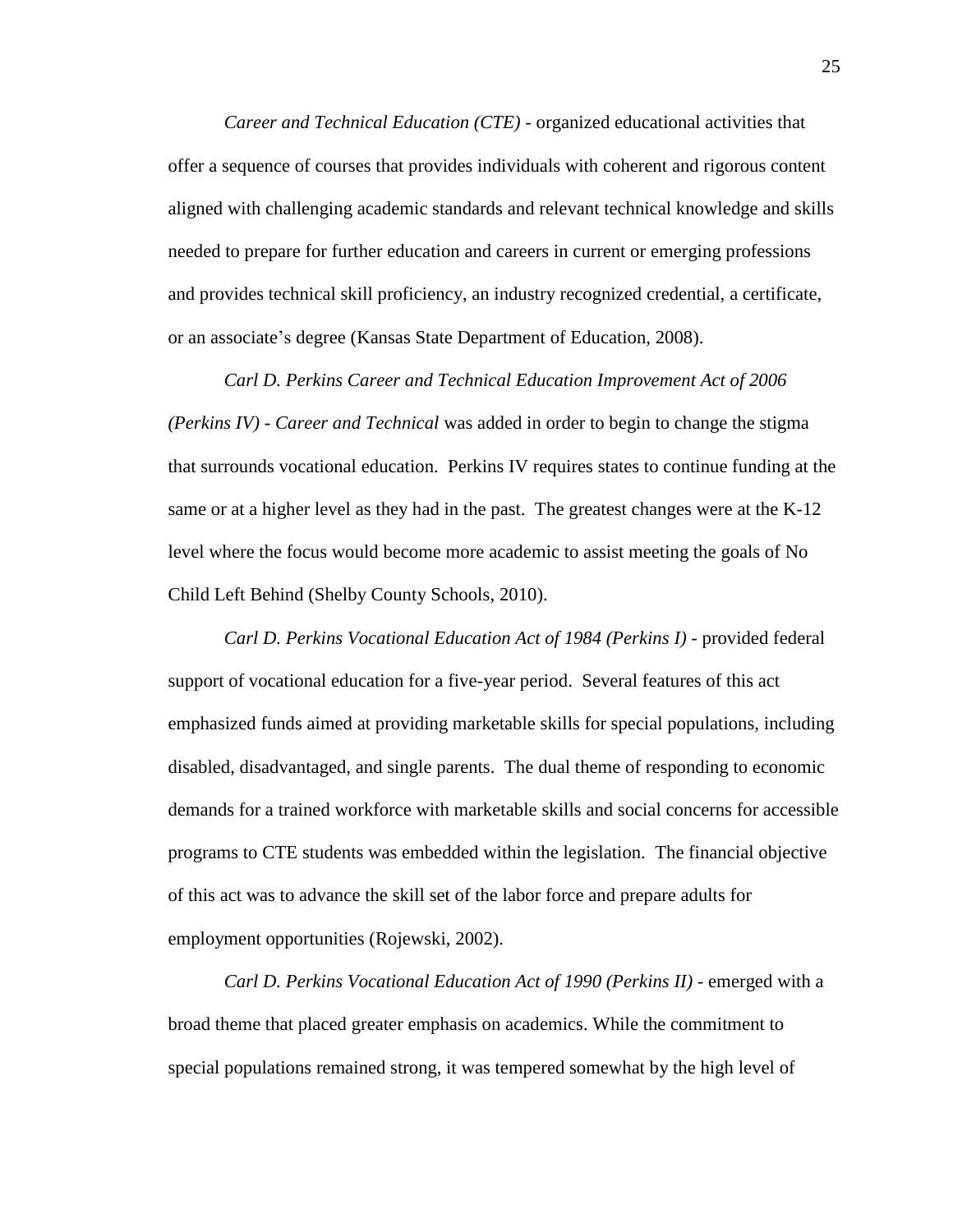*Career and Technical Education (CTE)* - organized educational activities that offer a sequence of courses that provides individuals with coherent and rigorous content aligned with challenging academic standards and relevant technical knowledge and skills needed to prepare for further education and careers in current or emerging professions and provides technical skill proficiency, an industry recognized credential, a certificate, or an associate's degree (Kansas State Department of Education, 2008).

*Carl D. Perkins Career and Technical Education Improvement Act of 2006 (Perkins IV)* - *Career and Technical* was added in order to begin to change the stigma that surrounds vocational education. Perkins IV requires states to continue funding at the same or at a higher level as they had in the past. The greatest changes were at the K-12 level where the focus would become more academic to assist meeting the goals of No Child Left Behind (Shelby County Schools, 2010).

*Carl D. Perkins Vocational Education Act of 1984 (Perkins I)* - provided federal support of vocational education for a five-year period. Several features of this act emphasized funds aimed at providing marketable skills for special populations, including disabled, disadvantaged, and single parents. The dual theme of responding to economic demands for a trained workforce with marketable skills and social concerns for accessible programs to CTE students was embedded within the legislation. The financial objective of this act was to advance the skill set of the labor force and prepare adults for employment opportunities (Rojewski, 2002).

*Carl D. Perkins Vocational Education Act of 1990 (Perkins II)* - emerged with a broad theme that placed greater emphasis on academics. While the commitment to special populations remained strong, it was tempered somewhat by the high level of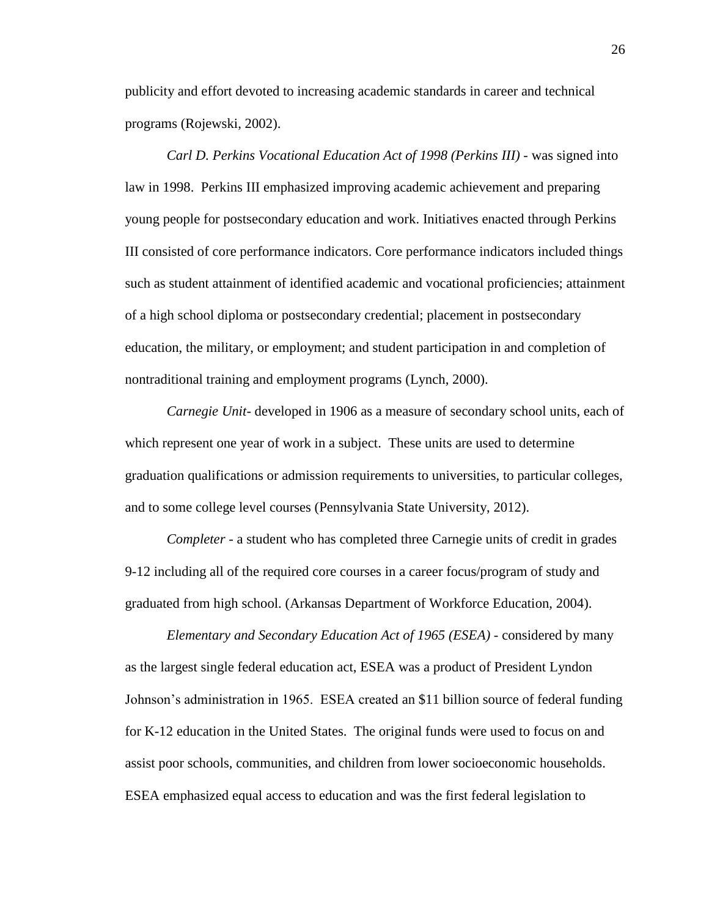publicity and effort devoted to increasing academic standards in career and technical programs (Rojewski, 2002).

*Carl D. Perkins Vocational Education Act of 1998 (Perkins III)* - was signed into law in 1998. Perkins III emphasized improving academic achievement and preparing young people for postsecondary education and work. Initiatives enacted through Perkins III consisted of core performance indicators. Core performance indicators included things such as student attainment of identified academic and vocational proficiencies; attainment of a high school diploma or postsecondary credential; placement in postsecondary education, the military, or employment; and student participation in and completion of nontraditional training and employment programs (Lynch, 2000).

*Carnegie Unit*- developed in 1906 as a measure of secondary school units, each of which represent one year of work in a subject. These units are used to determine graduation qualifications or admission requirements to universities, to particular colleges, and to some college level courses (Pennsylvania State University, 2012).

*Completer* - a student who has completed three Carnegie units of credit in grades 9-12 including all of the required core courses in a career focus/program of study and graduated from high school. (Arkansas Department of Workforce Education, 2004).

*Elementary and Secondary Education Act of 1965 (ESEA)* - considered by many as the largest single federal education act, ESEA was a product of President Lyndon Johnson's administration in 1965. ESEA created an $11 billion source of federal funding for K-12 education in the United States. The original funds were used to focus on and assist poor schools, communities, and children from lower socioeconomic households. ESEA emphasized equal access to education and was the first federal legislation to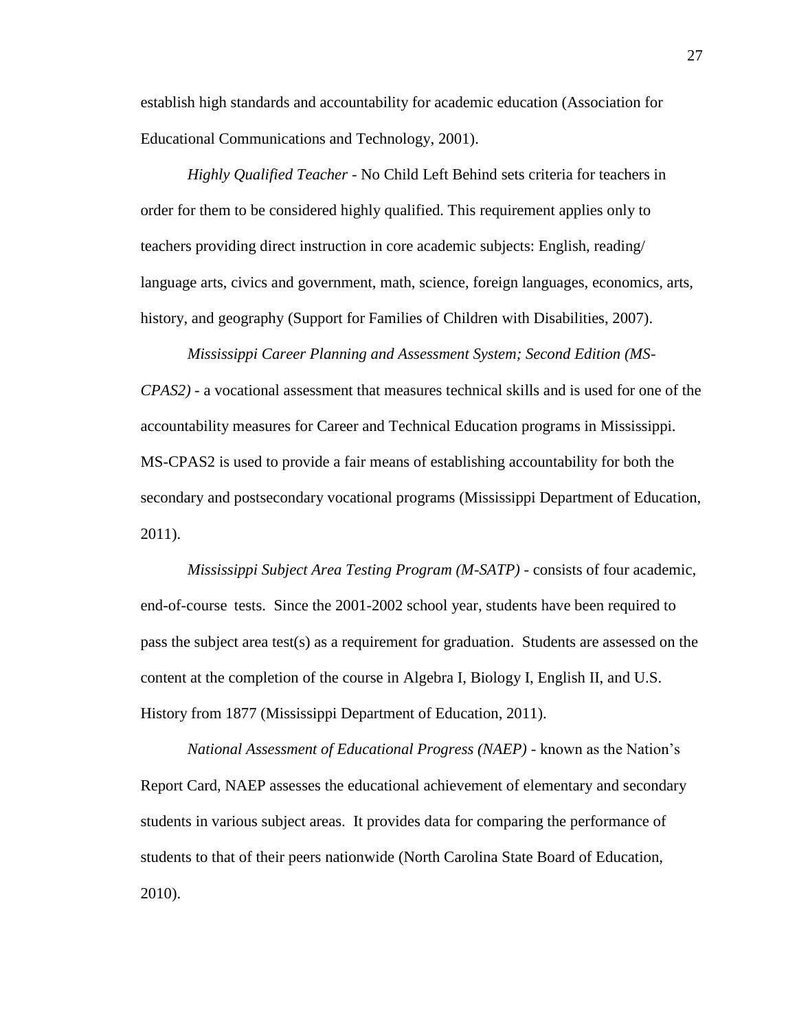establish high standards and accountability for academic education (Association for Educational Communications and Technology, 2001).

*Highly Qualified Teacher* - No Child Left Behind sets criteria for teachers in order for them to be considered highly qualified. This requirement applies only to teachers providing direct instruction in core academic subjects: English, reading/ language arts, civics and government, math, science, foreign languages, economics, arts, history, and geography (Support for Families of Children with Disabilities, 2007).

*Mississippi Career Planning and Assessment System; Second Edition (MS-CPAS2)* - a vocational assessment that measures technical skills and is used for one of the accountability measures for Career and Technical Education programs in Mississippi. MS-CPAS2 is used to provide a fair means of establishing accountability for both the secondary and postsecondary vocational programs (Mississippi Department of Education, 2011).

*Mississippi Subject Area Testing Program (M-SATP)* - consists of four academic, end-of-course tests. Since the 2001-2002 school year, students have been required to pass the subject area test(s) as a requirement for graduation. Students are assessed on the content at the completion of the course in Algebra I, Biology I, English II, and U.S. History from 1877 (Mississippi Department of Education, 2011).

*National Assessment of Educational Progress (NAEP)* - known as the Nation's Report Card, NAEP assesses the educational achievement of elementary and secondary students in various subject areas. It provides data for comparing the performance of students to that of their peers nationwide (North Carolina State Board of Education, 2010).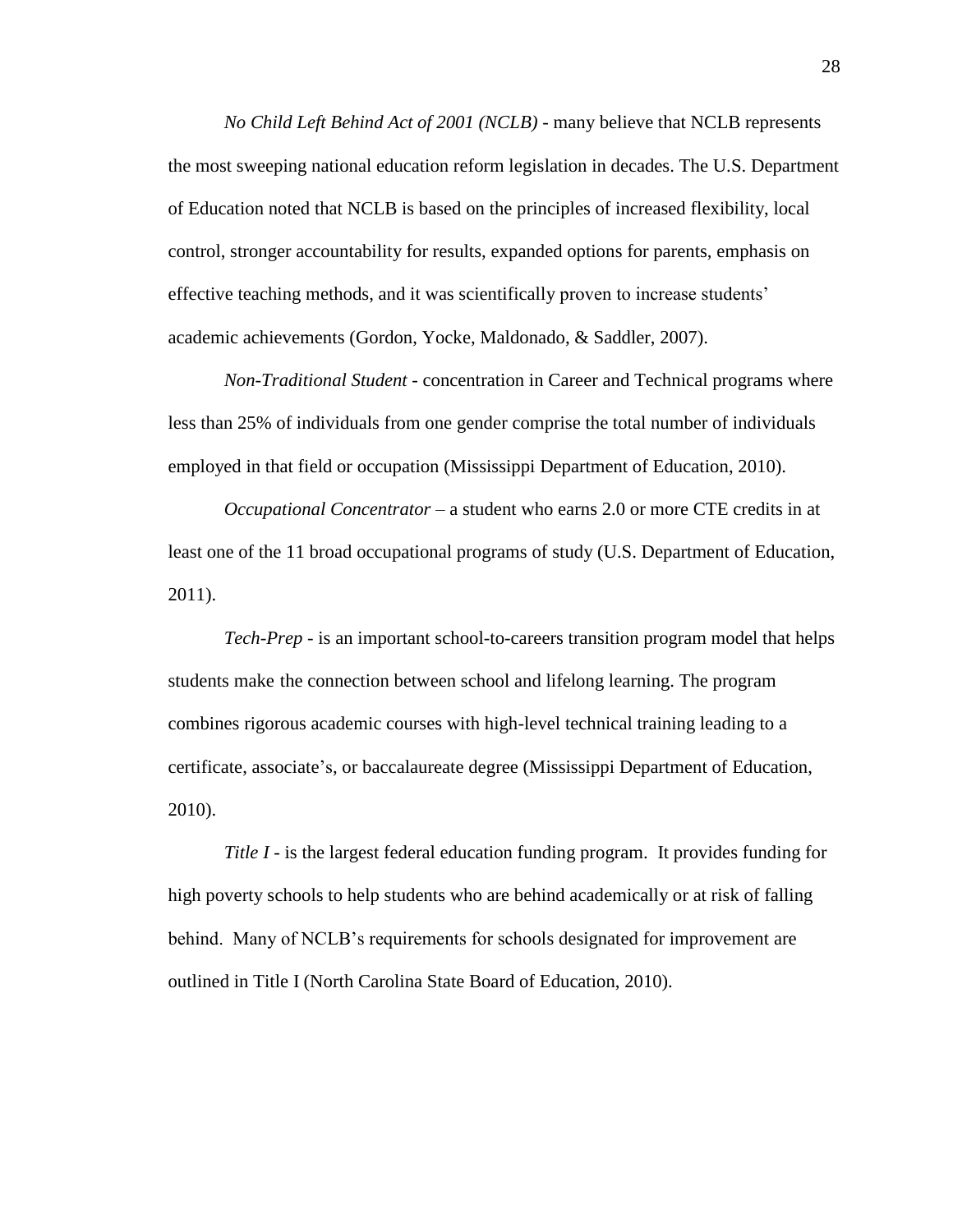*No Child Left Behind Act of 2001 (NCLB)* - many believe that NCLB represents the most sweeping national education reform legislation in decades. The U.S. Department of Education noted that NCLB is based on the principles of increased flexibility, local control, stronger accountability for results, expanded options for parents, emphasis on effective teaching methods, and it was scientifically proven to increase students' academic achievements (Gordon, Yocke, Maldonado, & Saddler, 2007).

*Non-Traditional Student* - concentration in Career and Technical programs where less than 25% of individuals from one gender comprise the total number of individuals employed in that field or occupation (Mississippi Department of Education, 2010).

*Occupational Concentrator* – a student who earns 2.0 or more CTE credits in at least one of the 11 broad occupational programs of study (U.S. Department of Education, 2011).

*Tech-Prep* - is an important school-to-careers transition program model that helps students make the connection between school and lifelong learning. The program combines rigorous academic courses with high-level technical training leading to a certificate, associate's, or baccalaureate degree (Mississippi Department of Education, 2010).

*Title I* - is the largest federal education funding program. It provides funding for high poverty schools to help students who are behind academically or at risk of falling behind. Many of NCLB's requirements for schools designated for improvement are outlined in Title I (North Carolina State Board of Education, 2010).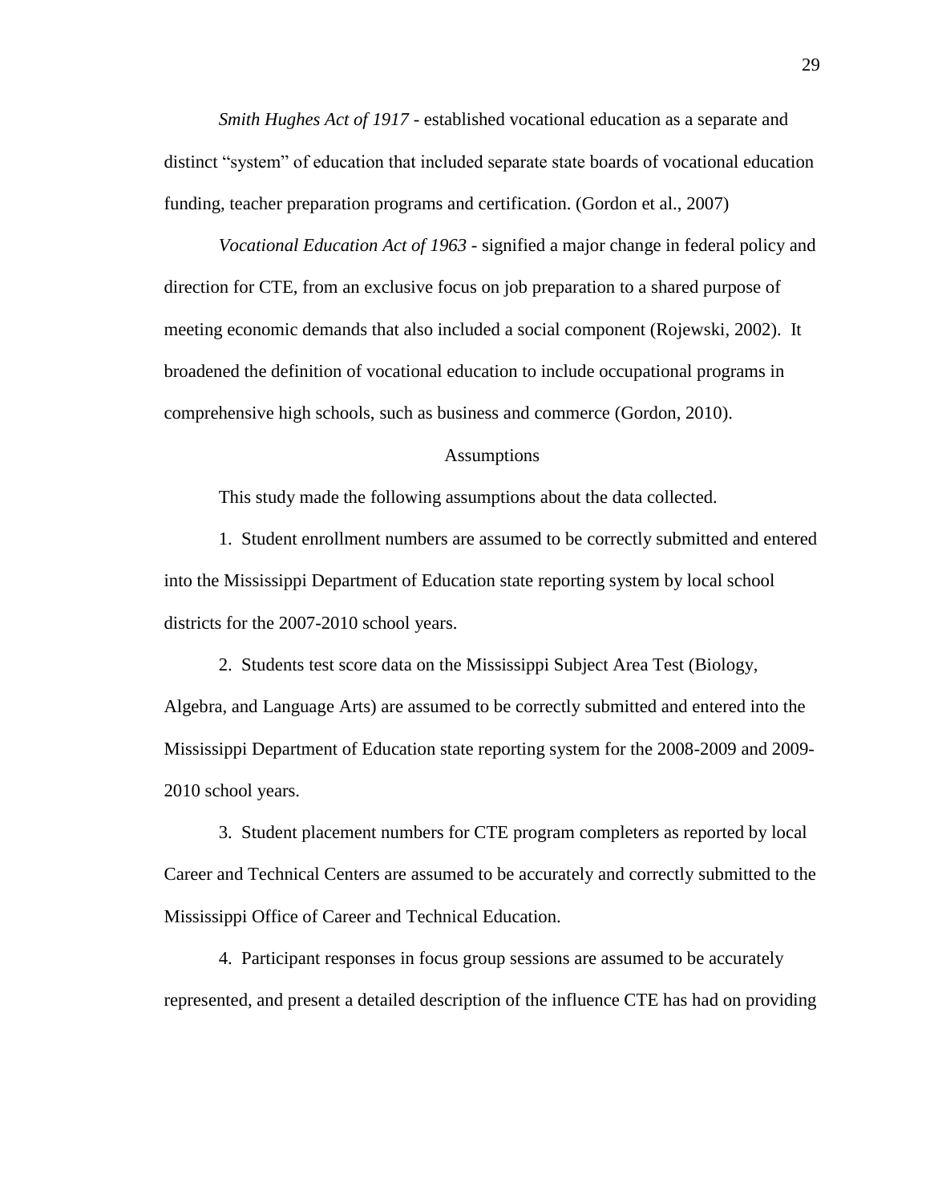*Smith Hughes Act of 1917* - established vocational education as a separate and distinct "system" of education that included separate state boards of vocational education funding, teacher preparation programs and certification. (Gordon et al., 2007)

*Vocational Education Act of 1963* - signified a major change in federal policy and direction for CTE, from an exclusive focus on job preparation to a shared purpose of meeting economic demands that also included a social component (Rojewski, 2002). It broadened the definition of vocational education to include occupational programs in comprehensive high schools, such as business and commerce (Gordon, 2010).

## Assumptions

This study made the following assumptions about the data collected.

1. Student enrollment numbers are assumed to be correctly submitted and entered into the Mississippi Department of Education state reporting system by local school districts for the 2007-2010 school years.

2. Students test score data on the Mississippi Subject Area Test (Biology, Algebra, and Language Arts) are assumed to be correctly submitted and entered into the Mississippi Department of Education state reporting system for the 2008-2009 and 2009-2010 school years.

3. Student placement numbers for CTE program completers as reported by local Career and Technical Centers are assumed to be accurately and correctly submitted to the Mississippi Office of Career and Technical Education.

4. Participant responses in focus group sessions are assumed to be accurately represented, and present a detailed description of the influence CTE has had on providing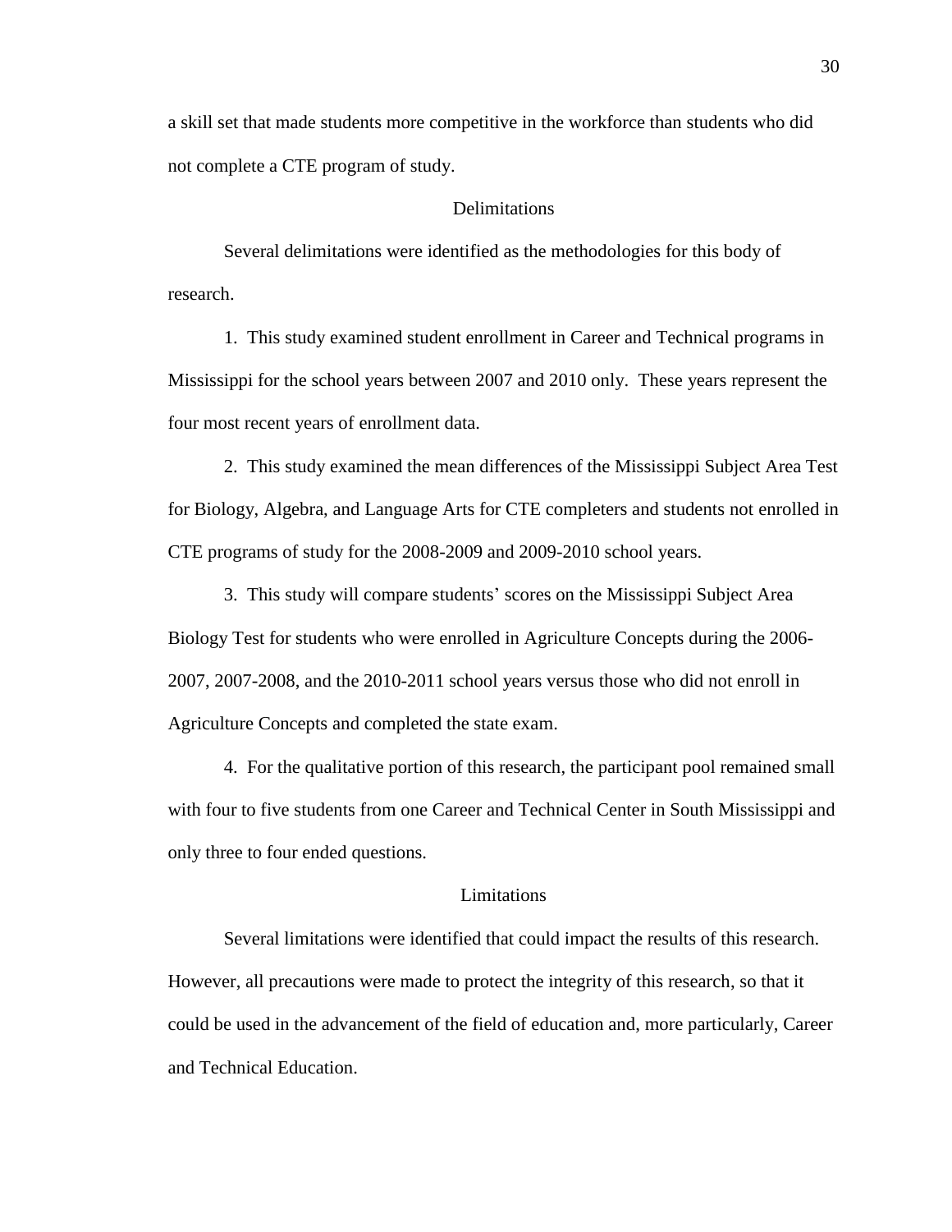a skill set that made students more competitive in the workforce than students who did not complete a CTE program of study.

## Delimitations

Several delimitations were identified as the methodologies for this body of research.

1. This study examined student enrollment in Career and Technical programs in Mississippi for the school years between 2007 and 2010 only. These years represent the four most recent years of enrollment data.

2. This study examined the mean differences of the Mississippi Subject Area Test for Biology, Algebra, and Language Arts for CTE completers and students not enrolled in CTE programs of study for the 2008-2009 and 2009-2010 school years.

3. This study will compare students' scores on the Mississippi Subject Area Biology Test for students who were enrolled in Agriculture Concepts during the 2006-2007, 2007-2008, and the 2010-2011 school years versus those who did not enroll in Agriculture Concepts and completed the state exam.

4. For the qualitative portion of this research, the participant pool remained small with four to five students from one Career and Technical Center in South Mississippi and only three to four ended questions.

## Limitations

Several limitations were identified that could impact the results of this research. However, all precautions were made to protect the integrity of this research, so that it could be used in the advancement of the field of education and, more particularly, Career and Technical Education.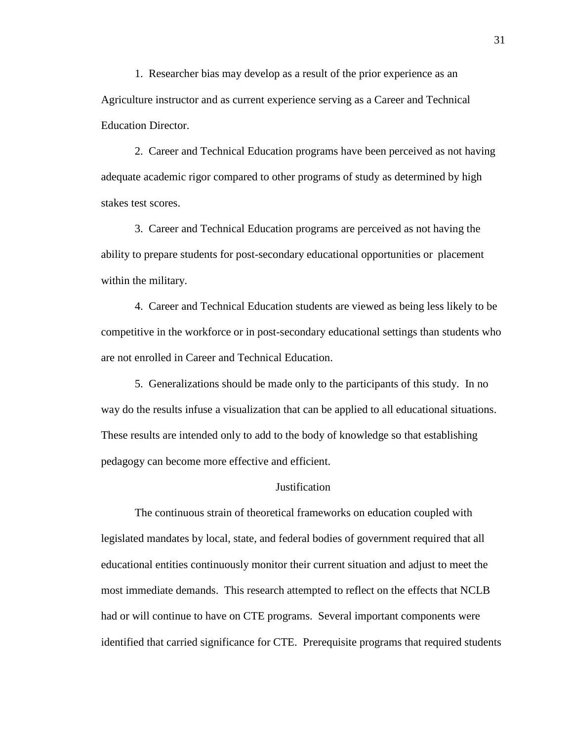1. Researcher bias may develop as a result of the prior experience as an Agriculture instructor and as current experience serving as a Career and Technical Education Director.

2. Career and Technical Education programs have been perceived as not having adequate academic rigor compared to other programs of study as determined by high stakes test scores.

3. Career and Technical Education programs are perceived as not having the ability to prepare students for post-secondary educational opportunities or placement within the military.

4. Career and Technical Education students are viewed as being less likely to be competitive in the workforce or in post-secondary educational settings than students who are not enrolled in Career and Technical Education.

5. Generalizations should be made only to the participants of this study. In no way do the results infuse a visualization that can be applied to all educational situations. These results are intended only to add to the body of knowledge so that establishing pedagogy can become more effective and efficient.

## Justification

The continuous strain of theoretical frameworks on education coupled with legislated mandates by local, state, and federal bodies of government required that all educational entities continuously monitor their current situation and adjust to meet the most immediate demands. This research attempted to reflect on the effects that NCLB had or will continue to have on CTE programs. Several important components were identified that carried significance for CTE. Prerequisite programs that required students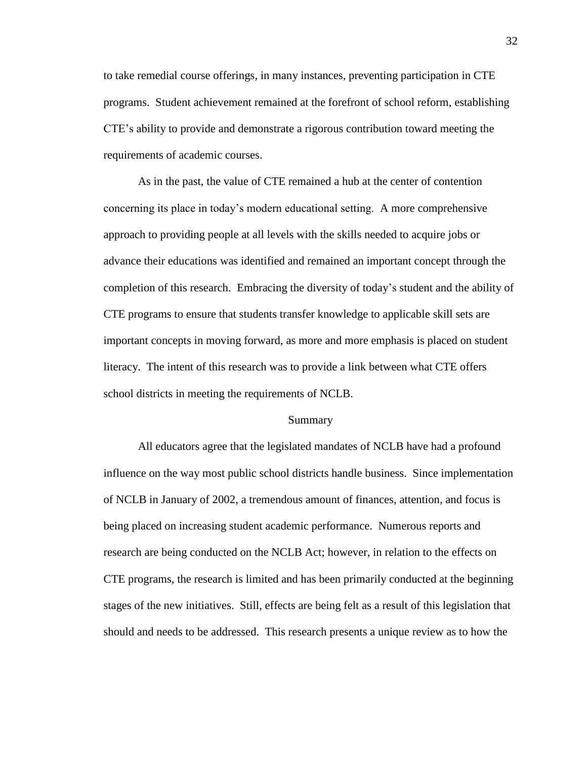to take remedial course offerings, in many instances, preventing participation in CTE programs. Student achievement remained at the forefront of school reform, establishing CTE's ability to provide and demonstrate a rigorous contribution toward meeting the requirements of academic courses.

As in the past, the value of CTE remained a hub at the center of contention concerning its place in today's modern educational setting. A more comprehensive approach to providing people at all levels with the skills needed to acquire jobs or advance their educations was identified and remained an important concept through the completion of this research. Embracing the diversity of today's student and the ability of CTE programs to ensure that students transfer knowledge to applicable skill sets are important concepts in moving forward, as more and more emphasis is placed on student literacy. The intent of this research was to provide a link between what CTE offers school districts in meeting the requirements of NCLB.

## Summary

All educators agree that the legislated mandates of NCLB have had a profound influence on the way most public school districts handle business. Since implementation of NCLB in January of 2002, a tremendous amount of finances, attention, and focus is being placed on increasing student academic performance. Numerous reports and research are being conducted on the NCLB Act; however, in relation to the effects on CTE programs, the research is limited and has been primarily conducted at the beginning stages of the new initiatives. Still, effects are being felt as a result of this legislation that should and needs to be addressed. This research presents a unique review as to how the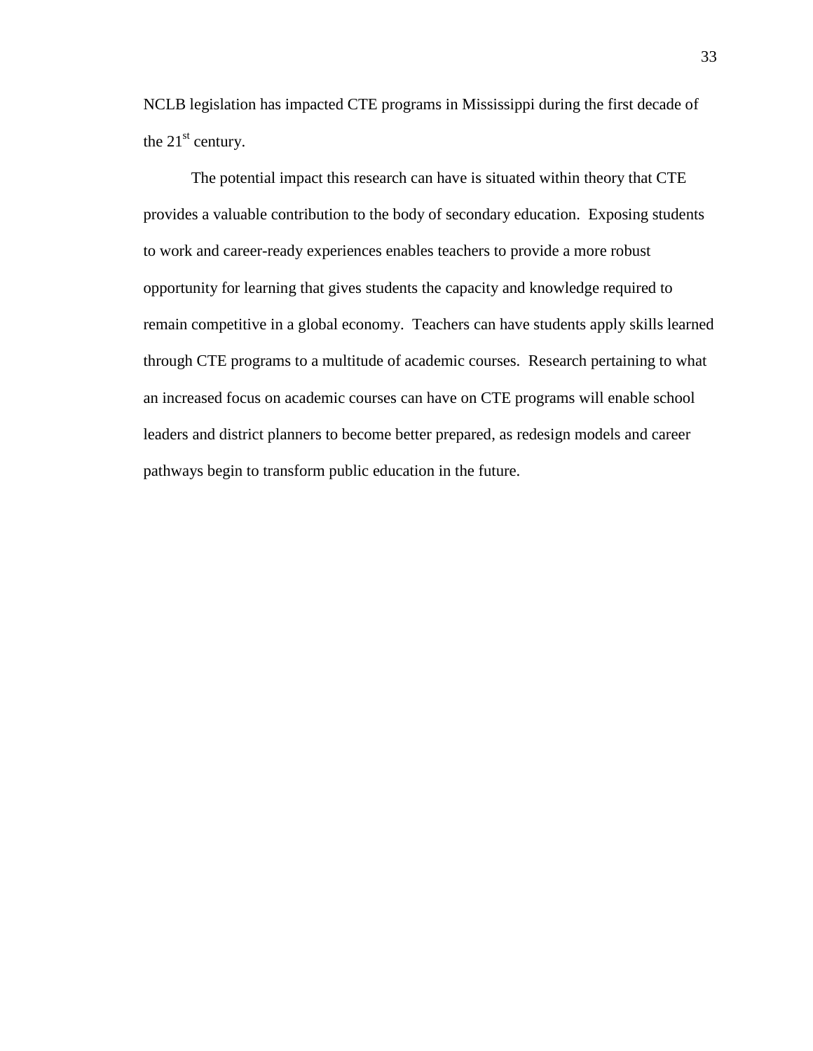NCLB legislation has impacted CTE programs in Mississippi during the first decade of the 21st century.

The potential impact this research can have is situated within theory that CTE provides a valuable contribution to the body of secondary education. Exposing students to work and career-ready experiences enables teachers to provide a more robust opportunity for learning that gives students the capacity and knowledge required to remain competitive in a global economy. Teachers can have students apply skills learned through CTE programs to a multitude of academic courses. Research pertaining to what an increased focus on academic courses can have on CTE programs will enable school leaders and district planners to become better prepared, as redesign models and career pathways begin to transform public education in the future.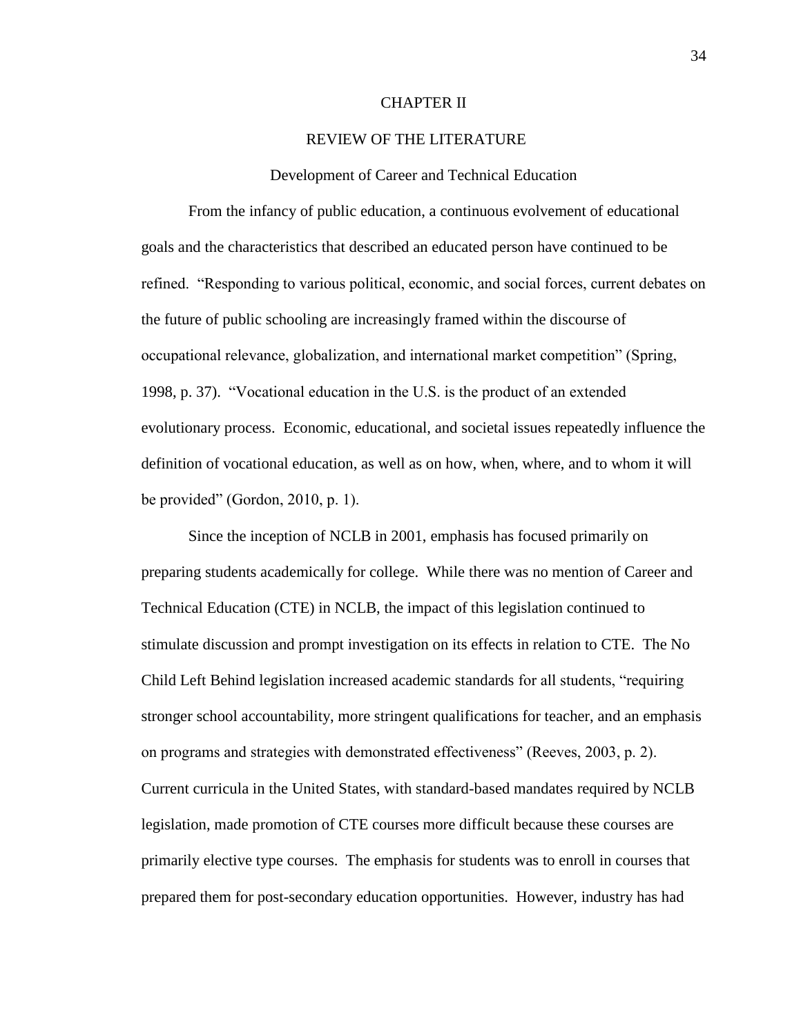# CHAPTER II

# REVIEW OF THE LITERATURE

## Development of Career and Technical Education

From the infancy of public education, a continuous evolvement of educational goals and the characteristics that described an educated person have continued to be refined. "Responding to various political, economic, and social forces, current debates on the future of public schooling are increasingly framed within the discourse of occupational relevance, globalization, and international market competition" (Spring, 1998, p. 37). "Vocational education in the U.S. is the product of an extended evolutionary process. Economic, educational, and societal issues repeatedly influence the definition of vocational education, as well as on how, when, where, and to whom it will be provided" (Gordon, 2010, p. 1).

Since the inception of NCLB in 2001, emphasis has focused primarily on preparing students academically for college. While there was no mention of Career and Technical Education (CTE) in NCLB, the impact of this legislation continued to stimulate discussion and prompt investigation on its effects in relation to CTE. The No Child Left Behind legislation increased academic standards for all students, "requiring stronger school accountability, more stringent qualifications for teacher, and an emphasis on programs and strategies with demonstrated effectiveness" (Reeves, 2003, p. 2). Current curricula in the United States, with standard-based mandates required by NCLB legislation, made promotion of CTE courses more difficult because these courses are primarily elective type courses. The emphasis for students was to enroll in courses that prepared them for post-secondary education opportunities. However, industry has had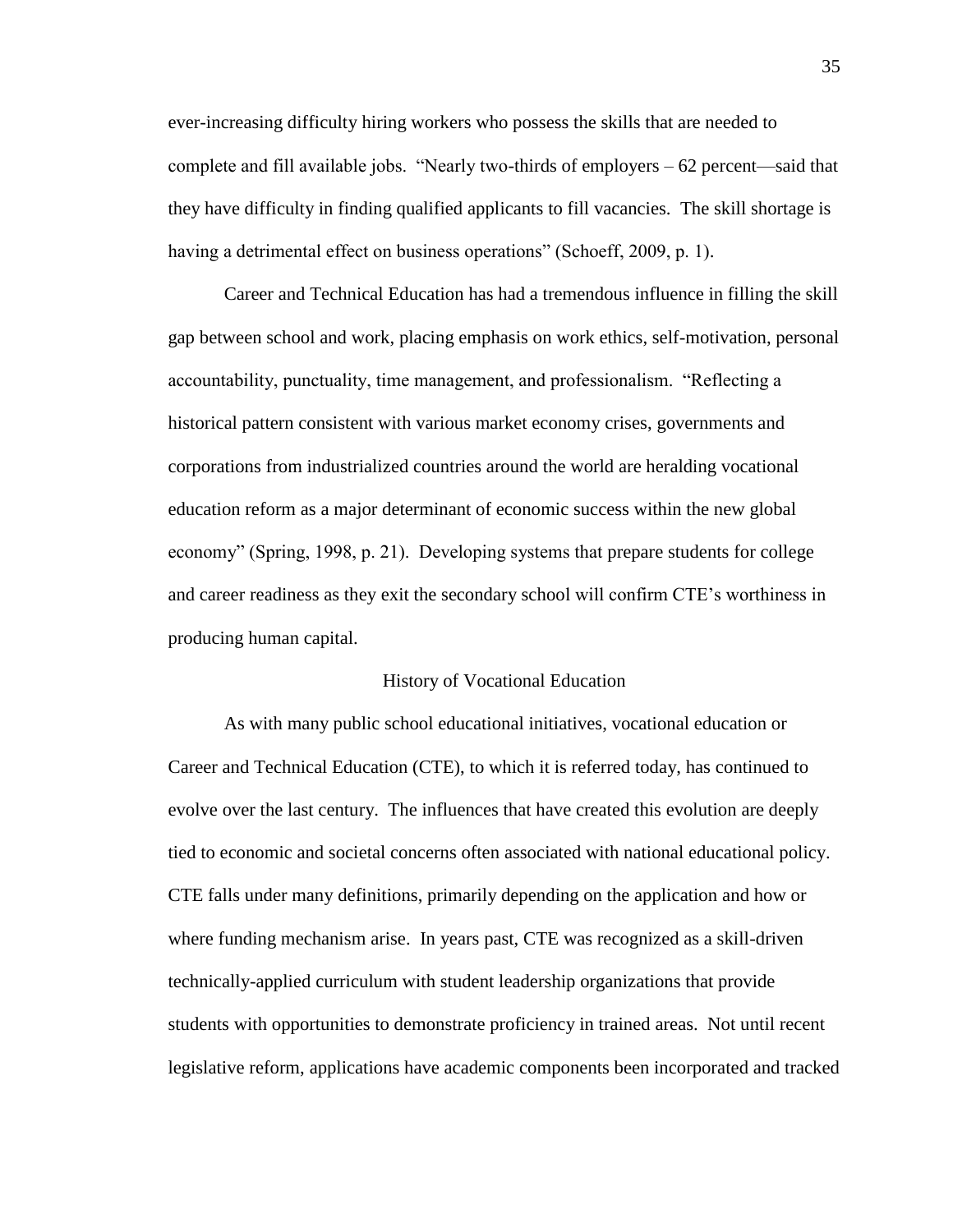ever-increasing difficulty hiring workers who possess the skills that are needed to complete and fill available jobs. "Nearly two-thirds of employers – 62 percent—said that they have difficulty in finding qualified applicants to fill vacancies. The skill shortage is having a detrimental effect on business operations" (Schoeff, 2009, p. 1).

Career and Technical Education has had a tremendous influence in filling the skill gap between school and work, placing emphasis on work ethics, self-motivation, personal accountability, punctuality, time management, and professionalism. "Reflecting a historical pattern consistent with various market economy crises, governments and corporations from industrialized countries around the world are heralding vocational education reform as a major determinant of economic success within the new global economy" (Spring, 1998, p. 21). Developing systems that prepare students for college and career readiness as they exit the secondary school will confirm CTE's worthiness in producing human capital.

## History of Vocational Education

As with many public school educational initiatives, vocational education or Career and Technical Education (CTE), to which it is referred today, has continued to evolve over the last century. The influences that have created this evolution are deeply tied to economic and societal concerns often associated with national educational policy. CTE falls under many definitions, primarily depending on the application and how or where funding mechanism arise. In years past, CTE was recognized as a skill-driven technically-applied curriculum with student leadership organizations that provide students with opportunities to demonstrate proficiency in trained areas. Not until recent legislative reform, applications have academic components been incorporated and tracked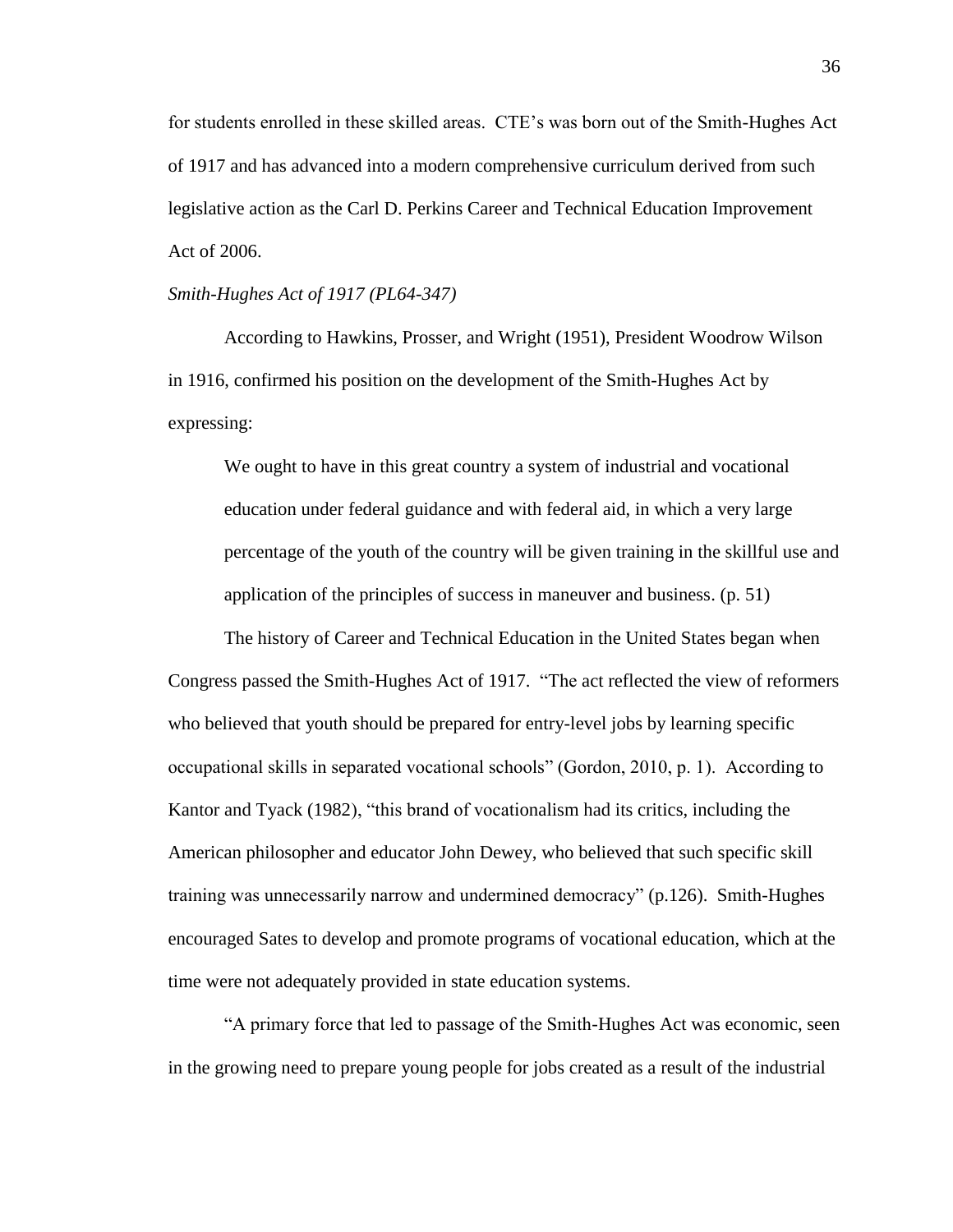for students enrolled in these skilled areas. CTE's was born out of the Smith-Hughes Act of 1917 and has advanced into a modern comprehensive curriculum derived from such legislative action as the Carl D. Perkins Career and Technical Education Improvement Act of 2006.

*Smith-Hughes Act of 1917 (PL64-347)*

According to Hawkins, Prosser, and Wright (1951), President Woodrow Wilson in 1916, confirmed his position on the development of the Smith-Hughes Act by expressing:

> We ought to have in this great country a system of industrial and vocational education under federal guidance and with federal aid, in which a very large percentage of the youth of the country will be given training in the skillful use and application of the principles of success in maneuver and business. (p. 51)

The history of Career and Technical Education in the United States began when Congress passed the Smith-Hughes Act of 1917. "The act reflected the view of reformers who believed that youth should be prepared for entry-level jobs by learning specific occupational skills in separated vocational schools" (Gordon, 2010, p. 1). According to Kantor and Tyack (1982), "this brand of vocationalism had its critics, including the American philosopher and educator John Dewey, who believed that such specific skill training was unnecessarily narrow and undermined democracy" (p.126). Smith-Hughes encouraged Sates to develop and promote programs of vocational education, which at the time were not adequately provided in state education systems.

"A primary force that led to passage of the Smith-Hughes Act was economic, seen in the growing need to prepare young people for jobs created as a result of the industrial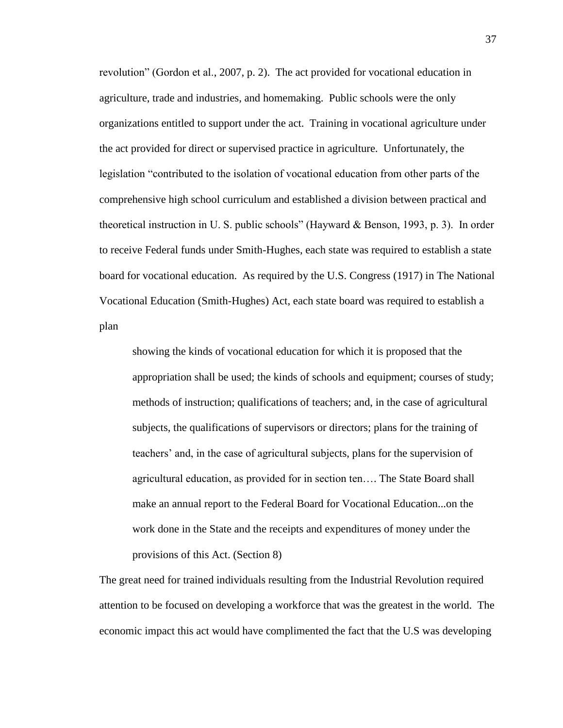revolution" (Gordon et al., 2007, p. 2). The act provided for vocational education in agriculture, trade and industries, and homemaking. Public schools were the only organizations entitled to support under the act. Training in vocational agriculture under the act provided for direct or supervised practice in agriculture. Unfortunately, the legislation "contributed to the isolation of vocational education from other parts of the comprehensive high school curriculum and established a division between practical and theoretical instruction in U. S. public schools" (Hayward & Benson, 1993, p. 3). In order to receive Federal funds under Smith-Hughes, each state was required to establish a state board for vocational education. As required by the U.S. Congress (1917) in The National Vocational Education (Smith-Hughes) Act, each state board was required to establish a plan

> showing the kinds of vocational education for which it is proposed that the appropriation shall be used; the kinds of schools and equipment; courses of study; methods of instruction; qualifications of teachers; and, in the case of agricultural subjects, the qualifications of supervisors or directors; plans for the training of teachers' and, in the case of agricultural subjects, plans for the supervision of agricultural education, as provided for in section ten…. The State Board shall make an annual report to the Federal Board for Vocational Education...on the work done in the State and the receipts and expenditures of money under the provisions of this Act. (Section 8)

The great need for trained individuals resulting from the Industrial Revolution required attention to be focused on developing a workforce that was the greatest in the world. The economic impact this act would have complimented the fact that the U.S was developing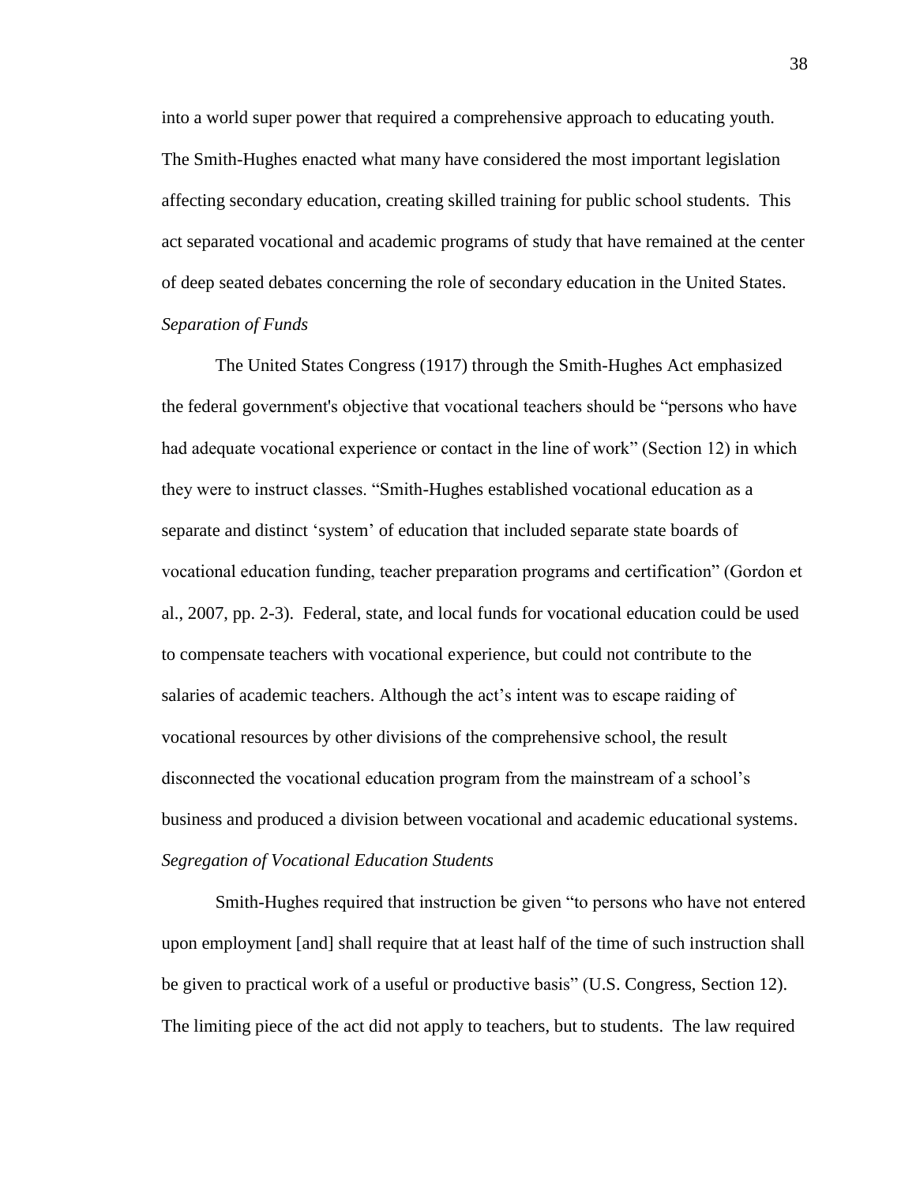into a world super power that required a comprehensive approach to educating youth. The Smith-Hughes enacted what many have considered the most important legislation affecting secondary education, creating skilled training for public school students. This act separated vocational and academic programs of study that have remained at the center of deep seated debates concerning the role of secondary education in the United States.

*Separation of Funds*

The United States Congress (1917) through the Smith-Hughes Act emphasized the federal government's objective that vocational teachers should be “persons who have had adequate vocational experience or contact in the line of work” (Section 12) in which they were to instruct classes. “Smith-Hughes established vocational education as a separate and distinct ‘system’ of education that included separate state boards of vocational education funding, teacher preparation programs and certification” (Gordon et al., 2007, pp. 2-3). Federal, state, and local funds for vocational education could be used to compensate teachers with vocational experience, but could not contribute to the salaries of academic teachers. Although the act’s intent was to escape raiding of vocational resources by other divisions of the comprehensive school, the result disconnected the vocational education program from the mainstream of a school’s business and produced a division between vocational and academic educational systems.

*Segregation of Vocational Education Students*

Smith-Hughes required that instruction be given “to persons who have not entered upon employment [and] shall require that at least half of the time of such instruction shall be given to practical work of a useful or productive basis” (U.S. Congress, Section 12). The limiting piece of the act did not apply to teachers, but to students. The law required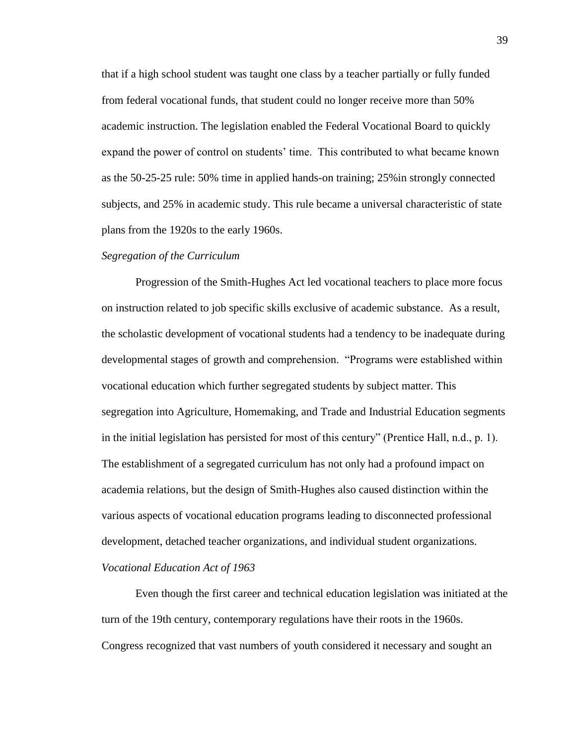that if a high school student was taught one class by a teacher partially or fully funded from federal vocational funds, that student could no longer receive more than 50% academic instruction. The legislation enabled the Federal Vocational Board to quickly expand the power of control on students' time. This contributed to what became known as the 50-25-25 rule: 50% time in applied hands-on training; 25%in strongly connected subjects, and 25% in academic study. This rule became a universal characteristic of state plans from the 1920s to the early 1960s.

*Segregation of the Curriculum*

Progression of the Smith-Hughes Act led vocational teachers to place more focus on instruction related to job specific skills exclusive of academic substance. As a result, the scholastic development of vocational students had a tendency to be inadequate during developmental stages of growth and comprehension. "Programs were established within vocational education which further segregated students by subject matter. This segregation into Agriculture, Homemaking, and Trade and Industrial Education segments in the initial legislation has persisted for most of this century" (Prentice Hall, n.d., p. 1). The establishment of a segregated curriculum has not only had a profound impact on academia relations, but the design of Smith-Hughes also caused distinction within the various aspects of vocational education programs leading to disconnected professional development, detached teacher organizations, and individual student organizations.

*Vocational Education Act of 1963*

Even though the first career and technical education legislation was initiated at the turn of the 19th century, contemporary regulations have their roots in the 1960s. Congress recognized that vast numbers of youth considered it necessary and sought an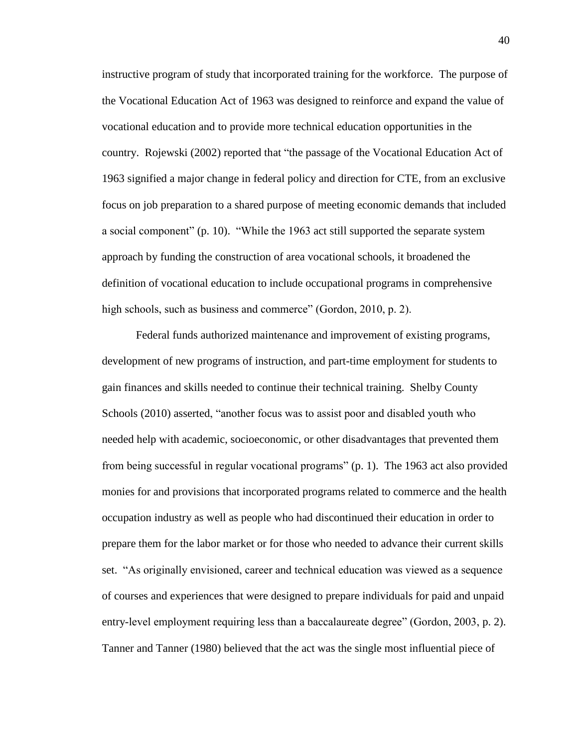instructive program of study that incorporated training for the workforce. The purpose of the Vocational Education Act of 1963 was designed to reinforce and expand the value of vocational education and to provide more technical education opportunities in the country. Rojewski (2002) reported that "the passage of the Vocational Education Act of 1963 signified a major change in federal policy and direction for CTE, from an exclusive focus on job preparation to a shared purpose of meeting economic demands that included a social component" (p. 10). "While the 1963 act still supported the separate system approach by funding the construction of area vocational schools, it broadened the definition of vocational education to include occupational programs in comprehensive high schools, such as business and commerce" (Gordon, 2010, p. 2).

Federal funds authorized maintenance and improvement of existing programs, development of new programs of instruction, and part-time employment for students to gain finances and skills needed to continue their technical training. Shelby County Schools (2010) asserted, "another focus was to assist poor and disabled youth who needed help with academic, socioeconomic, or other disadvantages that prevented them from being successful in regular vocational programs" (p. 1). The 1963 act also provided monies for and provisions that incorporated programs related to commerce and the health occupation industry as well as people who had discontinued their education in order to prepare them for the labor market or for those who needed to advance their current skills set. "As originally envisioned, career and technical education was viewed as a sequence of courses and experiences that were designed to prepare individuals for paid and unpaid entry-level employment requiring less than a baccalaureate degree" (Gordon, 2003, p. 2). Tanner and Tanner (1980) believed that the act was the single most influential piece of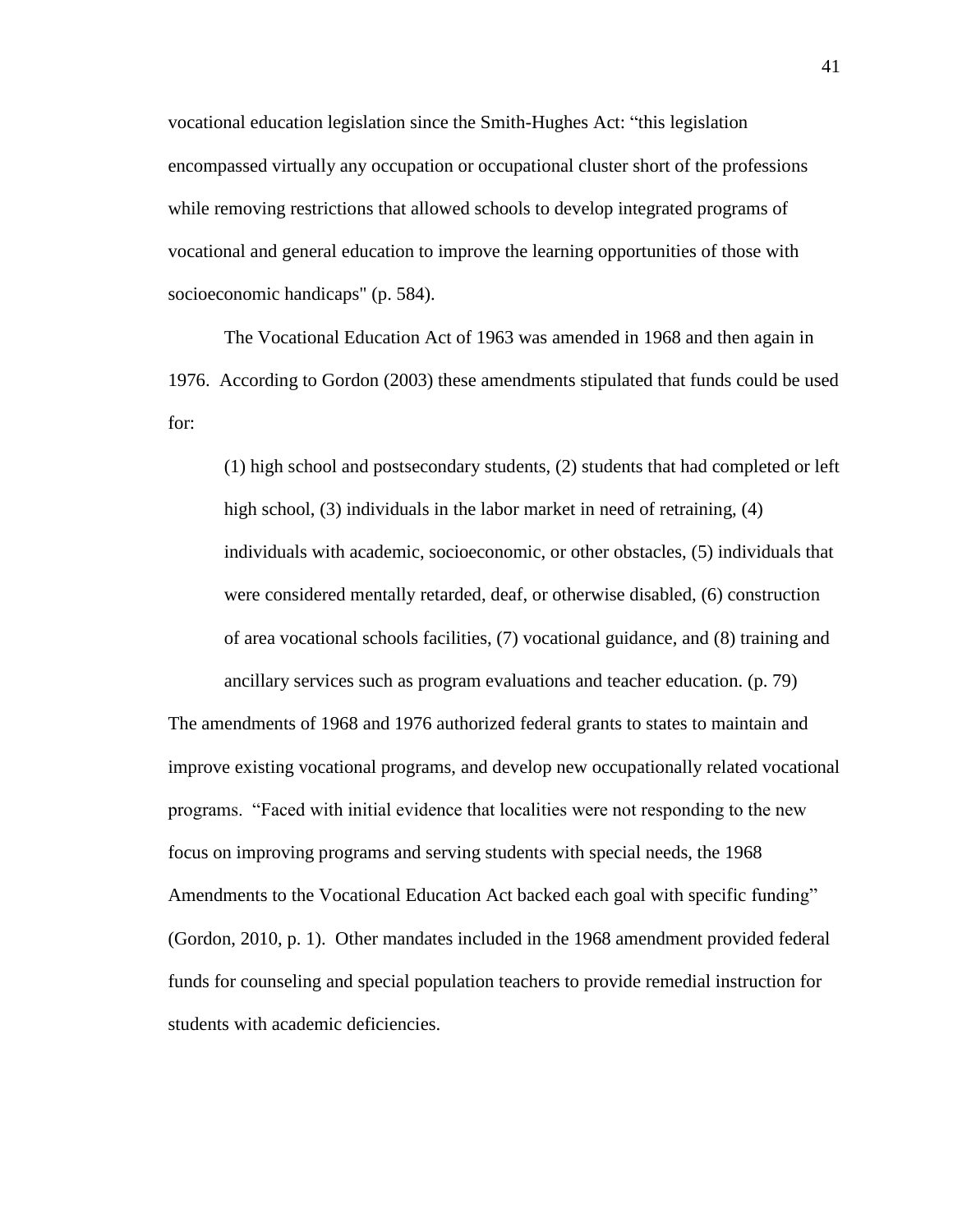vocational education legislation since the Smith-Hughes Act: "this legislation encompassed virtually any occupation or occupational cluster short of the professions while removing restrictions that allowed schools to develop integrated programs of vocational and general education to improve the learning opportunities of those with socioeconomic handicaps" (p. 584).

The Vocational Education Act of 1963 was amended in 1968 and then again in 1976. According to Gordon (2003) these amendments stipulated that funds could be used for:

> (1) high school and postsecondary students, (2) students that had completed or left high school, (3) individuals in the labor market in need of retraining, (4) individuals with academic, socioeconomic, or other obstacles, (5) individuals that were considered mentally retarded, deaf, or otherwise disabled, (6) construction of area vocational schools facilities, (7) vocational guidance, and (8) training and ancillary services such as program evaluations and teacher education. (p. 79)

The amendments of 1968 and 1976 authorized federal grants to states to maintain and improve existing vocational programs, and develop new occupationally related vocational programs. "Faced with initial evidence that localities were not responding to the new focus on improving programs and serving students with special needs, the 1968 Amendments to the Vocational Education Act backed each goal with specific funding" (Gordon, 2010, p. 1). Other mandates included in the 1968 amendment provided federal funds for counseling and special population teachers to provide remedial instruction for students with academic deficiencies.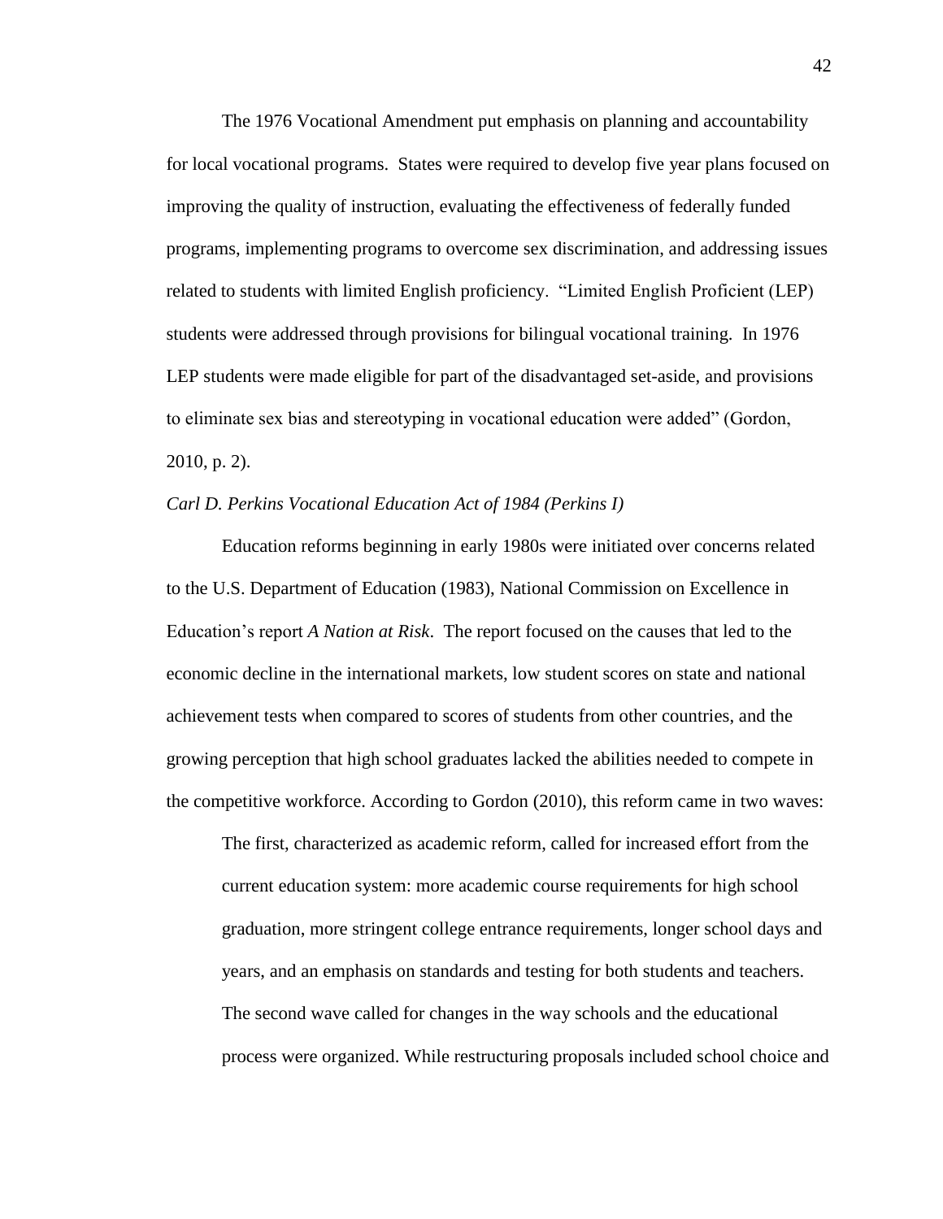The 1976 Vocational Amendment put emphasis on planning and accountability for local vocational programs. States were required to develop five year plans focused on improving the quality of instruction, evaluating the effectiveness of federally funded programs, implementing programs to overcome sex discrimination, and addressing issues related to students with limited English proficiency. "Limited English Proficient (LEP) students were addressed through provisions for bilingual vocational training. In 1976 LEP students were made eligible for part of the disadvantaged set-aside, and provisions to eliminate sex bias and stereotyping in vocational education were added" (Gordon, 2010, p. 2).

*Carl D. Perkins Vocational Education Act of 1984 (Perkins I)*

Education reforms beginning in early 1980s were initiated over concerns related to the U.S. Department of Education (1983), National Commission on Excellence in Education's report *A Nation at Risk*. The report focused on the causes that led to the economic decline in the international markets, low student scores on state and national achievement tests when compared to scores of students from other countries, and the growing perception that high school graduates lacked the abilities needed to compete in the competitive workforce. According to Gordon (2010), this reform came in two waves:

> The first, characterized as academic reform, called for increased effort from the current education system: more academic course requirements for high school graduation, more stringent college entrance requirements, longer school days and years, and an emphasis on standards and testing for both students and teachers. The second wave called for changes in the way schools and the educational process were organized. While restructuring proposals included school choice and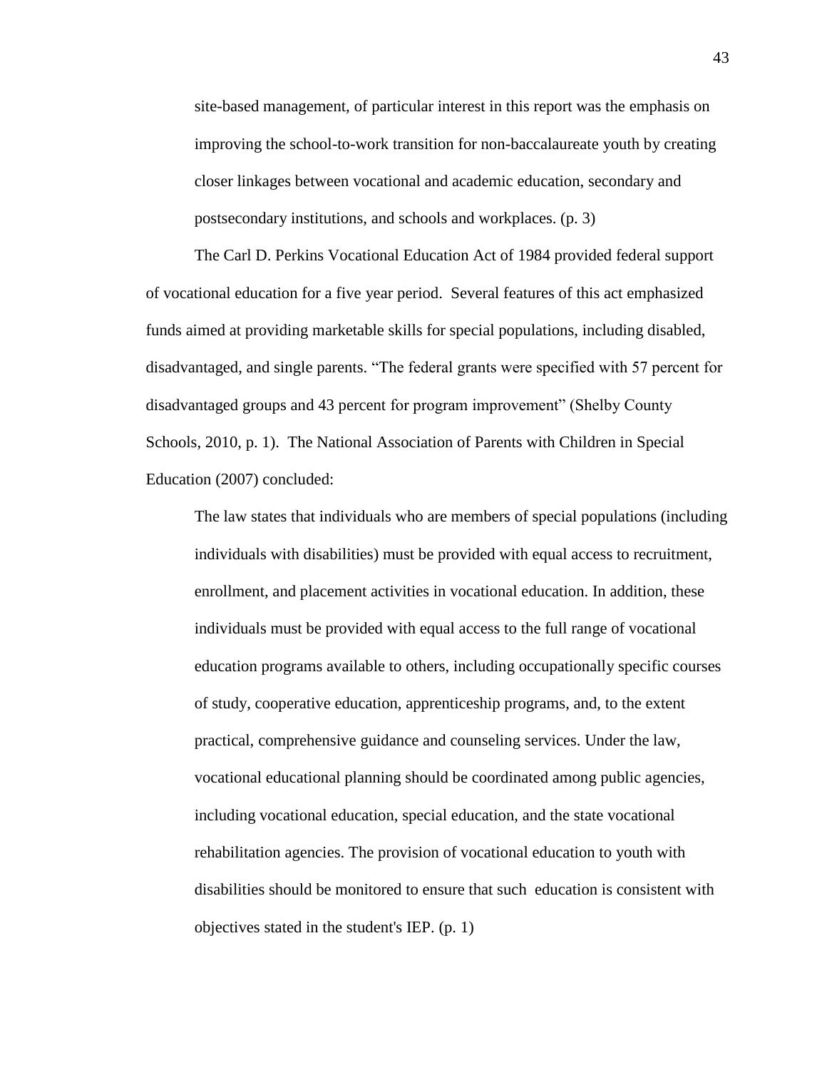> site-based management, of particular interest in this report was the emphasis on improving the school-to-work transition for non-baccalaureate youth by creating closer linkages between vocational and academic education, secondary and postsecondary institutions, and schools and workplaces. (p. 3)

The Carl D. Perkins Vocational Education Act of 1984 provided federal support of vocational education for a five year period. Several features of this act emphasized funds aimed at providing marketable skills for special populations, including disabled, disadvantaged, and single parents. "The federal grants were specified with 57 percent for disadvantaged groups and 43 percent for program improvement" (Shelby County Schools, 2010, p. 1). The National Association of Parents with Children in Special Education (2007) concluded:

> The law states that individuals who are members of special populations (including individuals with disabilities) must be provided with equal access to recruitment, enrollment, and placement activities in vocational education. In addition, these individuals must be provided with equal access to the full range of vocational education programs available to others, including occupationally specific courses of study, cooperative education, apprenticeship programs, and, to the extent practical, comprehensive guidance and counseling services. Under the law, vocational educational planning should be coordinated among public agencies, including vocational education, special education, and the state vocational rehabilitation agencies. The provision of vocational education to youth with disabilities should be monitored to ensure that such education is consistent with objectives stated in the student's IEP. (p. 1)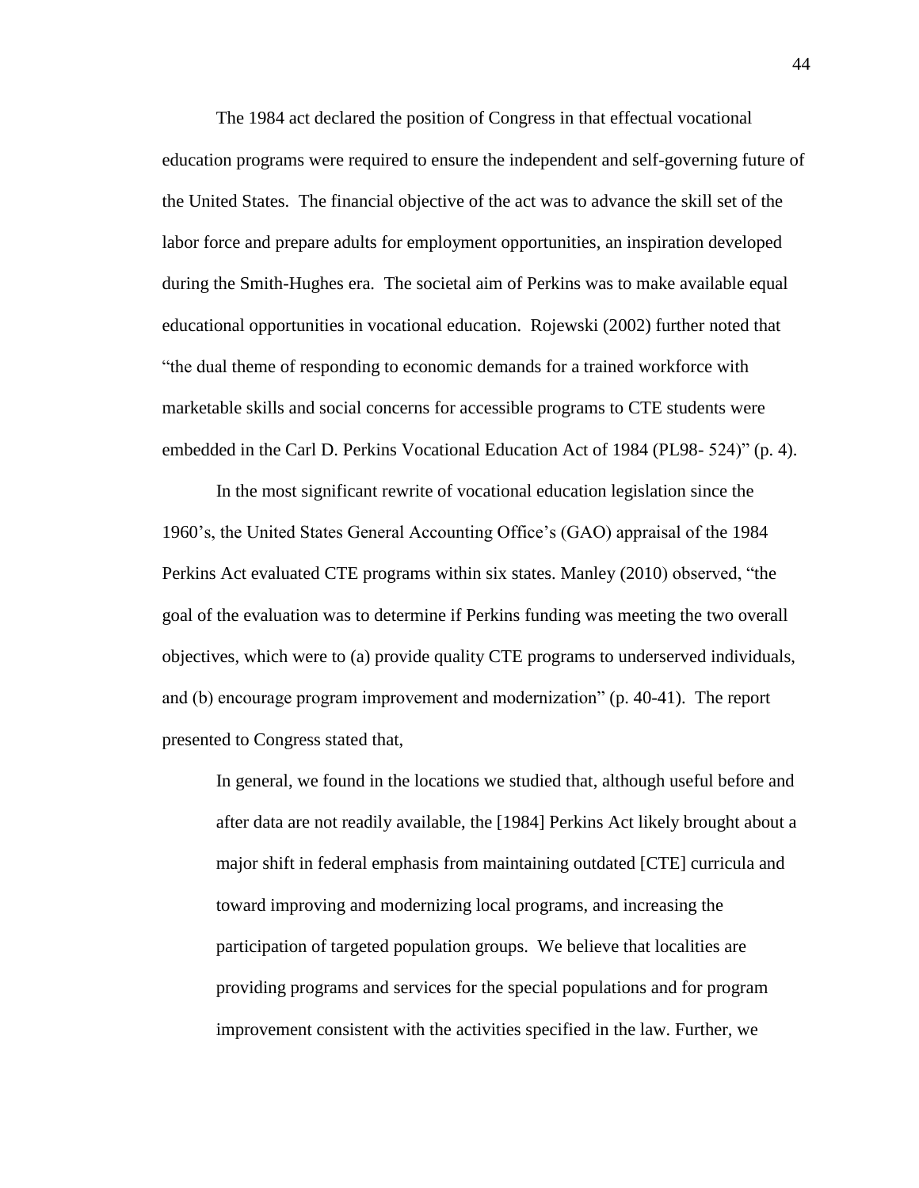The 1984 act declared the position of Congress in that effectual vocational education programs were required to ensure the independent and self-governing future of the United States. The financial objective of the act was to advance the skill set of the labor force and prepare adults for employment opportunities, an inspiration developed during the Smith-Hughes era. The societal aim of Perkins was to make available equal educational opportunities in vocational education. Rojewski (2002) further noted that "the dual theme of responding to economic demands for a trained workforce with marketable skills and social concerns for accessible programs to CTE students were embedded in the Carl D. Perkins Vocational Education Act of 1984 (PL98- 524)" (p. 4).

In the most significant rewrite of vocational education legislation since the 1960's, the United States General Accounting Office's (GAO) appraisal of the 1984 Perkins Act evaluated CTE programs within six states. Manley (2010) observed, "the goal of the evaluation was to determine if Perkins funding was meeting the two overall objectives, which were to (a) provide quality CTE programs to underserved individuals, and (b) encourage program improvement and modernization" (p. 40-41). The report presented to Congress stated that,

> In general, we found in the locations we studied that, although useful before and after data are not readily available, the [1984] Perkins Act likely brought about a major shift in federal emphasis from maintaining outdated [CTE] curricula and toward improving and modernizing local programs, and increasing the participation of targeted population groups. We believe that localities are providing programs and services for the special populations and for program improvement consistent with the activities specified in the law. Further, we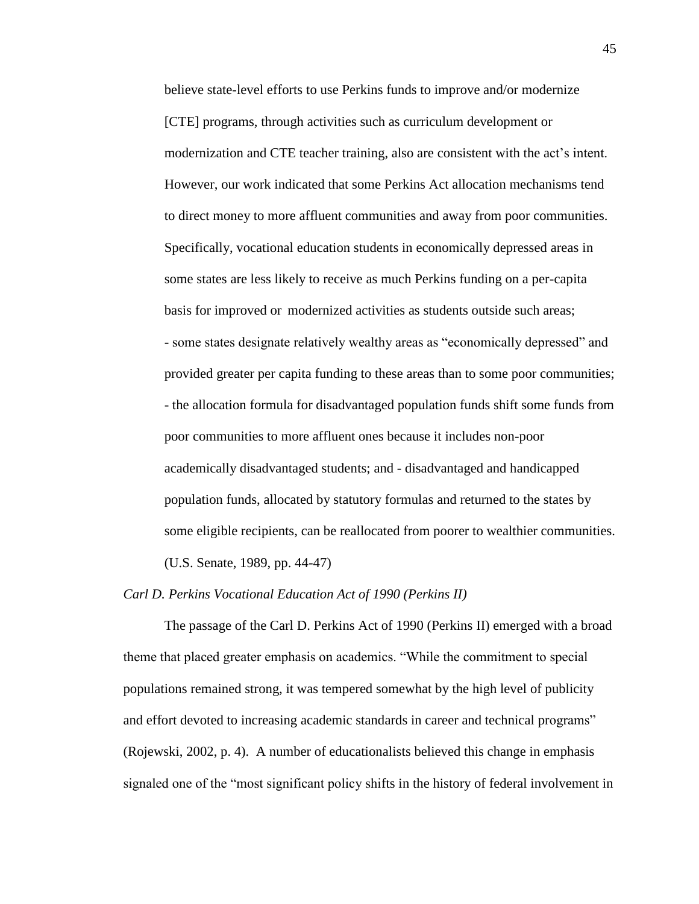> believe state-level efforts to use Perkins funds to improve and/or modernize [CTE] programs, through activities such as curriculum development or modernization and CTE teacher training, also are consistent with the act's intent. However, our work indicated that some Perkins Act allocation mechanisms tend to direct money to more affluent communities and away from poor communities. Specifically, vocational education students in economically depressed areas in some states are less likely to receive as much Perkins funding on a per-capita basis for improved or modernized activities as students outside such areas; - some states designate relatively wealthy areas as "economically depressed" and provided greater per capita funding to these areas than to some poor communities; - the allocation formula for disadvantaged population funds shift some funds from poor communities to more affluent ones because it includes non-poor academically disadvantaged students; and - disadvantaged and handicapped population funds, allocated by statutory formulas and returned to the states by some eligible recipients, can be reallocated from poorer to wealthier communities. (U.S. Senate, 1989, pp. 44-47)

*Carl D. Perkins Vocational Education Act of 1990 (Perkins II)*

The passage of the Carl D. Perkins Act of 1990 (Perkins II) emerged with a broad theme that placed greater emphasis on academics. "While the commitment to special populations remained strong, it was tempered somewhat by the high level of publicity and effort devoted to increasing academic standards in career and technical programs" (Rojewski, 2002, p. 4). A number of educationalists believed this change in emphasis signaled one of the "most significant policy shifts in the history of federal involvement in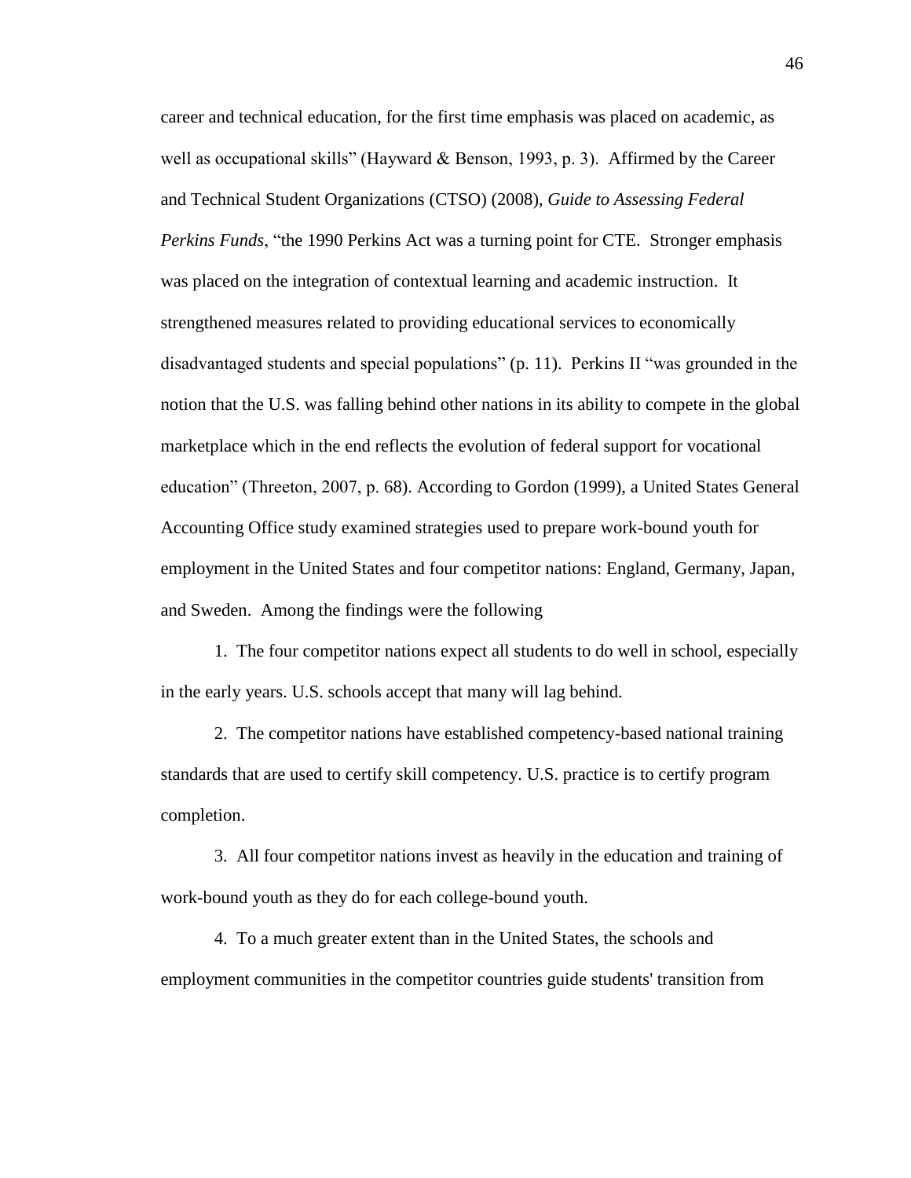career and technical education, for the first time emphasis was placed on academic, as well as occupational skills" (Hayward & Benson, 1993, p. 3). Affirmed by the Career and Technical Student Organizations (CTSO) (2008), *Guide to Assessing Federal Perkins Funds*, "the 1990 Perkins Act was a turning point for CTE. Stronger emphasis was placed on the integration of contextual learning and academic instruction. It strengthened measures related to providing educational services to economically disadvantaged students and special populations" (p. 11). Perkins II "was grounded in the notion that the U.S. was falling behind other nations in its ability to compete in the global marketplace which in the end reflects the evolution of federal support for vocational education" (Threeton, 2007, p. 68). According to Gordon (1999), a United States General Accounting Office study examined strategies used to prepare work-bound youth for employment in the United States and four competitor nations: England, Germany, Japan, and Sweden. Among the findings were the following

1. The four competitor nations expect all students to do well in school, especially in the early years. U.S. schools accept that many will lag behind.

2. The competitor nations have established competency-based national training standards that are used to certify skill competency. U.S. practice is to certify program completion.

3. All four competitor nations invest as heavily in the education and training of work-bound youth as they do for each college-bound youth.

4. To a much greater extent than in the United States, the schools and employment communities in the competitor countries guide students' transition from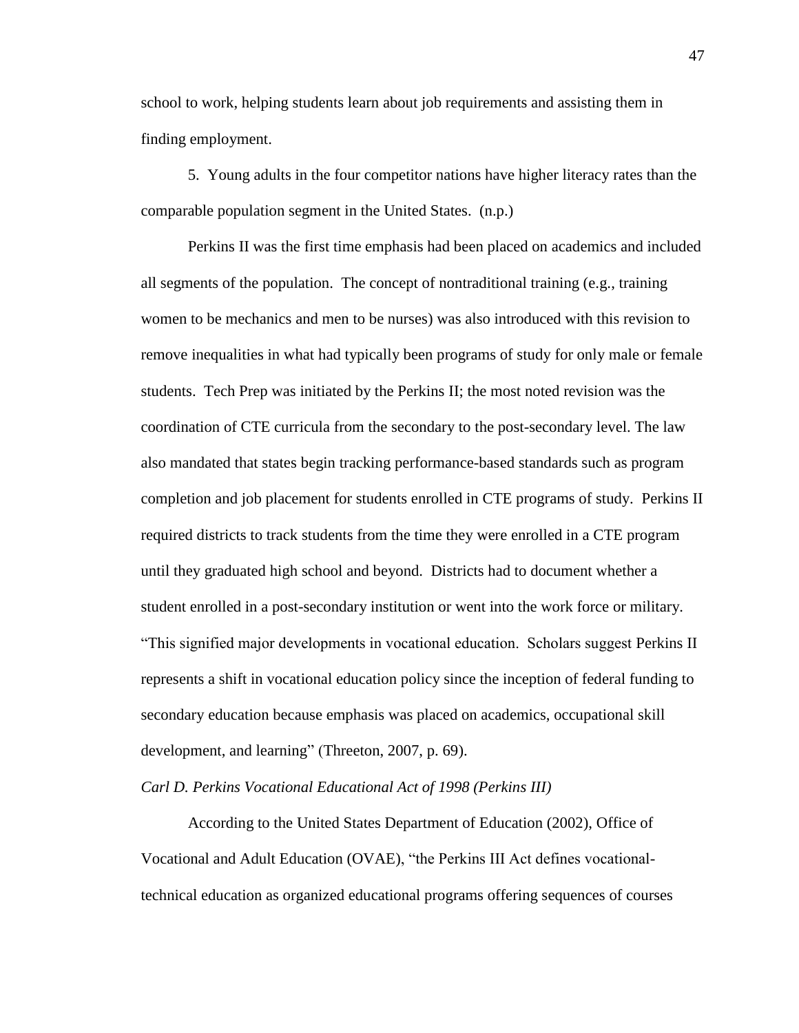school to work, helping students learn about job requirements and assisting them in finding employment.

5. Young adults in the four competitor nations have higher literacy rates than the comparable population segment in the United States. (n.p.)

Perkins II was the first time emphasis had been placed on academics and included all segments of the population. The concept of nontraditional training (e.g., training women to be mechanics and men to be nurses) was also introduced with this revision to remove inequalities in what had typically been programs of study for only male or female students. Tech Prep was initiated by the Perkins II; the most noted revision was the coordination of CTE curricula from the secondary to the post-secondary level. The law also mandated that states begin tracking performance-based standards such as program completion and job placement for students enrolled in CTE programs of study. Perkins II required districts to track students from the time they were enrolled in a CTE program until they graduated high school and beyond. Districts had to document whether a student enrolled in a post-secondary institution or went into the work force or military. "This signified major developments in vocational education. Scholars suggest Perkins II represents a shift in vocational education policy since the inception of federal funding to secondary education because emphasis was placed on academics, occupational skill development, and learning" (Threeton, 2007, p. 69).

*Carl D. Perkins Vocational Educational Act of 1998 (Perkins III)*

According to the United States Department of Education (2002), Office of Vocational and Adult Education (OVAE), "the Perkins III Act defines vocational-technical education as organized educational programs offering sequences of courses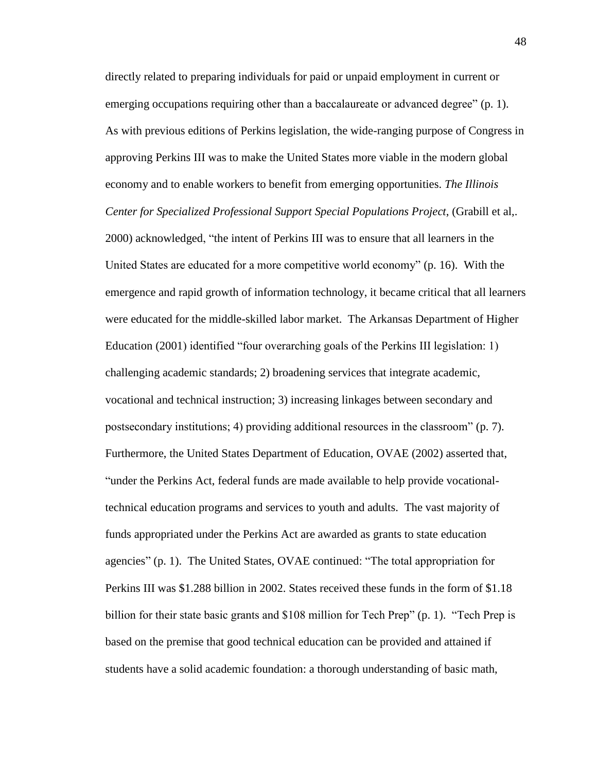directly related to preparing individuals for paid or unpaid employment in current or emerging occupations requiring other than a baccalaureate or advanced degree" (p. 1). As with previous editions of Perkins legislation, the wide-ranging purpose of Congress in approving Perkins III was to make the United States more viable in the modern global economy and to enable workers to benefit from emerging opportunities. *The Illinois Center for Specialized Professional Support Special Populations Project*, (Grabill et al,. 2000) acknowledged, "the intent of Perkins III was to ensure that all learners in the United States are educated for a more competitive world economy" (p. 16). With the emergence and rapid growth of information technology, it became critical that all learners were educated for the middle-skilled labor market. The Arkansas Department of Higher Education (2001) identified "four overarching goals of the Perkins III legislation: 1) challenging academic standards; 2) broadening services that integrate academic, vocational and technical instruction; 3) increasing linkages between secondary and postsecondary institutions; 4) providing additional resources in the classroom" (p. 7). Furthermore, the United States Department of Education, OVAE (2002) asserted that, "under the Perkins Act, federal funds are made available to help provide vocational-technical education programs and services to youth and adults. The vast majority of funds appropriated under the Perkins Act are awarded as grants to state education agencies" (p. 1). The United States, OVAE continued: "The total appropriation for Perkins III was $1.288 billion in 2002. States received these funds in the form of $1.18 billion for their state basic grants and $108 million for Tech Prep" (p. 1). "Tech Prep is based on the premise that good technical education can be provided and attained if students have a solid academic foundation: a thorough understanding of basic math,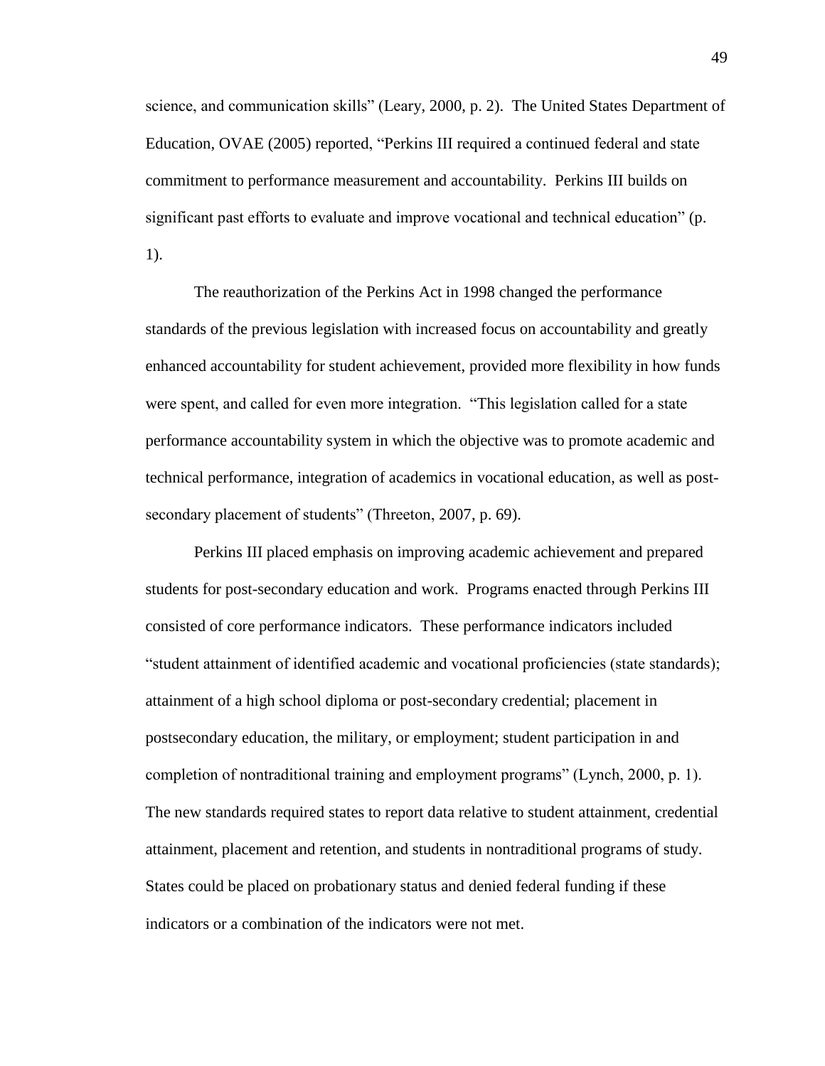science, and communication skills" (Leary, 2000, p. 2). The United States Department of Education, OVAE (2005) reported, "Perkins III required a continued federal and state commitment to performance measurement and accountability. Perkins III builds on significant past efforts to evaluate and improve vocational and technical education" (p. 1).

The reauthorization of the Perkins Act in 1998 changed the performance standards of the previous legislation with increased focus on accountability and greatly enhanced accountability for student achievement, provided more flexibility in how funds were spent, and called for even more integration. "This legislation called for a state performance accountability system in which the objective was to promote academic and technical performance, integration of academics in vocational education, as well as post-secondary placement of students" (Threeton, 2007, p. 69).

Perkins III placed emphasis on improving academic achievement and prepared students for post-secondary education and work. Programs enacted through Perkins III consisted of core performance indicators. These performance indicators included "student attainment of identified academic and vocational proficiencies (state standards); attainment of a high school diploma or post-secondary credential; placement in postsecondary education, the military, or employment; student participation in and completion of nontraditional training and employment programs" (Lynch, 2000, p. 1). The new standards required states to report data relative to student attainment, credential attainment, placement and retention, and students in nontraditional programs of study. States could be placed on probationary status and denied federal funding if these indicators or a combination of the indicators were not met.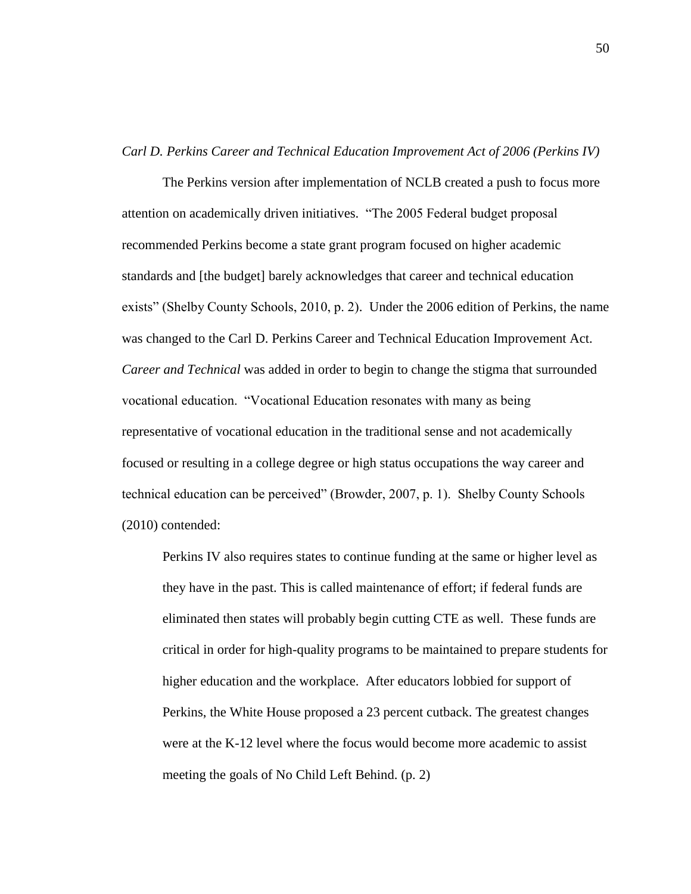*Carl D. Perkins Career and Technical Education Improvement Act of 2006 (Perkins IV)*

The Perkins version after implementation of NCLB created a push to focus more attention on academically driven initiatives. "The 2005 Federal budget proposal recommended Perkins become a state grant program focused on higher academic standards and [the budget] barely acknowledges that career and technical education exists" (Shelby County Schools, 2010, p. 2). Under the 2006 edition of Perkins, the name was changed to the Carl D. Perkins Career and Technical Education Improvement Act. *Career and Technical* was added in order to begin to change the stigma that surrounded vocational education. "Vocational Education resonates with many as being representative of vocational education in the traditional sense and not academically focused or resulting in a college degree or high status occupations the way career and technical education can be perceived" (Browder, 2007, p. 1). Shelby County Schools (2010) contended:

> Perkins IV also requires states to continue funding at the same or higher level as they have in the past. This is called maintenance of effort; if federal funds are eliminated then states will probably begin cutting CTE as well. These funds are critical in order for high-quality programs to be maintained to prepare students for higher education and the workplace. After educators lobbied for support of Perkins, the White House proposed a 23 percent cutback. The greatest changes were at the K-12 level where the focus would become more academic to assist meeting the goals of No Child Left Behind. (p. 2)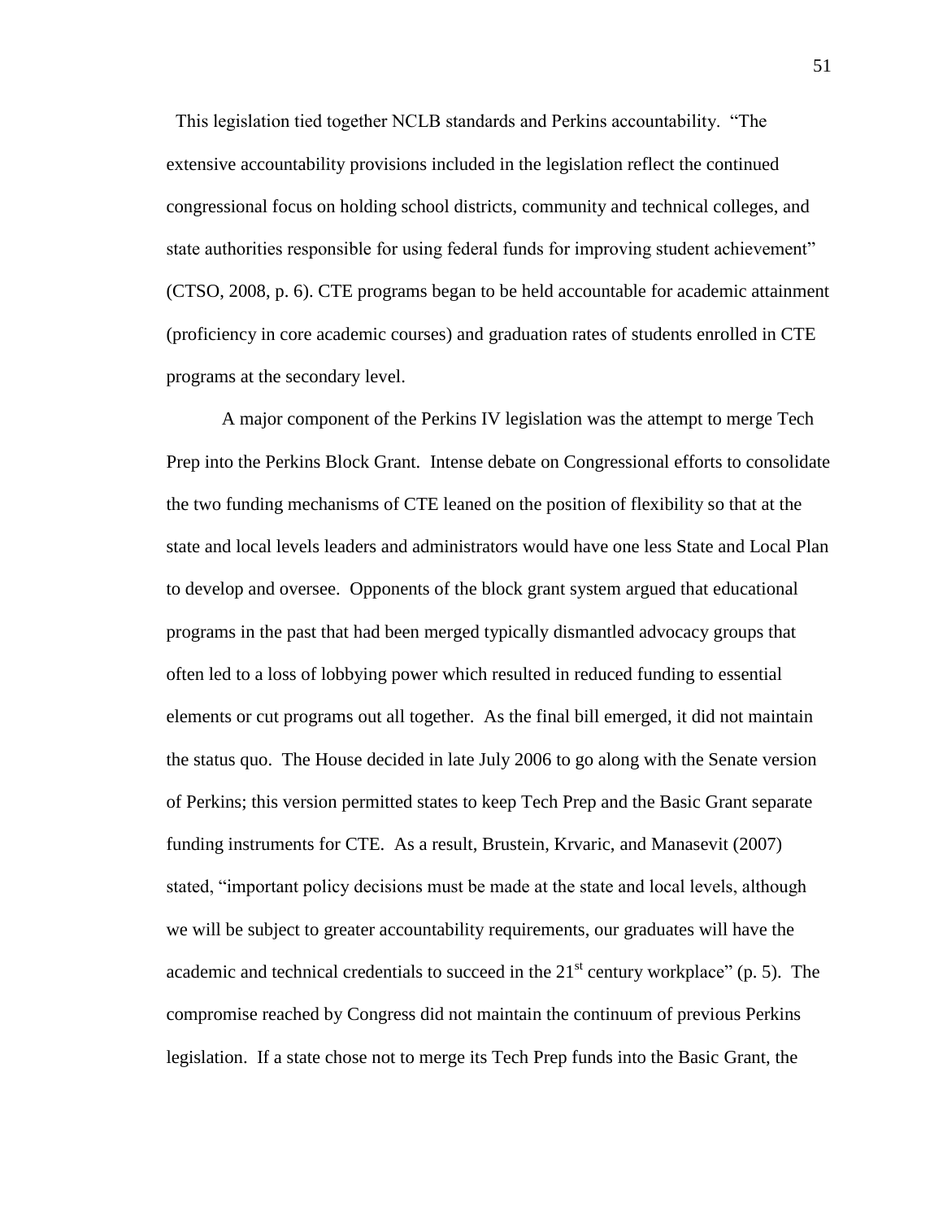This legislation tied together NCLB standards and Perkins accountability. "The extensive accountability provisions included in the legislation reflect the continued congressional focus on holding school districts, community and technical colleges, and state authorities responsible for using federal funds for improving student achievement" (CTSO, 2008, p. 6). CTE programs began to be held accountable for academic attainment (proficiency in core academic courses) and graduation rates of students enrolled in CTE programs at the secondary level.

A major component of the Perkins IV legislation was the attempt to merge Tech Prep into the Perkins Block Grant. Intense debate on Congressional efforts to consolidate the two funding mechanisms of CTE leaned on the position of flexibility so that at the state and local levels leaders and administrators would have one less State and Local Plan to develop and oversee. Opponents of the block grant system argued that educational programs in the past that had been merged typically dismantled advocacy groups that often led to a loss of lobbying power which resulted in reduced funding to essential elements or cut programs out all together. As the final bill emerged, it did not maintain the status quo. The House decided in late July 2006 to go along with the Senate version of Perkins; this version permitted states to keep Tech Prep and the Basic Grant separate funding instruments for CTE. As a result, Brustein, Krvaric, and Manasevit (2007) stated, "important policy decisions must be made at the state and local levels, although we will be subject to greater accountability requirements, our graduates will have the academic and technical credentials to succeed in the 21st century workplace" (p. 5). The compromise reached by Congress did not maintain the continuum of previous Perkins legislation. If a state chose not to merge its Tech Prep funds into the Basic Grant, the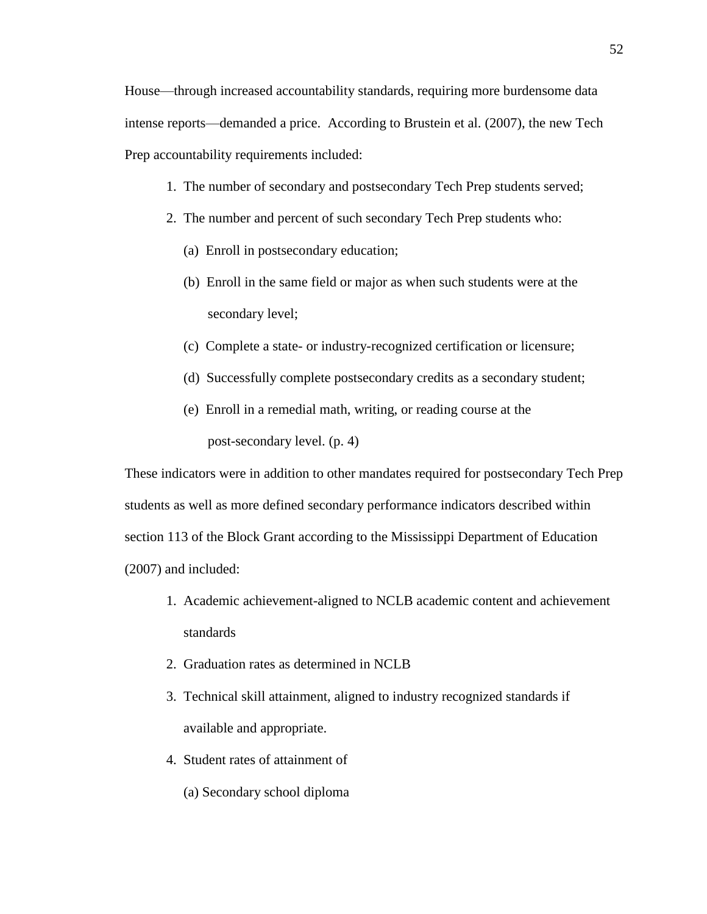House—through increased accountability standards, requiring more burdensome data intense reports—demanded a price. According to Brustein et al. (2007), the new Tech Prep accountability requirements included:

1. The number of secondary and postsecondary Tech Prep students served;
2. The number and percent of such secondary Tech Prep students who:
   - (a) Enroll in postsecondary education;
   - (b) Enroll in the same field or major as when such students were at the secondary level;
   - (c) Complete a state- or industry-recognized certification or licensure;
   - (d) Successfully complete postsecondary credits as a secondary student;
   - (e) Enroll in a remedial math, writing, or reading course at the post-secondary level. (p. 4)

These indicators were in addition to other mandates required for postsecondary Tech Prep students as well as more defined secondary performance indicators described within section 113 of the Block Grant according to the Mississippi Department of Education (2007) and included:

1. Academic achievement-aligned to NCLB academic content and achievement standards
2. Graduation rates as determined in NCLB
3. Technical skill attainment, aligned to industry recognized standards if available and appropriate.
4. Student rates of attainment of
   - (a) Secondary school diploma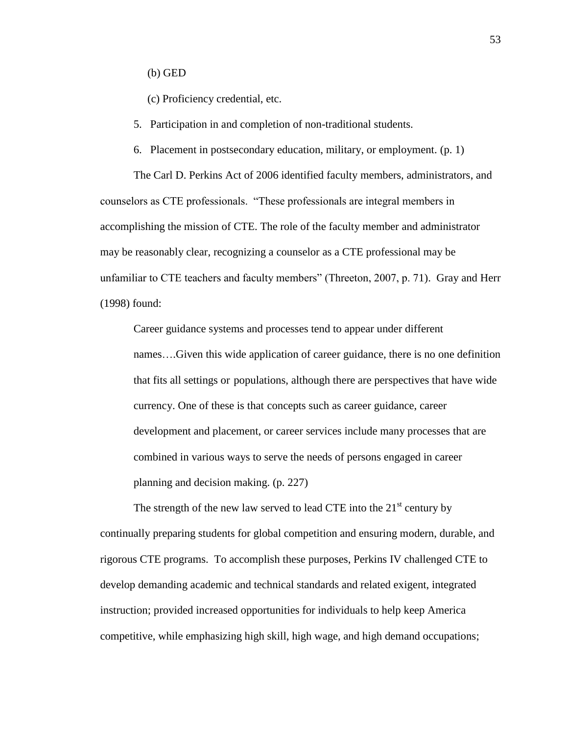(b) GED

(c) Proficiency credential, etc.

5. Participation in and completion of non-traditional students.

6. Placement in postsecondary education, military, or employment. (p. 1)

The Carl D. Perkins Act of 2006 identified faculty members, administrators, and counselors as CTE professionals. "These professionals are integral members in accomplishing the mission of CTE. The role of the faculty member and administrator may be reasonably clear, recognizing a counselor as a CTE professional may be unfamiliar to CTE teachers and faculty members" (Threeton, 2007, p. 71). Gray and Herr (1998) found:

> Career guidance systems and processes tend to appear under different names….Given this wide application of career guidance, there is no one definition that fits all settings or populations, although there are perspectives that have wide currency. One of these is that concepts such as career guidance, career development and placement, or career services include many processes that are combined in various ways to serve the needs of persons engaged in career planning and decision making. (p. 227)

The strength of the new law served to lead CTE into the 21st century by continually preparing students for global competition and ensuring modern, durable, and rigorous CTE programs. To accomplish these purposes, Perkins IV challenged CTE to develop demanding academic and technical standards and related exigent, integrated instruction; provided increased opportunities for individuals to help keep America competitive, while emphasizing high skill, high wage, and high demand occupations;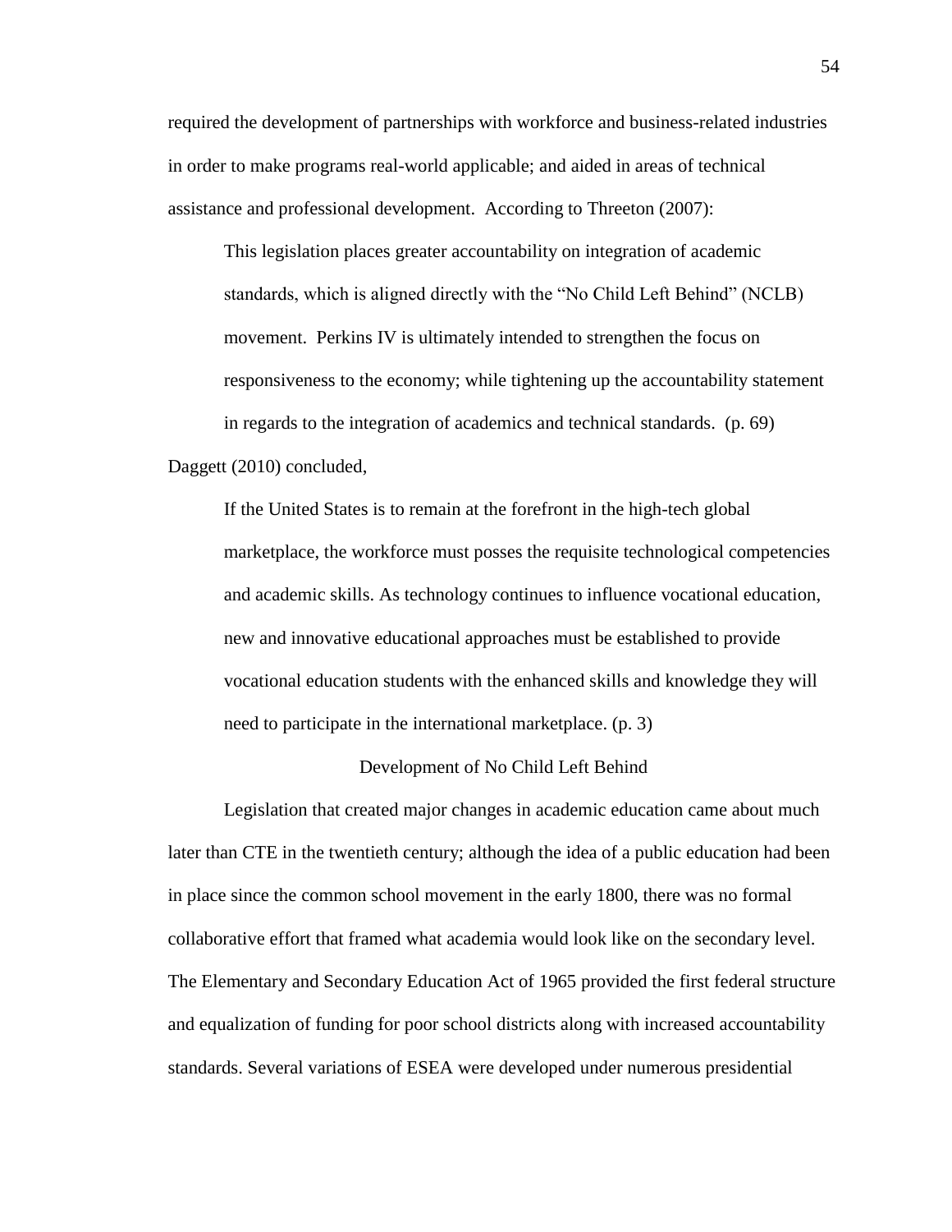required the development of partnerships with workforce and business-related industries in order to make programs real-world applicable; and aided in areas of technical assistance and professional development. According to Threeton (2007):

> This legislation places greater accountability on integration of academic standards, which is aligned directly with the "No Child Left Behind" (NCLB) movement. Perkins IV is ultimately intended to strengthen the focus on responsiveness to the economy; while tightening up the accountability statement in regards to the integration of academics and technical standards. (p. 69)

Daggett (2010) concluded,

> If the United States is to remain at the forefront in the high-tech global marketplace, the workforce must posses the requisite technological competencies and academic skills. As technology continues to influence vocational education, new and innovative educational approaches must be established to provide vocational education students with the enhanced skills and knowledge they will need to participate in the international marketplace. (p. 3)

## Development of No Child Left Behind

Legislation that created major changes in academic education came about much later than CTE in the twentieth century; although the idea of a public education had been in place since the common school movement in the early 1800, there was no formal collaborative effort that framed what academia would look like on the secondary level. The Elementary and Secondary Education Act of 1965 provided the first federal structure and equalization of funding for poor school districts along with increased accountability standards. Several variations of ESEA were developed under numerous presidential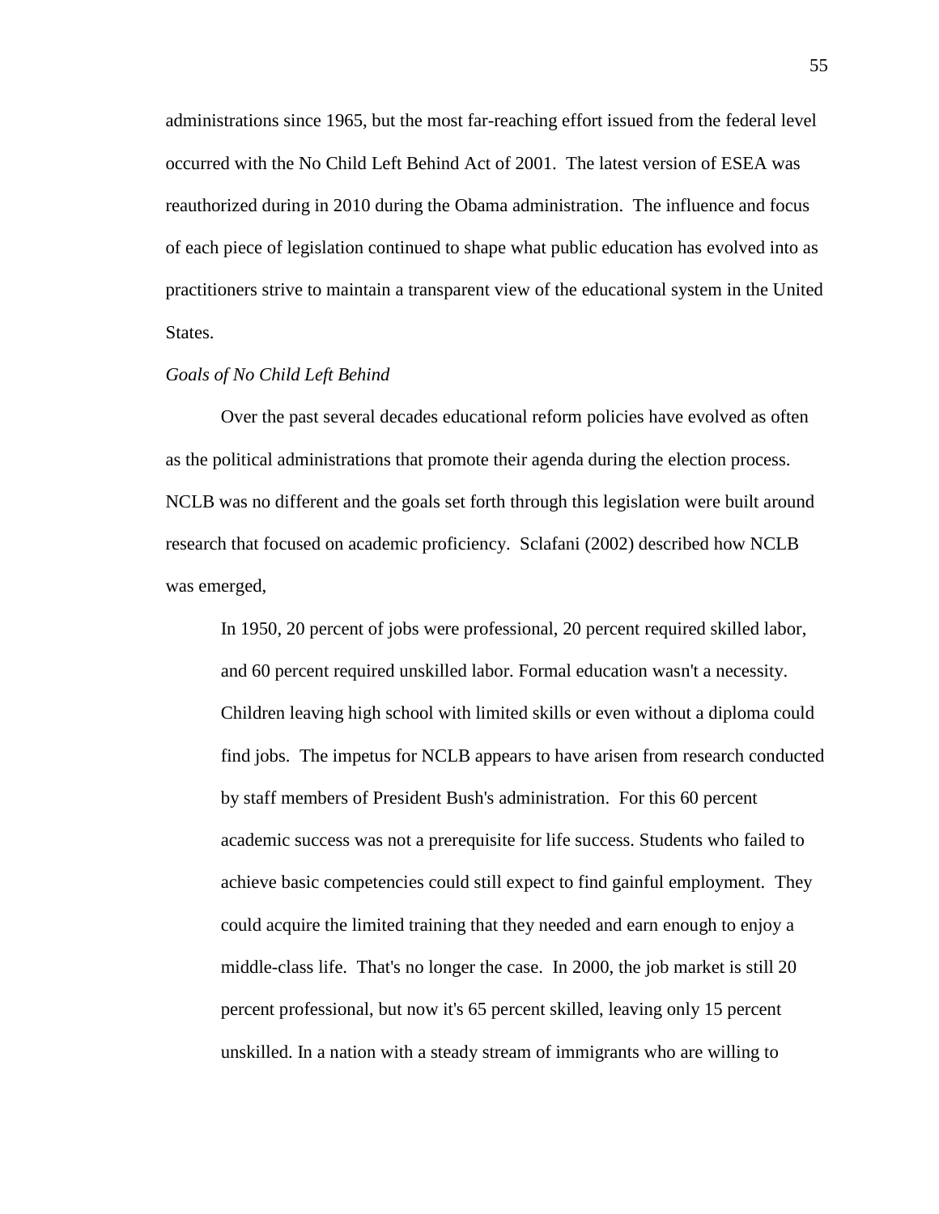administrations since 1965, but the most far-reaching effort issued from the federal level occurred with the No Child Left Behind Act of 2001. The latest version of ESEA was reauthorized during in 2010 during the Obama administration. The influence and focus of each piece of legislation continued to shape what public education has evolved into as practitioners strive to maintain a transparent view of the educational system in the United States.

*Goals of No Child Left Behind*

Over the past several decades educational reform policies have evolved as often as the political administrations that promote their agenda during the election process. NCLB was no different and the goals set forth through this legislation were built around research that focused on academic proficiency. Sclafani (2002) described how NCLB was emerged,

> In 1950, 20 percent of jobs were professional, 20 percent required skilled labor, and 60 percent required unskilled labor. Formal education wasn't a necessity. Children leaving high school with limited skills or even without a diploma could find jobs. The impetus for NCLB appears to have arisen from research conducted by staff members of President Bush's administration. For this 60 percent academic success was not a prerequisite for life success. Students who failed to achieve basic competencies could still expect to find gainful employment. They could acquire the limited training that they needed and earn enough to enjoy a middle-class life. That's no longer the case. In 2000, the job market is still 20 percent professional, but now it's 65 percent skilled, leaving only 15 percent unskilled. In a nation with a steady stream of immigrants who are willing to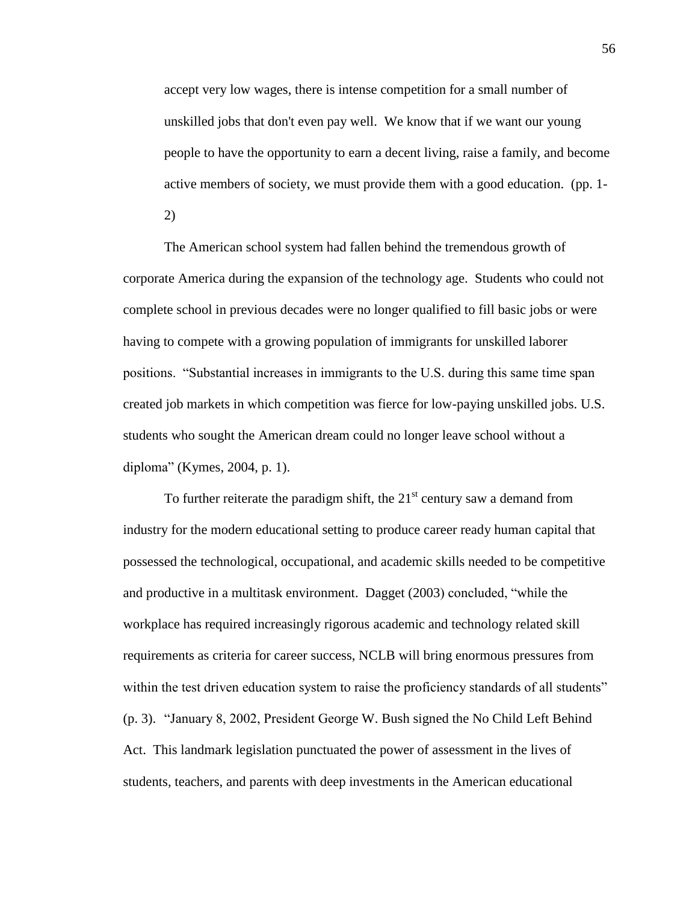> accept very low wages, there is intense competition for a small number of unskilled jobs that don't even pay well. We know that if we want our young people to have the opportunity to earn a decent living, raise a family, and become active members of society, we must provide them with a good education. (pp. 1-2)

The American school system had fallen behind the tremendous growth of corporate America during the expansion of the technology age. Students who could not complete school in previous decades were no longer qualified to fill basic jobs or were having to compete with a growing population of immigrants for unskilled laborer positions. "Substantial increases in immigrants to the U.S. during this same time span created job markets in which competition was fierce for low-paying unskilled jobs. U.S. students who sought the American dream could no longer leave school without a diploma" (Kymes, 2004, p. 1).

To further reiterate the paradigm shift, the 21st century saw a demand from industry for the modern educational setting to produce career ready human capital that possessed the technological, occupational, and academic skills needed to be competitive and productive in a multitask environment. Dagget (2003) concluded, "while the workplace has required increasingly rigorous academic and technology related skill requirements as criteria for career success, NCLB will bring enormous pressures from within the test driven education system to raise the proficiency standards of all students" (p. 3). "January 8, 2002, President George W. Bush signed the No Child Left Behind Act. This landmark legislation punctuated the power of assessment in the lives of students, teachers, and parents with deep investments in the American educational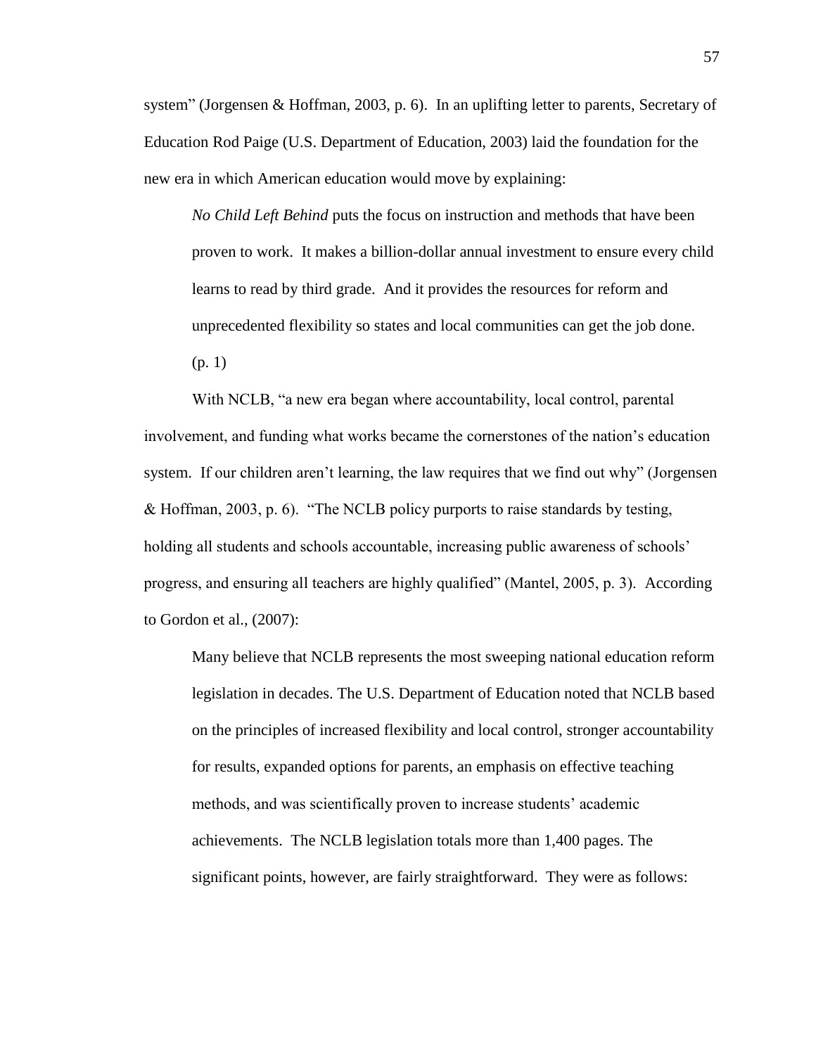system" (Jorgensen & Hoffman, 2003, p. 6). In an uplifting letter to parents, Secretary of Education Rod Paige (U.S. Department of Education, 2003) laid the foundation for the new era in which American education would move by explaining:

> *No Child Left Behind* puts the focus on instruction and methods that have been proven to work. It makes a billion-dollar annual investment to ensure every child learns to read by third grade. And it provides the resources for reform and unprecedented flexibility so states and local communities can get the job done. (p. 1)

With NCLB, "a new era began where accountability, local control, parental involvement, and funding what works became the cornerstones of the nation's education system. If our children aren't learning, the law requires that we find out why" (Jorgensen & Hoffman, 2003, p. 6). "The NCLB policy purports to raise standards by testing, holding all students and schools accountable, increasing public awareness of schools' progress, and ensuring all teachers are highly qualified" (Mantel, 2005, p. 3). According to Gordon et al., (2007):

> Many believe that NCLB represents the most sweeping national education reform legislation in decades. The U.S. Department of Education noted that NCLB based on the principles of increased flexibility and local control, stronger accountability for results, expanded options for parents, an emphasis on effective teaching methods, and was scientifically proven to increase students' academic achievements. The NCLB legislation totals more than 1,400 pages. The significant points, however, are fairly straightforward. They were as follows: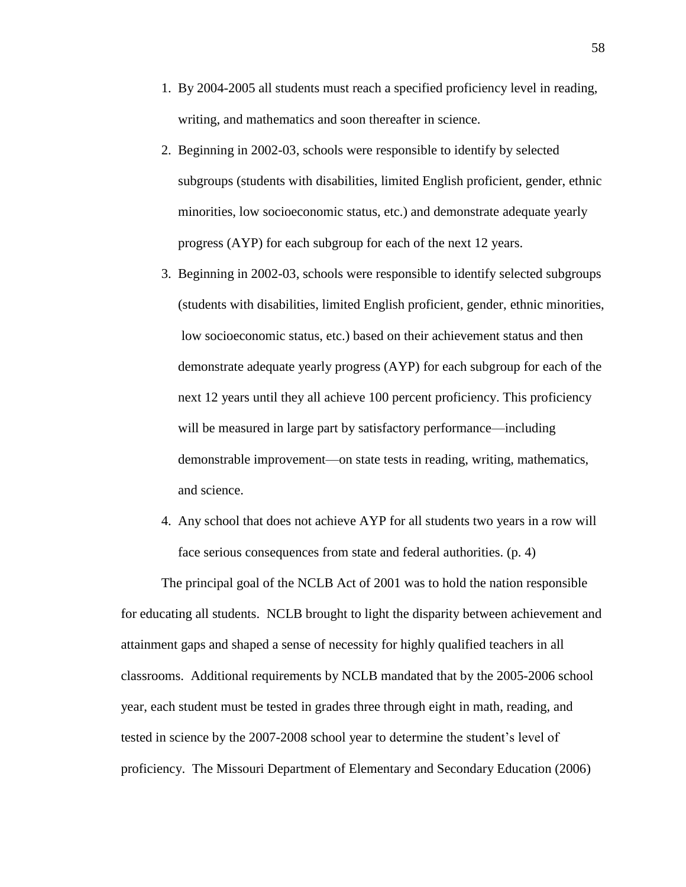1. By 2004-2005 all students must reach a specified proficiency level in reading, writing, and mathematics and soon thereafter in science.
2. Beginning in 2002-03, schools were responsible to identify by selected subgroups (students with disabilities, limited English proficient, gender, ethnic minorities, low socioeconomic status, etc.) and demonstrate adequate yearly progress (AYP) for each subgroup for each of the next 12 years.
3. Beginning in 2002-03, schools were responsible to identify selected subgroups (students with disabilities, limited English proficient, gender, ethnic minorities, low socioeconomic status, etc.) based on their achievement status and then demonstrate adequate yearly progress (AYP) for each subgroup for each of the next 12 years until they all achieve 100 percent proficiency. This proficiency will be measured in large part by satisfactory performance—including demonstrable improvement—on state tests in reading, writing, mathematics, and science.
4. Any school that does not achieve AYP for all students two years in a row will face serious consequences from state and federal authorities. (p. 4)

The principal goal of the NCLB Act of 2001 was to hold the nation responsible for educating all students. NCLB brought to light the disparity between achievement and attainment gaps and shaped a sense of necessity for highly qualified teachers in all classrooms. Additional requirements by NCLB mandated that by the 2005-2006 school year, each student must be tested in grades three through eight in math, reading, and tested in science by the 2007-2008 school year to determine the student's level of proficiency. The Missouri Department of Elementary and Secondary Education (2006)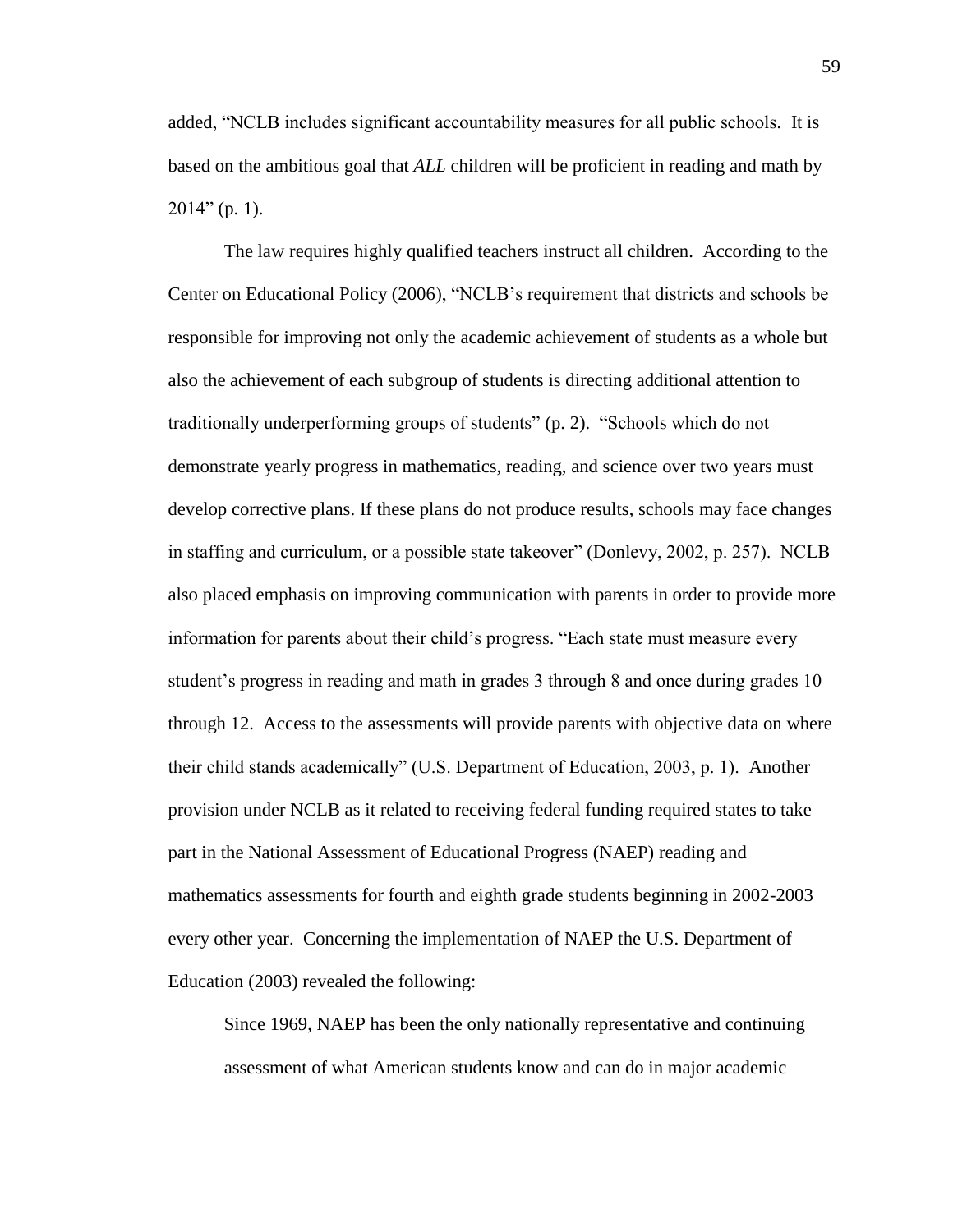added, "NCLB includes significant accountability measures for all public schools. It is based on the ambitious goal that *ALL* children will be proficient in reading and math by 2014" (p. 1).

The law requires highly qualified teachers instruct all children. According to the Center on Educational Policy (2006), "NCLB's requirement that districts and schools be responsible for improving not only the academic achievement of students as a whole but also the achievement of each subgroup of students is directing additional attention to traditionally underperforming groups of students" (p. 2). "Schools which do not demonstrate yearly progress in mathematics, reading, and science over two years must develop corrective plans. If these plans do not produce results, schools may face changes in staffing and curriculum, or a possible state takeover" (Donlevy, 2002, p. 257). NCLB also placed emphasis on improving communication with parents in order to provide more information for parents about their child's progress. "Each state must measure every student's progress in reading and math in grades 3 through 8 and once during grades 10 through 12. Access to the assessments will provide parents with objective data on where their child stands academically" (U.S. Department of Education, 2003, p. 1). Another provision under NCLB as it related to receiving federal funding required states to take part in the National Assessment of Educational Progress (NAEP) reading and mathematics assessments for fourth and eighth grade students beginning in 2002-2003 every other year. Concerning the implementation of NAEP the U.S. Department of Education (2003) revealed the following:

> Since 1969, NAEP has been the only nationally representative and continuing assessment of what American students know and can do in major academic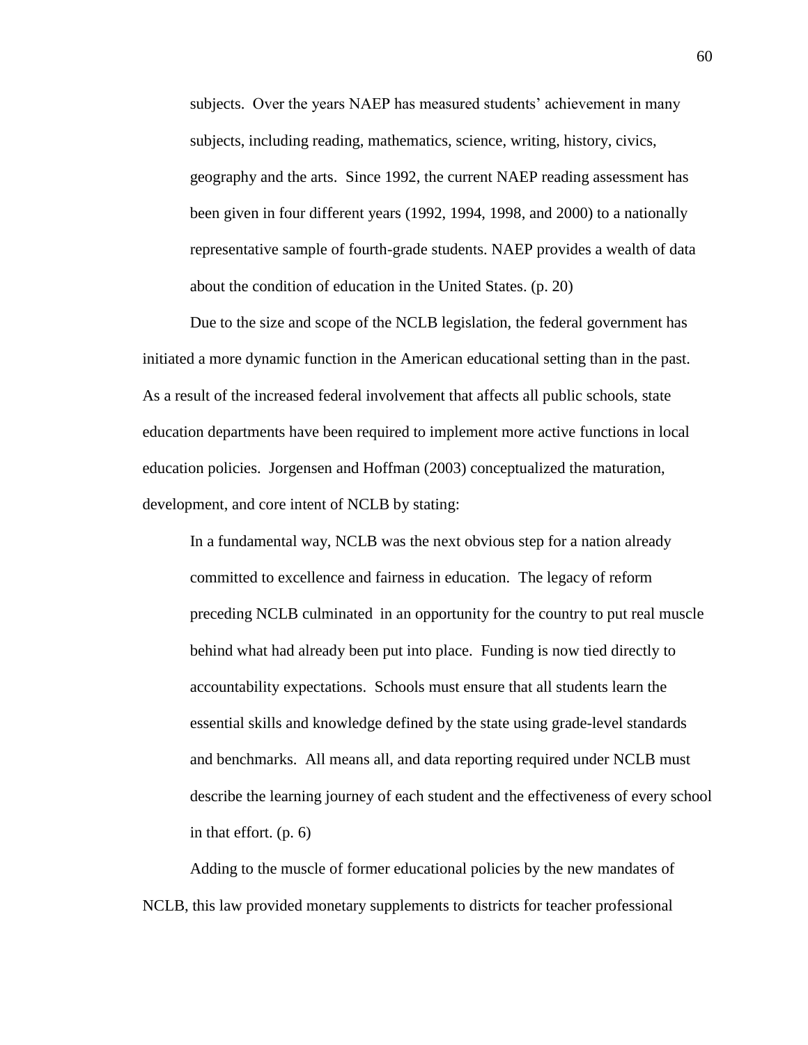> subjects. Over the years NAEP has measured students' achievement in many subjects, including reading, mathematics, science, writing, history, civics, geography and the arts. Since 1992, the current NAEP reading assessment has been given in four different years (1992, 1994, 1998, and 2000) to a nationally representative sample of fourth-grade students. NAEP provides a wealth of data about the condition of education in the United States. (p. 20)

Due to the size and scope of the NCLB legislation, the federal government has initiated a more dynamic function in the American educational setting than in the past. As a result of the increased federal involvement that affects all public schools, state education departments have been required to implement more active functions in local education policies. Jorgensen and Hoffman (2003) conceptualized the maturation, development, and core intent of NCLB by stating:

> In a fundamental way, NCLB was the next obvious step for a nation already committed to excellence and fairness in education. The legacy of reform preceding NCLB culminated in an opportunity for the country to put real muscle behind what had already been put into place. Funding is now tied directly to accountability expectations. Schools must ensure that all students learn the essential skills and knowledge defined by the state using grade-level standards and benchmarks. All means all, and data reporting required under NCLB must describe the learning journey of each student and the effectiveness of every school in that effort. (p. 6)

Adding to the muscle of former educational policies by the new mandates of NCLB, this law provided monetary supplements to districts for teacher professional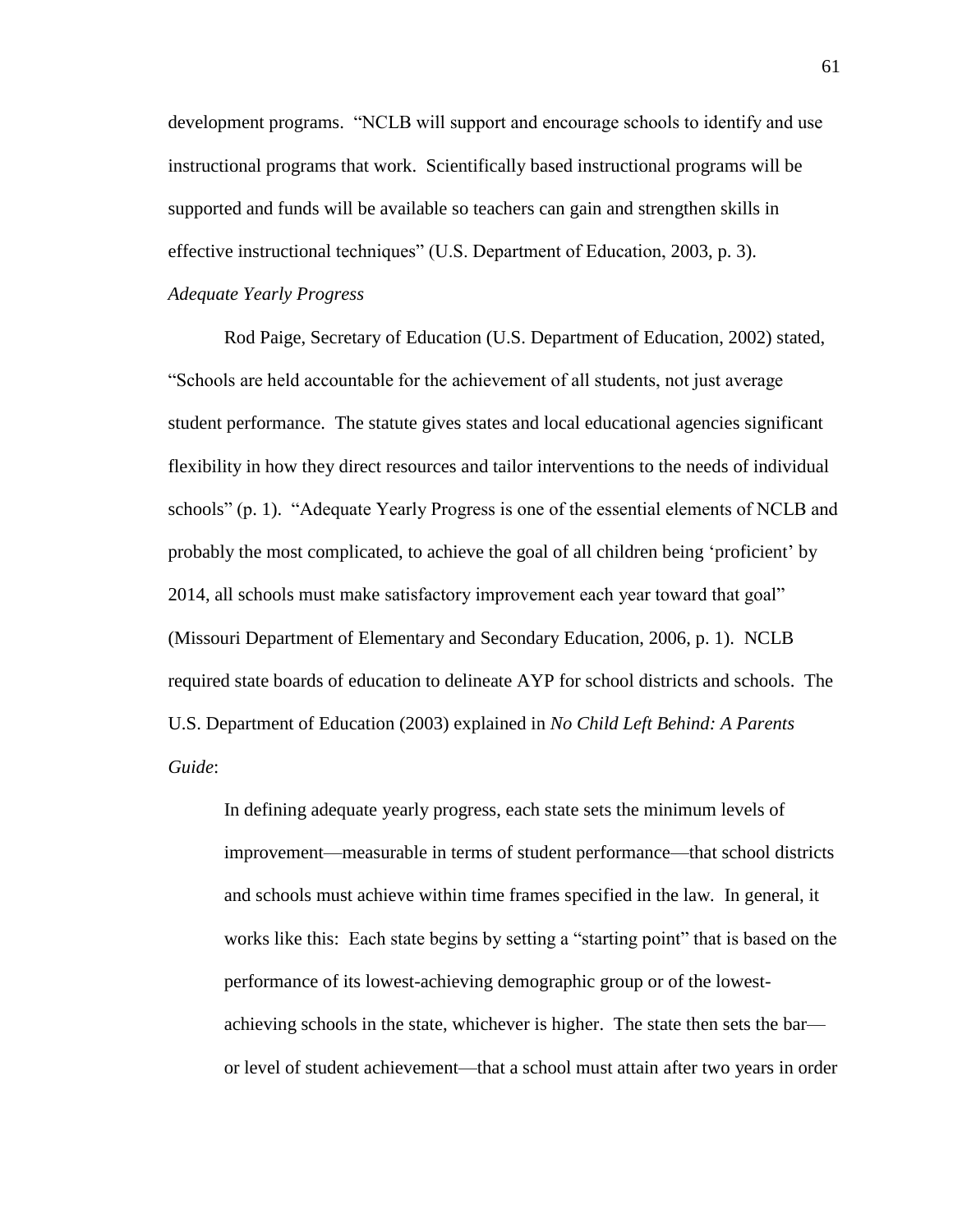development programs. "NCLB will support and encourage schools to identify and use instructional programs that work. Scientifically based instructional programs will be supported and funds will be available so teachers can gain and strengthen skills in effective instructional techniques" (U.S. Department of Education, 2003, p. 3).

*Adequate Yearly Progress*

Rod Paige, Secretary of Education (U.S. Department of Education, 2002) stated, "Schools are held accountable for the achievement of all students, not just average student performance. The statute gives states and local educational agencies significant flexibility in how they direct resources and tailor interventions to the needs of individual schools" (p. 1). "Adequate Yearly Progress is one of the essential elements of NCLB and probably the most complicated, to achieve the goal of all children being 'proficient' by 2014, all schools must make satisfactory improvement each year toward that goal" (Missouri Department of Elementary and Secondary Education, 2006, p. 1). NCLB required state boards of education to delineate AYP for school districts and schools. The U.S. Department of Education (2003) explained in *No Child Left Behind: A Parents Guide*:

> In defining adequate yearly progress, each state sets the minimum levels of improvement—measurable in terms of student performance—that school districts and schools must achieve within time frames specified in the law. In general, it works like this: Each state begins by setting a "starting point" that is based on the performance of its lowest-achieving demographic group or of the lowest-achieving schools in the state, whichever is higher. The state then sets the bar—or level of student achievement—that a school must attain after two years in order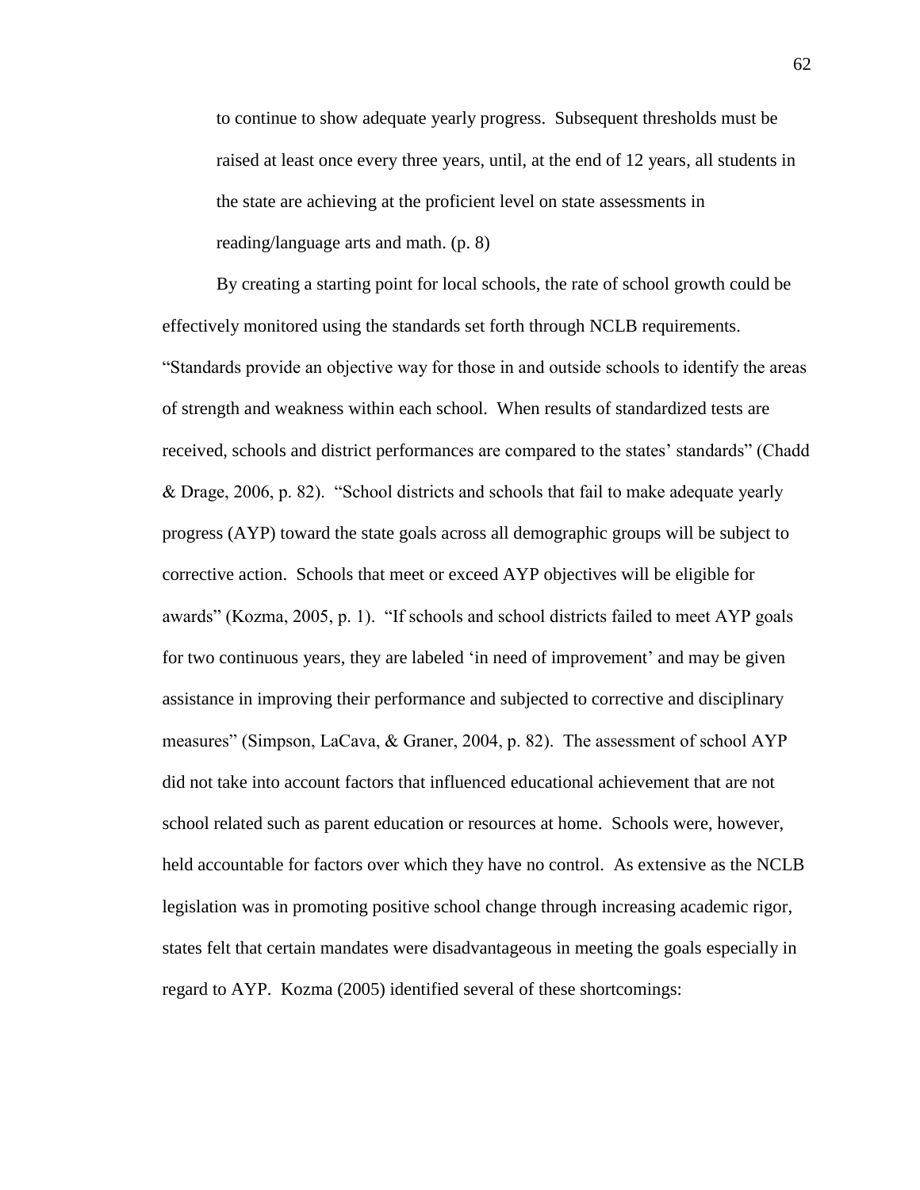> to continue to show adequate yearly progress. Subsequent thresholds must be raised at least once every three years, until, at the end of 12 years, all students in the state are achieving at the proficient level on state assessments in reading/language arts and math. (p. 8)

By creating a starting point for local schools, the rate of school growth could be effectively monitored using the standards set forth through NCLB requirements. "Standards provide an objective way for those in and outside schools to identify the areas of strength and weakness within each school. When results of standardized tests are received, schools and district performances are compared to the states' standards" (Chadd & Drage, 2006, p. 82). "School districts and schools that fail to make adequate yearly progress (AYP) toward the state goals across all demographic groups will be subject to corrective action. Schools that meet or exceed AYP objectives will be eligible for awards" (Kozma, 2005, p. 1). "If schools and school districts failed to meet AYP goals for two continuous years, they are labeled 'in need of improvement' and may be given assistance in improving their performance and subjected to corrective and disciplinary measures" (Simpson, LaCava, & Graner, 2004, p. 82). The assessment of school AYP did not take into account factors that influenced educational achievement that are not school related such as parent education or resources at home. Schools were, however, held accountable for factors over which they have no control. As extensive as the NCLB legislation was in promoting positive school change through increasing academic rigor, states felt that certain mandates were disadvantageous in meeting the goals especially in regard to AYP. Kozma (2005) identified several of these shortcomings: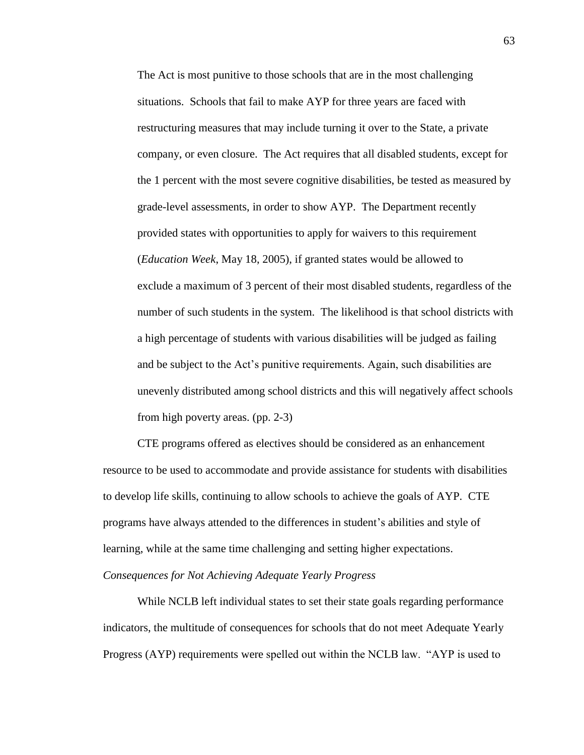> The Act is most punitive to those schools that are in the most challenging situations. Schools that fail to make AYP for three years are faced with restructuring measures that may include turning it over to the State, a private company, or even closure. The Act requires that all disabled students, except for the 1 percent with the most severe cognitive disabilities, be tested as measured by grade-level assessments, in order to show AYP. The Department recently provided states with opportunities to apply for waivers to this requirement (*Education Week*, May 18, 2005), if granted states would be allowed to exclude a maximum of 3 percent of their most disabled students, regardless of the number of such students in the system. The likelihood is that school districts with a high percentage of students with various disabilities will be judged as failing and be subject to the Act's punitive requirements. Again, such disabilities are unevenly distributed among school districts and this will negatively affect schools from high poverty areas. (pp. 2-3)

CTE programs offered as electives should be considered as an enhancement resource to be used to accommodate and provide assistance for students with disabilities to develop life skills, continuing to allow schools to achieve the goals of AYP. CTE programs have always attended to the differences in student's abilities and style of learning, while at the same time challenging and setting higher expectations.

*Consequences for Not Achieving Adequate Yearly Progress*

While NCLB left individual states to set their state goals regarding performance indicators, the multitude of consequences for schools that do not meet Adequate Yearly Progress (AYP) requirements were spelled out within the NCLB law. "AYP is used to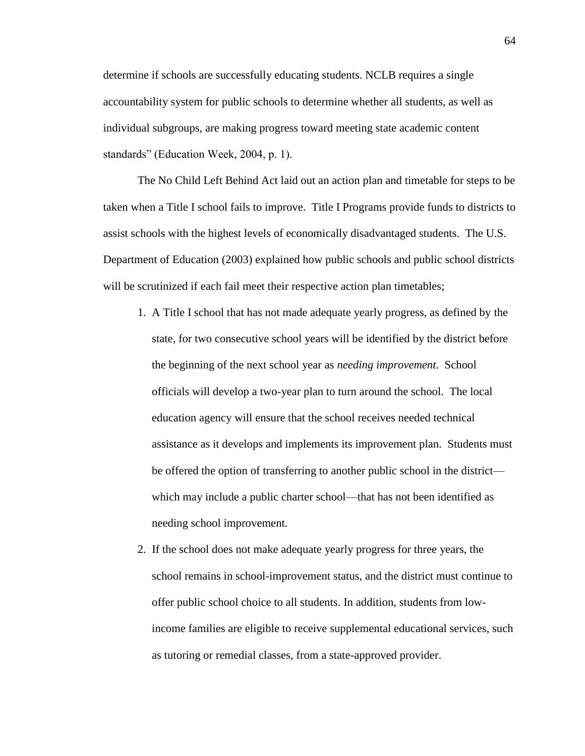determine if schools are successfully educating students. NCLB requires a single accountability system for public schools to determine whether all students, as well as individual subgroups, are making progress toward meeting state academic content standards" (Education Week, 2004, p. 1).

The No Child Left Behind Act laid out an action plan and timetable for steps to be taken when a Title I school fails to improve. Title I Programs provide funds to districts to assist schools with the highest levels of economically disadvantaged students. The U.S. Department of Education (2003) explained how public schools and public school districts will be scrutinized if each fail meet their respective action plan timetables;

1. A Title I school that has not made adequate yearly progress, as defined by the state, for two consecutive school years will be identified by the district before the beginning of the next school year as *needing improvement*. School officials will develop a two-year plan to turn around the school. The local education agency will ensure that the school receives needed technical assistance as it develops and implements its improvement plan. Students must be offered the option of transferring to another public school in the district—which may include a public charter school—that has not been identified as needing school improvement.
2. If the school does not make adequate yearly progress for three years, the school remains in school-improvement status, and the district must continue to offer public school choice to all students. In addition, students from low-income families are eligible to receive supplemental educational services, such as tutoring or remedial classes, from a state-approved provider.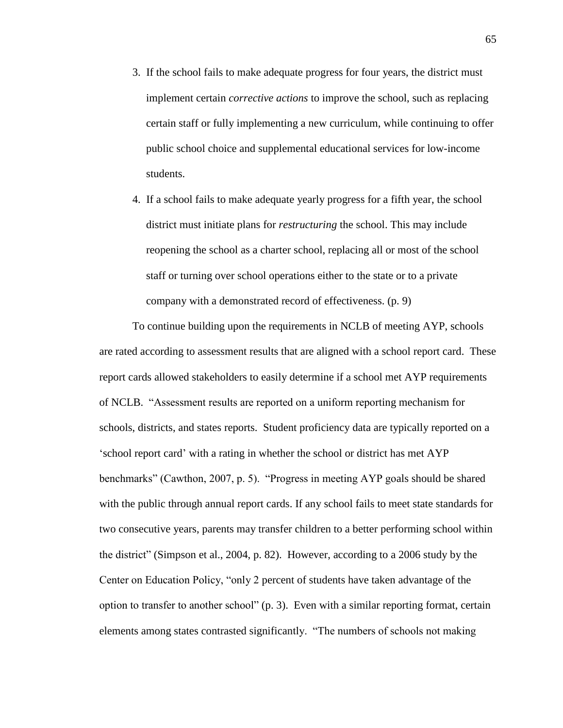3. If the school fails to make adequate progress for four years, the district must implement certain *corrective actions* to improve the school, such as replacing certain staff or fully implementing a new curriculum, while continuing to offer public school choice and supplemental educational services for low-income students.
4. If a school fails to make adequate yearly progress for a fifth year, the school district must initiate plans for *restructuring* the school. This may include reopening the school as a charter school, replacing all or most of the school staff or turning over school operations either to the state or to a private company with a demonstrated record of effectiveness. (p. 9)

To continue building upon the requirements in NCLB of meeting AYP, schools are rated according to assessment results that are aligned with a school report card. These report cards allowed stakeholders to easily determine if a school met AYP requirements of NCLB. "Assessment results are reported on a uniform reporting mechanism for schools, districts, and states reports. Student proficiency data are typically reported on a 'school report card' with a rating in whether the school or district has met AYP benchmarks" (Cawthon, 2007, p. 5). "Progress in meeting AYP goals should be shared with the public through annual report cards. If any school fails to meet state standards for two consecutive years, parents may transfer children to a better performing school within the district" (Simpson et al., 2004, p. 82). However, according to a 2006 study by the Center on Education Policy, "only 2 percent of students have taken advantage of the option to transfer to another school" (p. 3). Even with a similar reporting format, certain elements among states contrasted significantly. "The numbers of schools not making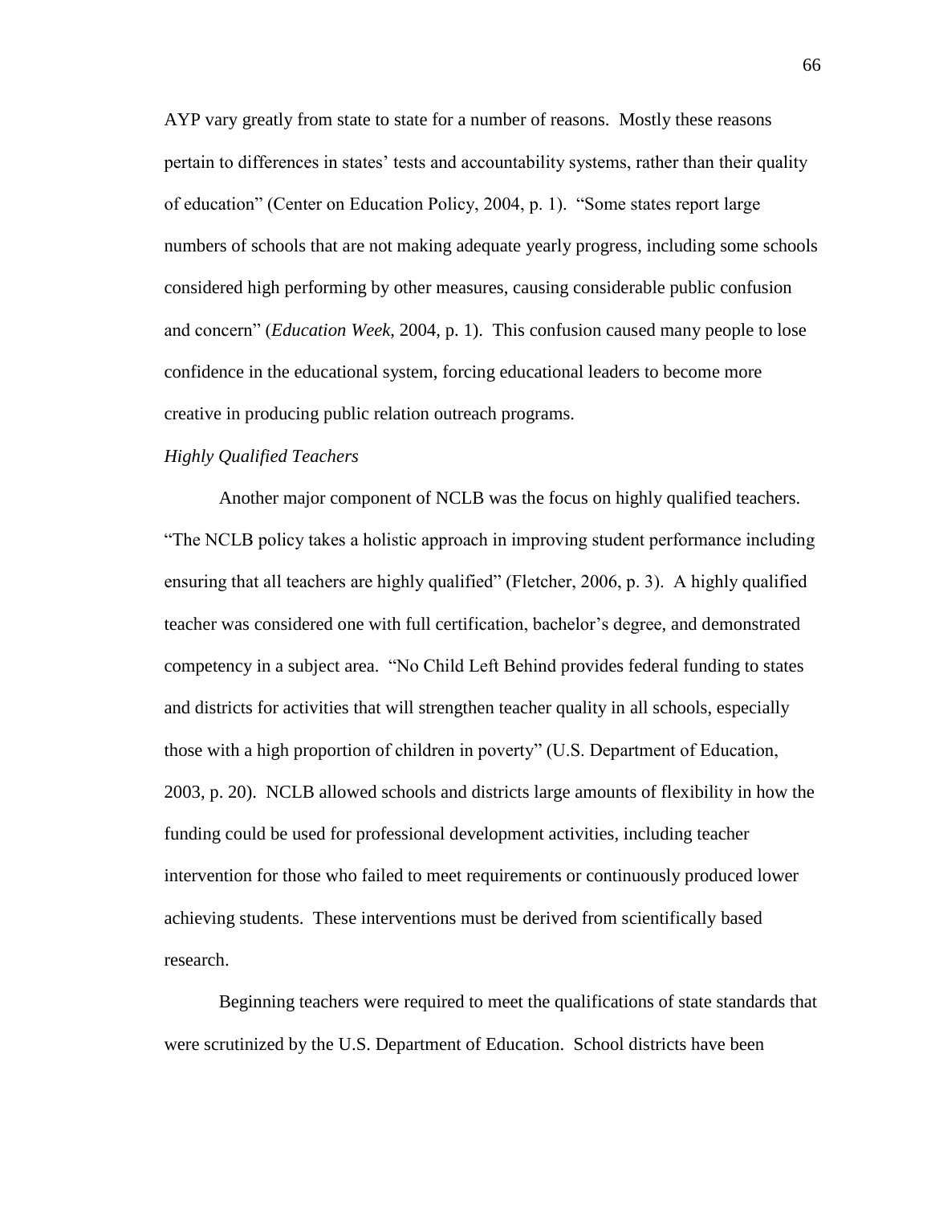AYP vary greatly from state to state for a number of reasons. Mostly these reasons pertain to differences in states' tests and accountability systems, rather than their quality of education" (Center on Education Policy, 2004, p. 1). "Some states report large numbers of schools that are not making adequate yearly progress, including some schools considered high performing by other measures, causing considerable public confusion and concern" (*Education Week*, 2004, p. 1). This confusion caused many people to lose confidence in the educational system, forcing educational leaders to become more creative in producing public relation outreach programs.

*Highly Qualified Teachers*

Another major component of NCLB was the focus on highly qualified teachers. "The NCLB policy takes a holistic approach in improving student performance including ensuring that all teachers are highly qualified" (Fletcher, 2006, p. 3). A highly qualified teacher was considered one with full certification, bachelor's degree, and demonstrated competency in a subject area. "No Child Left Behind provides federal funding to states and districts for activities that will strengthen teacher quality in all schools, especially those with a high proportion of children in poverty" (U.S. Department of Education, 2003, p. 20). NCLB allowed schools and districts large amounts of flexibility in how the funding could be used for professional development activities, including teacher intervention for those who failed to meet requirements or continuously produced lower achieving students. These interventions must be derived from scientifically based research.

Beginning teachers were required to meet the qualifications of state standards that were scrutinized by the U.S. Department of Education. School districts have been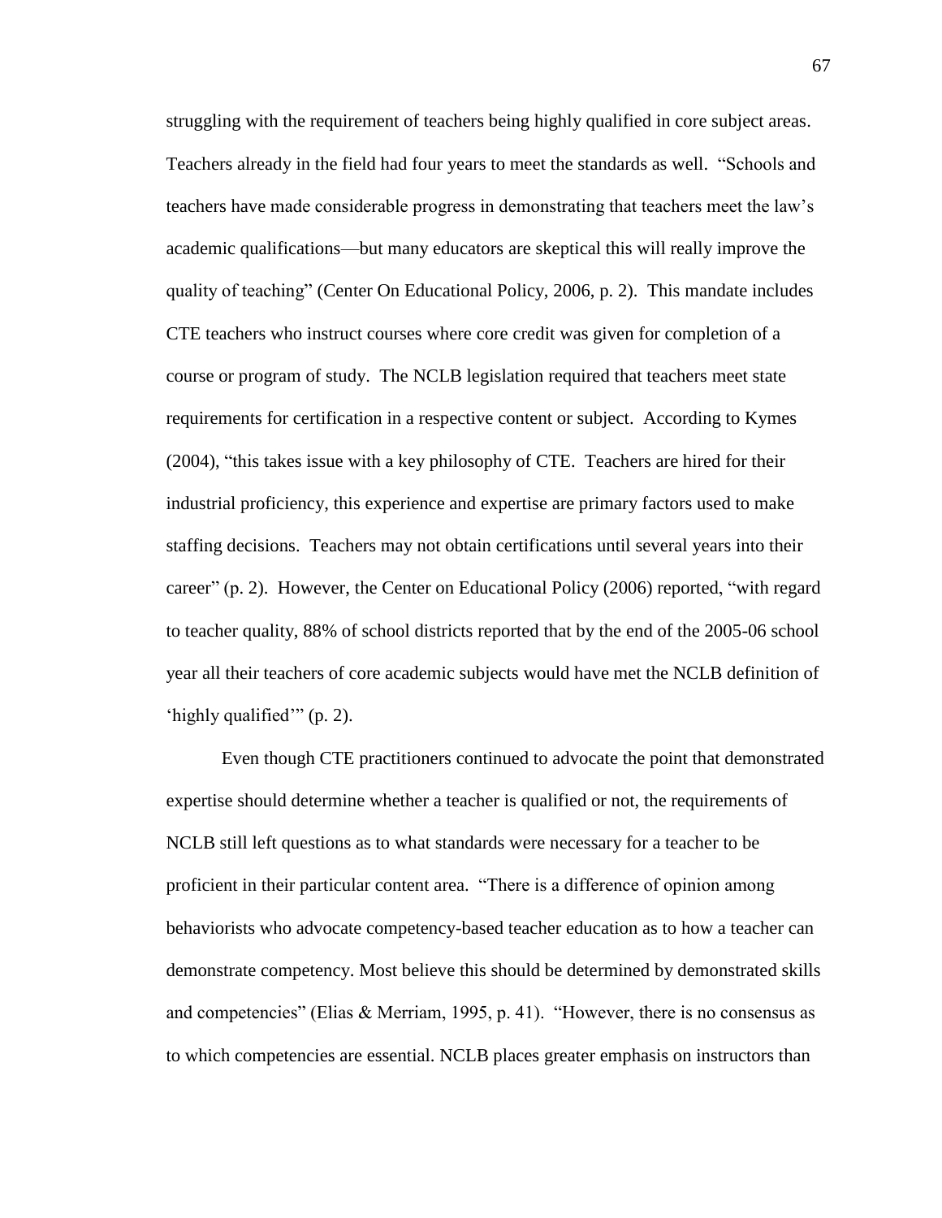struggling with the requirement of teachers being highly qualified in core subject areas. Teachers already in the field had four years to meet the standards as well. "Schools and teachers have made considerable progress in demonstrating that teachers meet the law's academic qualifications—but many educators are skeptical this will really improve the quality of teaching" (Center On Educational Policy, 2006, p. 2). This mandate includes CTE teachers who instruct courses where core credit was given for completion of a course or program of study. The NCLB legislation required that teachers meet state requirements for certification in a respective content or subject. According to Kymes (2004), "this takes issue with a key philosophy of CTE. Teachers are hired for their industrial proficiency, this experience and expertise are primary factors used to make staffing decisions. Teachers may not obtain certifications until several years into their career" (p. 2). However, the Center on Educational Policy (2006) reported, "with regard to teacher quality, 88% of school districts reported that by the end of the 2005-06 school year all their teachers of core academic subjects would have met the NCLB definition of 'highly qualified'" (p. 2).

Even though CTE practitioners continued to advocate the point that demonstrated expertise should determine whether a teacher is qualified or not, the requirements of NCLB still left questions as to what standards were necessary for a teacher to be proficient in their particular content area. "There is a difference of opinion among behaviorists who advocate competency-based teacher education as to how a teacher can demonstrate competency. Most believe this should be determined by demonstrated skills and competencies" (Elias & Merriam, 1995, p. 41). "However, there is no consensus as to which competencies are essential. NCLB places greater emphasis on instructors than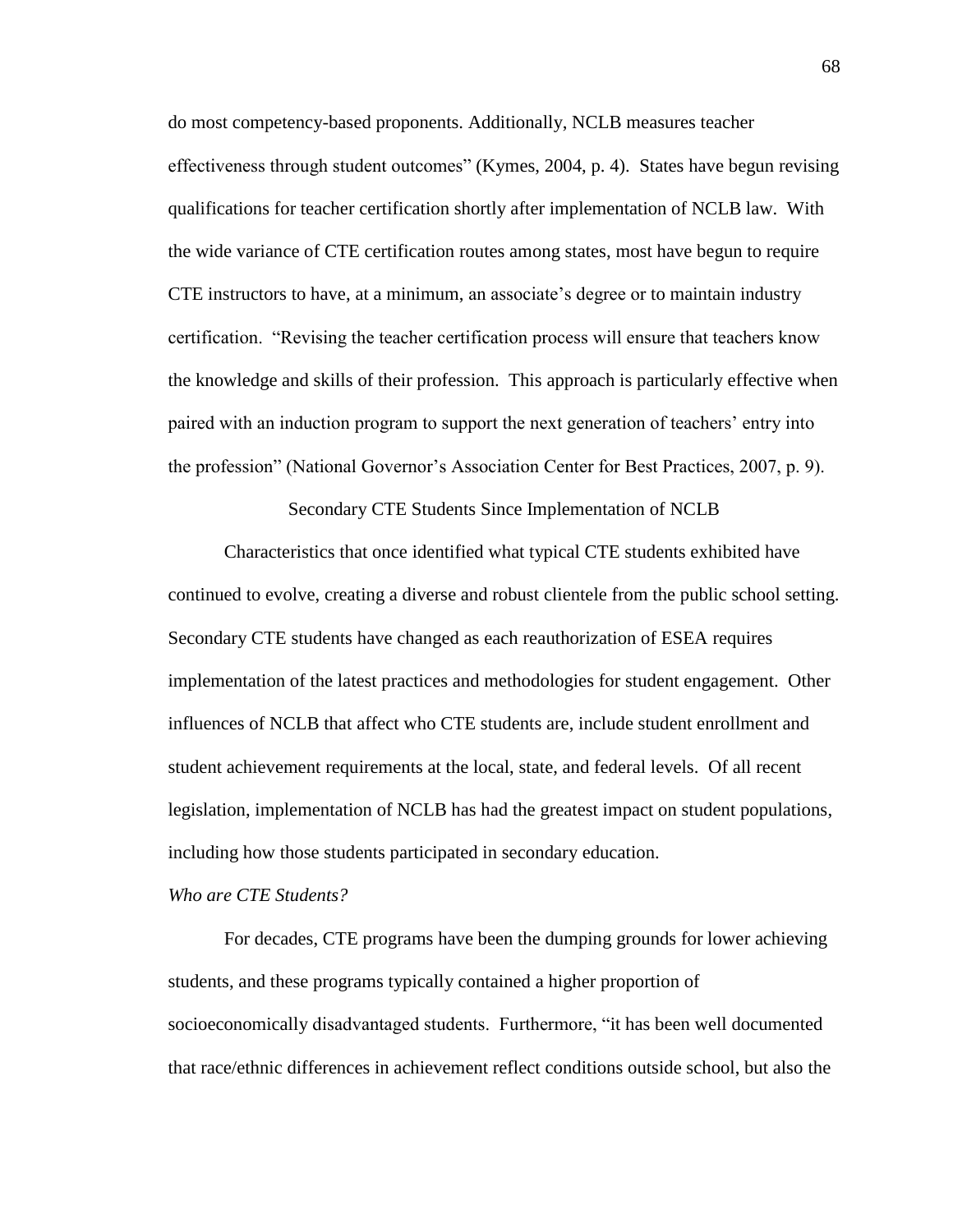do most competency-based proponents. Additionally, NCLB measures teacher effectiveness through student outcomes" (Kymes, 2004, p. 4). States have begun revising qualifications for teacher certification shortly after implementation of NCLB law. With the wide variance of CTE certification routes among states, most have begun to require CTE instructors to have, at a minimum, an associate's degree or to maintain industry certification. "Revising the teacher certification process will ensure that teachers know the knowledge and skills of their profession. This approach is particularly effective when paired with an induction program to support the next generation of teachers' entry into the profession" (National Governor's Association Center for Best Practices, 2007, p. 9).

## Secondary CTE Students Since Implementation of NCLB

Characteristics that once identified what typical CTE students exhibited have continued to evolve, creating a diverse and robust clientele from the public school setting. Secondary CTE students have changed as each reauthorization of ESEA requires implementation of the latest practices and methodologies for student engagement. Other influences of NCLB that affect who CTE students are, include student enrollment and student achievement requirements at the local, state, and federal levels. Of all recent legislation, implementation of NCLB has had the greatest impact on student populations, including how those students participated in secondary education.

### *Who are CTE Students?*

For decades, CTE programs have been the dumping grounds for lower achieving students, and these programs typically contained a higher proportion of socioeconomically disadvantaged students. Furthermore, "it has been well documented that race/ethnic differences in achievement reflect conditions outside school, but also the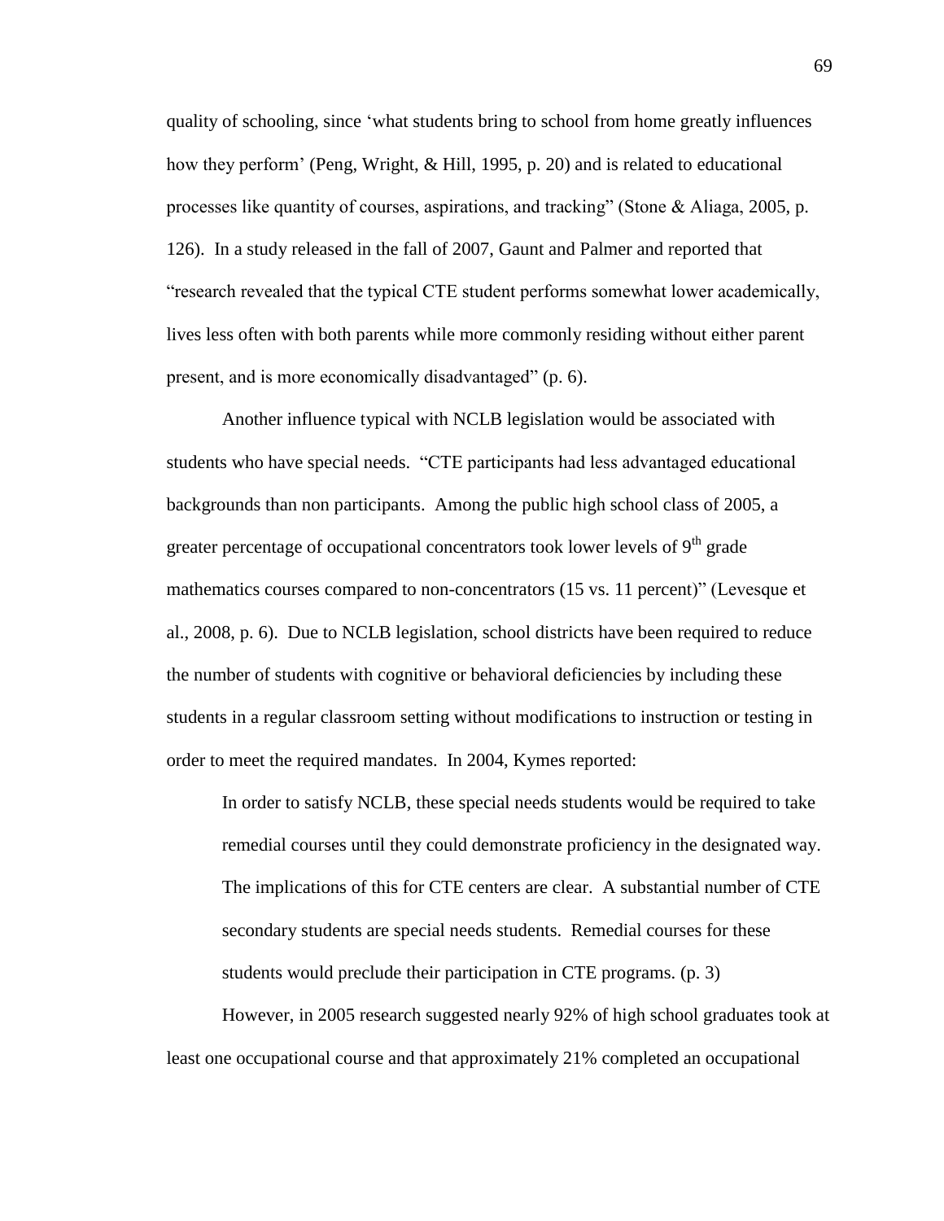quality of schooling, since 'what students bring to school from home greatly influences how they perform' (Peng, Wright, & Hill, 1995, p. 20) and is related to educational processes like quantity of courses, aspirations, and tracking" (Stone & Aliaga, 2005, p. 126). In a study released in the fall of 2007, Gaunt and Palmer and reported that "research revealed that the typical CTE student performs somewhat lower academically, lives less often with both parents while more commonly residing without either parent present, and is more economically disadvantaged" (p. 6).

Another influence typical with NCLB legislation would be associated with students who have special needs. "CTE participants had less advantaged educational backgrounds than non participants. Among the public high school class of 2005, a greater percentage of occupational concentrators took lower levels of 9th grade mathematics courses compared to non-concentrators (15 vs. 11 percent)" (Levesque et al., 2008, p. 6). Due to NCLB legislation, school districts have been required to reduce the number of students with cognitive or behavioral deficiencies by including these students in a regular classroom setting without modifications to instruction or testing in order to meet the required mandates. In 2004, Kymes reported:

> In order to satisfy NCLB, these special needs students would be required to take remedial courses until they could demonstrate proficiency in the designated way. The implications of this for CTE centers are clear. A substantial number of CTE secondary students are special needs students. Remedial courses for these students would preclude their participation in CTE programs. (p. 3)

However, in 2005 research suggested nearly 92% of high school graduates took at least one occupational course and that approximately 21% completed an occupational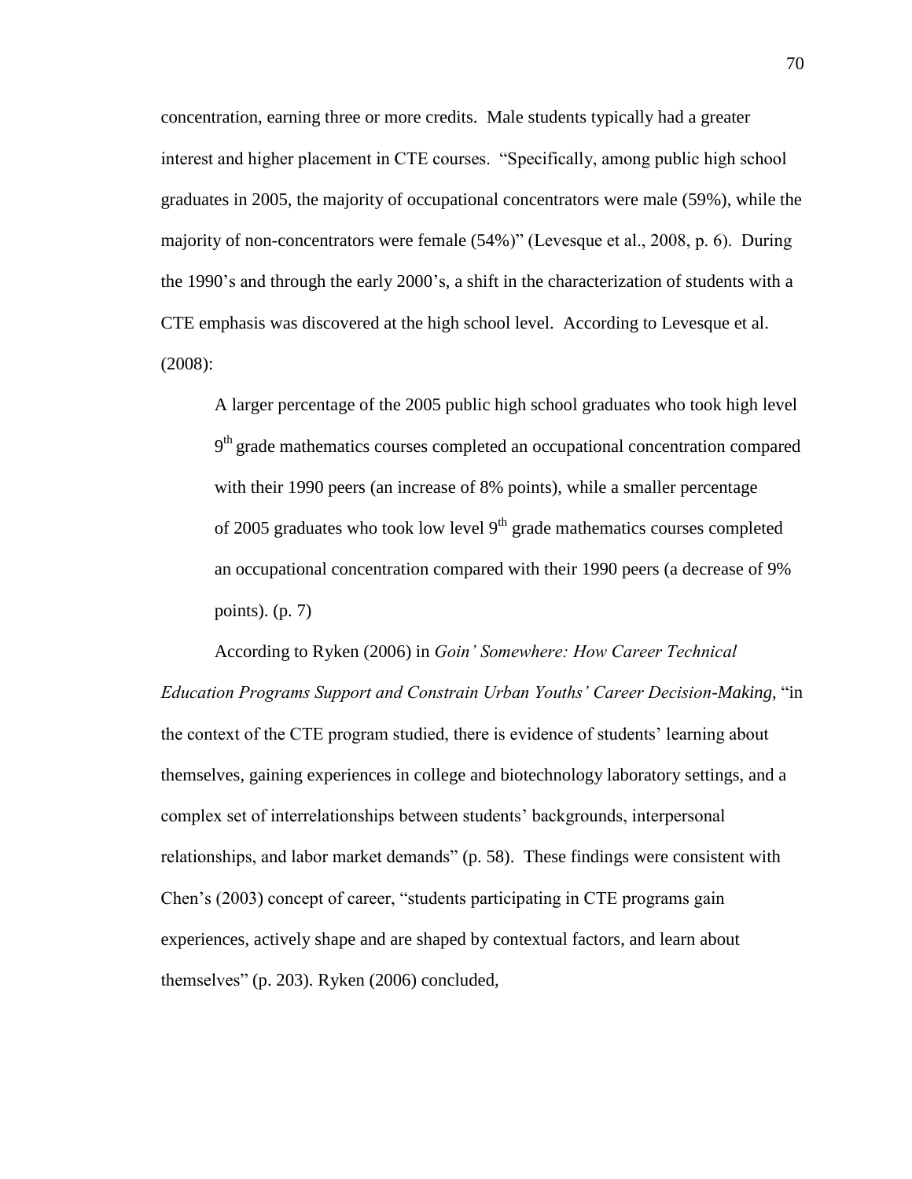concentration, earning three or more credits. Male students typically had a greater interest and higher placement in CTE courses. "Specifically, among public high school graduates in 2005, the majority of occupational concentrators were male (59%), while the majority of non-concentrators were female (54%)" (Levesque et al., 2008, p. 6). During the 1990's and through the early 2000's, a shift in the characterization of students with a CTE emphasis was discovered at the high school level. According to Levesque et al. (2008):

> A larger percentage of the 2005 public high school graduates who took high level 9th grade mathematics courses completed an occupational concentration compared with their 1990 peers (an increase of 8% points), while a smaller percentage of 2005 graduates who took low level 9th grade mathematics courses completed an occupational concentration compared with their 1990 peers (a decrease of 9% points). (p. 7)

According to Ryken (2006) in *Goin' Somewhere: How Career Technical Education Programs Support and Constrain Urban Youths' Career Decision-Making*, "in the context of the CTE program studied, there is evidence of students' learning about themselves, gaining experiences in college and biotechnology laboratory settings, and a complex set of interrelationships between students' backgrounds, interpersonal relationships, and labor market demands" (p. 58). These findings were consistent with Chen's (2003) concept of career, "students participating in CTE programs gain experiences, actively shape and are shaped by contextual factors, and learn about themselves" (p. 203). Ryken (2006) concluded,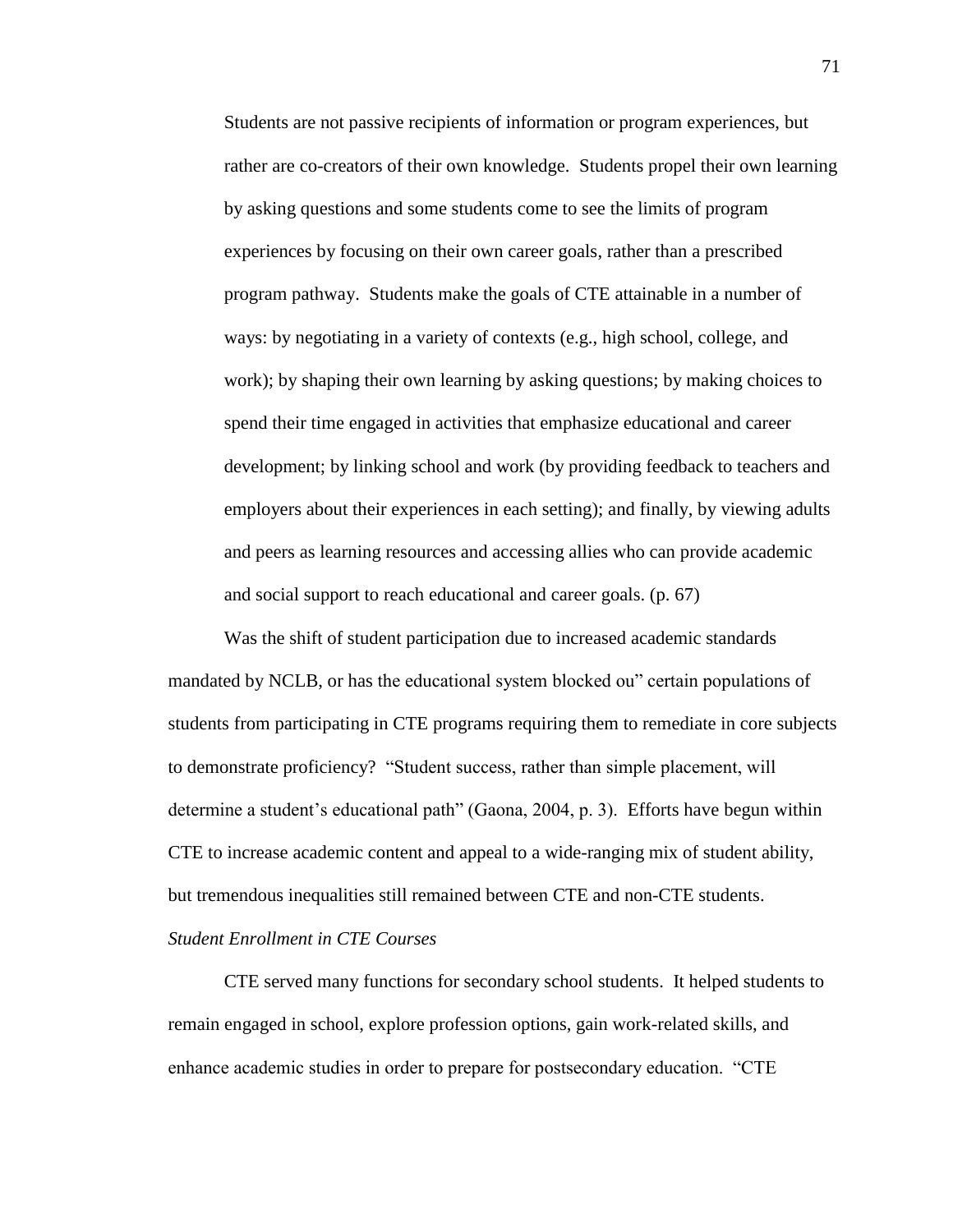> Students are not passive recipients of information or program experiences, but rather are co-creators of their own knowledge. Students propel their own learning by asking questions and some students come to see the limits of program experiences by focusing on their own career goals, rather than a prescribed program pathway. Students make the goals of CTE attainable in a number of ways: by negotiating in a variety of contexts (e.g., high school, college, and work); by shaping their own learning by asking questions; by making choices to spend their time engaged in activities that emphasize educational and career development; by linking school and work (by providing feedback to teachers and employers about their experiences in each setting); and finally, by viewing adults and peers as learning resources and accessing allies who can provide academic and social support to reach educational and career goals. (p. 67)

Was the shift of student participation due to increased academic standards mandated by NCLB, or has the educational system blocked ou" certain populations of students from participating in CTE programs requiring them to remediate in core subjects to demonstrate proficiency? "Student success, rather than simple placement, will determine a student's educational path" (Gaona, 2004, p. 3). Efforts have begun within CTE to increase academic content and appeal to a wide-ranging mix of student ability, but tremendous inequalities still remained between CTE and non-CTE students.

*Student Enrollment in CTE Courses*

CTE served many functions for secondary school students. It helped students to remain engaged in school, explore profession options, gain work-related skills, and enhance academic studies in order to prepare for postsecondary education. "CTE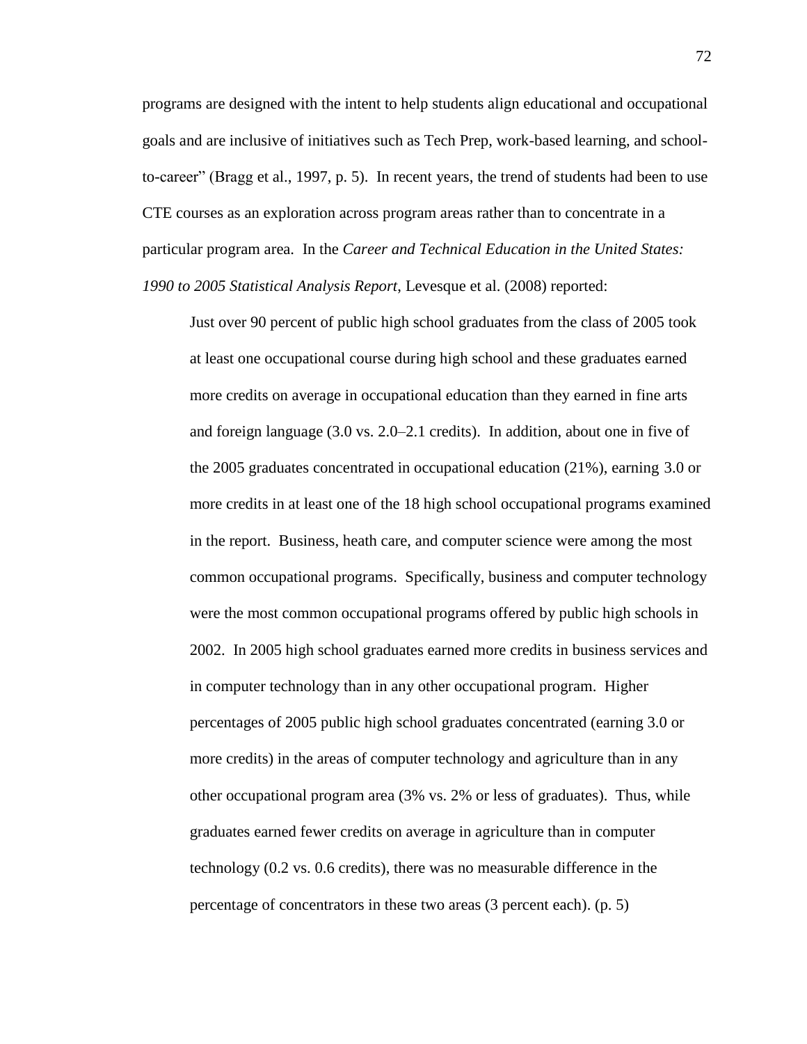programs are designed with the intent to help students align educational and occupational goals and are inclusive of initiatives such as Tech Prep, work-based learning, and school-to-career" (Bragg et al., 1997, p. 5). In recent years, the trend of students had been to use CTE courses as an exploration across program areas rather than to concentrate in a particular program area. In the *Career and Technical Education in the United States: 1990 to 2005 Statistical Analysis Report*, Levesque et al. (2008) reported:

> Just over 90 percent of public high school graduates from the class of 2005 took at least one occupational course during high school and these graduates earned more credits on average in occupational education than they earned in fine arts and foreign language (3.0 vs. 2.0–2.1 credits). In addition, about one in five of the 2005 graduates concentrated in occupational education (21%), earning 3.0 or more credits in at least one of the 18 high school occupational programs examined in the report. Business, heath care, and computer science were among the most common occupational programs. Specifically, business and computer technology were the most common occupational programs offered by public high schools in 2002. In 2005 high school graduates earned more credits in business services and in computer technology than in any other occupational program. Higher percentages of 2005 public high school graduates concentrated (earning 3.0 or more credits) in the areas of computer technology and agriculture than in any other occupational program area (3% vs. 2% or less of graduates). Thus, while graduates earned fewer credits on average in agriculture than in computer technology (0.2 vs. 0.6 credits), there was no measurable difference in the percentage of concentrators in these two areas (3 percent each). (p. 5)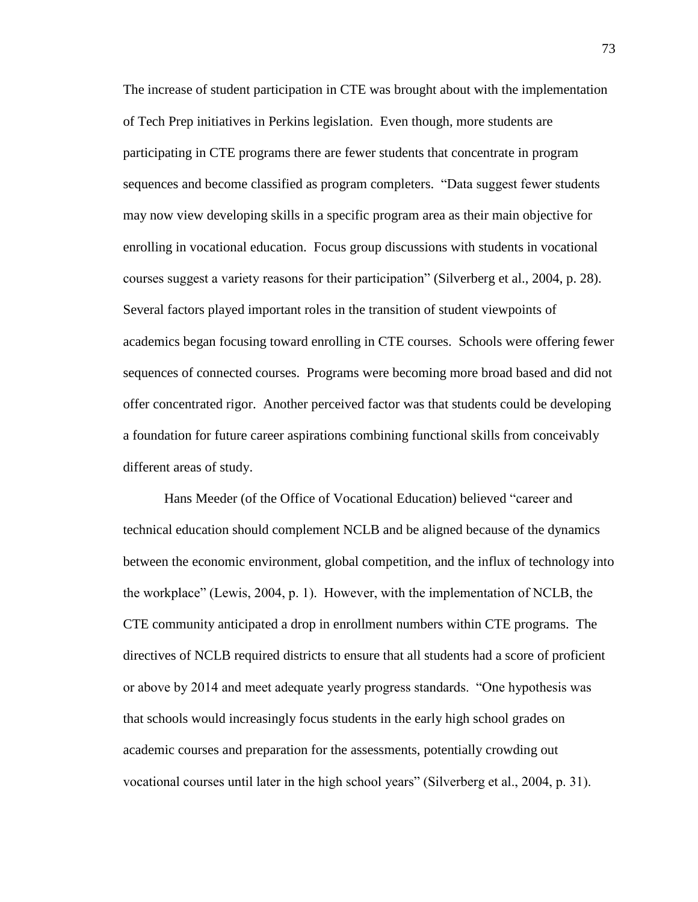The increase of student participation in CTE was brought about with the implementation of Tech Prep initiatives in Perkins legislation. Even though, more students are participating in CTE programs there are fewer students that concentrate in program sequences and become classified as program completers. "Data suggest fewer students may now view developing skills in a specific program area as their main objective for enrolling in vocational education. Focus group discussions with students in vocational courses suggest a variety reasons for their participation" (Silverberg et al., 2004, p. 28). Several factors played important roles in the transition of student viewpoints of academics began focusing toward enrolling in CTE courses. Schools were offering fewer sequences of connected courses. Programs were becoming more broad based and did not offer concentrated rigor. Another perceived factor was that students could be developing a foundation for future career aspirations combining functional skills from conceivably different areas of study.

Hans Meeder (of the Office of Vocational Education) believed "career and technical education should complement NCLB and be aligned because of the dynamics between the economic environment, global competition, and the influx of technology into the workplace" (Lewis, 2004, p. 1). However, with the implementation of NCLB, the CTE community anticipated a drop in enrollment numbers within CTE programs. The directives of NCLB required districts to ensure that all students had a score of proficient or above by 2014 and meet adequate yearly progress standards. "One hypothesis was that schools would increasingly focus students in the early high school grades on academic courses and preparation for the assessments, potentially crowding out vocational courses until later in the high school years" (Silverberg et al., 2004, p. 31).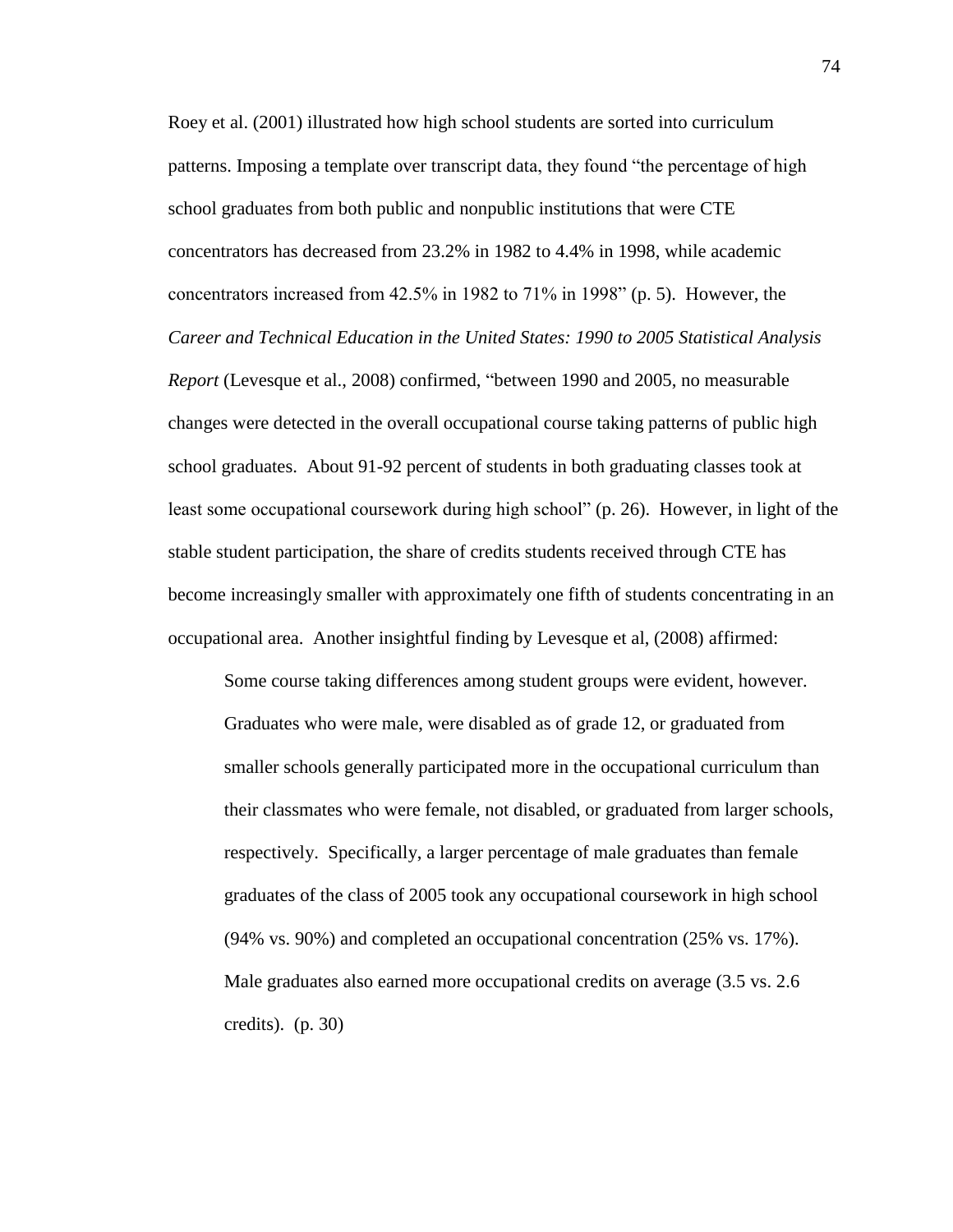Roey et al. (2001) illustrated how high school students are sorted into curriculum patterns. Imposing a template over transcript data, they found "the percentage of high school graduates from both public and nonpublic institutions that were CTE concentrators has decreased from 23.2% in 1982 to 4.4% in 1998, while academic concentrators increased from 42.5% in 1982 to 71% in 1998" (p. 5). However, the *Career and Technical Education in the United States: 1990 to 2005 Statistical Analysis Report* (Levesque et al., 2008) confirmed, "between 1990 and 2005, no measurable changes were detected in the overall occupational course taking patterns of public high school graduates. About 91-92 percent of students in both graduating classes took at least some occupational coursework during high school" (p. 26). However, in light of the stable student participation, the share of credits students received through CTE has become increasingly smaller with approximately one fifth of students concentrating in an occupational area. Another insightful finding by Levesque et al, (2008) affirmed:

> Some course taking differences among student groups were evident, however. Graduates who were male, were disabled as of grade 12, or graduated from smaller schools generally participated more in the occupational curriculum than their classmates who were female, not disabled, or graduated from larger schools, respectively. Specifically, a larger percentage of male graduates than female graduates of the class of 2005 took any occupational coursework in high school (94% vs. 90%) and completed an occupational concentration (25% vs. 17%). Male graduates also earned more occupational credits on average (3.5 vs. 2.6 credits). (p. 30)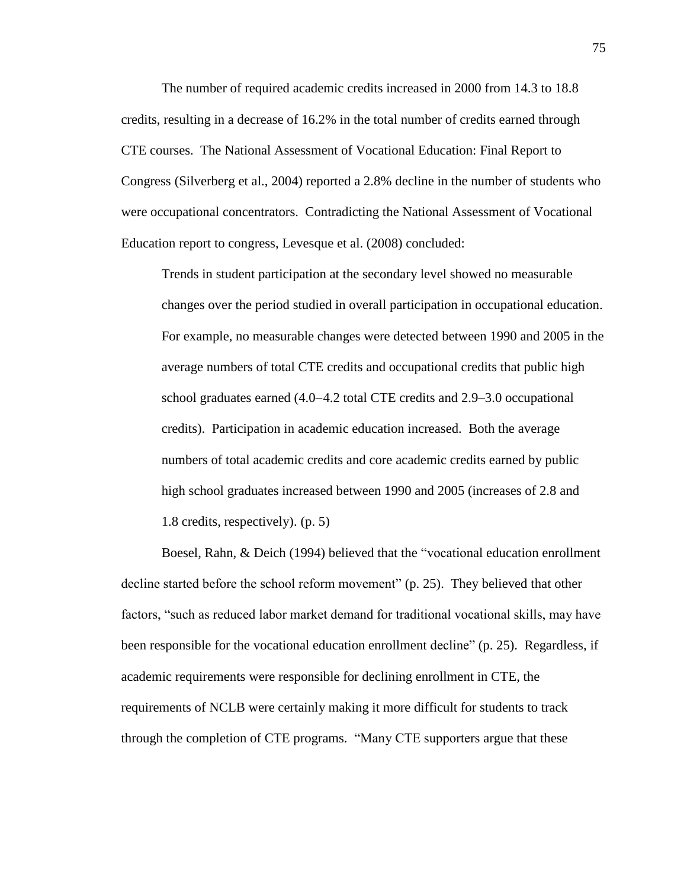The number of required academic credits increased in 2000 from 14.3 to 18.8 credits, resulting in a decrease of 16.2% in the total number of credits earned through CTE courses. The National Assessment of Vocational Education: Final Report to Congress (Silverberg et al., 2004) reported a 2.8% decline in the number of students who were occupational concentrators. Contradicting the National Assessment of Vocational Education report to congress, Levesque et al. (2008) concluded:

> Trends in student participation at the secondary level showed no measurable changes over the period studied in overall participation in occupational education. For example, no measurable changes were detected between 1990 and 2005 in the average numbers of total CTE credits and occupational credits that public high school graduates earned (4.0–4.2 total CTE credits and 2.9–3.0 occupational credits). Participation in academic education increased. Both the average numbers of total academic credits and core academic credits earned by public high school graduates increased between 1990 and 2005 (increases of 2.8 and 1.8 credits, respectively). (p. 5)

Boesel, Rahn, & Deich (1994) believed that the "vocational education enrollment decline started before the school reform movement" (p. 25). They believed that other factors, "such as reduced labor market demand for traditional vocational skills, may have been responsible for the vocational education enrollment decline" (p. 25). Regardless, if academic requirements were responsible for declining enrollment in CTE, the requirements of NCLB were certainly making it more difficult for students to track through the completion of CTE programs. "Many CTE supporters argue that these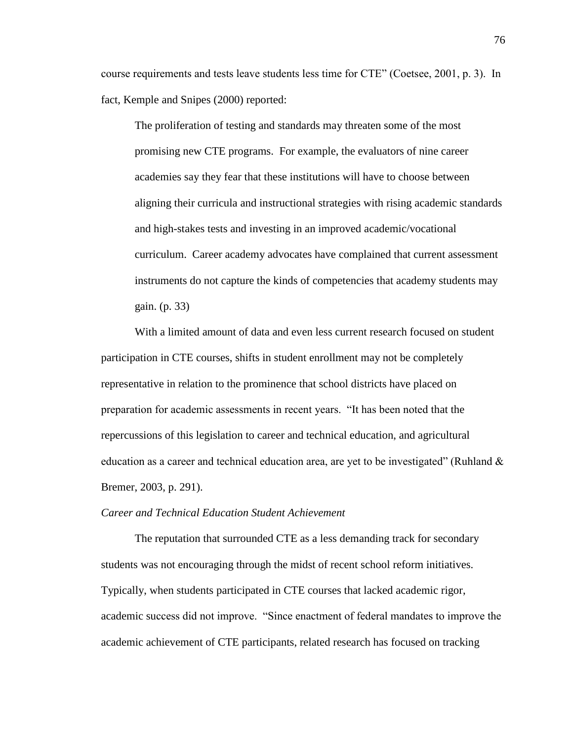course requirements and tests leave students less time for CTE" (Coetsee, 2001, p. 3). In fact, Kemple and Snipes (2000) reported:

> The proliferation of testing and standards may threaten some of the most promising new CTE programs. For example, the evaluators of nine career academies say they fear that these institutions will have to choose between aligning their curricula and instructional strategies with rising academic standards and high-stakes tests and investing in an improved academic/vocational curriculum. Career academy advocates have complained that current assessment instruments do not capture the kinds of competencies that academy students may gain. (p. 33)

With a limited amount of data and even less current research focused on student participation in CTE courses, shifts in student enrollment may not be completely representative in relation to the prominence that school districts have placed on preparation for academic assessments in recent years. "It has been noted that the repercussions of this legislation to career and technical education, and agricultural education as a career and technical education area, are yet to be investigated" (Ruhland & Bremer, 2003, p. 291).

### *Career and Technical Education Student Achievement*

The reputation that surrounded CTE as a less demanding track for secondary students was not encouraging through the midst of recent school reform initiatives. Typically, when students participated in CTE courses that lacked academic rigor, academic success did not improve. "Since enactment of federal mandates to improve the academic achievement of CTE participants, related research has focused on tracking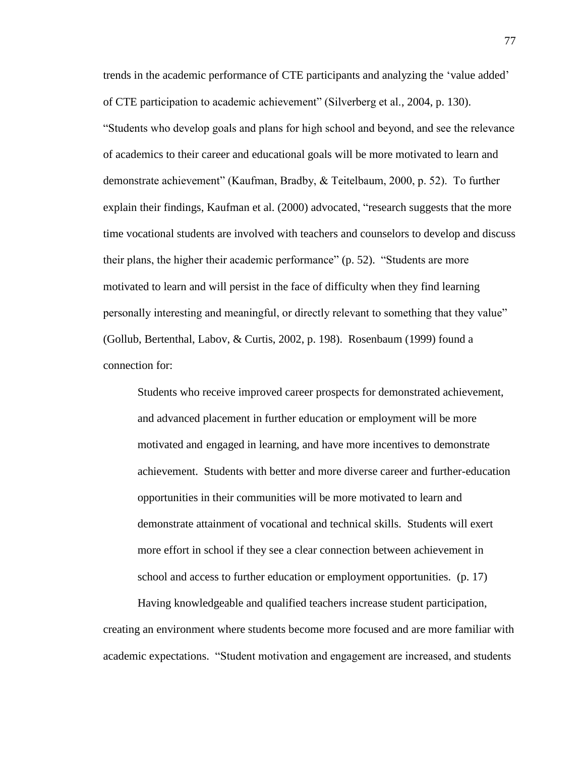trends in the academic performance of CTE participants and analyzing the 'value added' of CTE participation to academic achievement" (Silverberg et al., 2004, p. 130). "Students who develop goals and plans for high school and beyond, and see the relevance of academics to their career and educational goals will be more motivated to learn and demonstrate achievement" (Kaufman, Bradby, & Teitelbaum, 2000, p. 52). To further explain their findings, Kaufman et al. (2000) advocated, "research suggests that the more time vocational students are involved with teachers and counselors to develop and discuss their plans, the higher their academic performance" (p. 52). "Students are more motivated to learn and will persist in the face of difficulty when they find learning personally interesting and meaningful, or directly relevant to something that they value" (Gollub, Bertenthal, Labov, & Curtis, 2002, p. 198). Rosenbaum (1999) found a connection for:

> Students who receive improved career prospects for demonstrated achievement, and advanced placement in further education or employment will be more motivated and engaged in learning, and have more incentives to demonstrate achievement. Students with better and more diverse career and further-education opportunities in their communities will be more motivated to learn and demonstrate attainment of vocational and technical skills. Students will exert more effort in school if they see a clear connection between achievement in school and access to further education or employment opportunities. (p. 17)

Having knowledgeable and qualified teachers increase student participation, creating an environment where students become more focused and are more familiar with academic expectations. "Student motivation and engagement are increased, and students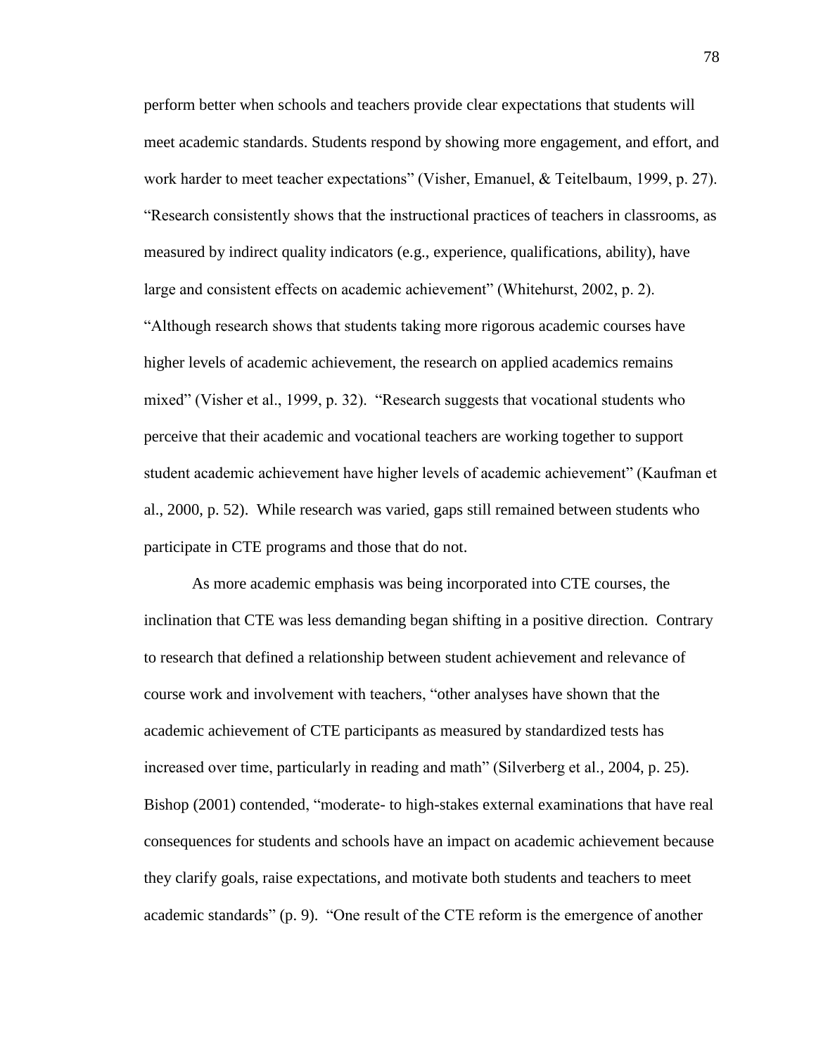perform better when schools and teachers provide clear expectations that students will meet academic standards. Students respond by showing more engagement, and effort, and work harder to meet teacher expectations" (Visher, Emanuel, & Teitelbaum, 1999, p. 27). "Research consistently shows that the instructional practices of teachers in classrooms, as measured by indirect quality indicators (e.g., experience, qualifications, ability), have large and consistent effects on academic achievement" (Whitehurst, 2002, p. 2). "Although research shows that students taking more rigorous academic courses have higher levels of academic achievement, the research on applied academics remains mixed" (Visher et al., 1999, p. 32). "Research suggests that vocational students who perceive that their academic and vocational teachers are working together to support student academic achievement have higher levels of academic achievement" (Kaufman et al., 2000, p. 52). While research was varied, gaps still remained between students who participate in CTE programs and those that do not.

As more academic emphasis was being incorporated into CTE courses, the inclination that CTE was less demanding began shifting in a positive direction. Contrary to research that defined a relationship between student achievement and relevance of course work and involvement with teachers, "other analyses have shown that the academic achievement of CTE participants as measured by standardized tests has increased over time, particularly in reading and math" (Silverberg et al., 2004, p. 25). Bishop (2001) contended, "moderate- to high-stakes external examinations that have real consequences for students and schools have an impact on academic achievement because they clarify goals, raise expectations, and motivate both students and teachers to meet academic standards" (p. 9). "One result of the CTE reform is the emergence of another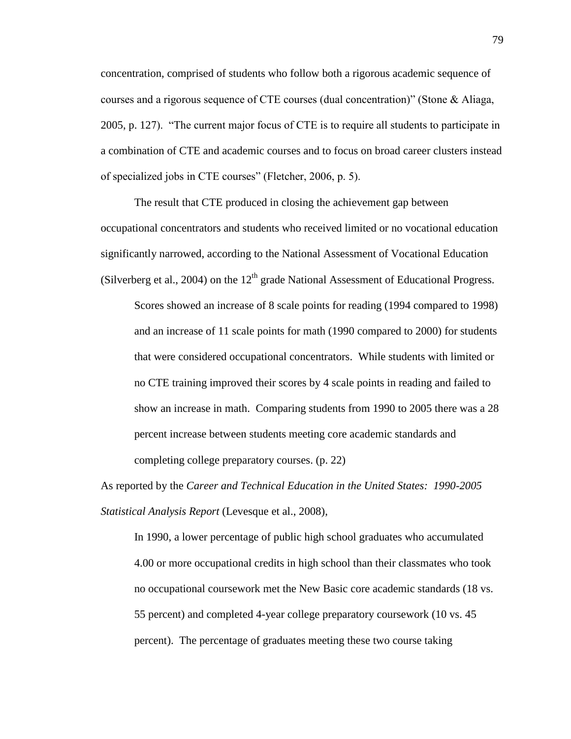concentration, comprised of students who follow both a rigorous academic sequence of courses and a rigorous sequence of CTE courses (dual concentration)" (Stone & Aliaga, 2005, p. 127). "The current major focus of CTE is to require all students to participate in a combination of CTE and academic courses and to focus on broad career clusters instead of specialized jobs in CTE courses" (Fletcher, 2006, p. 5).

The result that CTE produced in closing the achievement gap between occupational concentrators and students who received limited or no vocational education significantly narrowed, according to the National Assessment of Vocational Education (Silverberg et al., 2004) on the 12th grade National Assessment of Educational Progress.

> Scores showed an increase of 8 scale points for reading (1994 compared to 1998) and an increase of 11 scale points for math (1990 compared to 2000) for students that were considered occupational concentrators. While students with limited or no CTE training improved their scores by 4 scale points in reading and failed to show an increase in math. Comparing students from 1990 to 2005 there was a 28 percent increase between students meeting core academic standards and completing college preparatory courses. (p. 22)

As reported by the *Career and Technical Education in the United States: 1990-2005 Statistical Analysis Report* (Levesque et al., 2008),

> In 1990, a lower percentage of public high school graduates who accumulated 4.00 or more occupational credits in high school than their classmates who took no occupational coursework met the New Basic core academic standards (18 vs. 55 percent) and completed 4-year college preparatory coursework (10 vs. 45 percent). The percentage of graduates meeting these two course taking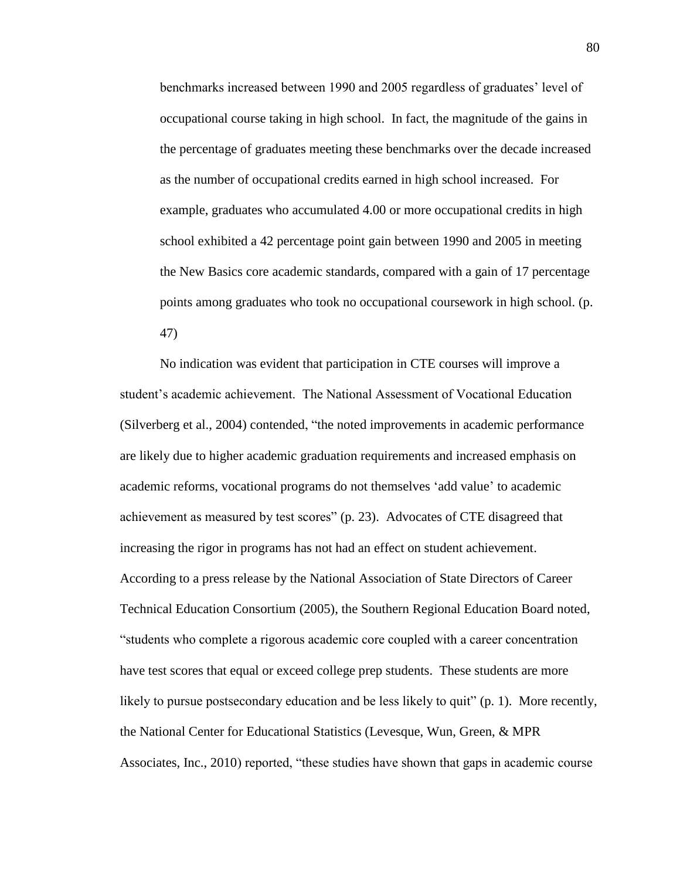> benchmarks increased between 1990 and 2005 regardless of graduates' level of occupational course taking in high school. In fact, the magnitude of the gains in the percentage of graduates meeting these benchmarks over the decade increased as the number of occupational credits earned in high school increased. For example, graduates who accumulated 4.00 or more occupational credits in high school exhibited a 42 percentage point gain between 1990 and 2005 in meeting the New Basics core academic standards, compared with a gain of 17 percentage points among graduates who took no occupational coursework in high school. (p. 47)

No indication was evident that participation in CTE courses will improve a student's academic achievement. The National Assessment of Vocational Education (Silverberg et al., 2004) contended, "the noted improvements in academic performance are likely due to higher academic graduation requirements and increased emphasis on academic reforms, vocational programs do not themselves 'add value' to academic achievement as measured by test scores" (p. 23). Advocates of CTE disagreed that increasing the rigor in programs has not had an effect on student achievement. According to a press release by the National Association of State Directors of Career Technical Education Consortium (2005), the Southern Regional Education Board noted, "students who complete a rigorous academic core coupled with a career concentration have test scores that equal or exceed college prep students. These students are more likely to pursue postsecondary education and be less likely to quit" (p. 1). More recently, the National Center for Educational Statistics (Levesque, Wun, Green, & MPR Associates, Inc., 2010) reported, "these studies have shown that gaps in academic course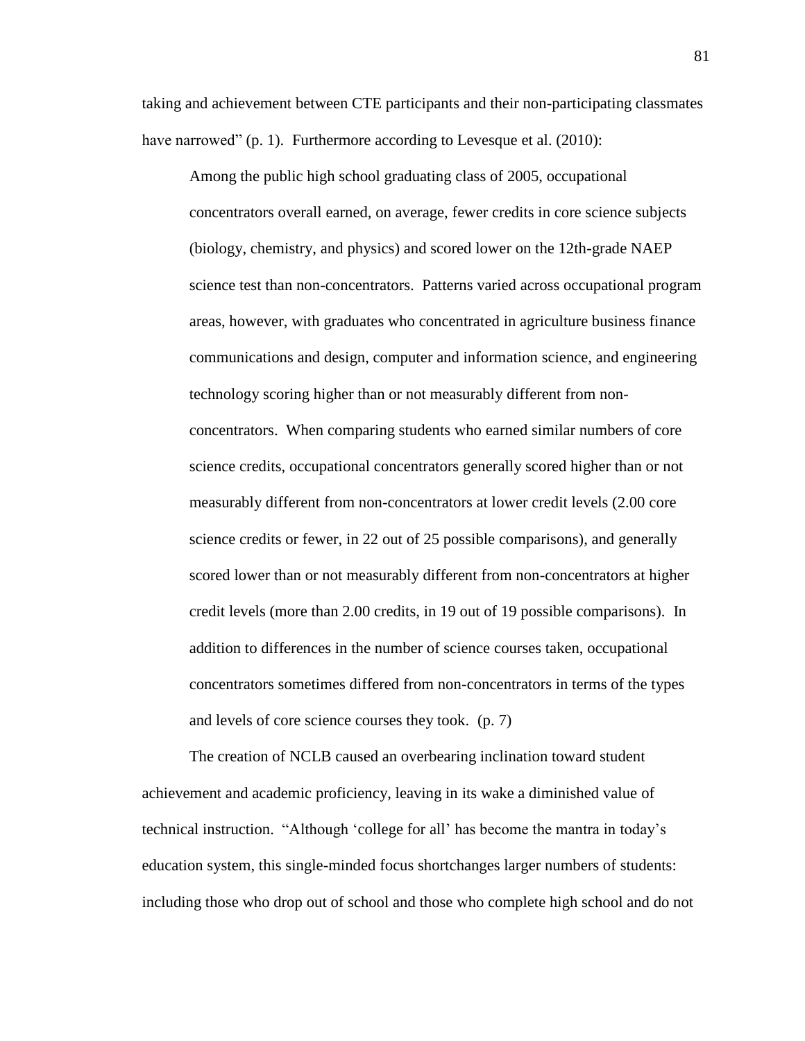taking and achievement between CTE participants and their non-participating classmates have narrowed" (p. 1). Furthermore according to Levesque et al. (2010):

> Among the public high school graduating class of 2005, occupational concentrators overall earned, on average, fewer credits in core science subjects (biology, chemistry, and physics) and scored lower on the 12th-grade NAEP science test than non-concentrators. Patterns varied across occupational program areas, however, with graduates who concentrated in agriculture business finance communications and design, computer and information science, and engineering technology scoring higher than or not measurably different from non-concentrators. When comparing students who earned similar numbers of core science credits, occupational concentrators generally scored higher than or not measurably different from non-concentrators at lower credit levels (2.00 core science credits or fewer, in 22 out of 25 possible comparisons), and generally scored lower than or not measurably different from non-concentrators at higher credit levels (more than 2.00 credits, in 19 out of 19 possible comparisons). In addition to differences in the number of science courses taken, occupational concentrators sometimes differed from non-concentrators in terms of the types and levels of core science courses they took. (p. 7)

The creation of NCLB caused an overbearing inclination toward student achievement and academic proficiency, leaving in its wake a diminished value of technical instruction. "Although 'college for all' has become the mantra in today's education system, this single-minded focus shortchanges larger numbers of students: including those who drop out of school and those who complete high school and do not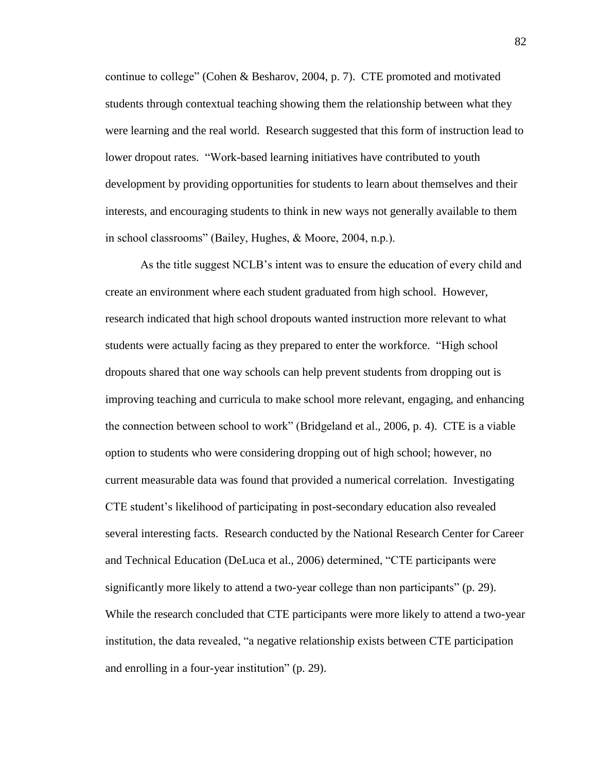continue to college" (Cohen & Besharov, 2004, p. 7). CTE promoted and motivated students through contextual teaching showing them the relationship between what they were learning and the real world. Research suggested that this form of instruction lead to lower dropout rates. "Work-based learning initiatives have contributed to youth development by providing opportunities for students to learn about themselves and their interests, and encouraging students to think in new ways not generally available to them in school classrooms" (Bailey, Hughes, & Moore, 2004, n.p.).

As the title suggest NCLB's intent was to ensure the education of every child and create an environment where each student graduated from high school. However, research indicated that high school dropouts wanted instruction more relevant to what students were actually facing as they prepared to enter the workforce. "High school dropouts shared that one way schools can help prevent students from dropping out is improving teaching and curricula to make school more relevant, engaging, and enhancing the connection between school to work" (Bridgeland et al., 2006, p. 4). CTE is a viable option to students who were considering dropping out of high school; however, no current measurable data was found that provided a numerical correlation. Investigating CTE student's likelihood of participating in post-secondary education also revealed several interesting facts. Research conducted by the National Research Center for Career and Technical Education (DeLuca et al., 2006) determined, "CTE participants were significantly more likely to attend a two-year college than non participants" (p. 29). While the research concluded that CTE participants were more likely to attend a two-year institution, the data revealed, "a negative relationship exists between CTE participation and enrolling in a four-year institution" (p. 29).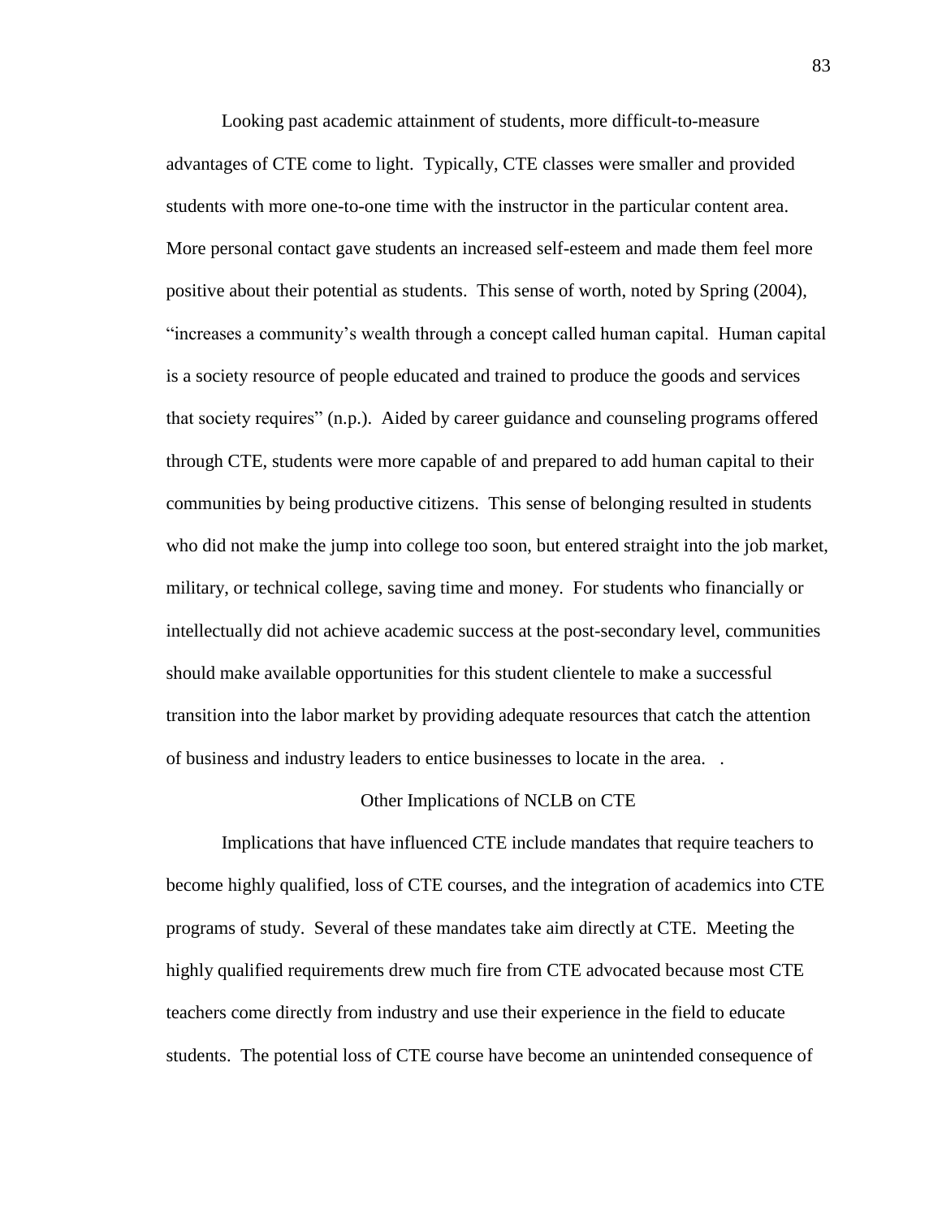Looking past academic attainment of students, more difficult-to-measure advantages of CTE come to light. Typically, CTE classes were smaller and provided students with more one-to-one time with the instructor in the particular content area. More personal contact gave students an increased self-esteem and made them feel more positive about their potential as students. This sense of worth, noted by Spring (2004), "increases a community's wealth through a concept called human capital. Human capital is a society resource of people educated and trained to produce the goods and services that society requires" (n.p.). Aided by career guidance and counseling programs offered through CTE, students were more capable of and prepared to add human capital to their communities by being productive citizens. This sense of belonging resulted in students who did not make the jump into college too soon, but entered straight into the job market, military, or technical college, saving time and money. For students who financially or intellectually did not achieve academic success at the post-secondary level, communities should make available opportunities for this student clientele to make a successful transition into the labor market by providing adequate resources that catch the attention of business and industry leaders to entice businesses to locate in the area. .

## Other Implications of NCLB on CTE

Implications that have influenced CTE include mandates that require teachers to become highly qualified, loss of CTE courses, and the integration of academics into CTE programs of study. Several of these mandates take aim directly at CTE. Meeting the highly qualified requirements drew much fire from CTE advocated because most CTE teachers come directly from industry and use their experience in the field to educate students. The potential loss of CTE course have become an unintended consequence of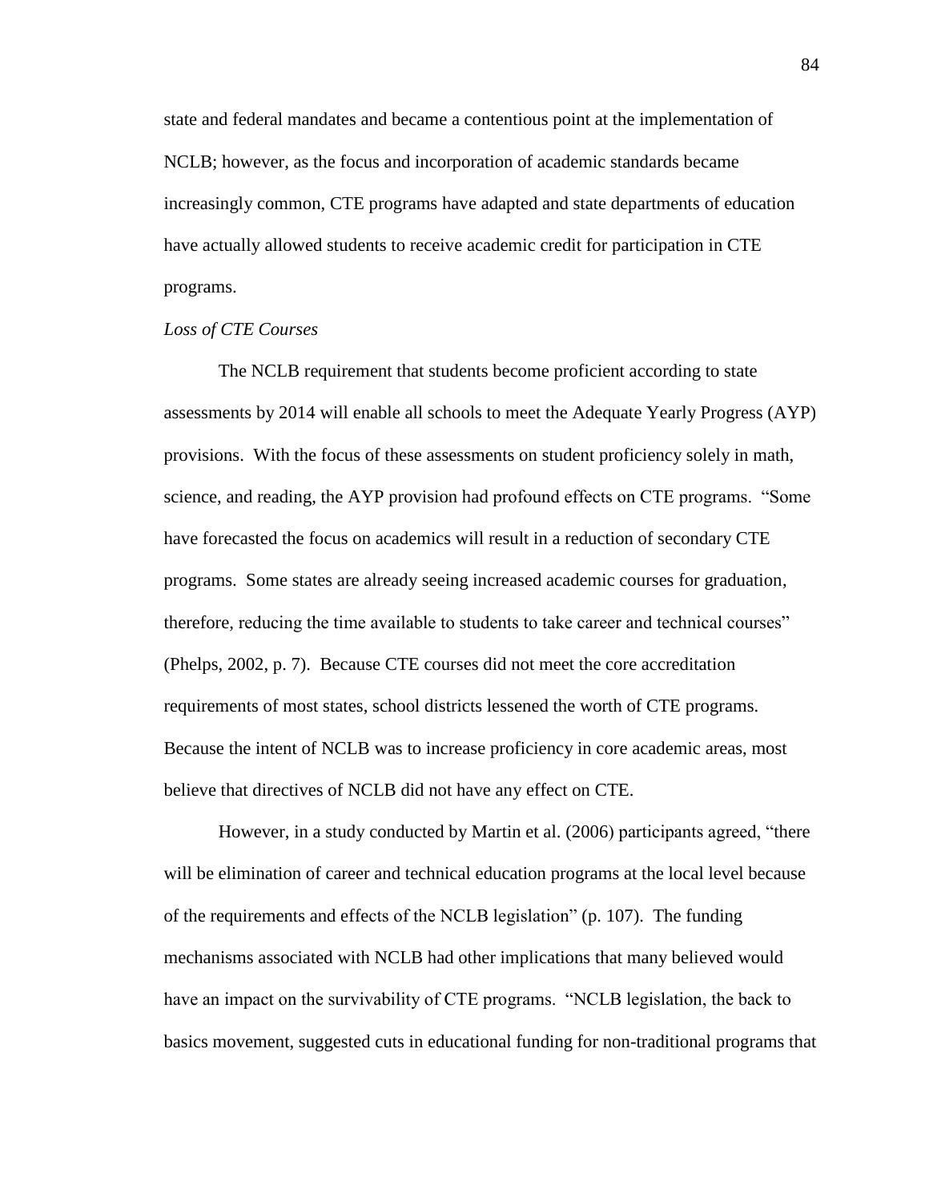state and federal mandates and became a contentious point at the implementation of NCLB; however, as the focus and incorporation of academic standards became increasingly common, CTE programs have adapted and state departments of education have actually allowed students to receive academic credit for participation in CTE programs.

*Loss of CTE Courses*

The NCLB requirement that students become proficient according to state assessments by 2014 will enable all schools to meet the Adequate Yearly Progress (AYP) provisions. With the focus of these assessments on student proficiency solely in math, science, and reading, the AYP provision had profound effects on CTE programs. "Some have forecasted the focus on academics will result in a reduction of secondary CTE programs. Some states are already seeing increased academic courses for graduation, therefore, reducing the time available to students to take career and technical courses" (Phelps, 2002, p. 7). Because CTE courses did not meet the core accreditation requirements of most states, school districts lessened the worth of CTE programs. Because the intent of NCLB was to increase proficiency in core academic areas, most believe that directives of NCLB did not have any effect on CTE.

However, in a study conducted by Martin et al. (2006) participants agreed, "there will be elimination of career and technical education programs at the local level because of the requirements and effects of the NCLB legislation" (p. 107). The funding mechanisms associated with NCLB had other implications that many believed would have an impact on the survivability of CTE programs. "NCLB legislation, the back to basics movement, suggested cuts in educational funding for non-traditional programs that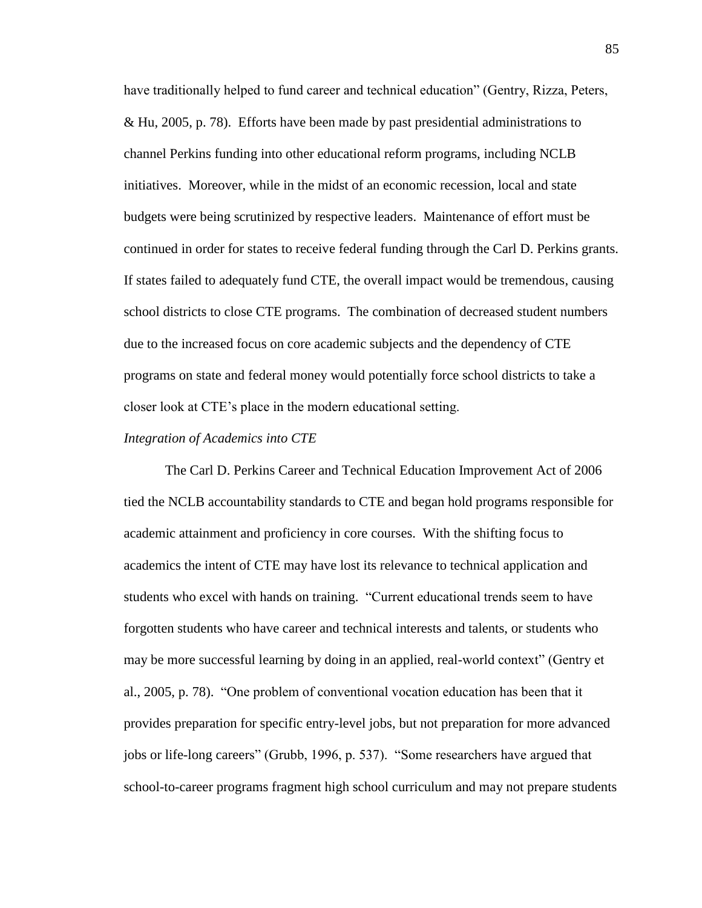have traditionally helped to fund career and technical education" (Gentry, Rizza, Peters, & Hu, 2005, p. 78). Efforts have been made by past presidential administrations to channel Perkins funding into other educational reform programs, including NCLB initiatives. Moreover, while in the midst of an economic recession, local and state budgets were being scrutinized by respective leaders. Maintenance of effort must be continued in order for states to receive federal funding through the Carl D. Perkins grants. If states failed to adequately fund CTE, the overall impact would be tremendous, causing school districts to close CTE programs. The combination of decreased student numbers due to the increased focus on core academic subjects and the dependency of CTE programs on state and federal money would potentially force school districts to take a closer look at CTE's place in the modern educational setting.

*Integration of Academics into CTE*

The Carl D. Perkins Career and Technical Education Improvement Act of 2006 tied the NCLB accountability standards to CTE and began hold programs responsible for academic attainment and proficiency in core courses. With the shifting focus to academics the intent of CTE may have lost its relevance to technical application and students who excel with hands on training. "Current educational trends seem to have forgotten students who have career and technical interests and talents, or students who may be more successful learning by doing in an applied, real-world context" (Gentry et al., 2005, p. 78). "One problem of conventional vocation education has been that it provides preparation for specific entry-level jobs, but not preparation for more advanced jobs or life-long careers" (Grubb, 1996, p. 537). "Some researchers have argued that school-to-career programs fragment high school curriculum and may not prepare students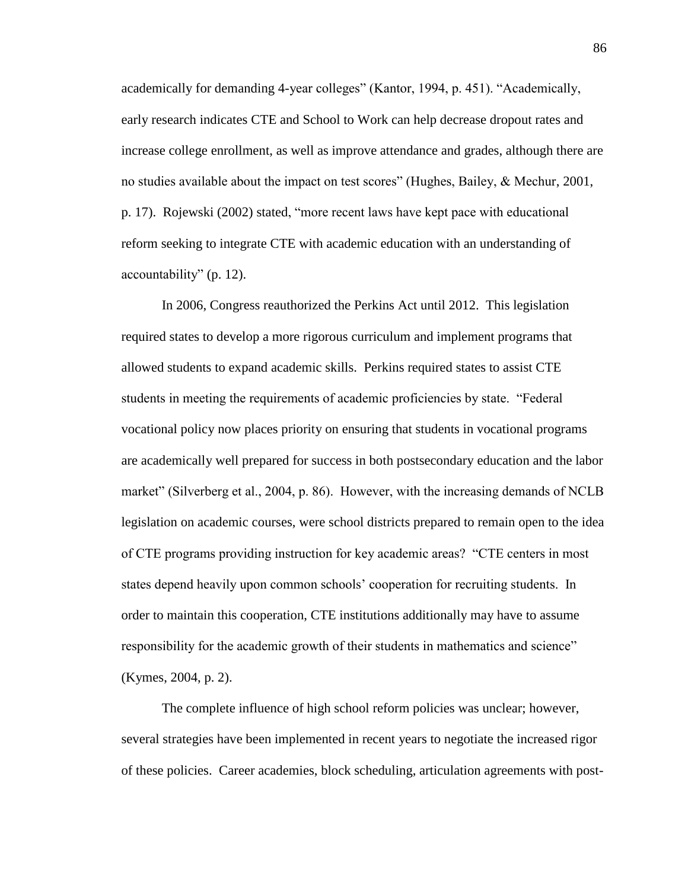academically for demanding 4-year colleges" (Kantor, 1994, p. 451). "Academically, early research indicates CTE and School to Work can help decrease dropout rates and increase college enrollment, as well as improve attendance and grades, although there are no studies available about the impact on test scores" (Hughes, Bailey, & Mechur, 2001, p. 17). Rojewski (2002) stated, "more recent laws have kept pace with educational reform seeking to integrate CTE with academic education with an understanding of accountability" (p. 12).

In 2006, Congress reauthorized the Perkins Act until 2012. This legislation required states to develop a more rigorous curriculum and implement programs that allowed students to expand academic skills. Perkins required states to assist CTE students in meeting the requirements of academic proficiencies by state. "Federal vocational policy now places priority on ensuring that students in vocational programs are academically well prepared for success in both postsecondary education and the labor market" (Silverberg et al., 2004, p. 86). However, with the increasing demands of NCLB legislation on academic courses, were school districts prepared to remain open to the idea of CTE programs providing instruction for key academic areas? "CTE centers in most states depend heavily upon common schools' cooperation for recruiting students. In order to maintain this cooperation, CTE institutions additionally may have to assume responsibility for the academic growth of their students in mathematics and science" (Kymes, 2004, p. 2).

The complete influence of high school reform policies was unclear; however, several strategies have been implemented in recent years to negotiate the increased rigor of these policies. Career academies, block scheduling, articulation agreements with post-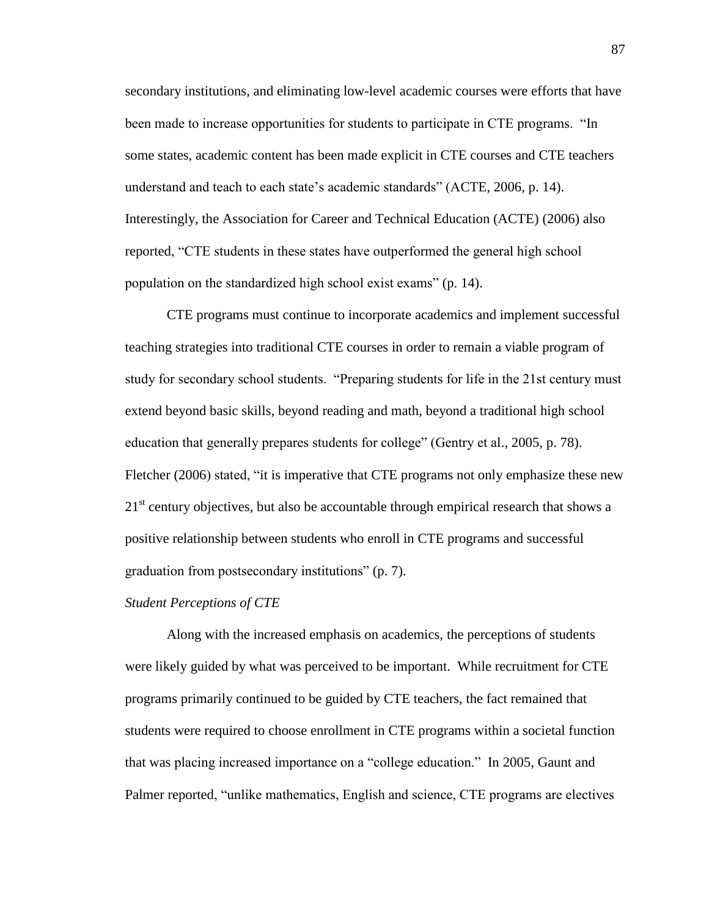secondary institutions, and eliminating low-level academic courses were efforts that have been made to increase opportunities for students to participate in CTE programs. "In some states, academic content has been made explicit in CTE courses and CTE teachers understand and teach to each state's academic standards" (ACTE, 2006, p. 14). Interestingly, the Association for Career and Technical Education (ACTE) (2006) also reported, "CTE students in these states have outperformed the general high school population on the standardized high school exist exams" (p. 14).

CTE programs must continue to incorporate academics and implement successful teaching strategies into traditional CTE courses in order to remain a viable program of study for secondary school students. "Preparing students for life in the 21st century must extend beyond basic skills, beyond reading and math, beyond a traditional high school education that generally prepares students for college" (Gentry et al., 2005, p. 78). Fletcher (2006) stated, "it is imperative that CTE programs not only emphasize these new 21st century objectives, but also be accountable through empirical research that shows a positive relationship between students who enroll in CTE programs and successful graduation from postsecondary institutions" (p. 7).

*Student Perceptions of CTE*

Along with the increased emphasis on academics, the perceptions of students were likely guided by what was perceived to be important. While recruitment for CTE programs primarily continued to be guided by CTE teachers, the fact remained that students were required to choose enrollment in CTE programs within a societal function that was placing increased importance on a "college education." In 2005, Gaunt and Palmer reported, "unlike mathematics, English and science, CTE programs are electives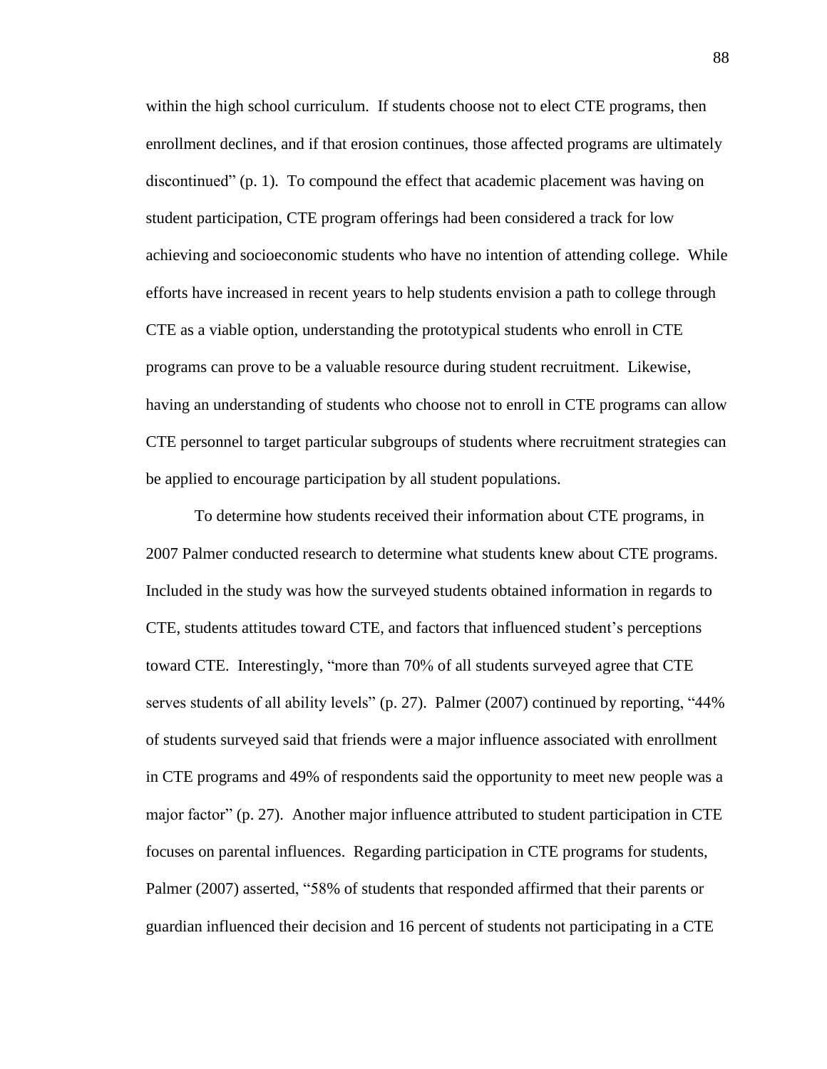within the high school curriculum. If students choose not to elect CTE programs, then enrollment declines, and if that erosion continues, those affected programs are ultimately discontinued" (p. 1). To compound the effect that academic placement was having on student participation, CTE program offerings had been considered a track for low achieving and socioeconomic students who have no intention of attending college. While efforts have increased in recent years to help students envision a path to college through CTE as a viable option, understanding the prototypical students who enroll in CTE programs can prove to be a valuable resource during student recruitment. Likewise, having an understanding of students who choose not to enroll in CTE programs can allow CTE personnel to target particular subgroups of students where recruitment strategies can be applied to encourage participation by all student populations.

To determine how students received their information about CTE programs, in 2007 Palmer conducted research to determine what students knew about CTE programs. Included in the study was how the surveyed students obtained information in regards to CTE, students attitudes toward CTE, and factors that influenced student's perceptions toward CTE. Interestingly, "more than 70% of all students surveyed agree that CTE serves students of all ability levels" (p. 27). Palmer (2007) continued by reporting, "44% of students surveyed said that friends were a major influence associated with enrollment in CTE programs and 49% of respondents said the opportunity to meet new people was a major factor" (p. 27). Another major influence attributed to student participation in CTE focuses on parental influences. Regarding participation in CTE programs for students, Palmer (2007) asserted, "58% of students that responded affirmed that their parents or guardian influenced their decision and 16 percent of students not participating in a CTE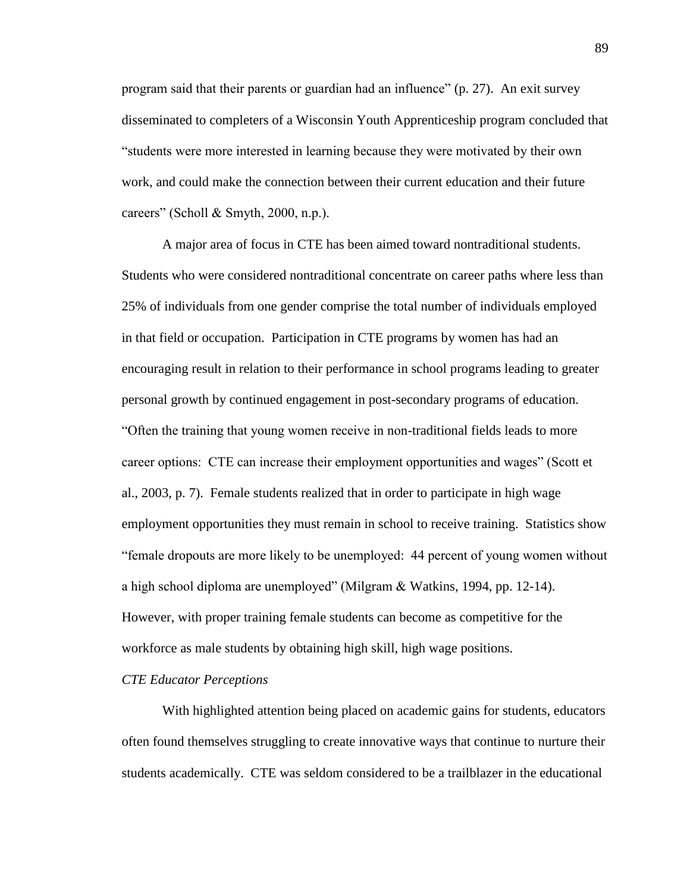program said that their parents or guardian had an influence" (p. 27). An exit survey disseminated to completers of a Wisconsin Youth Apprenticeship program concluded that "students were more interested in learning because they were motivated by their own work, and could make the connection between their current education and their future careers" (Scholl & Smyth, 2000, n.p.).

A major area of focus in CTE has been aimed toward nontraditional students. Students who were considered nontraditional concentrate on career paths where less than 25% of individuals from one gender comprise the total number of individuals employed in that field or occupation. Participation in CTE programs by women has had an encouraging result in relation to their performance in school programs leading to greater personal growth by continued engagement in post-secondary programs of education. "Often the training that young women receive in non-traditional fields leads to more career options: CTE can increase their employment opportunities and wages" (Scott et al., 2003, p. 7). Female students realized that in order to participate in high wage employment opportunities they must remain in school to receive training. Statistics show "female dropouts are more likely to be unemployed: 44 percent of young women without a high school diploma are unemployed" (Milgram & Watkins, 1994, pp. 12-14). However, with proper training female students can become as competitive for the workforce as male students by obtaining high skill, high wage positions.

*CTE Educator Perceptions*

With highlighted attention being placed on academic gains for students, educators often found themselves struggling to create innovative ways that continue to nurture their students academically. CTE was seldom considered to be a trailblazer in the educational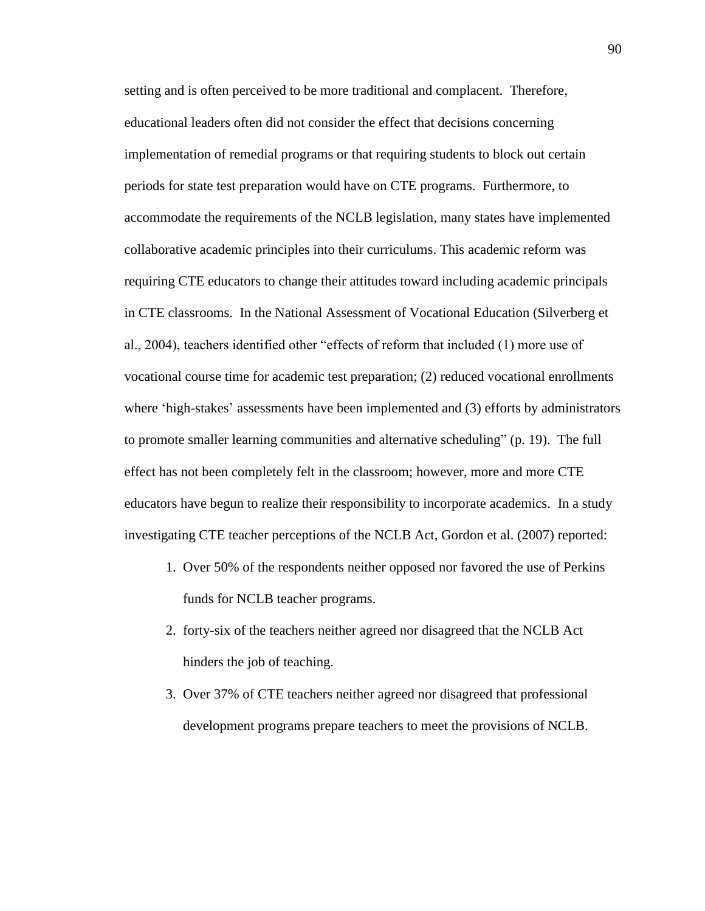setting and is often perceived to be more traditional and complacent. Therefore, educational leaders often did not consider the effect that decisions concerning implementation of remedial programs or that requiring students to block out certain periods for state test preparation would have on CTE programs. Furthermore, to accommodate the requirements of the NCLB legislation, many states have implemented collaborative academic principles into their curriculums. This academic reform was requiring CTE educators to change their attitudes toward including academic principals in CTE classrooms. In the National Assessment of Vocational Education (Silverberg et al., 2004), teachers identified other "effects of reform that included (1) more use of vocational course time for academic test preparation; (2) reduced vocational enrollments where 'high-stakes' assessments have been implemented and (3) efforts by administrators to promote smaller learning communities and alternative scheduling" (p. 19). The full effect has not been completely felt in the classroom; however, more and more CTE educators have begun to realize their responsibility to incorporate academics. In a study investigating CTE teacher perceptions of the NCLB Act, Gordon et al. (2007) reported:

1. Over 50% of the respondents neither opposed nor favored the use of Perkins funds for NCLB teacher programs.
2. forty-six of the teachers neither agreed nor disagreed that the NCLB Act hinders the job of teaching.
3. Over 37% of CTE teachers neither agreed nor disagreed that professional development programs prepare teachers to meet the provisions of NCLB.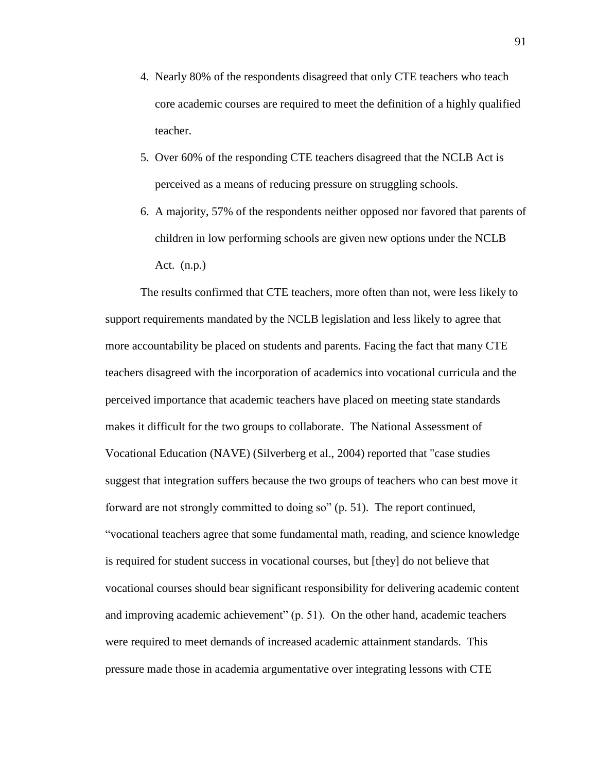4. Nearly 80% of the respondents disagreed that only CTE teachers who teach core academic courses are required to meet the definition of a highly qualified teacher.
5. Over 60% of the responding CTE teachers disagreed that the NCLB Act is perceived as a means of reducing pressure on struggling schools.
6. A majority, 57% of the respondents neither opposed nor favored that parents of children in low performing schools are given new options under the NCLB Act. (n.p.)

The results confirmed that CTE teachers, more often than not, were less likely to support requirements mandated by the NCLB legislation and less likely to agree that more accountability be placed on students and parents. Facing the fact that many CTE teachers disagreed with the incorporation of academics into vocational curricula and the perceived importance that academic teachers have placed on meeting state standards makes it difficult for the two groups to collaborate. The National Assessment of Vocational Education (NAVE) (Silverberg et al., 2004) reported that "case studies suggest that integration suffers because the two groups of teachers who can best move it forward are not strongly committed to doing so" (p. 51). The report continued, "vocational teachers agree that some fundamental math, reading, and science knowledge is required for student success in vocational courses, but [they] do not believe that vocational courses should bear significant responsibility for delivering academic content and improving academic achievement" (p. 51). On the other hand, academic teachers were required to meet demands of increased academic attainment standards. This pressure made those in academia argumentative over integrating lessons with CTE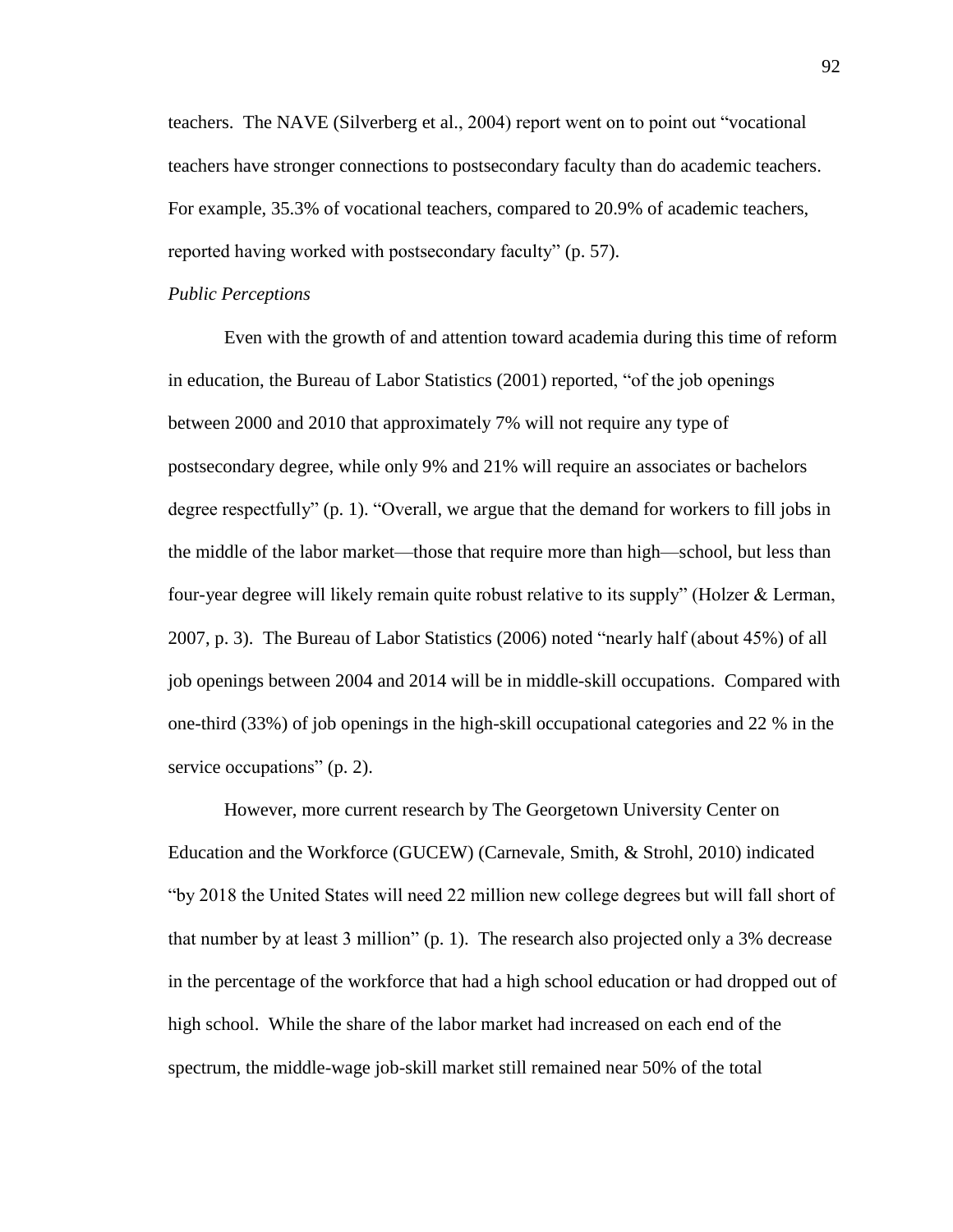teachers. The NAVE (Silverberg et al., 2004) report went on to point out "vocational teachers have stronger connections to postsecondary faculty than do academic teachers. For example, 35.3% of vocational teachers, compared to 20.9% of academic teachers, reported having worked with postsecondary faculty" (p. 57).

### *Public Perceptions*

Even with the growth of and attention toward academia during this time of reform in education, the Bureau of Labor Statistics (2001) reported, "of the job openings between 2000 and 2010 that approximately 7% will not require any type of postsecondary degree, while only 9% and 21% will require an associates or bachelors degree respectfully" (p. 1). "Overall, we argue that the demand for workers to fill jobs in the middle of the labor market—those that require more than high—school, but less than four-year degree will likely remain quite robust relative to its supply" (Holzer & Lerman, 2007, p. 3). The Bureau of Labor Statistics (2006) noted "nearly half (about 45%) of all job openings between 2004 and 2014 will be in middle-skill occupations. Compared with one-third (33%) of job openings in the high-skill occupational categories and 22 % in the service occupations" (p. 2).

However, more current research by The Georgetown University Center on Education and the Workforce (GUCEW) (Carnevale, Smith, & Strohl, 2010) indicated "by 2018 the United States will need 22 million new college degrees but will fall short of that number by at least 3 million" (p. 1). The research also projected only a 3% decrease in the percentage of the workforce that had a high school education or had dropped out of high school. While the share of the labor market had increased on each end of the spectrum, the middle-wage job-skill market still remained near 50% of the total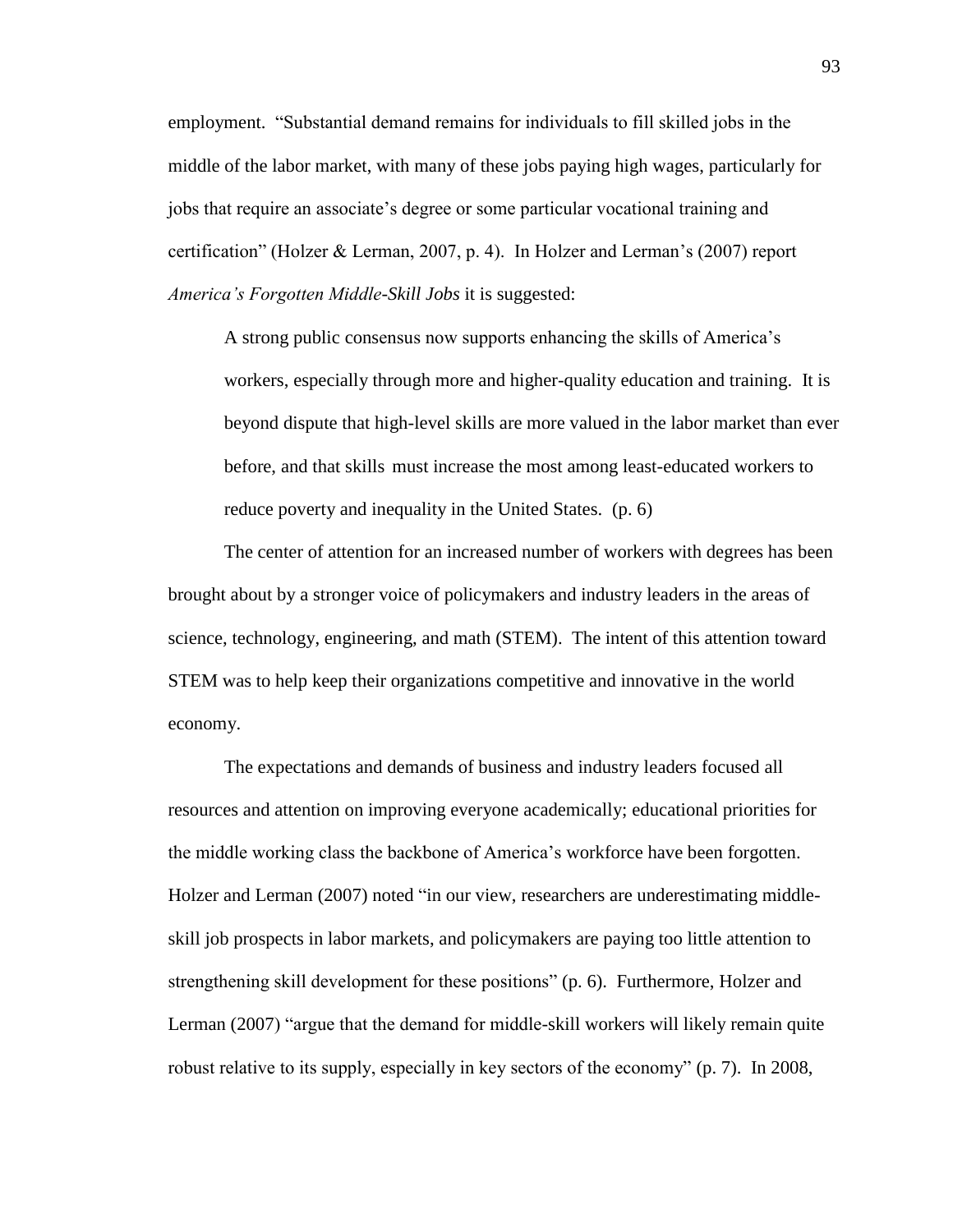employment. "Substantial demand remains for individuals to fill skilled jobs in the middle of the labor market, with many of these jobs paying high wages, particularly for jobs that require an associate's degree or some particular vocational training and certification" (Holzer & Lerman, 2007, p. 4). In Holzer and Lerman's (2007) report *America's Forgotten Middle-Skill Jobs* it is suggested:

> A strong public consensus now supports enhancing the skills of America's workers, especially through more and higher-quality education and training. It is beyond dispute that high-level skills are more valued in the labor market than ever before, and that skills must increase the most among least-educated workers to reduce poverty and inequality in the United States. (p. 6)

The center of attention for an increased number of workers with degrees has been brought about by a stronger voice of policymakers and industry leaders in the areas of science, technology, engineering, and math (STEM). The intent of this attention toward STEM was to help keep their organizations competitive and innovative in the world economy.

The expectations and demands of business and industry leaders focused all resources and attention on improving everyone academically; educational priorities for the middle working class the backbone of America's workforce have been forgotten. Holzer and Lerman (2007) noted "in our view, researchers are underestimating middle-skill job prospects in labor markets, and policymakers are paying too little attention to strengthening skill development for these positions" (p. 6). Furthermore, Holzer and Lerman (2007) "argue that the demand for middle-skill workers will likely remain quite robust relative to its supply, especially in key sectors of the economy" (p. 7). In 2008,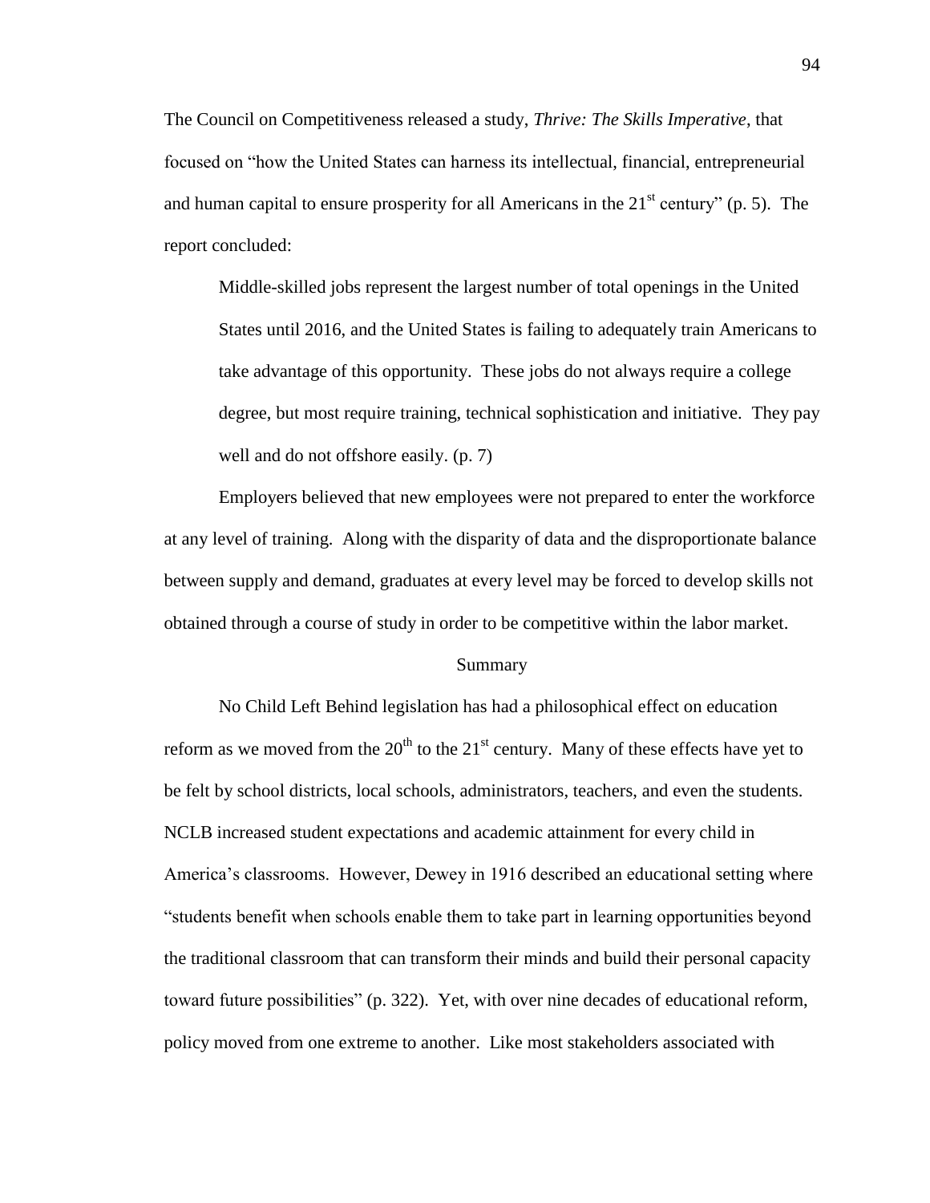The Council on Competitiveness released a study, *Thrive: The Skills Imperative*, that focused on "how the United States can harness its intellectual, financial, entrepreneurial and human capital to ensure prosperity for all Americans in the 21st century" (p. 5). The report concluded:

> Middle-skilled jobs represent the largest number of total openings in the United States until 2016, and the United States is failing to adequately train Americans to take advantage of this opportunity. These jobs do not always require a college degree, but most require training, technical sophistication and initiative. They pay well and do not offshore easily. (p. 7)

Employers believed that new employees were not prepared to enter the workforce at any level of training. Along with the disparity of data and the disproportionate balance between supply and demand, graduates at every level may be forced to develop skills not obtained through a course of study in order to be competitive within the labor market.

## Summary

No Child Left Behind legislation has had a philosophical effect on education reform as we moved from the 20th to the 21st century. Many of these effects have yet to be felt by school districts, local schools, administrators, teachers, and even the students. NCLB increased student expectations and academic attainment for every child in America's classrooms. However, Dewey in 1916 described an educational setting where "students benefit when schools enable them to take part in learning opportunities beyond the traditional classroom that can transform their minds and build their personal capacity toward future possibilities" (p. 322). Yet, with over nine decades of educational reform, policy moved from one extreme to another. Like most stakeholders associated with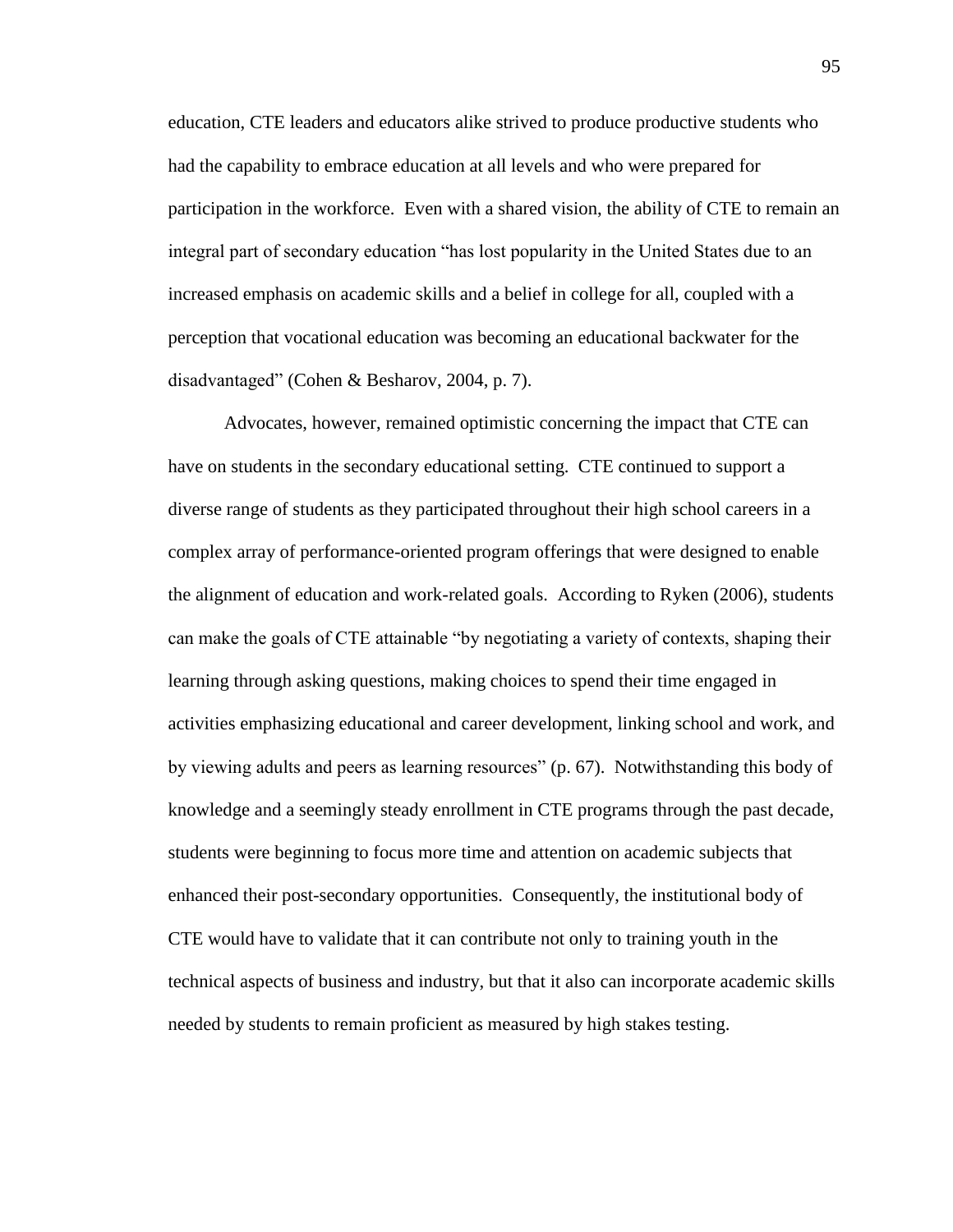education, CTE leaders and educators alike strived to produce productive students who had the capability to embrace education at all levels and who were prepared for participation in the workforce. Even with a shared vision, the ability of CTE to remain an integral part of secondary education "has lost popularity in the United States due to an increased emphasis on academic skills and a belief in college for all, coupled with a perception that vocational education was becoming an educational backwater for the disadvantaged" (Cohen & Besharov, 2004, p. 7).

Advocates, however, remained optimistic concerning the impact that CTE can have on students in the secondary educational setting. CTE continued to support a diverse range of students as they participated throughout their high school careers in a complex array of performance-oriented program offerings that were designed to enable the alignment of education and work-related goals. According to Ryken (2006), students can make the goals of CTE attainable "by negotiating a variety of contexts, shaping their learning through asking questions, making choices to spend their time engaged in activities emphasizing educational and career development, linking school and work, and by viewing adults and peers as learning resources" (p. 67). Notwithstanding this body of knowledge and a seemingly steady enrollment in CTE programs through the past decade, students were beginning to focus more time and attention on academic subjects that enhanced their post-secondary opportunities. Consequently, the institutional body of CTE would have to validate that it can contribute not only to training youth in the technical aspects of business and industry, but that it also can incorporate academic skills needed by students to remain proficient as measured by high stakes testing.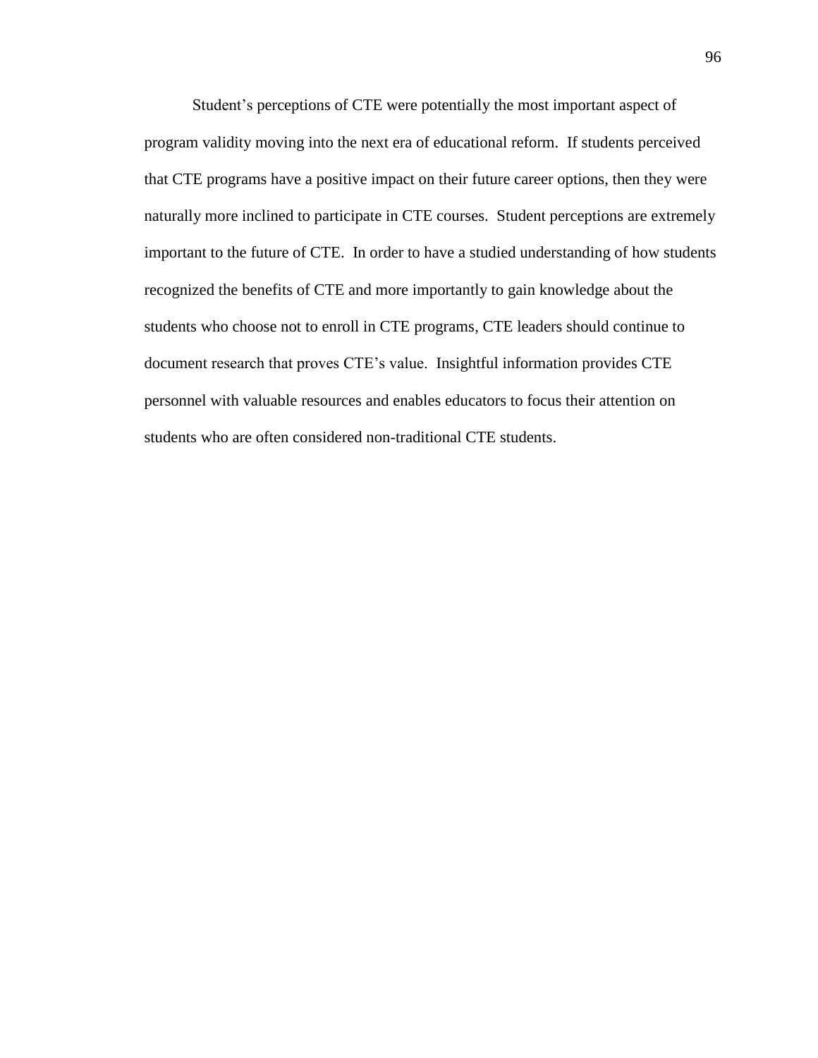Student's perceptions of CTE were potentially the most important aspect of program validity moving into the next era of educational reform. If students perceived that CTE programs have a positive impact on their future career options, then they were naturally more inclined to participate in CTE courses. Student perceptions are extremely important to the future of CTE. In order to have a studied understanding of how students recognized the benefits of CTE and more importantly to gain knowledge about the students who choose not to enroll in CTE programs, CTE leaders should continue to document research that proves CTE's value. Insightful information provides CTE personnel with valuable resources and enables educators to focus their attention on students who are often considered non-traditional CTE students.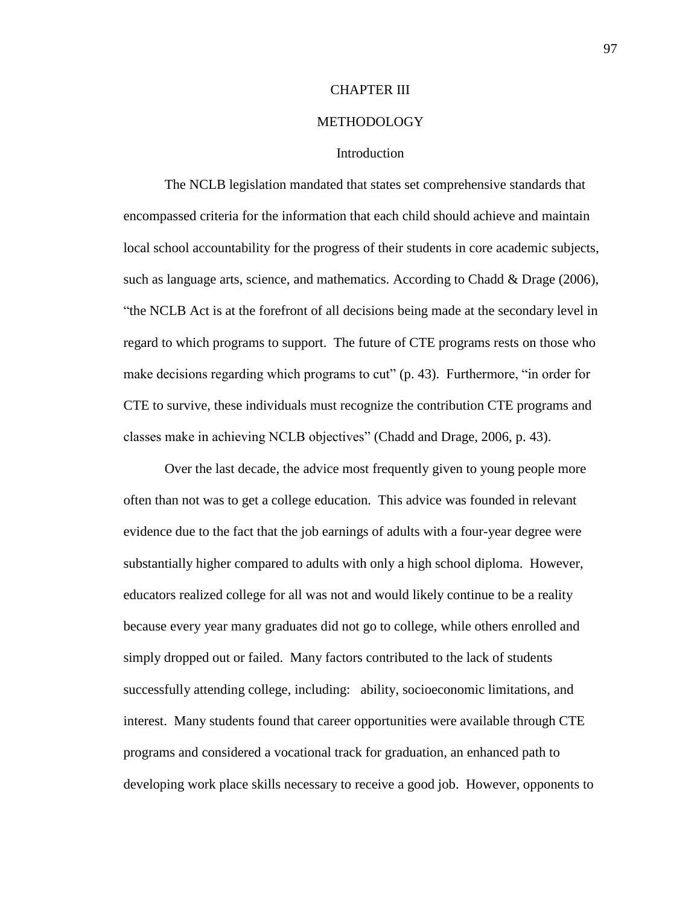# CHAPTER III

# METHODOLOGY

## Introduction

The NCLB legislation mandated that states set comprehensive standards that encompassed criteria for the information that each child should achieve and maintain local school accountability for the progress of their students in core academic subjects, such as language arts, science, and mathematics. According to Chadd & Drage (2006), "the NCLB Act is at the forefront of all decisions being made at the secondary level in regard to which programs to support. The future of CTE programs rests on those who make decisions regarding which programs to cut" (p. 43). Furthermore, "in order for CTE to survive, these individuals must recognize the contribution CTE programs and classes make in achieving NCLB objectives" (Chadd and Drage, 2006, p. 43).

Over the last decade, the advice most frequently given to young people more often than not was to get a college education. This advice was founded in relevant evidence due to the fact that the job earnings of adults with a four-year degree were substantially higher compared to adults with only a high school diploma. However, educators realized college for all was not and would likely continue to be a reality because every year many graduates did not go to college, while others enrolled and simply dropped out or failed. Many factors contributed to the lack of students successfully attending college, including: ability, socioeconomic limitations, and interest. Many students found that career opportunities were available through CTE programs and considered a vocational track for graduation, an enhanced path to developing work place skills necessary to receive a good job. However, opponents to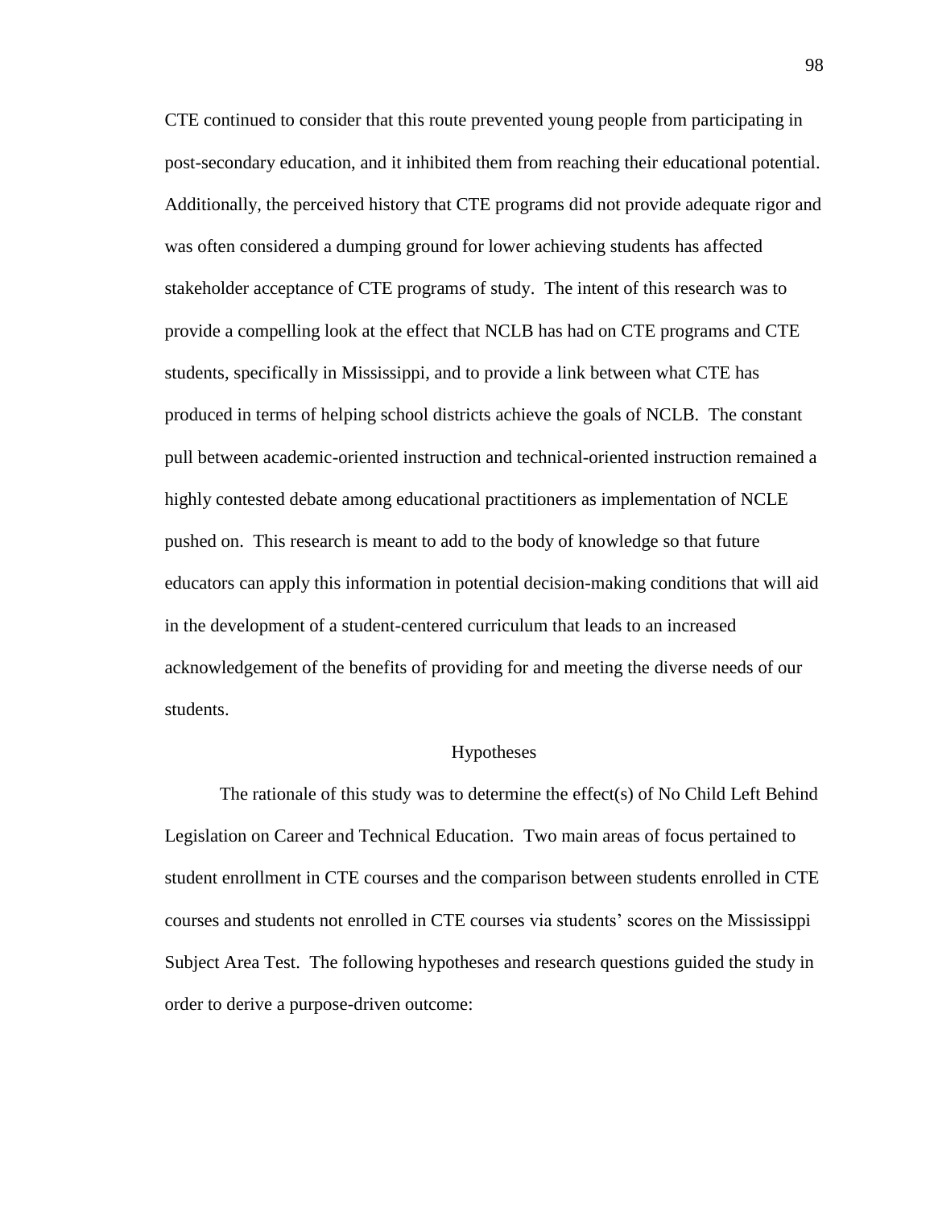CTE continued to consider that this route prevented young people from participating in post-secondary education, and it inhibited them from reaching their educational potential. Additionally, the perceived history that CTE programs did not provide adequate rigor and was often considered a dumping ground for lower achieving students has affected stakeholder acceptance of CTE programs of study. The intent of this research was to provide a compelling look at the effect that NCLB has had on CTE programs and CTE students, specifically in Mississippi, and to provide a link between what CTE has produced in terms of helping school districts achieve the goals of NCLB. The constant pull between academic-oriented instruction and technical-oriented instruction remained a highly contested debate among educational practitioners as implementation of NCLE pushed on. This research is meant to add to the body of knowledge so that future educators can apply this information in potential decision-making conditions that will aid in the development of a student-centered curriculum that leads to an increased acknowledgement of the benefits of providing for and meeting the diverse needs of our students.

## Hypotheses

The rationale of this study was to determine the effect(s) of No Child Left Behind Legislation on Career and Technical Education. Two main areas of focus pertained to student enrollment in CTE courses and the comparison between students enrolled in CTE courses and students not enrolled in CTE courses via students' scores on the Mississippi Subject Area Test. The following hypotheses and research questions guided the study in order to derive a purpose-driven outcome: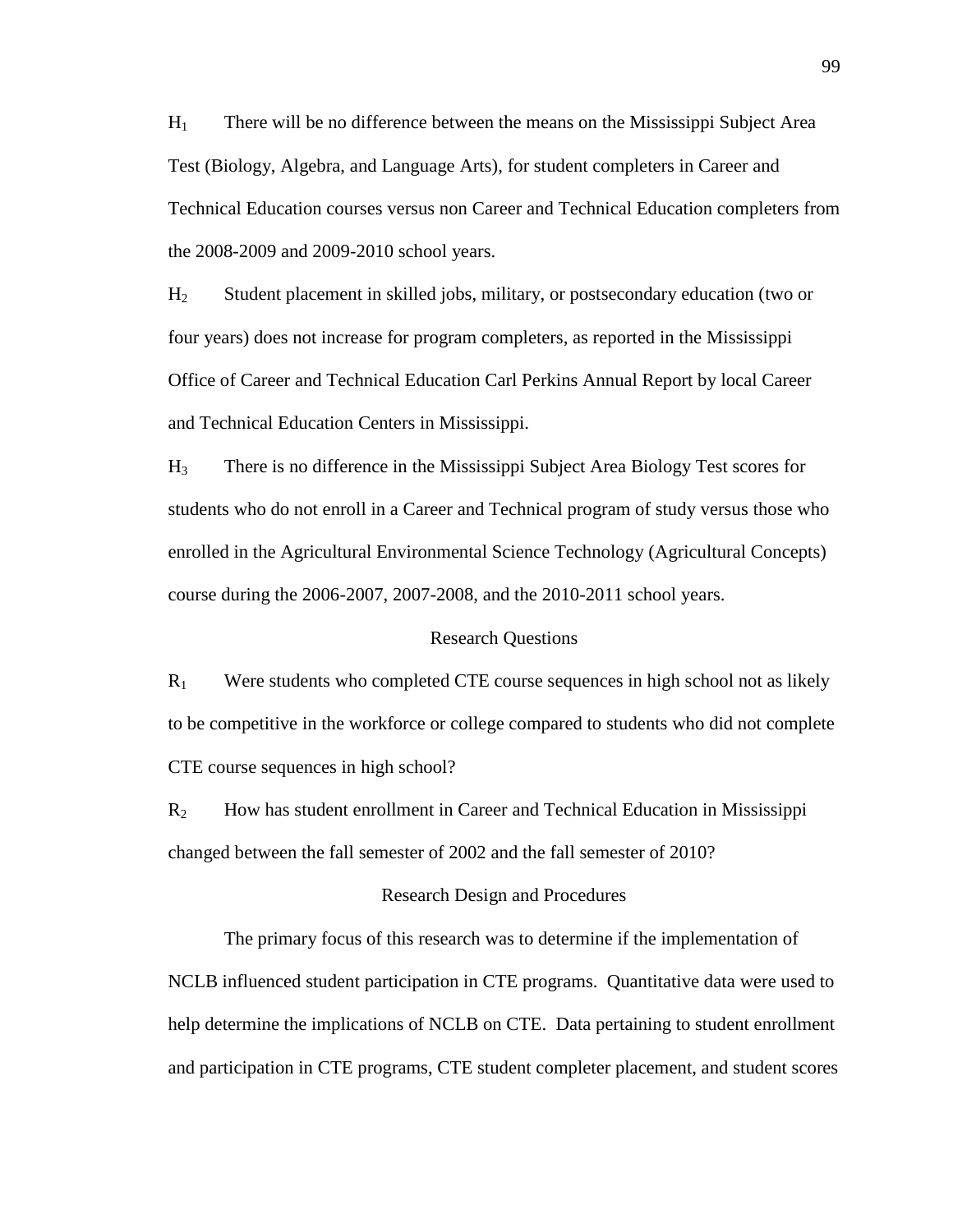$H_1$ There will be no difference between the means on the Mississippi Subject Area Test (Biology, Algebra, and Language Arts), for student completers in Career and Technical Education courses versus non Career and Technical Education completers from the 2008-2009 and 2009-2010 school years.

$H_2$ Student placement in skilled jobs, military, or postsecondary education (two or four years) does not increase for program completers, as reported in the Mississippi Office of Career and Technical Education Carl Perkins Annual Report by local Career and Technical Education Centers in Mississippi.

$H_3$ There is no difference in the Mississippi Subject Area Biology Test scores for students who do not enroll in a Career and Technical program of study versus those who enrolled in the Agricultural Environmental Science Technology (Agricultural Concepts) course during the 2006-2007, 2007-2008, and the 2010-2011 school years.

## Research Questions

$R_1$ Were students who completed CTE course sequences in high school not as likely to be competitive in the workforce or college compared to students who did not complete CTE course sequences in high school?

$R_2$ How has student enrollment in Career and Technical Education in Mississippi changed between the fall semester of 2002 and the fall semester of 2010?

## Research Design and Procedures

The primary focus of this research was to determine if the implementation of NCLB influenced student participation in CTE programs. Quantitative data were used to help determine the implications of NCLB on CTE. Data pertaining to student enrollment and participation in CTE programs, CTE student completer placement, and student scores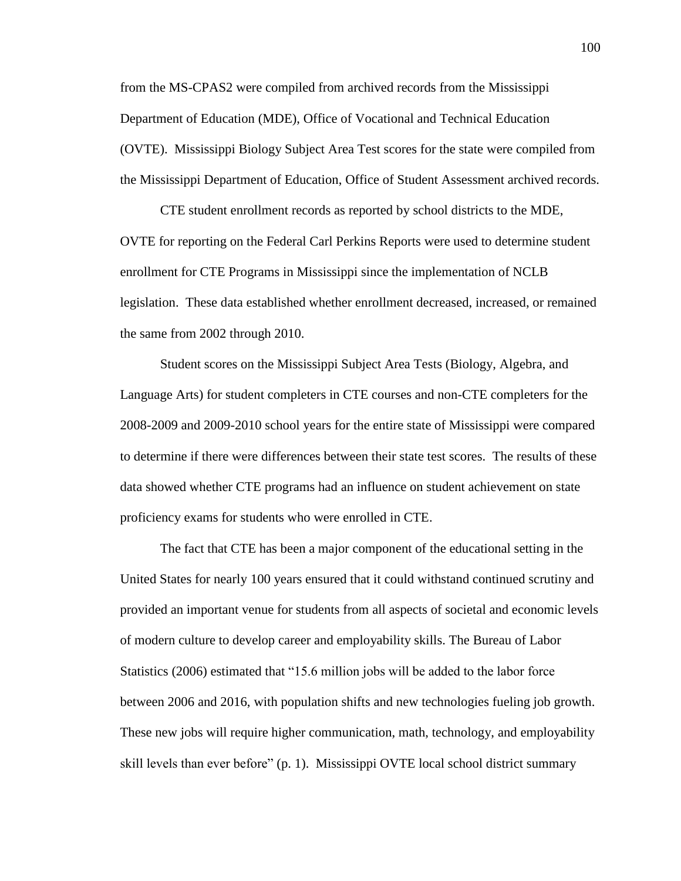from the MS-CPAS2 were compiled from archived records from the Mississippi Department of Education (MDE), Office of Vocational and Technical Education (OVTE). Mississippi Biology Subject Area Test scores for the state were compiled from the Mississippi Department of Education, Office of Student Assessment archived records.

CTE student enrollment records as reported by school districts to the MDE, OVTE for reporting on the Federal Carl Perkins Reports were used to determine student enrollment for CTE Programs in Mississippi since the implementation of NCLB legislation. These data established whether enrollment decreased, increased, or remained the same from 2002 through 2010.

Student scores on the Mississippi Subject Area Tests (Biology, Algebra, and Language Arts) for student completers in CTE courses and non-CTE completers for the 2008-2009 and 2009-2010 school years for the entire state of Mississippi were compared to determine if there were differences between their state test scores. The results of these data showed whether CTE programs had an influence on student achievement on state proficiency exams for students who were enrolled in CTE.

The fact that CTE has been a major component of the educational setting in the United States for nearly 100 years ensured that it could withstand continued scrutiny and provided an important venue for students from all aspects of societal and economic levels of modern culture to develop career and employability skills. The Bureau of Labor Statistics (2006) estimated that "15.6 million jobs will be added to the labor force between 2006 and 2016, with population shifts and new technologies fueling job growth. These new jobs will require higher communication, math, technology, and employability skill levels than ever before" (p. 1). Mississippi OVTE local school district summary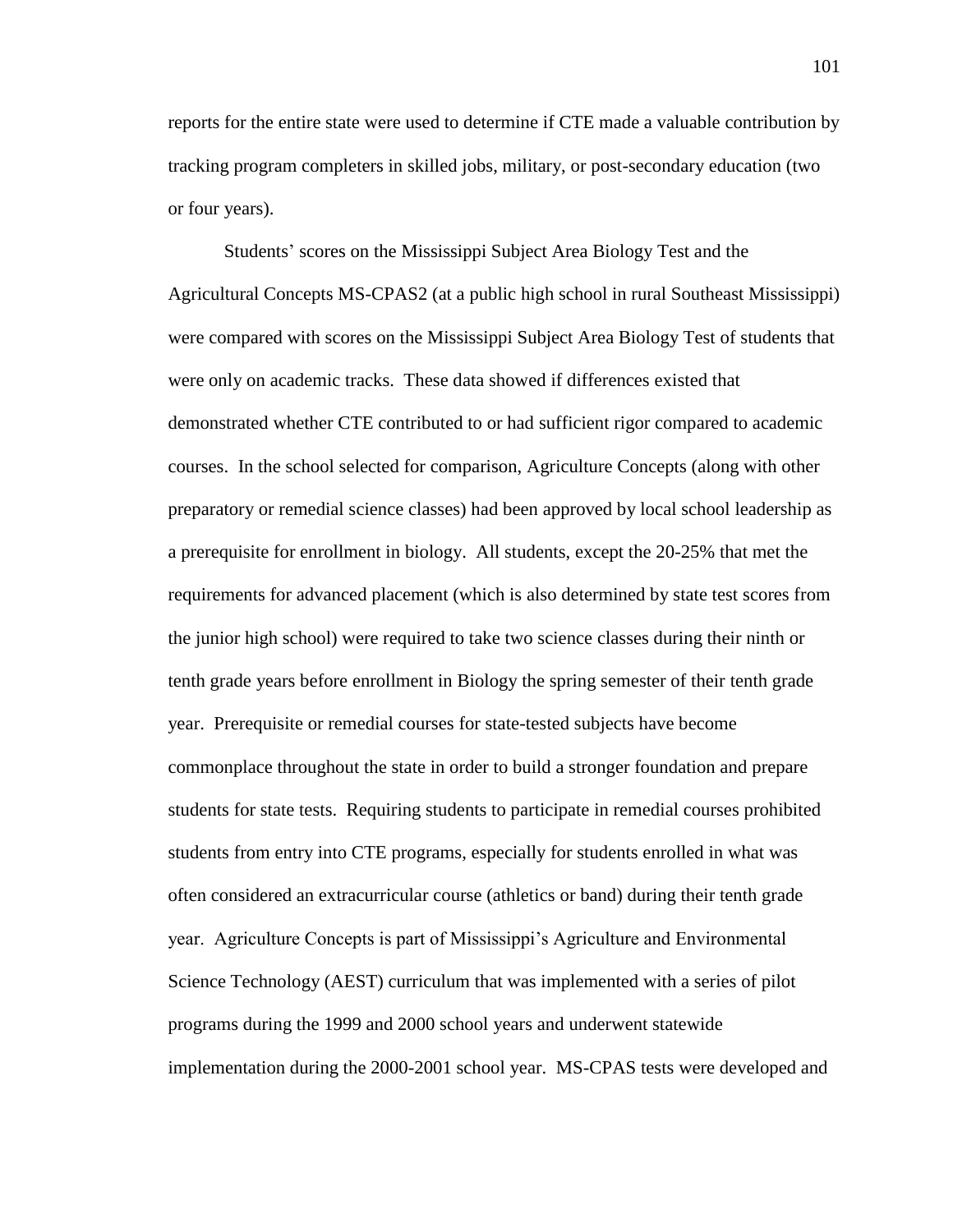reports for the entire state were used to determine if CTE made a valuable contribution by tracking program completers in skilled jobs, military, or post-secondary education (two or four years).

Students' scores on the Mississippi Subject Area Biology Test and the Agricultural Concepts MS-CPAS2 (at a public high school in rural Southeast Mississippi) were compared with scores on the Mississippi Subject Area Biology Test of students that were only on academic tracks. These data showed if differences existed that demonstrated whether CTE contributed to or had sufficient rigor compared to academic courses. In the school selected for comparison, Agriculture Concepts (along with other preparatory or remedial science classes) had been approved by local school leadership as a prerequisite for enrollment in biology. All students, except the 20-25% that met the requirements for advanced placement (which is also determined by state test scores from the junior high school) were required to take two science classes during their ninth or tenth grade years before enrollment in Biology the spring semester of their tenth grade year. Prerequisite or remedial courses for state-tested subjects have become commonplace throughout the state in order to build a stronger foundation and prepare students for state tests. Requiring students to participate in remedial courses prohibited students from entry into CTE programs, especially for students enrolled in what was often considered an extracurricular course (athletics or band) during their tenth grade year. Agriculture Concepts is part of Mississippi's Agriculture and Environmental Science Technology (AEST) curriculum that was implemented with a series of pilot programs during the 1999 and 2000 school years and underwent statewide implementation during the 2000-2001 school year. MS-CPAS tests were developed and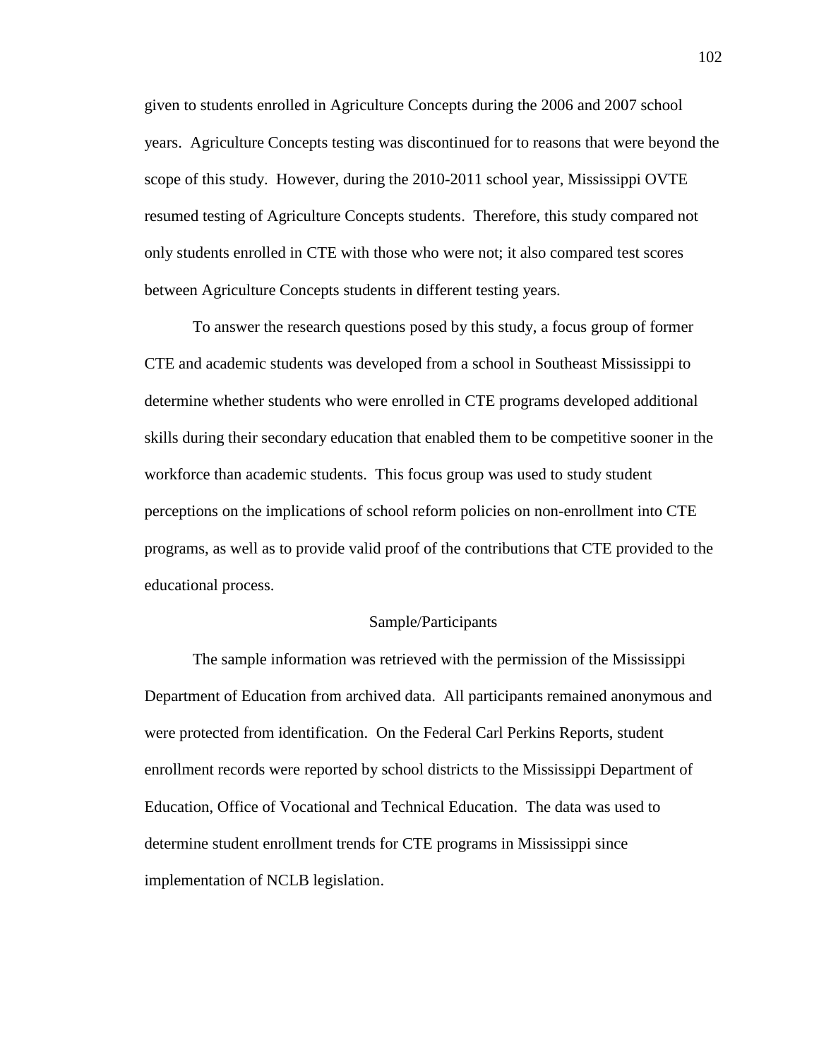given to students enrolled in Agriculture Concepts during the 2006 and 2007 school years. Agriculture Concepts testing was discontinued for to reasons that were beyond the scope of this study. However, during the 2010-2011 school year, Mississippi OVTE resumed testing of Agriculture Concepts students. Therefore, this study compared not only students enrolled in CTE with those who were not; it also compared test scores between Agriculture Concepts students in different testing years.

To answer the research questions posed by this study, a focus group of former CTE and academic students was developed from a school in Southeast Mississippi to determine whether students who were enrolled in CTE programs developed additional skills during their secondary education that enabled them to be competitive sooner in the workforce than academic students. This focus group was used to study student perceptions on the implications of school reform policies on non-enrollment into CTE programs, as well as to provide valid proof of the contributions that CTE provided to the educational process.

## Sample/Participants

The sample information was retrieved with the permission of the Mississippi Department of Education from archived data. All participants remained anonymous and were protected from identification. On the Federal Carl Perkins Reports, student enrollment records were reported by school districts to the Mississippi Department of Education, Office of Vocational and Technical Education. The data was used to determine student enrollment trends for CTE programs in Mississippi since implementation of NCLB legislation.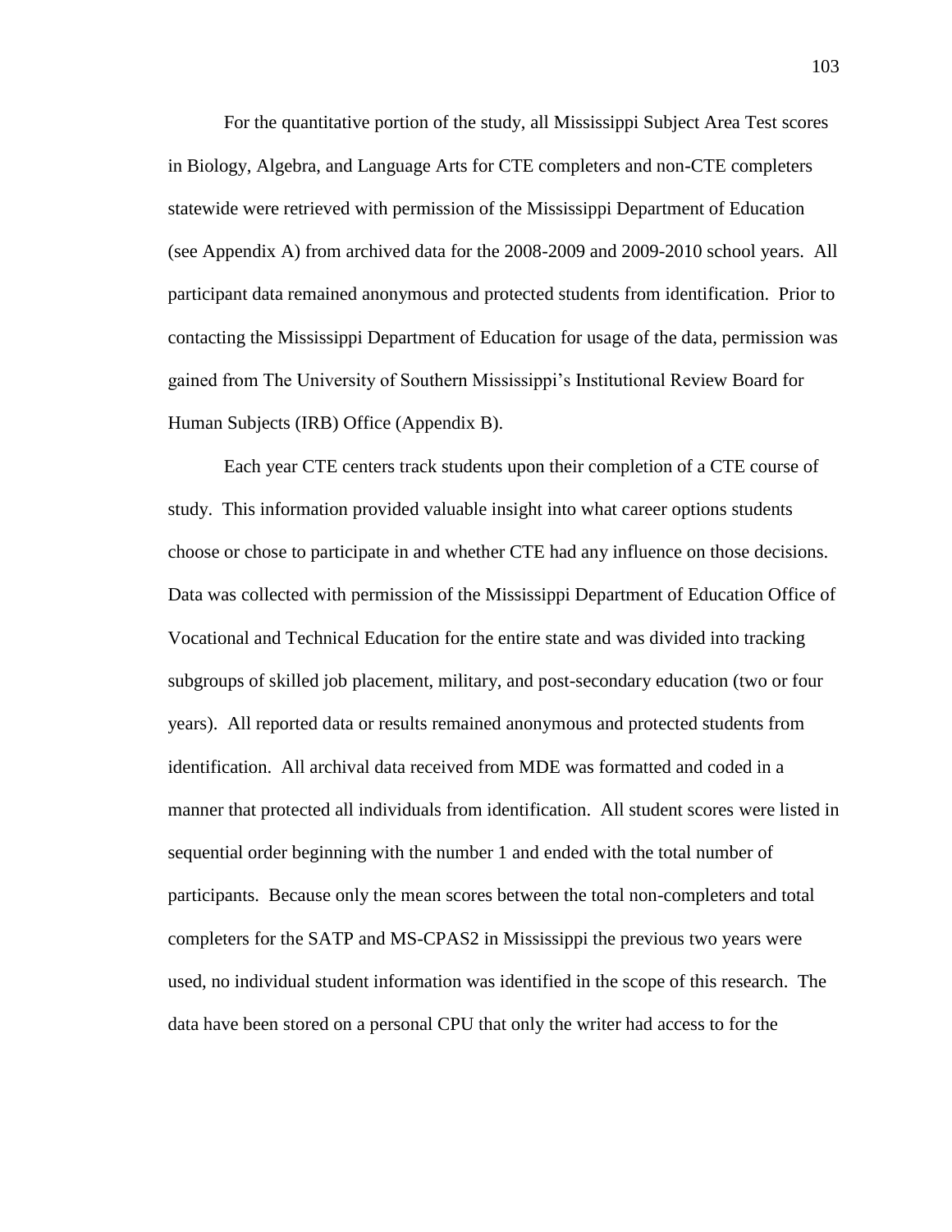For the quantitative portion of the study, all Mississippi Subject Area Test scores in Biology, Algebra, and Language Arts for CTE completers and non-CTE completers statewide were retrieved with permission of the Mississippi Department of Education (see Appendix A) from archived data for the 2008-2009 and 2009-2010 school years. All participant data remained anonymous and protected students from identification. Prior to contacting the Mississippi Department of Education for usage of the data, permission was gained from The University of Southern Mississippi's Institutional Review Board for Human Subjects (IRB) Office (Appendix B).

Each year CTE centers track students upon their completion of a CTE course of study. This information provided valuable insight into what career options students choose or chose to participate in and whether CTE had any influence on those decisions. Data was collected with permission of the Mississippi Department of Education Office of Vocational and Technical Education for the entire state and was divided into tracking subgroups of skilled job placement, military, and post-secondary education (two or four years). All reported data or results remained anonymous and protected students from identification. All archival data received from MDE was formatted and coded in a manner that protected all individuals from identification. All student scores were listed in sequential order beginning with the number 1 and ended with the total number of participants. Because only the mean scores between the total non-completers and total completers for the SATP and MS-CPAS2 in Mississippi the previous two years were used, no individual student information was identified in the scope of this research. The data have been stored on a personal CPU that only the writer had access to for the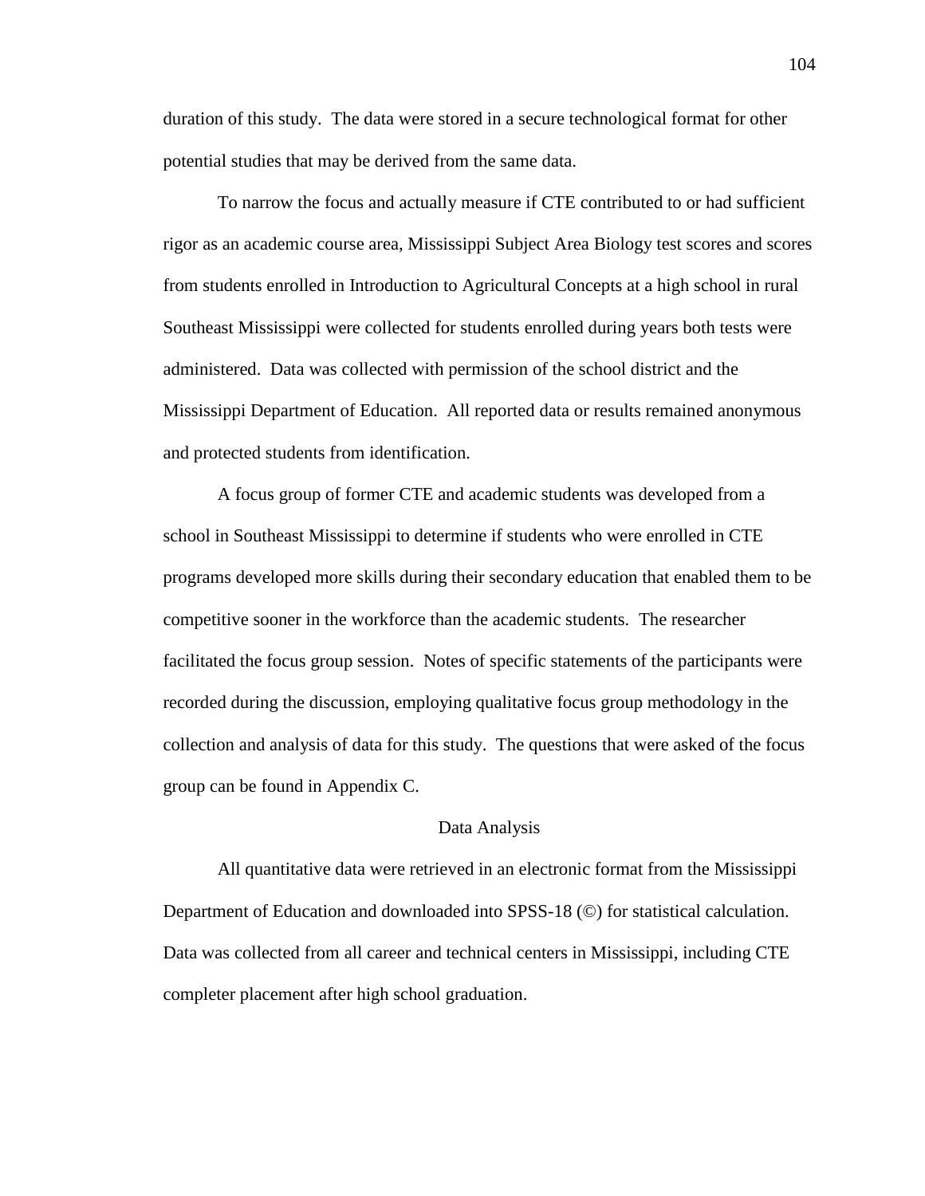duration of this study. The data were stored in a secure technological format for other potential studies that may be derived from the same data.

To narrow the focus and actually measure if CTE contributed to or had sufficient rigor as an academic course area, Mississippi Subject Area Biology test scores and scores from students enrolled in Introduction to Agricultural Concepts at a high school in rural Southeast Mississippi were collected for students enrolled during years both tests were administered. Data was collected with permission of the school district and the Mississippi Department of Education. All reported data or results remained anonymous and protected students from identification.

A focus group of former CTE and academic students was developed from a school in Southeast Mississippi to determine if students who were enrolled in CTE programs developed more skills during their secondary education that enabled them to be competitive sooner in the workforce than the academic students. The researcher facilitated the focus group session. Notes of specific statements of the participants were recorded during the discussion, employing qualitative focus group methodology in the collection and analysis of data for this study. The questions that were asked of the focus group can be found in Appendix C.

## Data Analysis

All quantitative data were retrieved in an electronic format from the Mississippi Department of Education and downloaded into SPSS-18 (©) for statistical calculation. Data was collected from all career and technical centers in Mississippi, including CTE completer placement after high school graduation.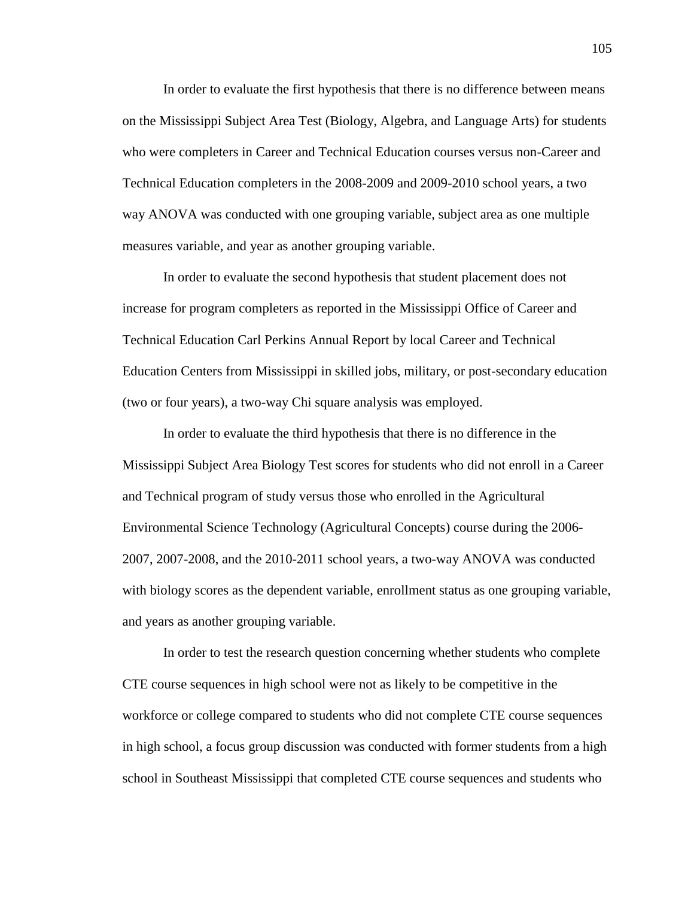In order to evaluate the first hypothesis that there is no difference between means on the Mississippi Subject Area Test (Biology, Algebra, and Language Arts) for students who were completers in Career and Technical Education courses versus non-Career and Technical Education completers in the 2008-2009 and 2009-2010 school years, a two way ANOVA was conducted with one grouping variable, subject area as one multiple measures variable, and year as another grouping variable.

In order to evaluate the second hypothesis that student placement does not increase for program completers as reported in the Mississippi Office of Career and Technical Education Carl Perkins Annual Report by local Career and Technical Education Centers from Mississippi in skilled jobs, military, or post-secondary education (two or four years), a two-way Chi square analysis was employed.

In order to evaluate the third hypothesis that there is no difference in the Mississippi Subject Area Biology Test scores for students who did not enroll in a Career and Technical program of study versus those who enrolled in the Agricultural Environmental Science Technology (Agricultural Concepts) course during the 2006-2007, 2007-2008, and the 2010-2011 school years, a two-way ANOVA was conducted with biology scores as the dependent variable, enrollment status as one grouping variable, and years as another grouping variable.

In order to test the research question concerning whether students who complete CTE course sequences in high school were not as likely to be competitive in the workforce or college compared to students who did not complete CTE course sequences in high school, a focus group discussion was conducted with former students from a high school in Southeast Mississippi that completed CTE course sequences and students who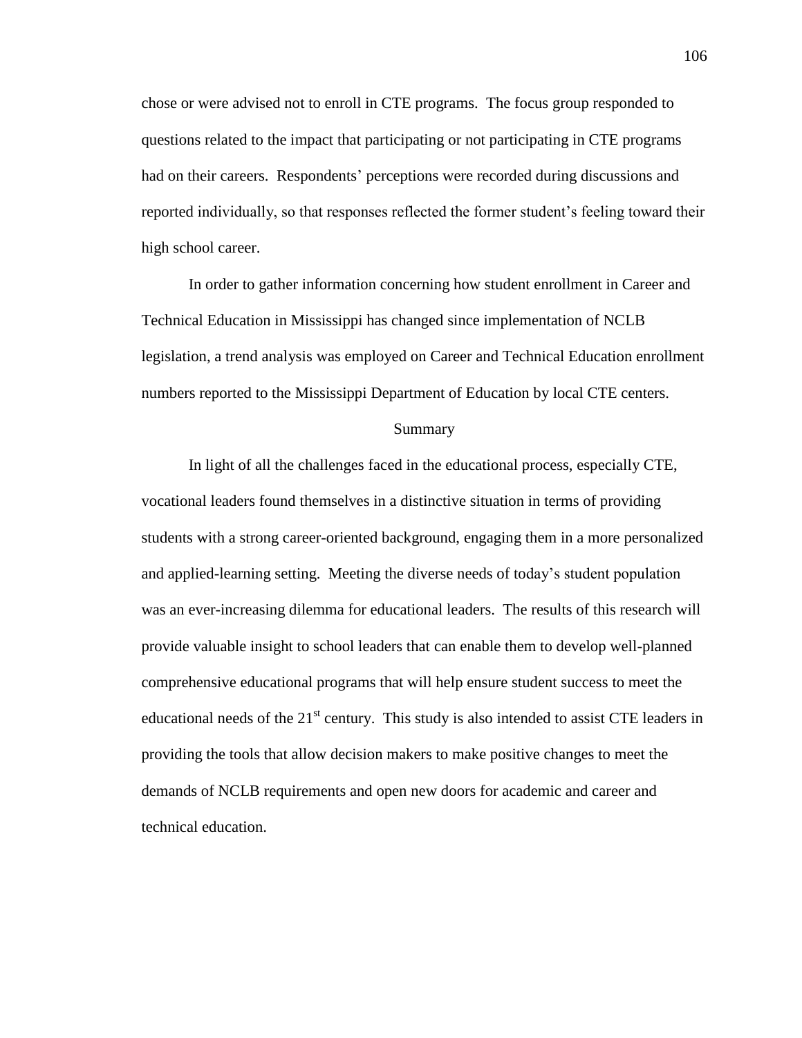chose or were advised not to enroll in CTE programs. The focus group responded to questions related to the impact that participating or not participating in CTE programs had on their careers. Respondents' perceptions were recorded during discussions and reported individually, so that responses reflected the former student's feeling toward their high school career.

In order to gather information concerning how student enrollment in Career and Technical Education in Mississippi has changed since implementation of NCLB legislation, a trend analysis was employed on Career and Technical Education enrollment numbers reported to the Mississippi Department of Education by local CTE centers.

## Summary

In light of all the challenges faced in the educational process, especially CTE, vocational leaders found themselves in a distinctive situation in terms of providing students with a strong career-oriented background, engaging them in a more personalized and applied-learning setting. Meeting the diverse needs of today's student population was an ever-increasing dilemma for educational leaders. The results of this research will provide valuable insight to school leaders that can enable them to develop well-planned comprehensive educational programs that will help ensure student success to meet the educational needs of the 21st century. This study is also intended to assist CTE leaders in providing the tools that allow decision makers to make positive changes to meet the demands of NCLB requirements and open new doors for academic and career and technical education.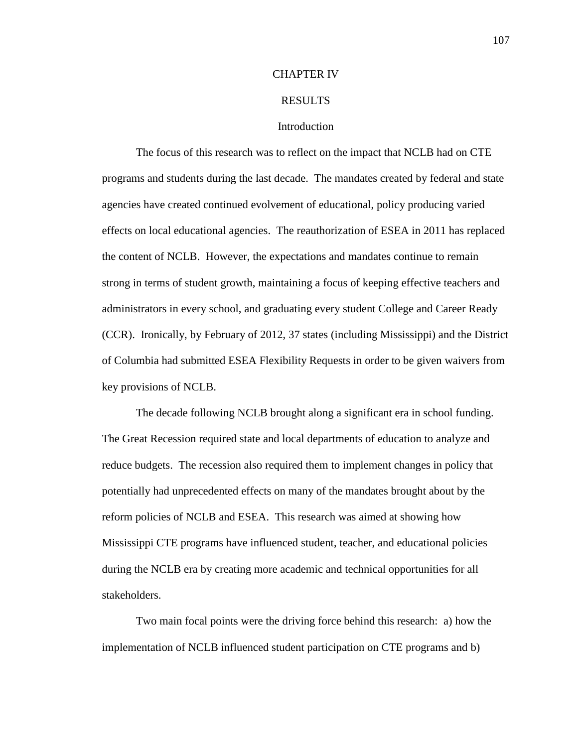# CHAPTER IV

# RESULTS

## Introduction

The focus of this research was to reflect on the impact that NCLB had on CTE programs and students during the last decade. The mandates created by federal and state agencies have created continued evolvement of educational, policy producing varied effects on local educational agencies. The reauthorization of ESEA in 2011 has replaced the content of NCLB. However, the expectations and mandates continue to remain strong in terms of student growth, maintaining a focus of keeping effective teachers and administrators in every school, and graduating every student College and Career Ready (CCR). Ironically, by February of 2012, 37 states (including Mississippi) and the District of Columbia had submitted ESEA Flexibility Requests in order to be given waivers from key provisions of NCLB.

The decade following NCLB brought along a significant era in school funding. The Great Recession required state and local departments of education to analyze and reduce budgets. The recession also required them to implement changes in policy that potentially had unprecedented effects on many of the mandates brought about by the reform policies of NCLB and ESEA. This research was aimed at showing how Mississippi CTE programs have influenced student, teacher, and educational policies during the NCLB era by creating more academic and technical opportunities for all stakeholders.

Two main focal points were the driving force behind this research: a) how the implementation of NCLB influenced student participation on CTE programs and b)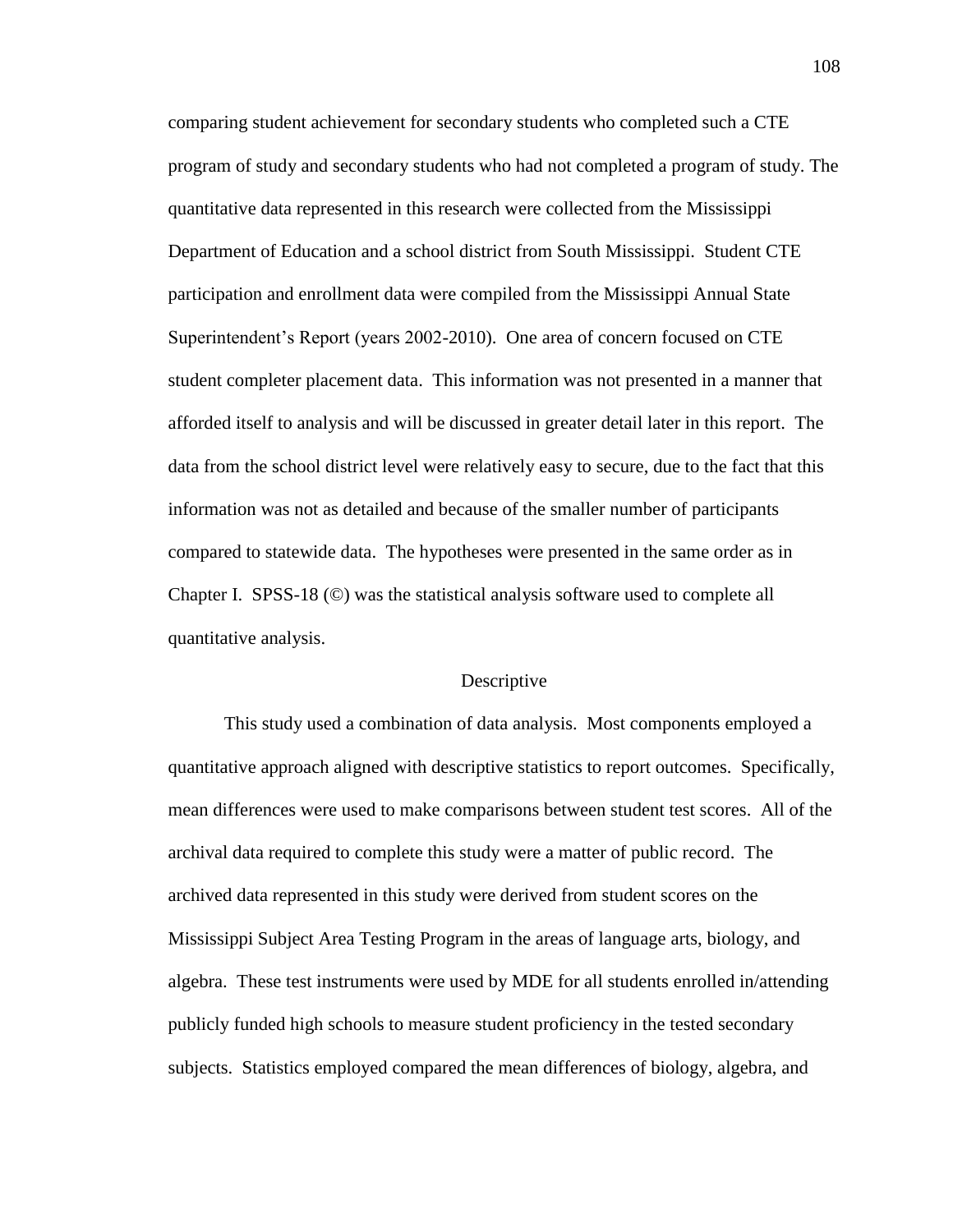comparing student achievement for secondary students who completed such a CTE program of study and secondary students who had not completed a program of study. The quantitative data represented in this research were collected from the Mississippi Department of Education and a school district from South Mississippi. Student CTE participation and enrollment data were compiled from the Mississippi Annual State Superintendent's Report (years 2002-2010). One area of concern focused on CTE student completer placement data. This information was not presented in a manner that afforded itself to analysis and will be discussed in greater detail later in this report. The data from the school district level were relatively easy to secure, due to the fact that this information was not as detailed and because of the smaller number of participants compared to statewide data. The hypotheses were presented in the same order as in Chapter I. SPSS-18 (©) was the statistical analysis software used to complete all quantitative analysis.

## Descriptive

This study used a combination of data analysis. Most components employed a quantitative approach aligned with descriptive statistics to report outcomes. Specifically, mean differences were used to make comparisons between student test scores. All of the archival data required to complete this study were a matter of public record. The archived data represented in this study were derived from student scores on the Mississippi Subject Area Testing Program in the areas of language arts, biology, and algebra. These test instruments were used by MDE for all students enrolled in/attending publicly funded high schools to measure student proficiency in the tested secondary subjects. Statistics employed compared the mean differences of biology, algebra, and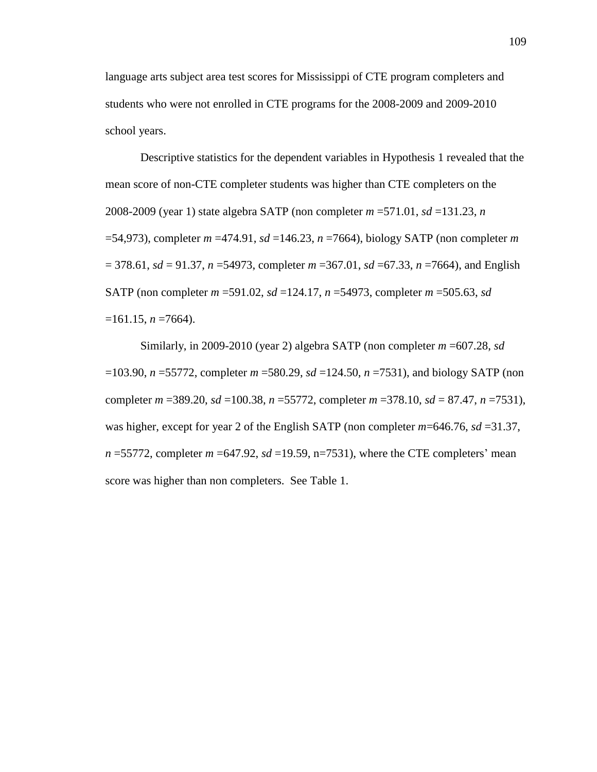language arts subject area test scores for Mississippi of CTE program completers and students who were not enrolled in CTE programs for the 2008-2009 and 2009-2010 school years.

Descriptive statistics for the dependent variables in Hypothesis 1 revealed that the mean score of non-CTE completer students was higher than CTE completers on the 2008-2009 (year 1) state algebra SATP (non completer $m$ =571.01, $sd$ =131.23, $n$ =54,973), completer $m$ =474.91, $sd$ =146.23, $n$ =7664), biology SATP (non completer $m$ = 378.61, $sd$ = 91.37, $n$ =54973, completer $m$ =367.01, $sd$ =67.33, $n$ =7664), and English SATP (non completer $m$ =591.02, $sd$ =124.17, $n$ =54973, completer $m$ =505.63, $sd$ =161.15, $n$ =7664).

Similarly, in 2009-2010 (year 2) algebra SATP (non completer $m$ =607.28, $sd$ =103.90, $n$ =55772, completer $m$ =580.29, $sd$ =124.50, $n$ =7531), and biology SATP (non completer $m$ =389.20, $sd$ =100.38, $n$ =55772, completer $m$ =378.10, $sd$ = 87.47, $n$ =7531), was higher, except for year 2 of the English SATP (non completer $m$=646.76, $sd$ =31.37, $n$ =55772, completer $m$ =647.92, $sd$ =19.59, n=7531), where the CTE completers' mean score was higher than non completers. See Table 1.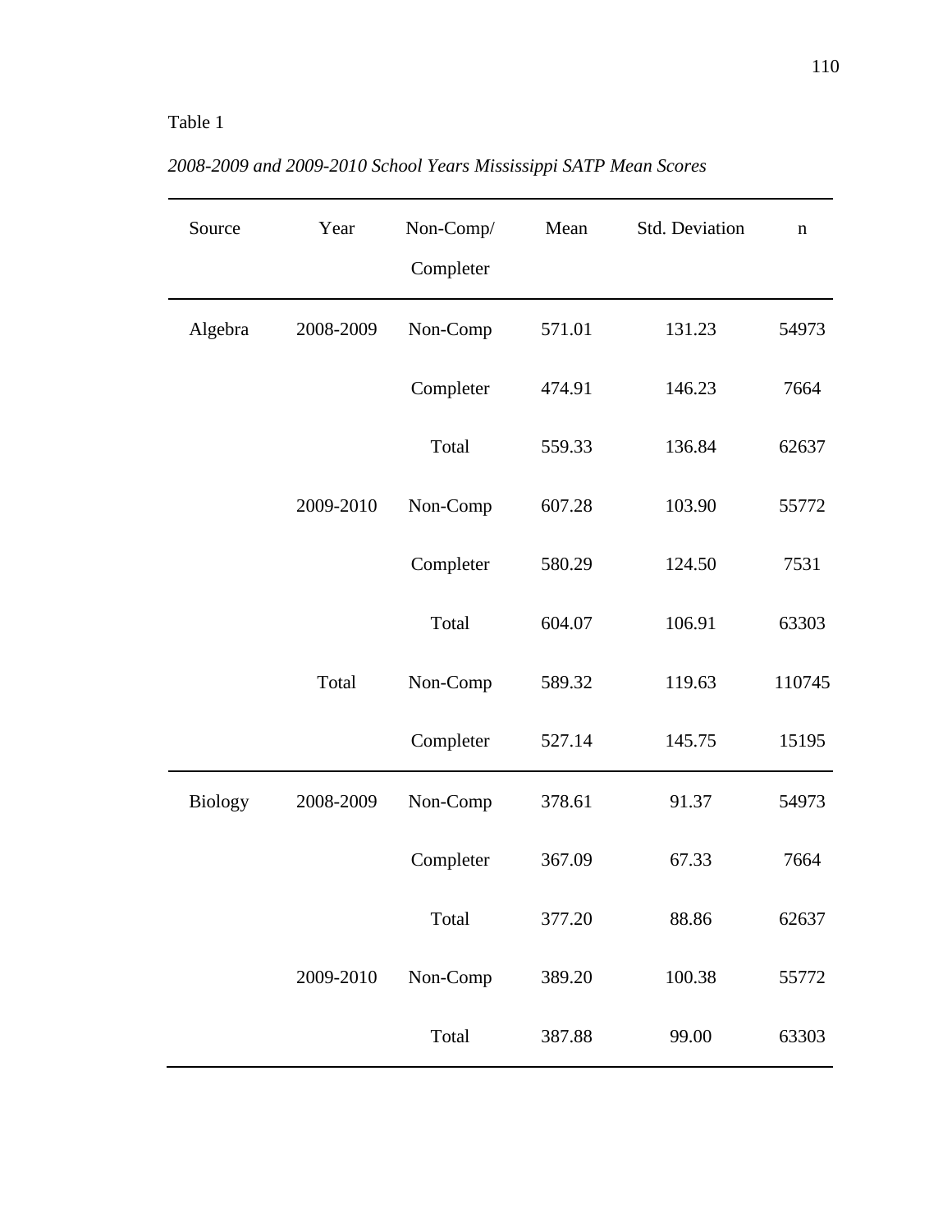Table 1

*2008-2009 and 2009-2010 School Years Mississippi SATP Mean Scores*

| Source | Year | Non-Comp/ Completer | Mean | Std. Deviation | n |
|---|---|---|---|---|---|
| Algebra | 2008-2009 | Non-Comp | 571.01 | 131.23 | 54973 |
| | | Completer | 474.91 | 146.23 | 7664 |
| | | Total | 559.33 | 136.84 | 62637 |
| | 2009-2010 | Non-Comp | 607.28 | 103.90 | 55772 |
| | | Completer | 580.29 | 124.50 | 7531 |
| | | Total | 604.07 | 106.91 | 63303 |
| | Total | Non-Comp | 589.32 | 119.63 | 110745 |
| | | Completer | 527.14 | 145.75 | 15195 |
| Biology | 2008-2009 | Non-Comp | 378.61 | 91.37 | 54973 |
| | | Completer | 367.09 | 67.33 | 7664 |
| | | Total | 377.20 | 88.86 | 62637 |
| | 2009-2010 | Non-Comp | 389.20 | 100.38 | 55772 |
| | | Total | 387.88 | 99.00 | 63303 |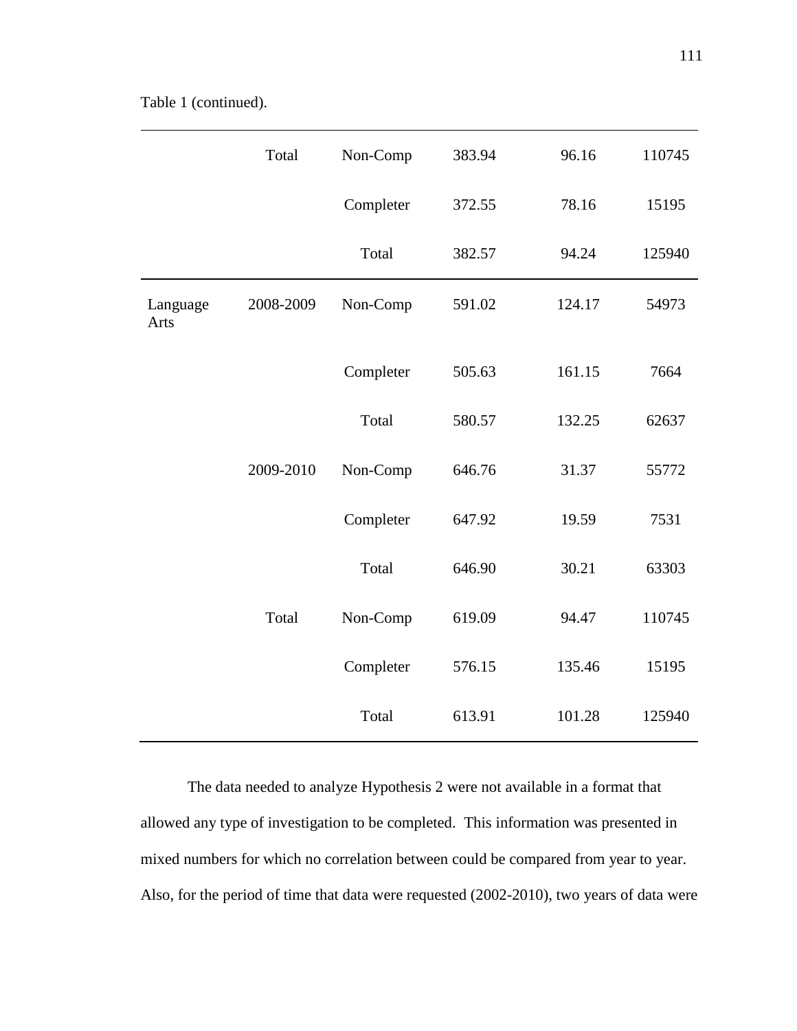Table 1 (continued).

| | | | | | |
|---|---|---|---|---|---|
| | Total | Non-Comp | 383.94 | 96.16 | 110745 |
| | | Completer | 372.55 | 78.16 | 15195 |
| | | Total | 382.57 | 94.24 | 125940 |
| Language Arts | 2008-2009 | Non-Comp | 591.02 | 124.17 | 54973 |
| | | Completer | 505.63 | 161.15 | 7664 |
| | | Total | 580.57 | 132.25 | 62637 |
| | 2009-2010 | Non-Comp | 646.76 | 31.37 | 55772 |
| | | Completer | 647.92 | 19.59 | 7531 |
| | | Total | 646.90 | 30.21 | 63303 |
| | Total | Non-Comp | 619.09 | 94.47 | 110745 |
| | | Completer | 576.15 | 135.46 | 15195 |
| | | Total | 613.91 | 101.28 | 125940 |

The data needed to analyze Hypothesis 2 were not available in a format that allowed any type of investigation to be completed. This information was presented in mixed numbers for which no correlation between could be compared from year to year. Also, for the period of time that data were requested (2002-2010), two years of data were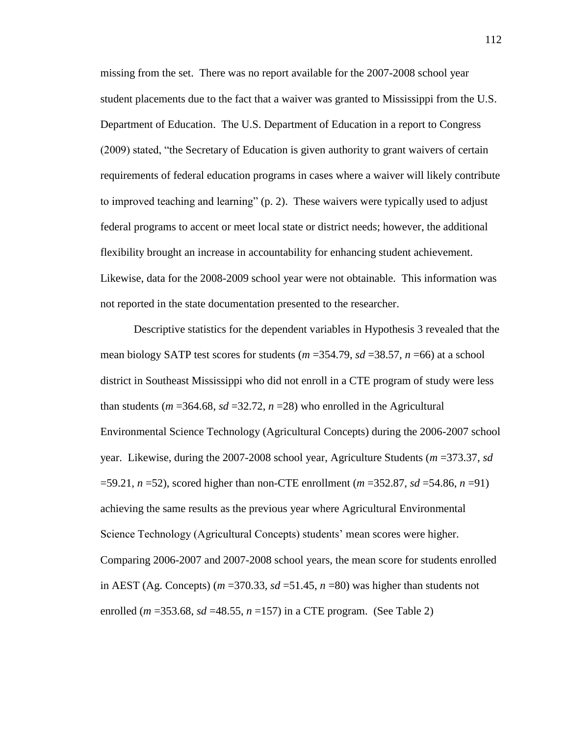missing from the set. There was no report available for the 2007-2008 school year student placements due to the fact that a waiver was granted to Mississippi from the U.S. Department of Education. The U.S. Department of Education in a report to Congress (2009) stated, "the Secretary of Education is given authority to grant waivers of certain requirements of federal education programs in cases where a waiver will likely contribute to improved teaching and learning" (p. 2). These waivers were typically used to adjust federal programs to accent or meet local state or district needs; however, the additional flexibility brought an increase in accountability for enhancing student achievement. Likewise, data for the 2008-2009 school year were not obtainable. This information was not reported in the state documentation presented to the researcher.

Descriptive statistics for the dependent variables in Hypothesis 3 revealed that the mean biology SATP test scores for students ($m$ =354.79, $sd$ =38.57, $n$ =66) at a school district in Southeast Mississippi who did not enroll in a CTE program of study were less than students ($m$ =364.68, $sd$ =32.72, $n$ =28) who enrolled in the Agricultural Environmental Science Technology (Agricultural Concepts) during the 2006-2007 school year. Likewise, during the 2007-2008 school year, Agriculture Students ($m$ =373.37, $sd$ =59.21, $n$ =52), scored higher than non-CTE enrollment ($m$ =352.87, $sd$ =54.86, $n$ =91) achieving the same results as the previous year where Agricultural Environmental Science Technology (Agricultural Concepts) students' mean scores were higher. Comparing 2006-2007 and 2007-2008 school years, the mean score for students enrolled in AEST (Ag. Concepts) ($m$ =370.33, $sd$ =51.45, $n$ =80) was higher than students not enrolled ($m$ =353.68, $sd$ =48.55, $n$ =157) in a CTE program. (See Table 2)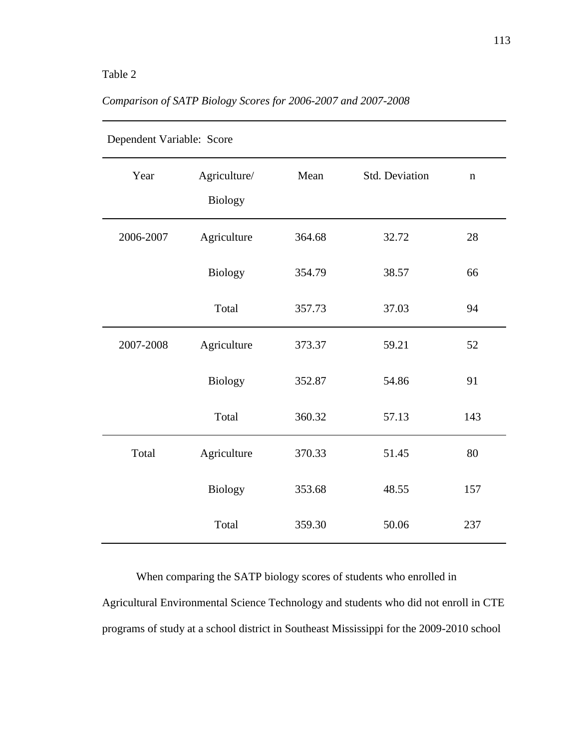Table 2

*Comparison of SATP Biology Scores for 2006-2007 and 2007-2008*

Dependent Variable: Score

| Year | Agriculture/ Biology | Mean | Std. Deviation | n |
|---|---|---|---|---|
| 2006-2007 | Agriculture | 364.68 | 32.72 | 28 |
| | Biology | 354.79 | 38.57 | 66 |
| | Total | 357.73 | 37.03 | 94 |
| 2007-2008 | Agriculture | 373.37 | 59.21 | 52 |
| | Biology | 352.87 | 54.86 | 91 |
| | Total | 360.32 | 57.13 | 143 |
| Total | Agriculture | 370.33 | 51.45 | 80 |
| | Biology | 353.68 | 48.55 | 157 |
| | Total | 359.30 | 50.06 | 237 |

When comparing the SATP biology scores of students who enrolled in Agricultural Environmental Science Technology and students who did not enroll in CTE programs of study at a school district in Southeast Mississippi for the 2009-2010 school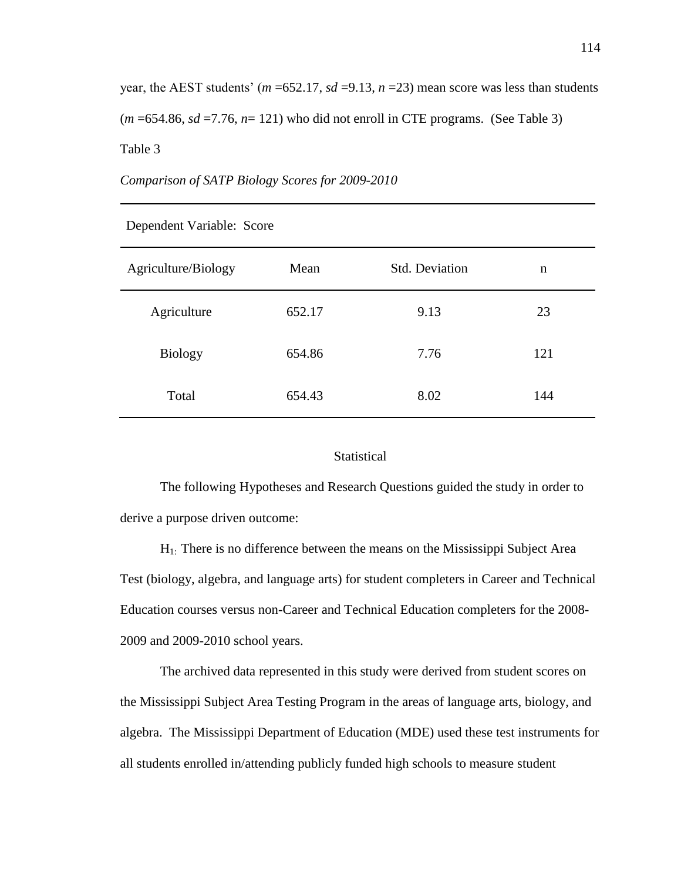year, the AEST students' ($m$ =652.17, $sd$ =9.13, $n$ =23) mean score was less than students ($m$ =654.86, $sd$ =7.76, $n$= 121) who did not enroll in CTE programs. (See Table 3)

Table 3

*Comparison of SATP Biology Scores for 2009-2010*

| Dependent Variable: Score | | | |
|---|---|---|---|
| Agriculture/Biology | Mean | Std. Deviation | n |
| Agriculture | 652.17 | 9.13 | 23 |
| Biology | 654.86 | 7.76 | 121 |
| Total | 654.43 | 8.02 | 144 |

Statistical

The following Hypotheses and Research Questions guided the study in order to derive a purpose driven outcome:

$H_{1:}$ There is no difference between the means on the Mississippi Subject Area Test (biology, algebra, and language arts) for student completers in Career and Technical Education courses versus non-Career and Technical Education completers for the 2008-2009 and 2009-2010 school years.

The archived data represented in this study were derived from student scores on the Mississippi Subject Area Testing Program in the areas of language arts, biology, and algebra. The Mississippi Department of Education (MDE) used these test instruments for all students enrolled in/attending publicly funded high schools to measure student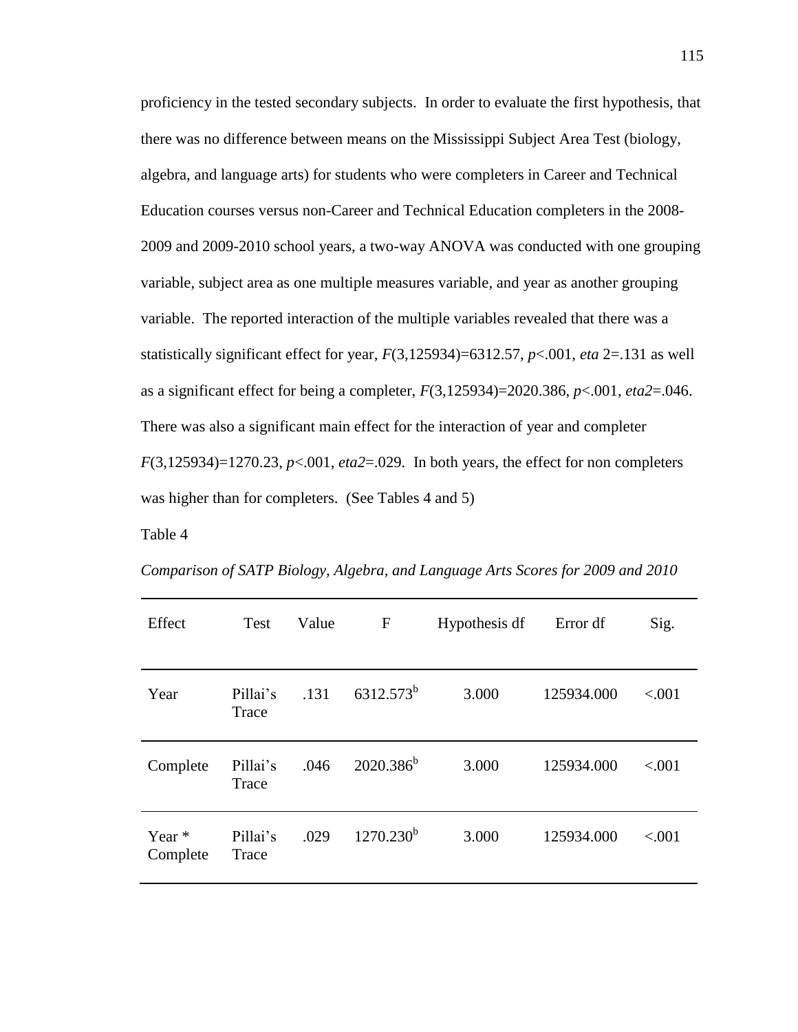proficiency in the tested secondary subjects. In order to evaluate the first hypothesis, that there was no difference between means on the Mississippi Subject Area Test (biology, algebra, and language arts) for students who were completers in Career and Technical Education courses versus non-Career and Technical Education completers in the 2008-2009 and 2009-2010 school years, a two-way ANOVA was conducted with one grouping variable, subject area as one multiple measures variable, and year as another grouping variable. The reported interaction of the multiple variables revealed that there was a statistically significant effect for year, $F(3,125934)=6312.57$, $p<.001$, *eta* 2=.131 as well as a significant effect for being a completer, $F(3,125934)=2020.386$, $p<.001$, *eta2*=.046. There was also a significant main effect for the interaction of year and completer $F(3,125934)=1270.23$, $p<.001$, *eta2*=.029. In both years, the effect for non completers was higher than for completers. (See Tables 4 and 5)

Table 4

*Comparison of SATP Biology, Algebra, and Language Arts Scores for 2009 and 2010*

| Effect | Test | Value | F | Hypothesis df | Error df | Sig. |
|---|---|---|---|---|---|---|
| Year | Pillai's Trace | .131 | 6312.573[b] | 3.000 | 125934.000 | <.001 |
| Complete | Pillai's Trace | .046 | 2020.386[b] | 3.000 | 125934.000 | <.001 |
| Year * Complete | Pillai's Trace | .029 | 1270.230[b] | 3.000 | 125934.000 | <.001 |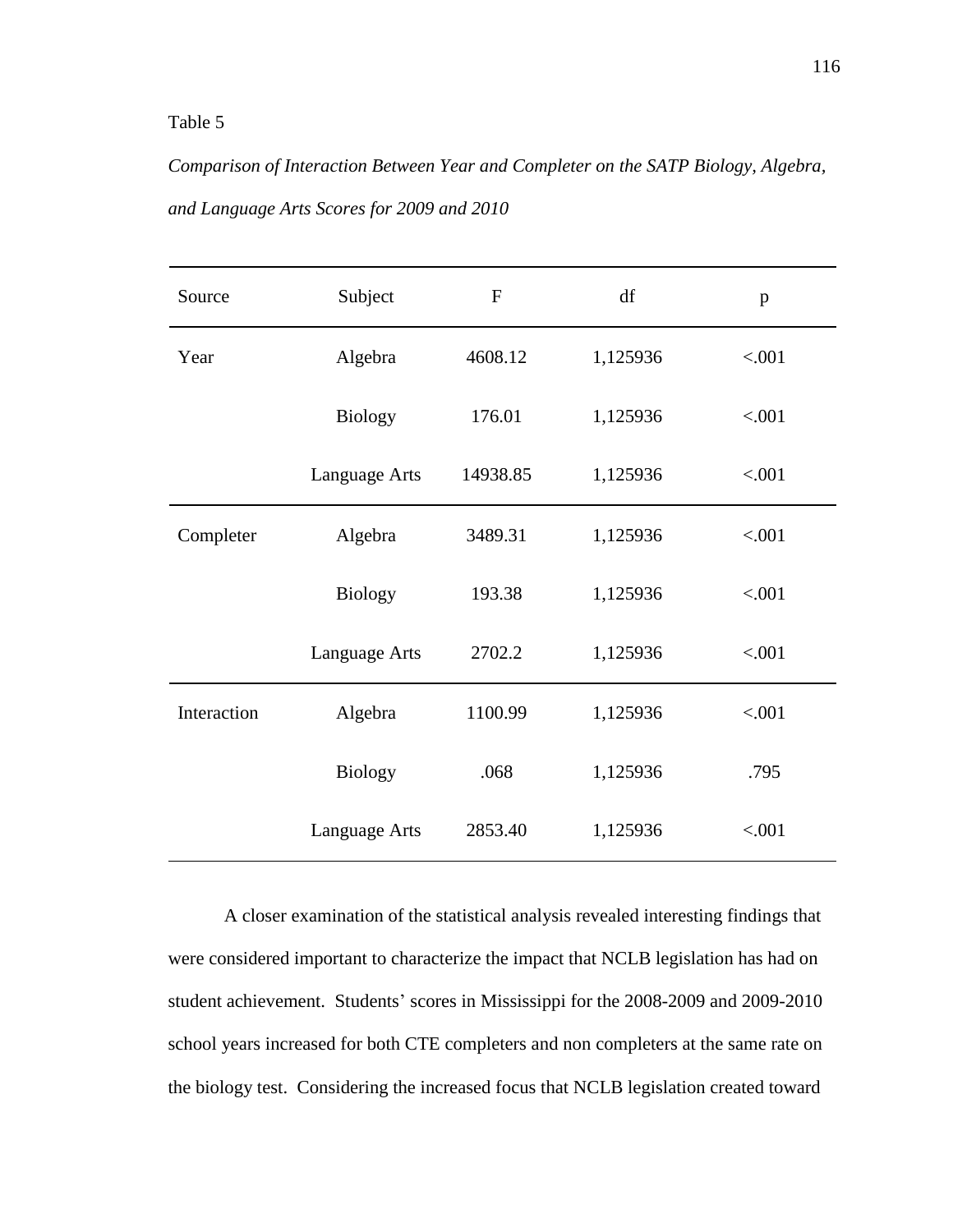Table 5

*Comparison of Interaction Between Year and Completer on the SATP Biology, Algebra, and Language Arts Scores for 2009 and 2010*

| Source | Subject | F | df | p |
|---|---|---|---|---|
| Year | Algebra | 4608.12 | 1,125936 | <.001 |
| | Biology | 176.01 | 1,125936 | <.001 |
| | Language Arts | 14938.85 | 1,125936 | <.001 |
| Completer | Algebra | 3489.31 | 1,125936 | <.001 |
| | Biology | 193.38 | 1,125936 | <.001 |
| | Language Arts | 2702.2 | 1,125936 | <.001 |
| Interaction | Algebra | 1100.99 | 1,125936 | <.001 |
| | Biology | .068 | 1,125936 | .795 |
| | Language Arts | 2853.40 | 1,125936 | <.001 |

A closer examination of the statistical analysis revealed interesting findings that were considered important to characterize the impact that NCLB legislation has had on student achievement. Students' scores in Mississippi for the 2008-2009 and 2009-2010 school years increased for both CTE completers and non completers at the same rate on the biology test. Considering the increased focus that NCLB legislation created toward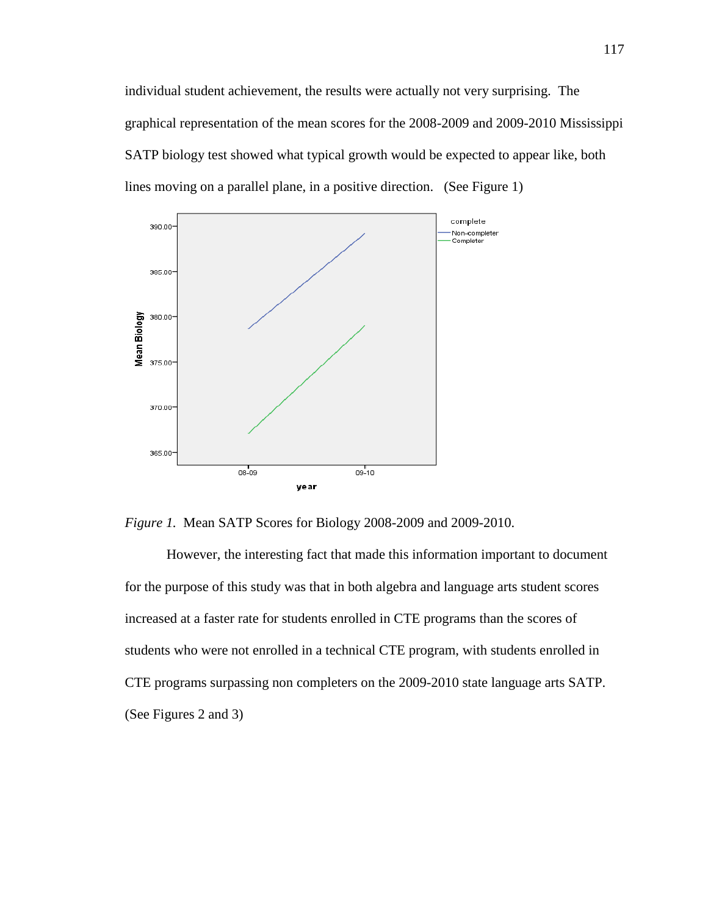individual student achievement, the results were actually not very surprising. The graphical representation of the mean scores for the 2008-2009 and 2009-2010 Mississippi SATP biology test showed what typical growth would be expected to appear like, both lines moving on a parallel plane, in a positive direction. (See Figure 1)

*Figure 1.* Mean SATP Scores for Biology 2008-2009 and 2009-2010.

However, the interesting fact that made this information important to document for the purpose of this study was that in both algebra and language arts student scores increased at a faster rate for students enrolled in CTE programs than the scores of students who were not enrolled in a technical CTE program, with students enrolled in CTE programs surpassing non completers on the 2009-2010 state language arts SATP. (See Figures 2 and 3)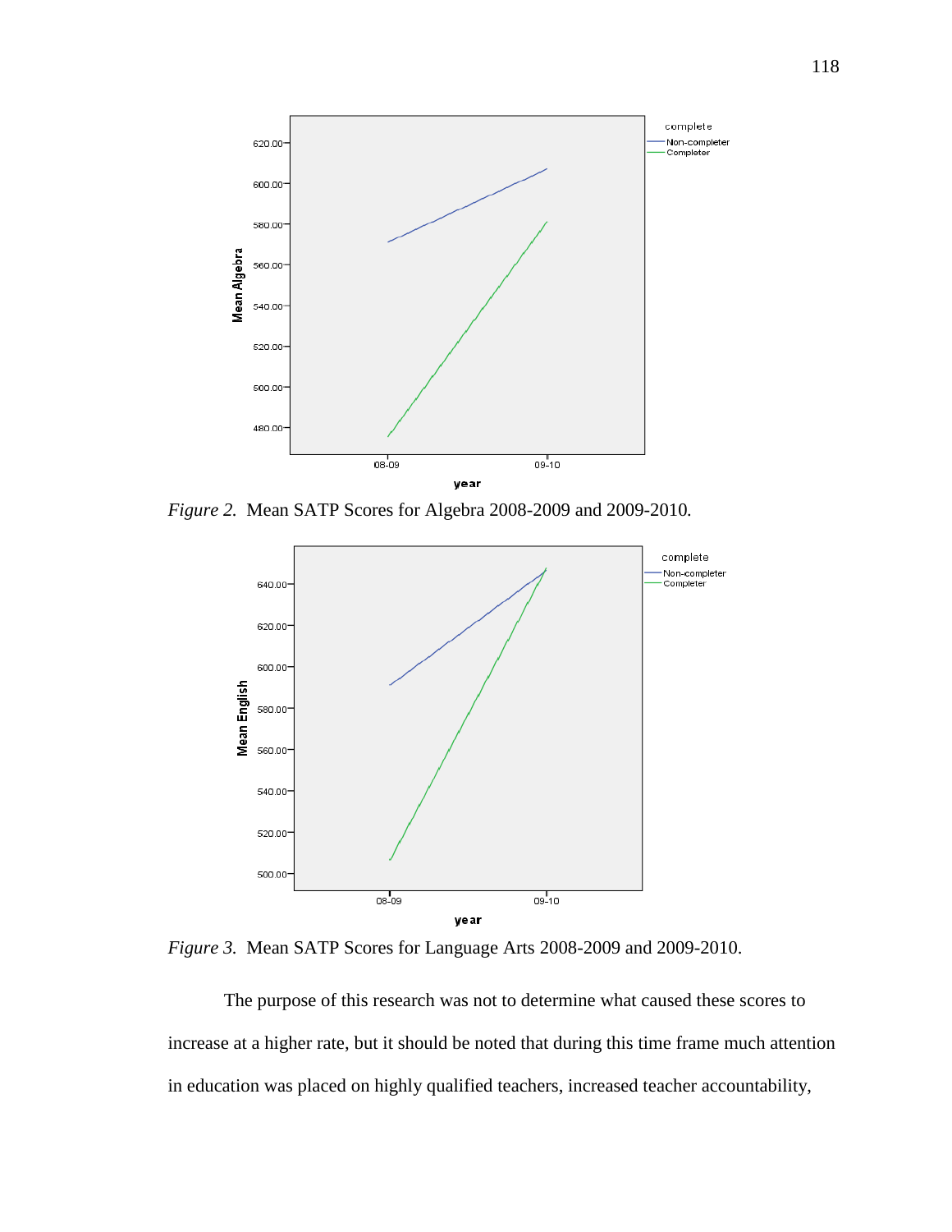*Figure 2.* Mean SATP Scores for Algebra 2008-2009 and 2009-2010.

*Figure 3.* Mean SATP Scores for Language Arts 2008-2009 and 2009-2010.

The purpose of this research was not to determine what caused these scores to increase at a higher rate, but it should be noted that during this time frame much attention in education was placed on highly qualified teachers, increased teacher accountability,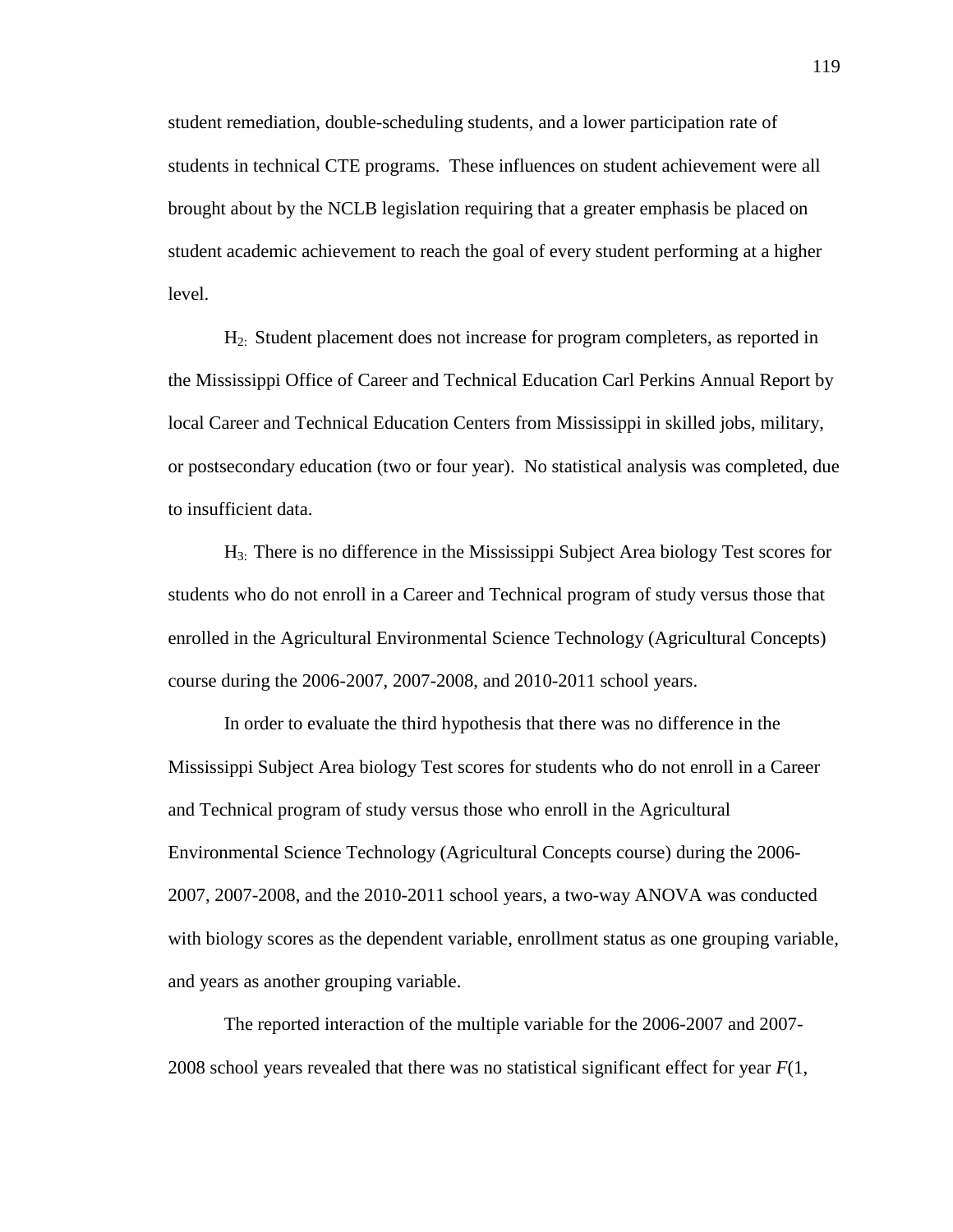student remediation, double-scheduling students, and a lower participation rate of students in technical CTE programs. These influences on student achievement were all brought about by the NCLB legislation requiring that a greater emphasis be placed on student academic achievement to reach the goal of every student performing at a higher level.

$H_{2:}$ Student placement does not increase for program completers, as reported in the Mississippi Office of Career and Technical Education Carl Perkins Annual Report by local Career and Technical Education Centers from Mississippi in skilled jobs, military, or postsecondary education (two or four year). No statistical analysis was completed, due to insufficient data.

$H_{3:}$ There is no difference in the Mississippi Subject Area biology Test scores for students who do not enroll in a Career and Technical program of study versus those that enrolled in the Agricultural Environmental Science Technology (Agricultural Concepts) course during the 2006-2007, 2007-2008, and 2010-2011 school years.

In order to evaluate the third hypothesis that there was no difference in the Mississippi Subject Area biology Test scores for students who do not enroll in a Career and Technical program of study versus those who enroll in the Agricultural Environmental Science Technology (Agricultural Concepts course) during the 2006-2007, 2007-2008, and the 2010-2011 school years, a two-way ANOVA was conducted with biology scores as the dependent variable, enrollment status as one grouping variable, and years as another grouping variable.

The reported interaction of the multiple variable for the 2006-2007 and 2007-2008 school years revealed that there was no statistical significant effect for year *F*(1,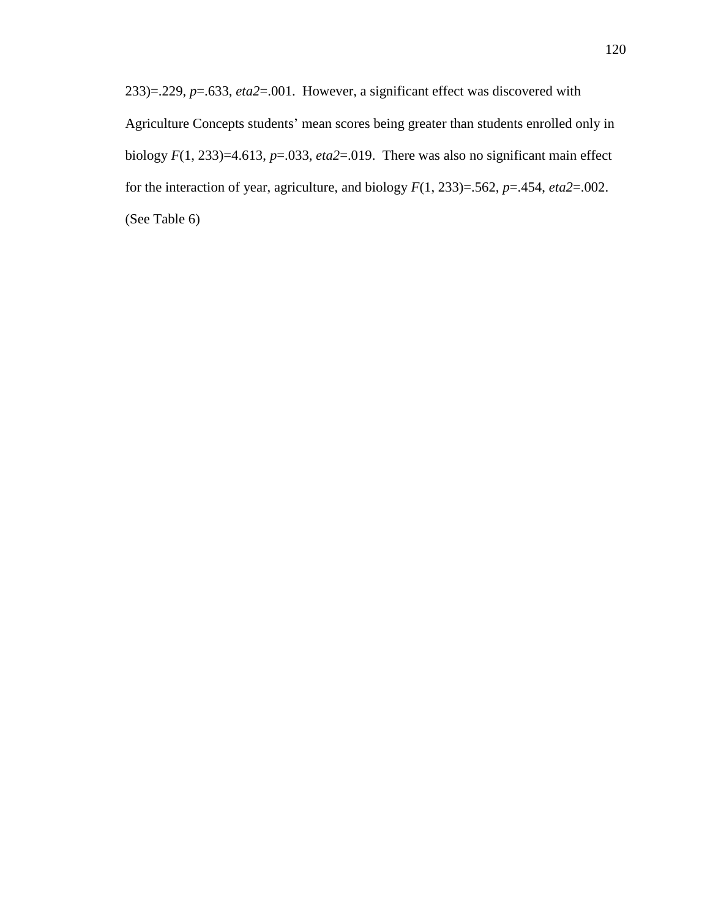233)=.229, $p$=.633, *eta2*=.001. However, a significant effect was discovered with Agriculture Concepts students' mean scores being greater than students enrolled only in biology $F(1, 233)$=4.613, $p$=.033, *eta2*=.019. There was also no significant main effect for the interaction of year, agriculture, and biology $F(1, 233)$=.562, $p$=.454, *eta2*=.002. (See Table 6)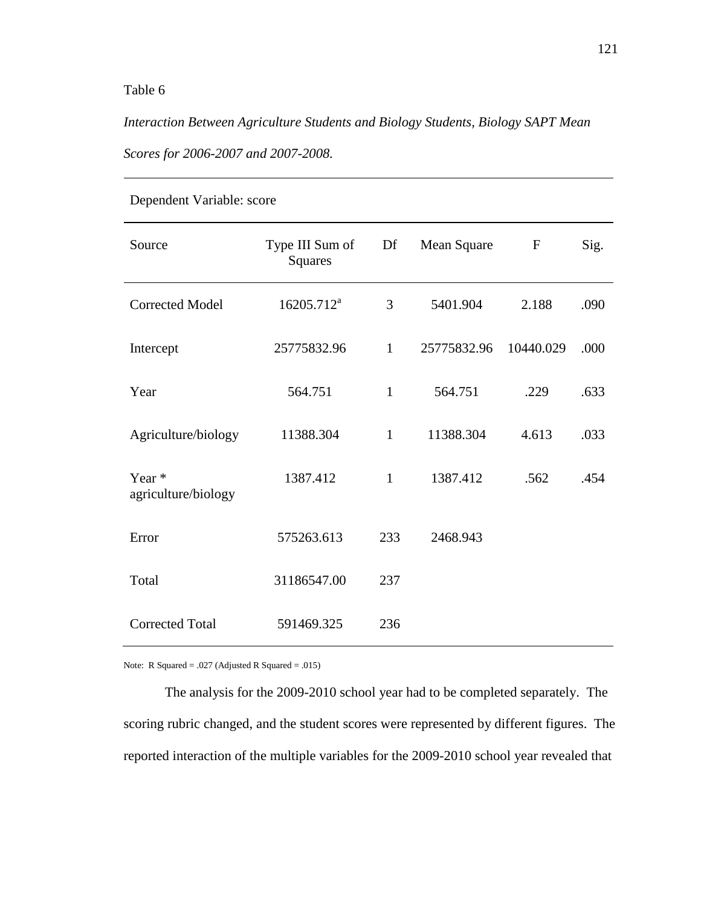Table 6

*Interaction Between Agriculture Students and Biology Students, Biology SAPT Mean Scores for 2006-2007 and 2007-2008.*

Dependent Variable: score

| Source | Type III Sum of Squares | Df | Mean Square | F | Sig. |
|---|---|---|---|---|---|
| Corrected Model | 16205.712[a] | 3 | 5401.904 | 2.188 | .090 |
| Intercept | 25775832.96 | 1 | 25775832.96 | 10440.029 | .000 |
| Year | 564.751 | 1 | 564.751 | .229 | .633 |
| Agriculture/biology | 11388.304 | 1 | 11388.304 | 4.613 | .033 |
| Year * agriculture/biology | 1387.412 | 1 | 1387.412 | .562 | .454 |
| Error | 575263.613 | 233 | 2468.943 | | |
| Total | 31186547.00 | 237 | | | |
| Corrected Total | 591469.325 | 236 | | | |

Note: R Squared = .027 (Adjusted R Squared = .015)

The analysis for the 2009-2010 school year had to be completed separately. The scoring rubric changed, and the student scores were represented by different figures. The reported interaction of the multiple variables for the 2009-2010 school year revealed that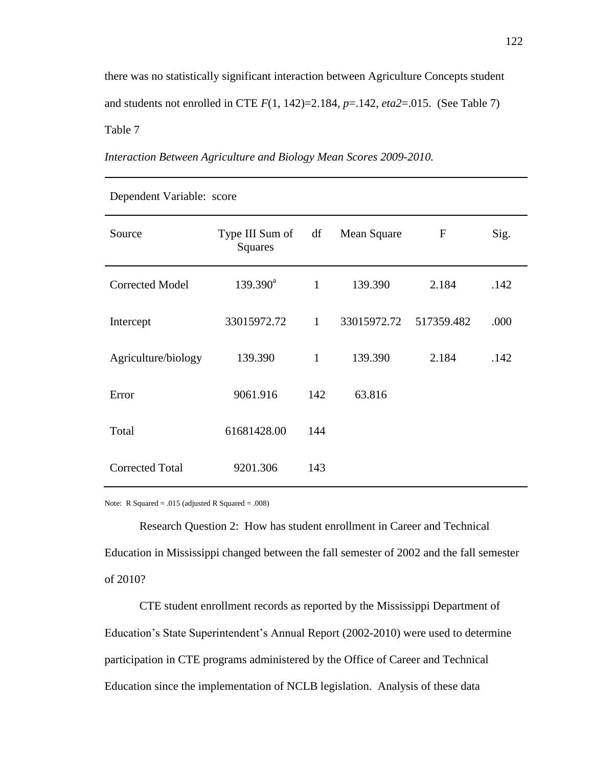there was no statistically significant interaction between Agriculture Concepts student and students not enrolled in CTE $F(1, 142)=2.184$, $p=.142$, *eta2*=.015. (See Table 7)

Table 7

*Interaction Between Agriculture and Biology Mean Scores 2009-2010.*

Dependent Variable: score

| Source | Type III Sum of Squares | df | Mean Square | F | Sig. |
|---|---|---|---|---|---|
| Corrected Model | 139.390[a] | 1 | 139.390 | 2.184 | .142 |
| Intercept | 33015972.72 | 1 | 33015972.72 | 517359.482 | .000 |
| Agriculture/biology | 139.390 | 1 | 139.390 | 2.184 | .142 |
| Error | 9061.916 | 142 | 63.816 | | |
| Total | 61681428.00 | 144 | | | |
| Corrected Total | 9201.306 | 143 | | | |

Note: R Squared = .015 (adjusted R Squared = .008)

Research Question 2: How has student enrollment in Career and Technical Education in Mississippi changed between the fall semester of 2002 and the fall semester of 2010?

CTE student enrollment records as reported by the Mississippi Department of Education's State Superintendent's Annual Report (2002-2010) were used to determine participation in CTE programs administered by the Office of Career and Technical Education since the implementation of NCLB legislation. Analysis of these data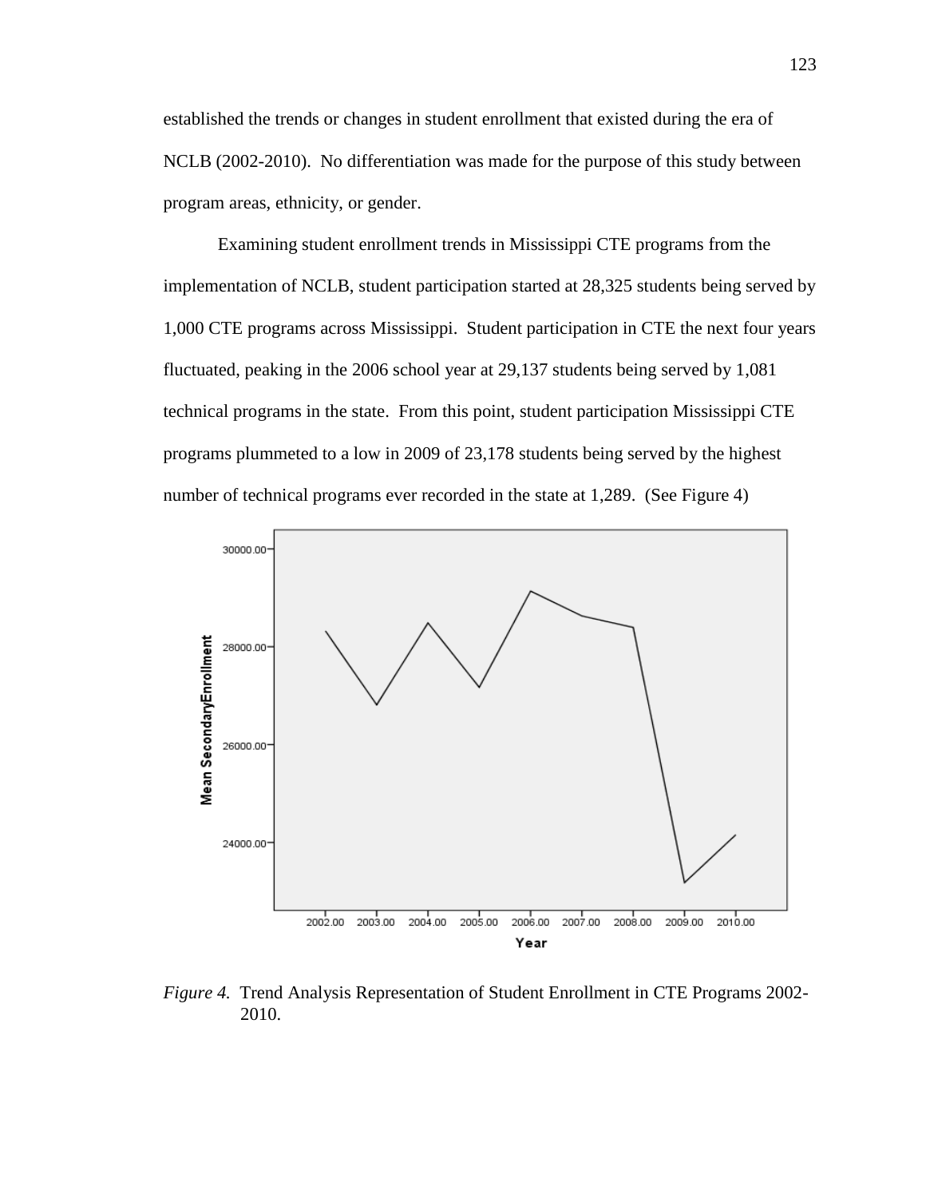established the trends or changes in student enrollment that existed during the era of NCLB (2002-2010). No differentiation was made for the purpose of this study between program areas, ethnicity, or gender.

Examining student enrollment trends in Mississippi CTE programs from the implementation of NCLB, student participation started at 28,325 students being served by 1,000 CTE programs across Mississippi. Student participation in CTE the next four years fluctuated, peaking in the 2006 school year at 29,137 students being served by 1,081 technical programs in the state. From this point, student participation Mississippi CTE programs plummeted to a low in 2009 of 23,178 students being served by the highest number of technical programs ever recorded in the state at 1,289. (See Figure 4)

*Figure 4.* Trend Analysis Representation of Student Enrollment in CTE Programs 2002-2010.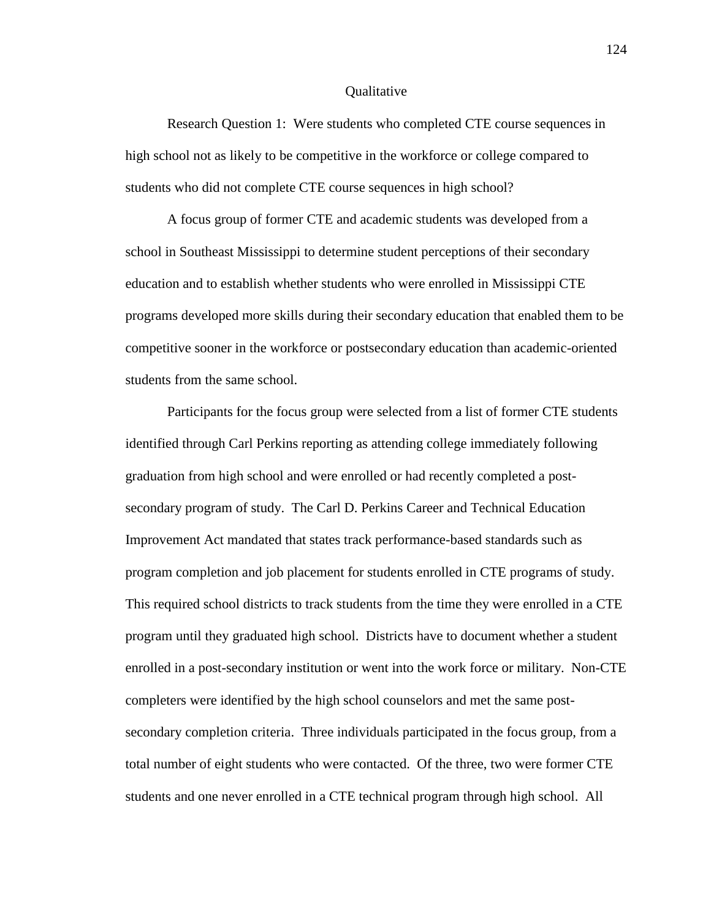## Qualitative

Research Question 1: Were students who completed CTE course sequences in high school not as likely to be competitive in the workforce or college compared to students who did not complete CTE course sequences in high school?

A focus group of former CTE and academic students was developed from a school in Southeast Mississippi to determine student perceptions of their secondary education and to establish whether students who were enrolled in Mississippi CTE programs developed more skills during their secondary education that enabled them to be competitive sooner in the workforce or postsecondary education than academic-oriented students from the same school.

Participants for the focus group were selected from a list of former CTE students identified through Carl Perkins reporting as attending college immediately following graduation from high school and were enrolled or had recently completed a post-secondary program of study. The Carl D. Perkins Career and Technical Education Improvement Act mandated that states track performance-based standards such as program completion and job placement for students enrolled in CTE programs of study. This required school districts to track students from the time they were enrolled in a CTE program until they graduated high school. Districts have to document whether a student enrolled in a post-secondary institution or went into the work force or military. Non-CTE completers were identified by the high school counselors and met the same post-secondary completion criteria. Three individuals participated in the focus group, from a total number of eight students who were contacted. Of the three, two were former CTE students and one never enrolled in a CTE technical program through high school. All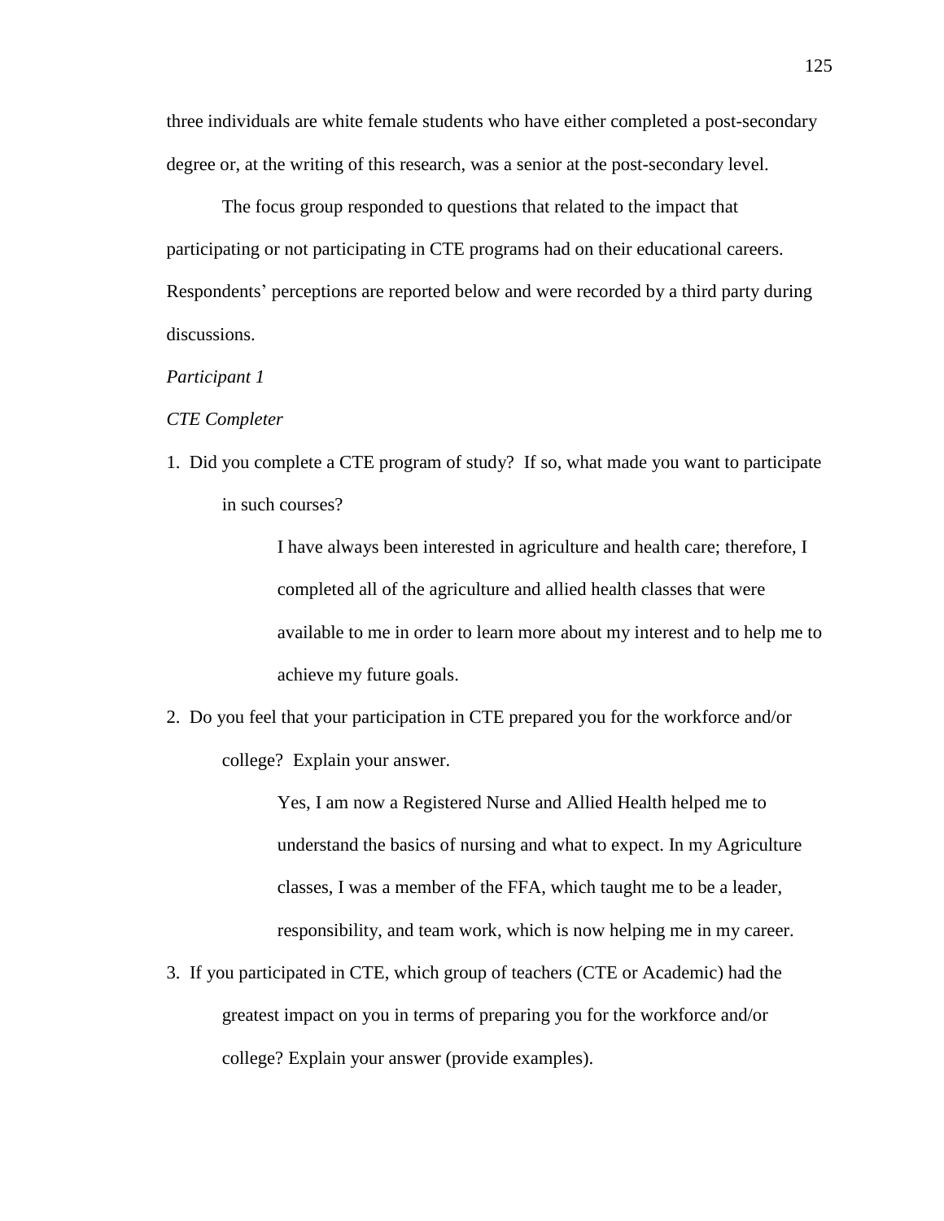three individuals are white female students who have either completed a post-secondary degree or, at the writing of this research, was a senior at the post-secondary level.

The focus group responded to questions that related to the impact that participating or not participating in CTE programs had on their educational careers. Respondents' perceptions are reported below and were recorded by a third party during discussions.

*Participant 1*

*CTE Completer*

1. Did you complete a CTE program of study? If so, what made you want to participate in such courses?

    I have always been interested in agriculture and health care; therefore, I completed all of the agriculture and allied health classes that were available to me in order to learn more about my interest and to help me to achieve my future goals.

2. Do you feel that your participation in CTE prepared you for the workforce and/or college? Explain your answer.

    Yes, I am now a Registered Nurse and Allied Health helped me to understand the basics of nursing and what to expect. In my Agriculture classes, I was a member of the FFA, which taught me to be a leader, responsibility, and team work, which is now helping me in my career.

3. If you participated in CTE, which group of teachers (CTE or Academic) had the greatest impact on you in terms of preparing you for the workforce and/or college? Explain your answer (provide examples).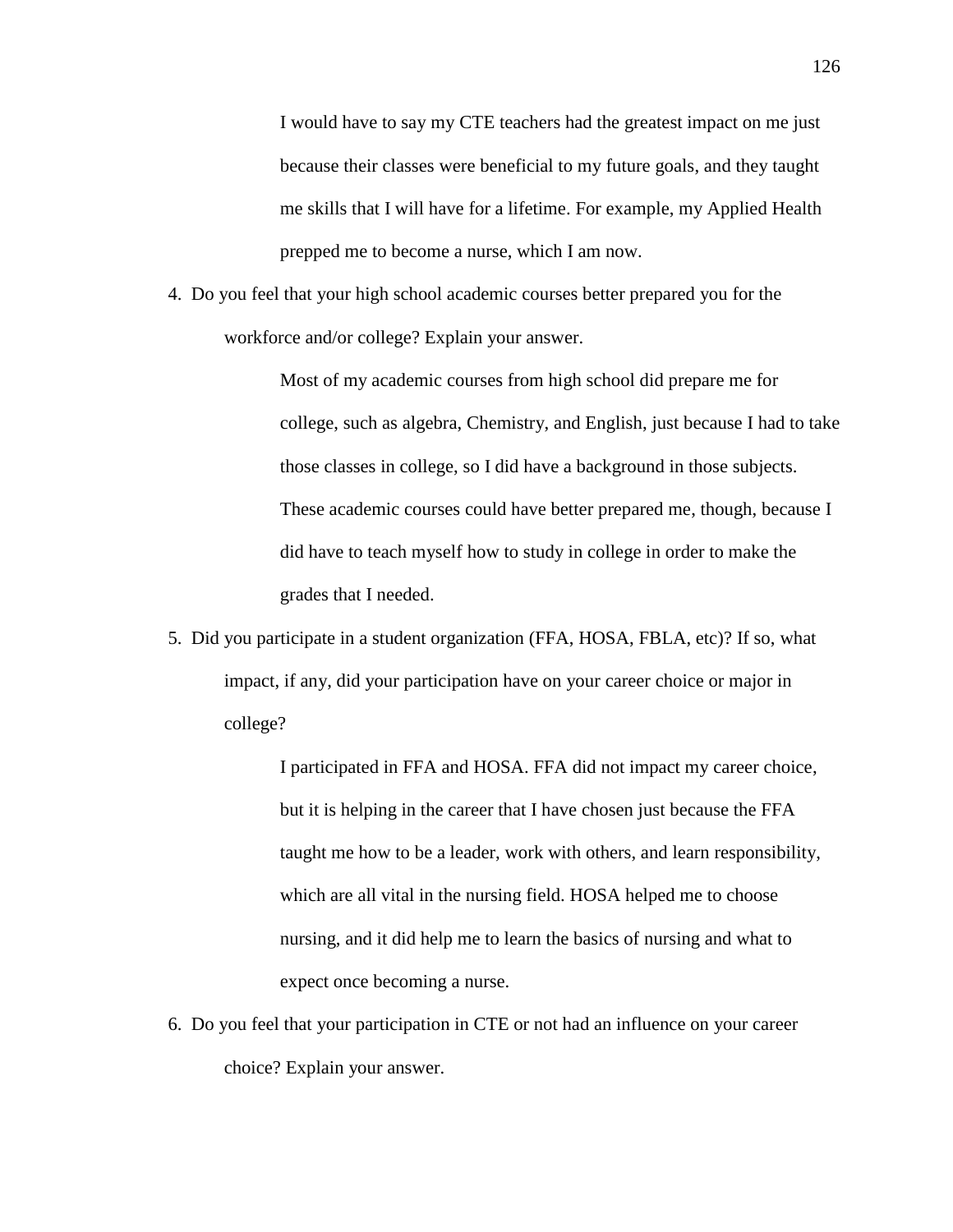I would have to say my CTE teachers had the greatest impact on me just because their classes were beneficial to my future goals, and they taught me skills that I will have for a lifetime. For example, my Applied Health prepped me to become a nurse, which I am now.

4. Do you feel that your high school academic courses better prepared you for the workforce and/or college? Explain your answer.

   Most of my academic courses from high school did prepare me for college, such as algebra, Chemistry, and English, just because I had to take those classes in college, so I did have a background in those subjects. These academic courses could have better prepared me, though, because I did have to teach myself how to study in college in order to make the grades that I needed.

5. Did you participate in a student organization (FFA, HOSA, FBLA, etc)? If so, what impact, if any, did your participation have on your career choice or major in college?

   I participated in FFA and HOSA. FFA did not impact my career choice, but it is helping in the career that I have chosen just because the FFA taught me how to be a leader, work with others, and learn responsibility, which are all vital in the nursing field. HOSA helped me to choose nursing, and it did help me to learn the basics of nursing and what to expect once becoming a nurse.

6. Do you feel that your participation in CTE or not had an influence on your career choice? Explain your answer.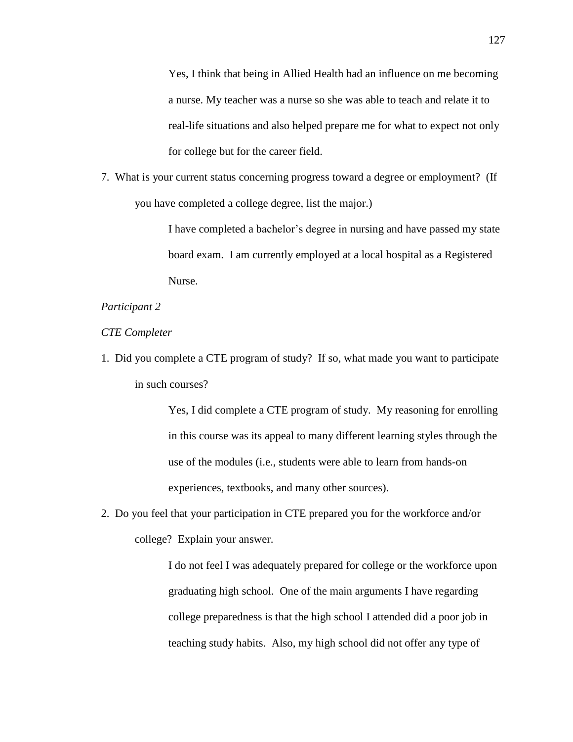Yes, I think that being in Allied Health had an influence on me becoming a nurse. My teacher was a nurse so she was able to teach and relate it to real-life situations and also helped prepare me for what to expect not only for college but for the career field.

7. What is your current status concerning progress toward a degree or employment? (If you have completed a college degree, list the major.)

   I have completed a bachelor's degree in nursing and have passed my state board exam. I am currently employed at a local hospital as a Registered Nurse.

*Participant 2*

*CTE Completer*

1. Did you complete a CTE program of study? If so, what made you want to participate in such courses?

   Yes, I did complete a CTE program of study. My reasoning for enrolling in this course was its appeal to many different learning styles through the use of the modules (i.e., students were able to learn from hands-on experiences, textbooks, and many other sources).

2. Do you feel that your participation in CTE prepared you for the workforce and/or college? Explain your answer.

   I do not feel I was adequately prepared for college or the workforce upon graduating high school. One of the main arguments I have regarding college preparedness is that the high school I attended did a poor job in teaching study habits. Also, my high school did not offer any type of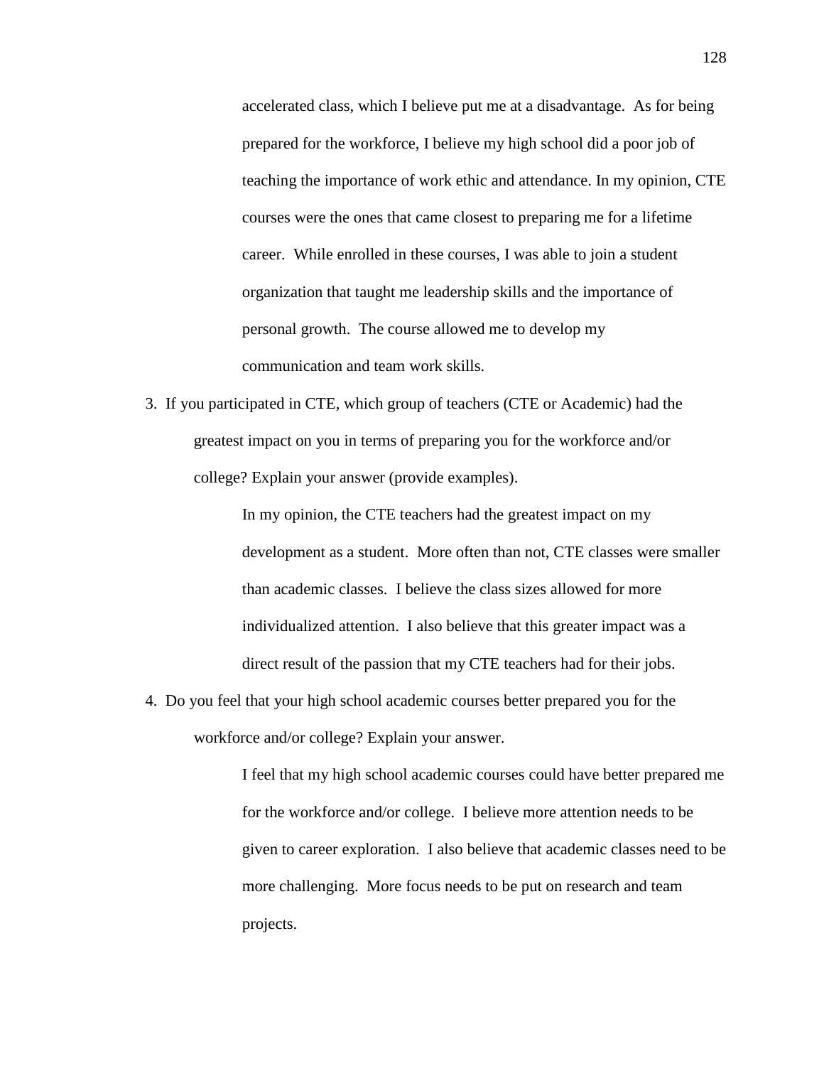accelerated class, which I believe put me at a disadvantage.  As for being prepared for the workforce, I believe my high school did a poor job of teaching the importance of work ethic and attendance. In my opinion, CTE courses were the ones that came closest to preparing me for a lifetime career.  While enrolled in these courses, I was able to join a student organization that taught me leadership skills and the importance of personal growth.  The course allowed me to develop my communication and team work skills.

3. If you participated in CTE, which group of teachers (CTE or Academic) had the greatest impact on you in terms of preparing you for the workforce and/or college? Explain your answer (provide examples).

   In my opinion, the CTE teachers had the greatest impact on my development as a student.  More often than not, CTE classes were smaller than academic classes.  I believe the class sizes allowed for more individualized attention.  I also believe that this greater impact was a direct result of the passion that my CTE teachers had for their jobs.

4. Do you feel that your high school academic courses better prepared you for the workforce and/or college? Explain your answer.

   I feel that my high school academic courses could have better prepared me for the workforce and/or college.  I believe more attention needs to be given to career exploration.  I also believe that academic classes need to be more challenging.  More focus needs to be put on research and team projects.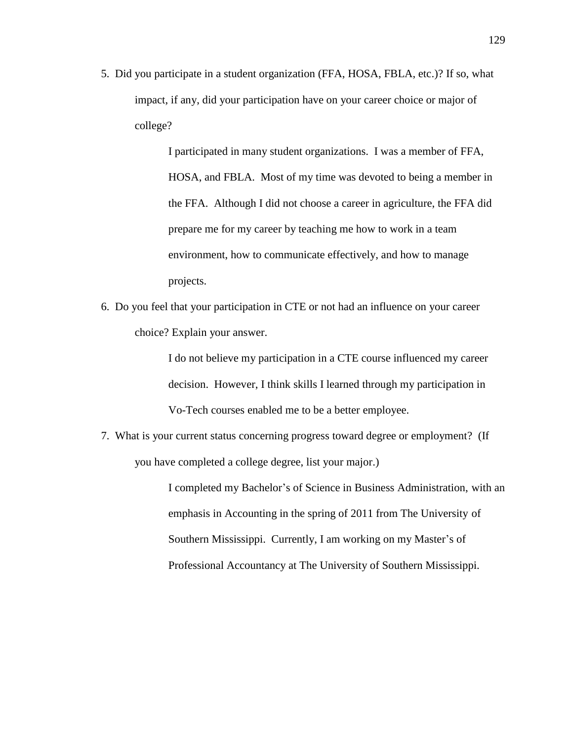5. Did you participate in a student organization (FFA, HOSA, FBLA, etc.)? If so, what impact, if any, did your participation have on your career choice or major of college?

   I participated in many student organizations. I was a member of FFA, HOSA, and FBLA. Most of my time was devoted to being a member in the FFA. Although I did not choose a career in agriculture, the FFA did prepare me for my career by teaching me how to work in a team environment, how to communicate effectively, and how to manage projects.

6. Do you feel that your participation in CTE or not had an influence on your career choice? Explain your answer.

   I do not believe my participation in a CTE course influenced my career decision. However, I think skills I learned through my participation in Vo-Tech courses enabled me to be a better employee.

7. What is your current status concerning progress toward degree or employment? (If you have completed a college degree, list your major.)

   I completed my Bachelor's of Science in Business Administration, with an emphasis in Accounting in the spring of 2011 from The University of Southern Mississippi. Currently, I am working on my Master's of Professional Accountancy at The University of Southern Mississippi.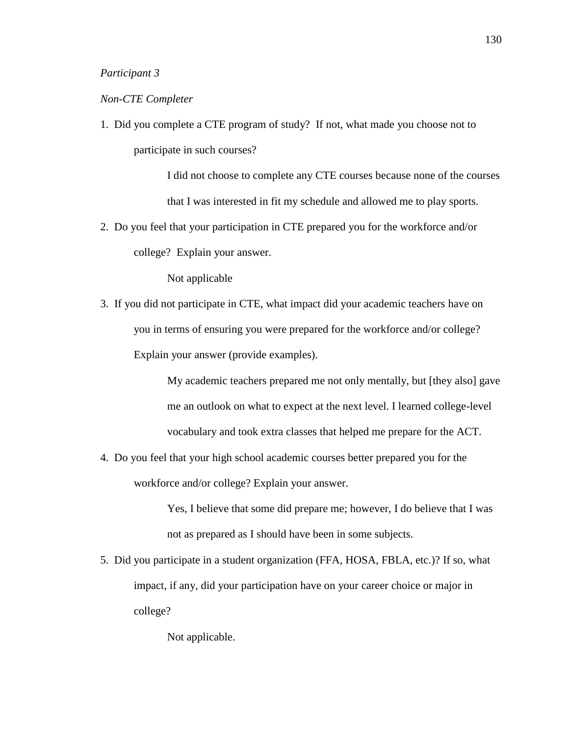*Participant 3*

*Non-CTE Completer*

1. Did you complete a CTE program of study? If not, what made you choose not to participate in such courses?

   I did not choose to complete any CTE courses because none of the courses that I was interested in fit my schedule and allowed me to play sports.

2. Do you feel that your participation in CTE prepared you for the workforce and/or college? Explain your answer.

   Not applicable

3. If you did not participate in CTE, what impact did your academic teachers have on you in terms of ensuring you were prepared for the workforce and/or college? Explain your answer (provide examples).

   My academic teachers prepared me not only mentally, but [they also] gave me an outlook on what to expect at the next level. I learned college-level vocabulary and took extra classes that helped me prepare for the ACT.

4. Do you feel that your high school academic courses better prepared you for the workforce and/or college? Explain your answer.

   Yes, I believe that some did prepare me; however, I do believe that I was not as prepared as I should have been in some subjects.

5. Did you participate in a student organization (FFA, HOSA, FBLA, etc.)? If so, what impact, if any, did your participation have on your career choice or major in college?

   Not applicable.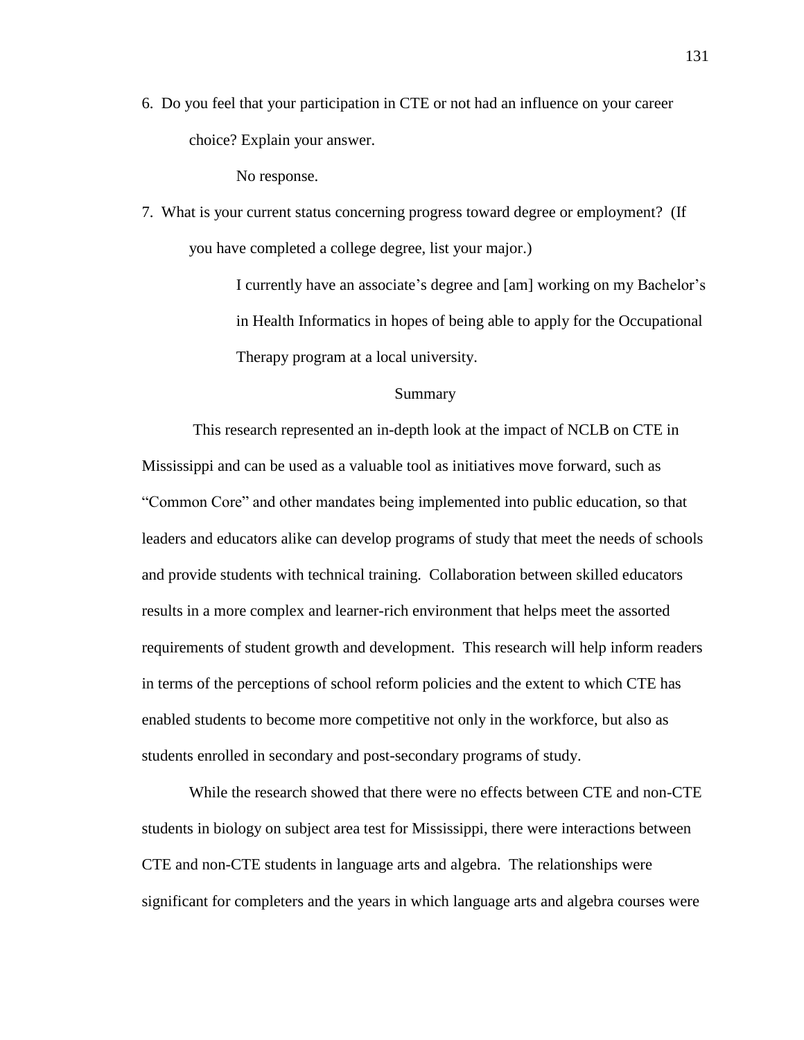6. Do you feel that your participation in CTE or not had an influence on your career choice? Explain your answer.

   No response.

7. What is your current status concerning progress toward degree or employment? (If you have completed a college degree, list your major.)

   I currently have an associate's degree and [am] working on my Bachelor's in Health Informatics in hopes of being able to apply for the Occupational Therapy program at a local university.

## Summary

This research represented an in-depth look at the impact of NCLB on CTE in Mississippi and can be used as a valuable tool as initiatives move forward, such as "Common Core" and other mandates being implemented into public education, so that leaders and educators alike can develop programs of study that meet the needs of schools and provide students with technical training. Collaboration between skilled educators results in a more complex and learner-rich environment that helps meet the assorted requirements of student growth and development. This research will help inform readers in terms of the perceptions of school reform policies and the extent to which CTE has enabled students to become more competitive not only in the workforce, but also as students enrolled in secondary and post-secondary programs of study.

While the research showed that there were no effects between CTE and non-CTE students in biology on subject area test for Mississippi, there were interactions between CTE and non-CTE students in language arts and algebra. The relationships were significant for completers and the years in which language arts and algebra courses were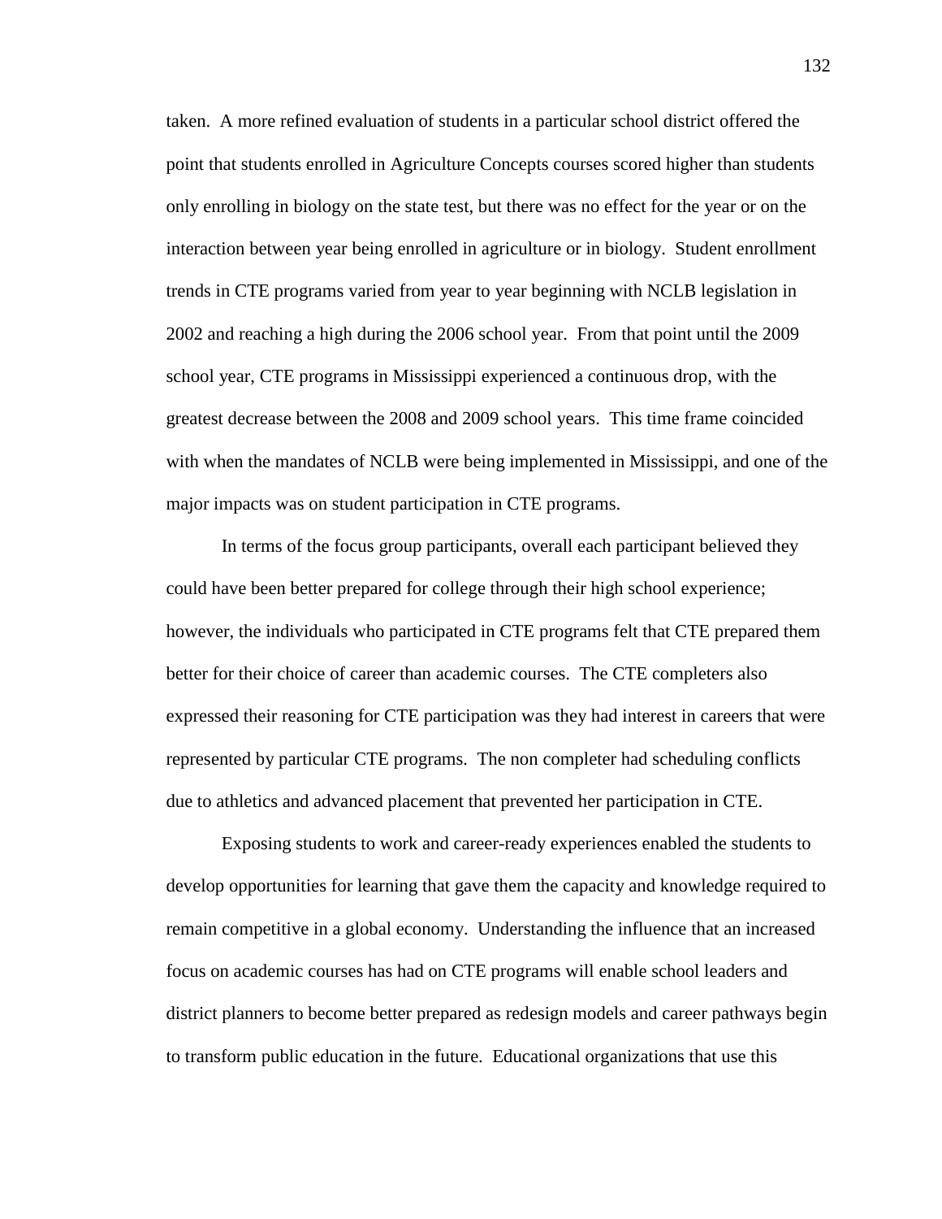taken. A more refined evaluation of students in a particular school district offered the point that students enrolled in Agriculture Concepts courses scored higher than students only enrolling in biology on the state test, but there was no effect for the year or on the interaction between year being enrolled in agriculture or in biology. Student enrollment trends in CTE programs varied from year to year beginning with NCLB legislation in 2002 and reaching a high during the 2006 school year. From that point until the 2009 school year, CTE programs in Mississippi experienced a continuous drop, with the greatest decrease between the 2008 and 2009 school years. This time frame coincided with when the mandates of NCLB were being implemented in Mississippi, and one of the major impacts was on student participation in CTE programs.

In terms of the focus group participants, overall each participant believed they could have been better prepared for college through their high school experience; however, the individuals who participated in CTE programs felt that CTE prepared them better for their choice of career than academic courses. The CTE completers also expressed their reasoning for CTE participation was they had interest in careers that were represented by particular CTE programs. The non completer had scheduling conflicts due to athletics and advanced placement that prevented her participation in CTE.

Exposing students to work and career-ready experiences enabled the students to develop opportunities for learning that gave them the capacity and knowledge required to remain competitive in a global economy. Understanding the influence that an increased focus on academic courses has had on CTE programs will enable school leaders and district planners to become better prepared as redesign models and career pathways begin to transform public education in the future. Educational organizations that use this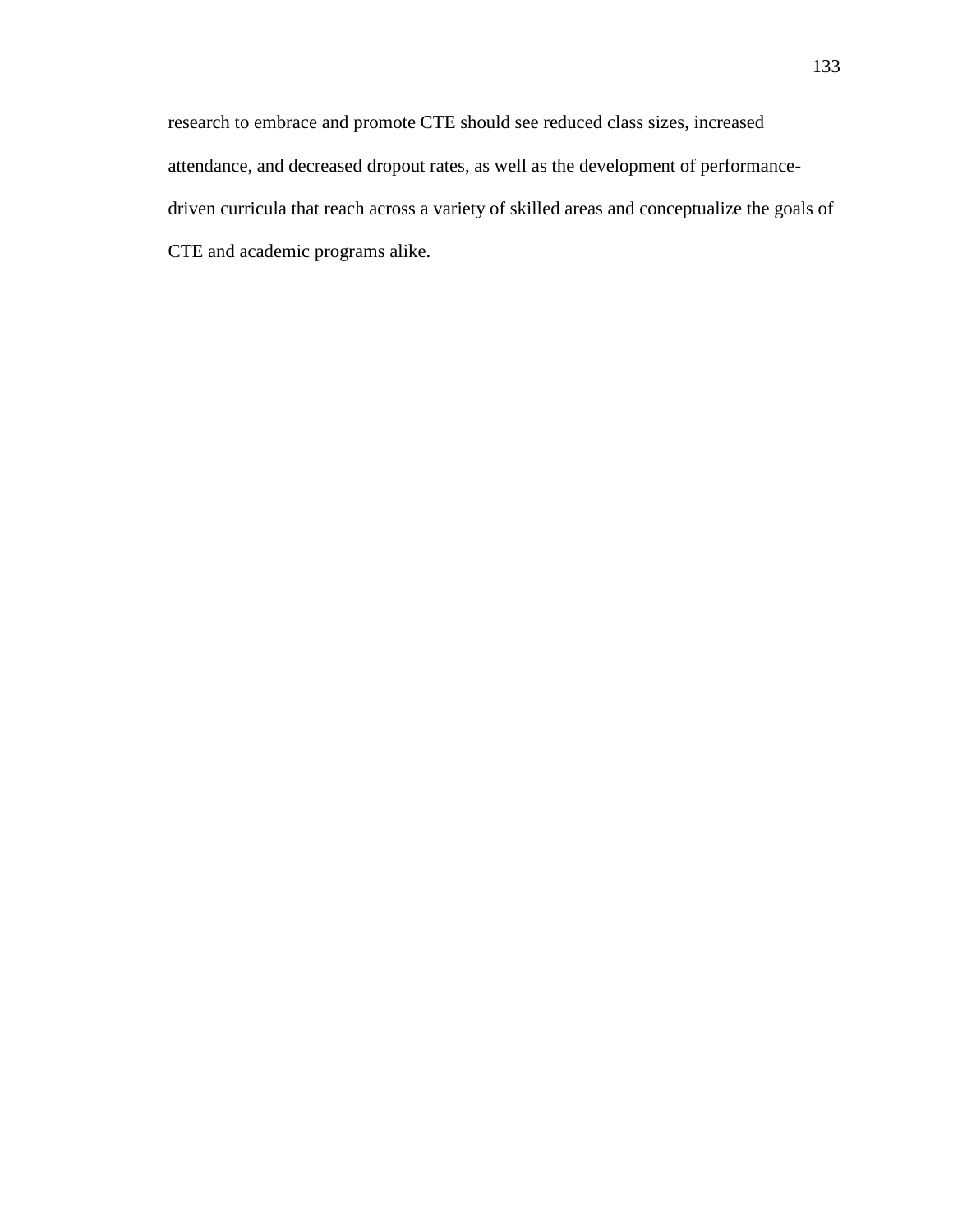research to embrace and promote CTE should see reduced class sizes, increased attendance, and decreased dropout rates, as well as the development of performance-driven curricula that reach across a variety of skilled areas and conceptualize the goals of CTE and academic programs alike.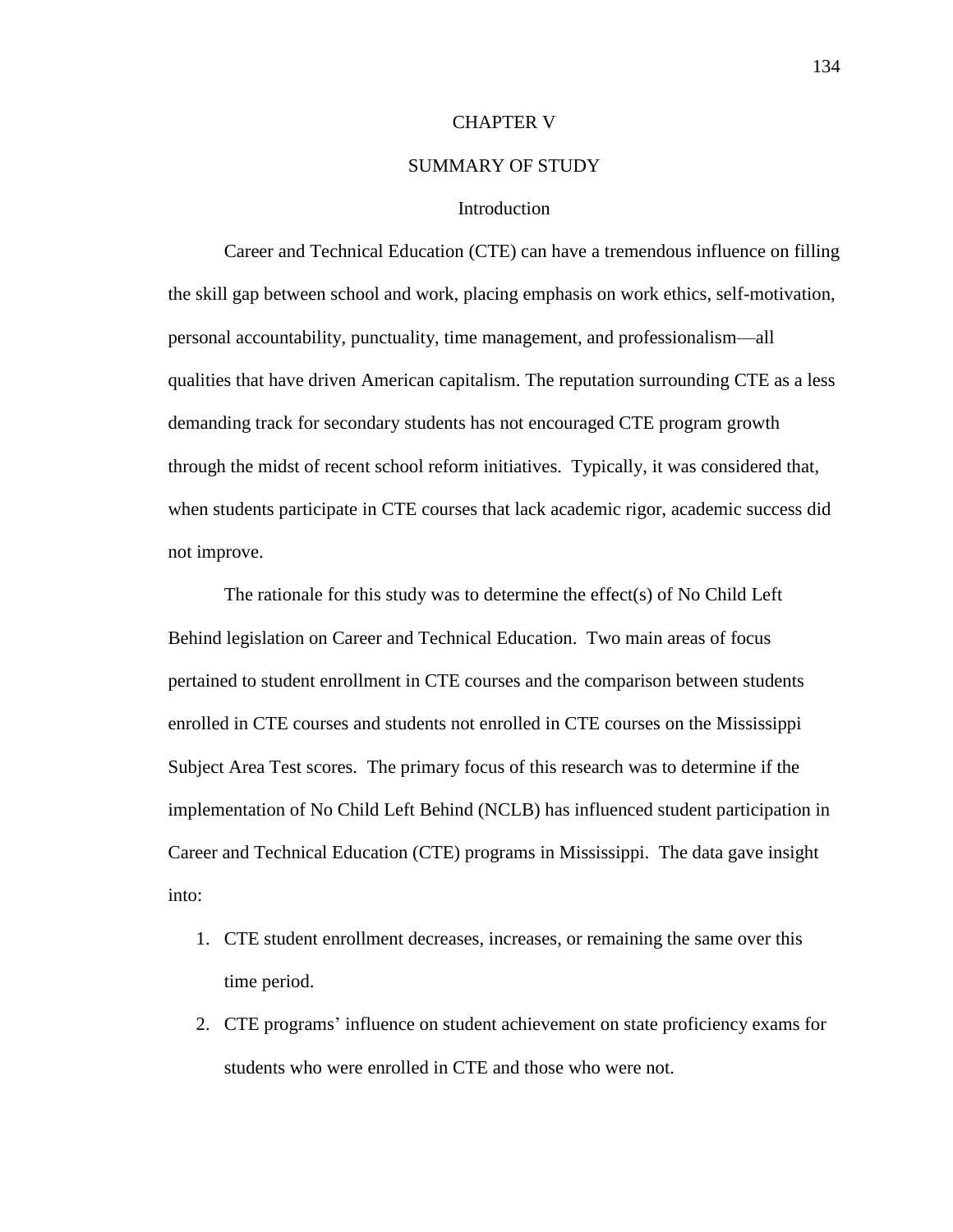# CHAPTER V

# SUMMARY OF STUDY

## Introduction

Career and Technical Education (CTE) can have a tremendous influence on filling the skill gap between school and work, placing emphasis on work ethics, self-motivation, personal accountability, punctuality, time management, and professionalism—all qualities that have driven American capitalism. The reputation surrounding CTE as a less demanding track for secondary students has not encouraged CTE program growth through the midst of recent school reform initiatives. Typically, it was considered that, when students participate in CTE courses that lack academic rigor, academic success did not improve.

The rationale for this study was to determine the effect(s) of No Child Left Behind legislation on Career and Technical Education. Two main areas of focus pertained to student enrollment in CTE courses and the comparison between students enrolled in CTE courses and students not enrolled in CTE courses on the Mississippi Subject Area Test scores. The primary focus of this research was to determine if the implementation of No Child Left Behind (NCLB) has influenced student participation in Career and Technical Education (CTE) programs in Mississippi. The data gave insight into:

1. CTE student enrollment decreases, increases, or remaining the same over this time period.
2. CTE programs' influence on student achievement on state proficiency exams for students who were enrolled in CTE and those who were not.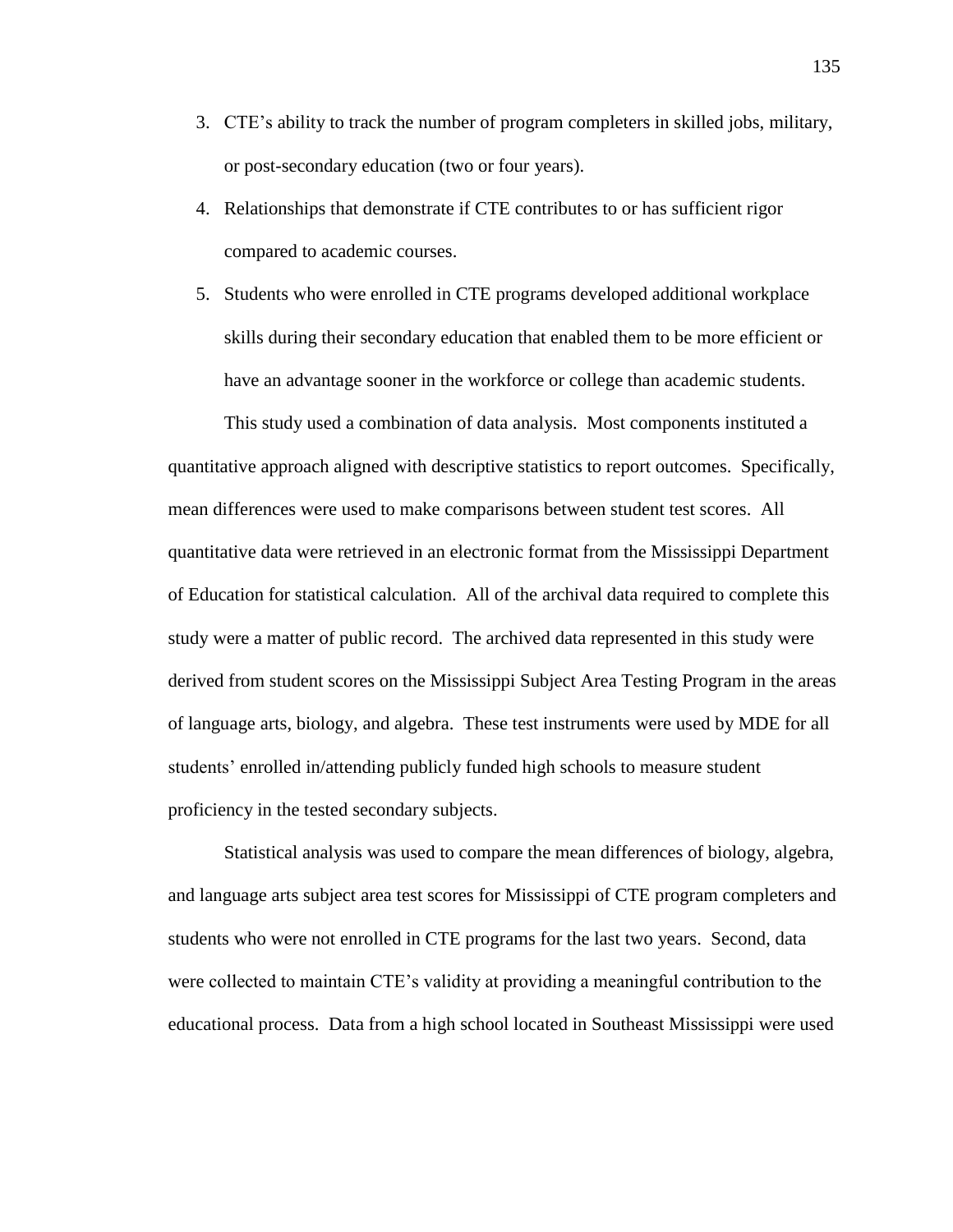3. CTE's ability to track the number of program completers in skilled jobs, military, or post-secondary education (two or four years).
4. Relationships that demonstrate if CTE contributes to or has sufficient rigor compared to academic courses.
5. Students who were enrolled in CTE programs developed additional workplace skills during their secondary education that enabled them to be more efficient or have an advantage sooner in the workforce or college than academic students.

This study used a combination of data analysis. Most components instituted a quantitative approach aligned with descriptive statistics to report outcomes. Specifically, mean differences were used to make comparisons between student test scores. All quantitative data were retrieved in an electronic format from the Mississippi Department of Education for statistical calculation. All of the archival data required to complete this study were a matter of public record. The archived data represented in this study were derived from student scores on the Mississippi Subject Area Testing Program in the areas of language arts, biology, and algebra. These test instruments were used by MDE for all students' enrolled in/attending publicly funded high schools to measure student proficiency in the tested secondary subjects.

Statistical analysis was used to compare the mean differences of biology, algebra, and language arts subject area test scores for Mississippi of CTE program completers and students who were not enrolled in CTE programs for the last two years. Second, data were collected to maintain CTE's validity at providing a meaningful contribution to the educational process. Data from a high school located in Southeast Mississippi were used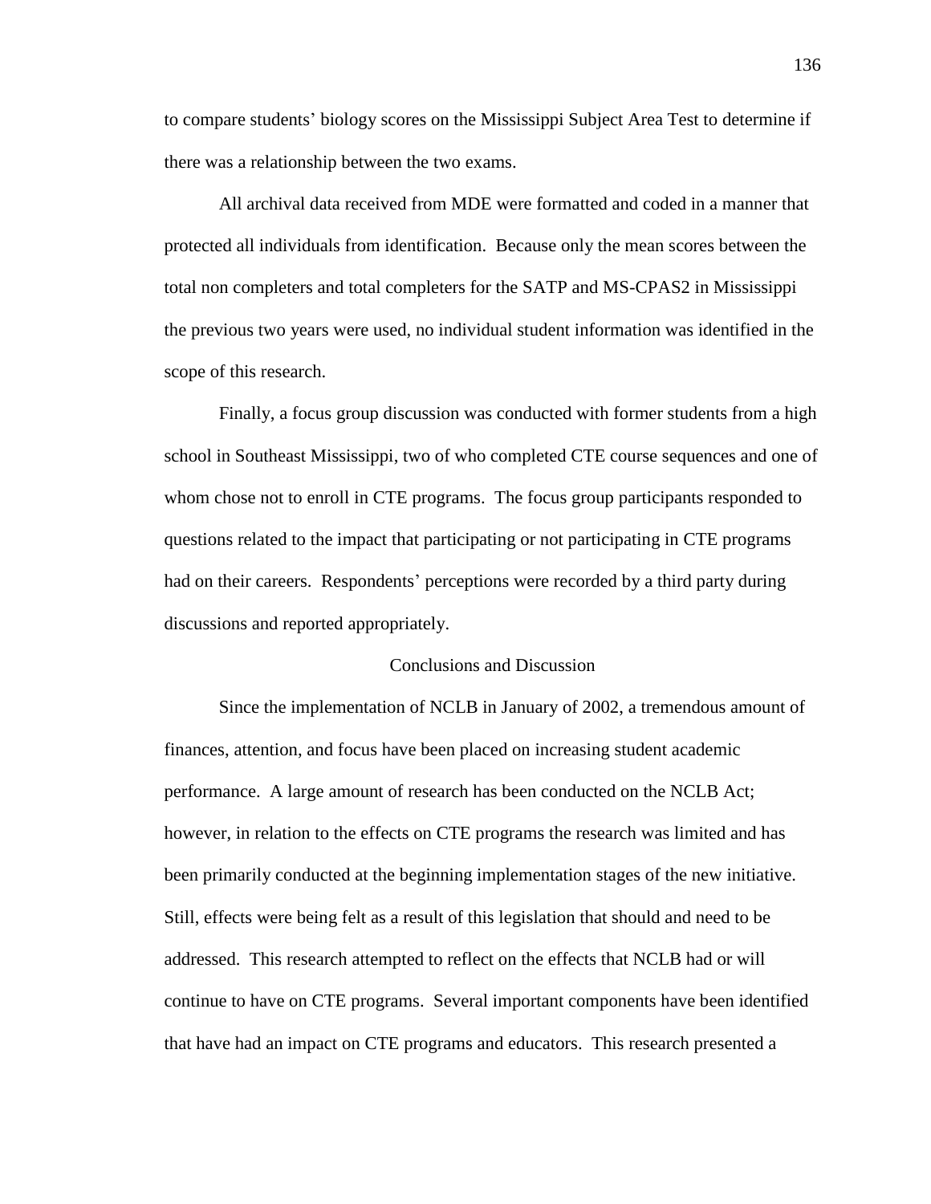to compare students' biology scores on the Mississippi Subject Area Test to determine if there was a relationship between the two exams.

All archival data received from MDE were formatted and coded in a manner that protected all individuals from identification. Because only the mean scores between the total non completers and total completers for the SATP and MS-CPAS2 in Mississippi the previous two years were used, no individual student information was identified in the scope of this research.

Finally, a focus group discussion was conducted with former students from a high school in Southeast Mississippi, two of who completed CTE course sequences and one of whom chose not to enroll in CTE programs. The focus group participants responded to questions related to the impact that participating or not participating in CTE programs had on their careers. Respondents' perceptions were recorded by a third party during discussions and reported appropriately.

## Conclusions and Discussion

Since the implementation of NCLB in January of 2002, a tremendous amount of finances, attention, and focus have been placed on increasing student academic performance. A large amount of research has been conducted on the NCLB Act; however, in relation to the effects on CTE programs the research was limited and has been primarily conducted at the beginning implementation stages of the new initiative. Still, effects were being felt as a result of this legislation that should and need to be addressed. This research attempted to reflect on the effects that NCLB had or will continue to have on CTE programs. Several important components have been identified that have had an impact on CTE programs and educators. This research presented a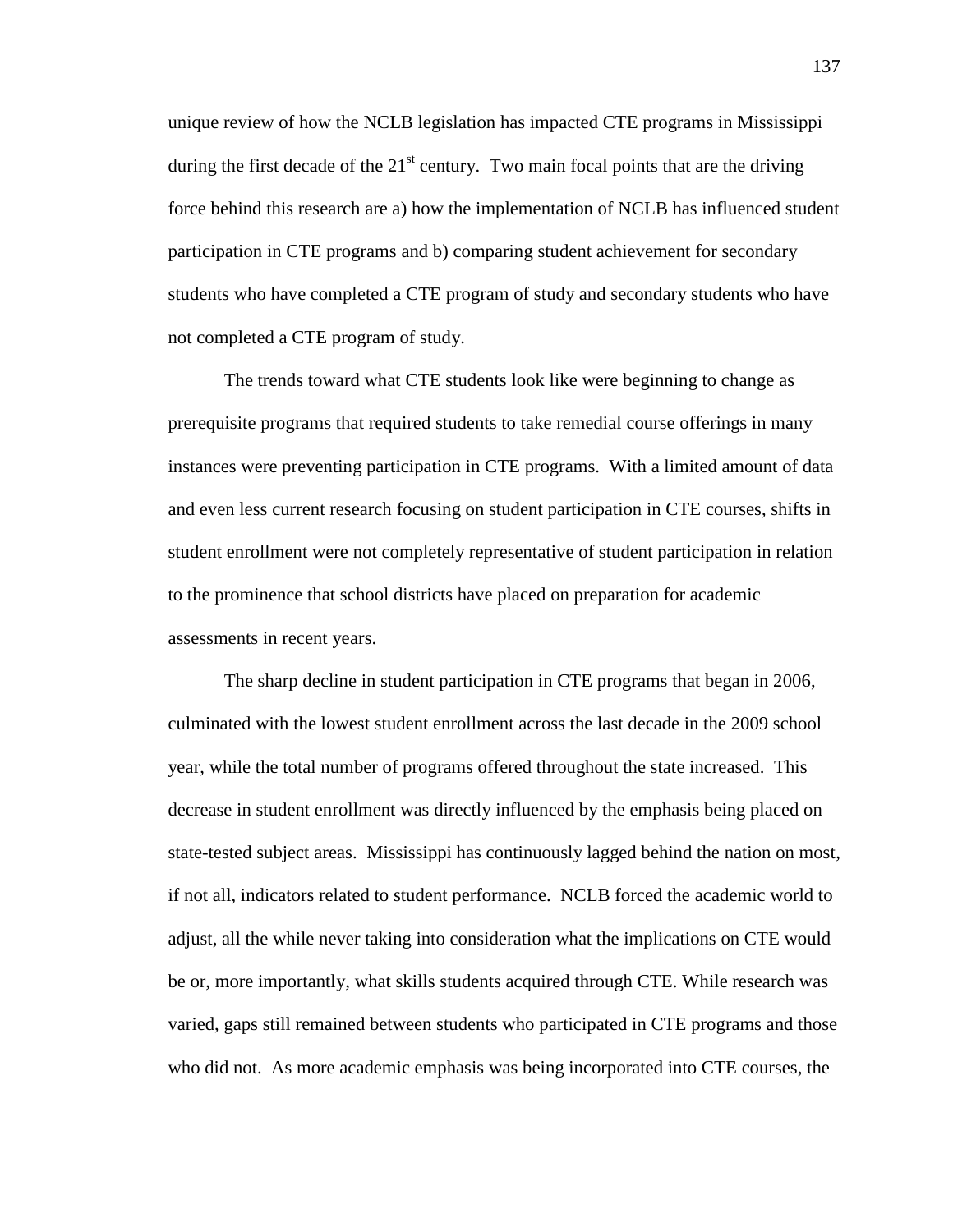unique review of how the NCLB legislation has impacted CTE programs in Mississippi during the first decade of the $21^{st}$ century. Two main focal points that are the driving force behind this research are a) how the implementation of NCLB has influenced student participation in CTE programs and b) comparing student achievement for secondary students who have completed a CTE program of study and secondary students who have not completed a CTE program of study.

The trends toward what CTE students look like were beginning to change as prerequisite programs that required students to take remedial course offerings in many instances were preventing participation in CTE programs. With a limited amount of data and even less current research focusing on student participation in CTE courses, shifts in student enrollment were not completely representative of student participation in relation to the prominence that school districts have placed on preparation for academic assessments in recent years.

The sharp decline in student participation in CTE programs that began in 2006, culminated with the lowest student enrollment across the last decade in the 2009 school year, while the total number of programs offered throughout the state increased. This decrease in student enrollment was directly influenced by the emphasis being placed on state-tested subject areas. Mississippi has continuously lagged behind the nation on most, if not all, indicators related to student performance. NCLB forced the academic world to adjust, all the while never taking into consideration what the implications on CTE would be or, more importantly, what skills students acquired through CTE. While research was varied, gaps still remained between students who participated in CTE programs and those who did not. As more academic emphasis was being incorporated into CTE courses, the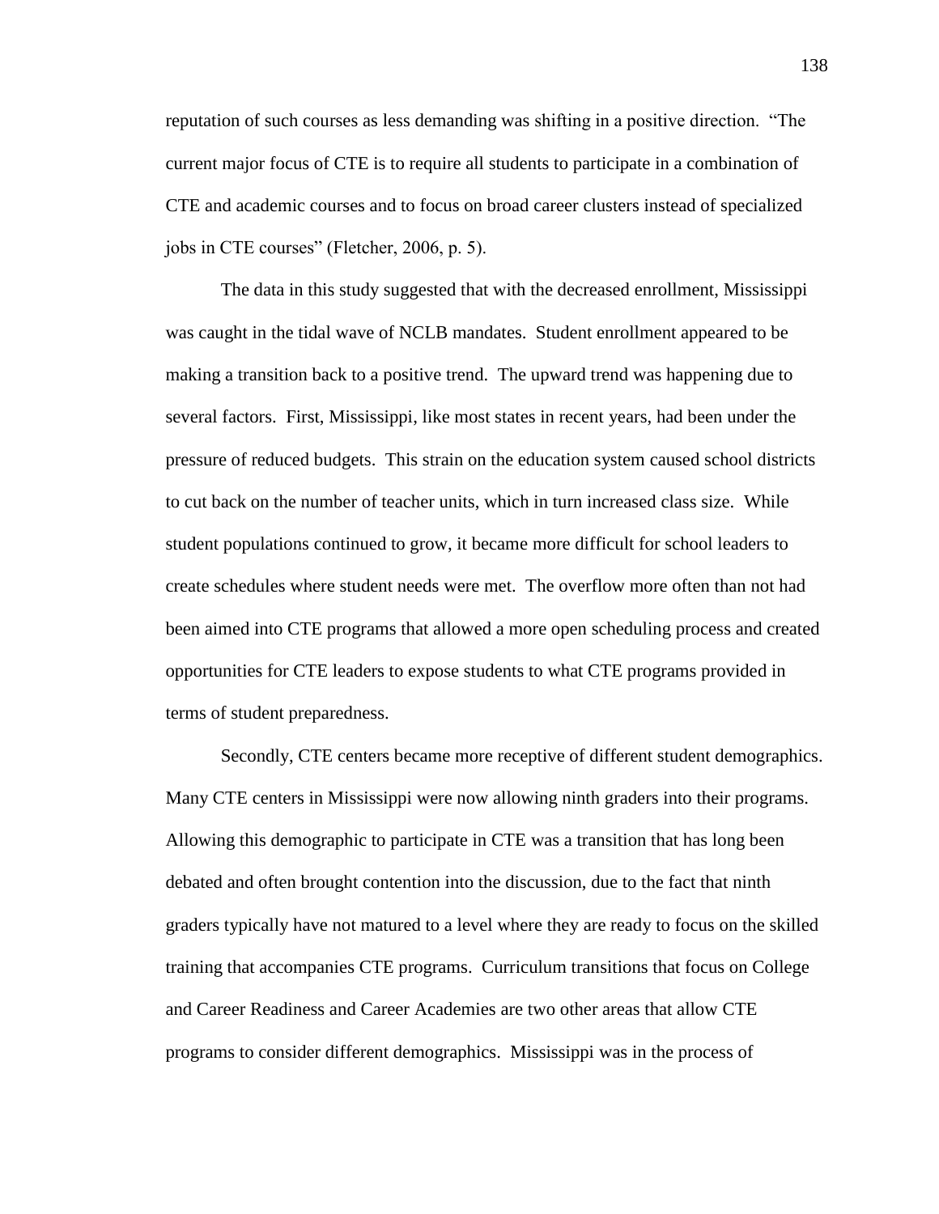reputation of such courses as less demanding was shifting in a positive direction. "The current major focus of CTE is to require all students to participate in a combination of CTE and academic courses and to focus on broad career clusters instead of specialized jobs in CTE courses" (Fletcher, 2006, p. 5).

The data in this study suggested that with the decreased enrollment, Mississippi was caught in the tidal wave of NCLB mandates. Student enrollment appeared to be making a transition back to a positive trend. The upward trend was happening due to several factors. First, Mississippi, like most states in recent years, had been under the pressure of reduced budgets. This strain on the education system caused school districts to cut back on the number of teacher units, which in turn increased class size. While student populations continued to grow, it became more difficult for school leaders to create schedules where student needs were met. The overflow more often than not had been aimed into CTE programs that allowed a more open scheduling process and created opportunities for CTE leaders to expose students to what CTE programs provided in terms of student preparedness.

Secondly, CTE centers became more receptive of different student demographics. Many CTE centers in Mississippi were now allowing ninth graders into their programs. Allowing this demographic to participate in CTE was a transition that has long been debated and often brought contention into the discussion, due to the fact that ninth graders typically have not matured to a level where they are ready to focus on the skilled training that accompanies CTE programs. Curriculum transitions that focus on College and Career Readiness and Career Academies are two other areas that allow CTE programs to consider different demographics. Mississippi was in the process of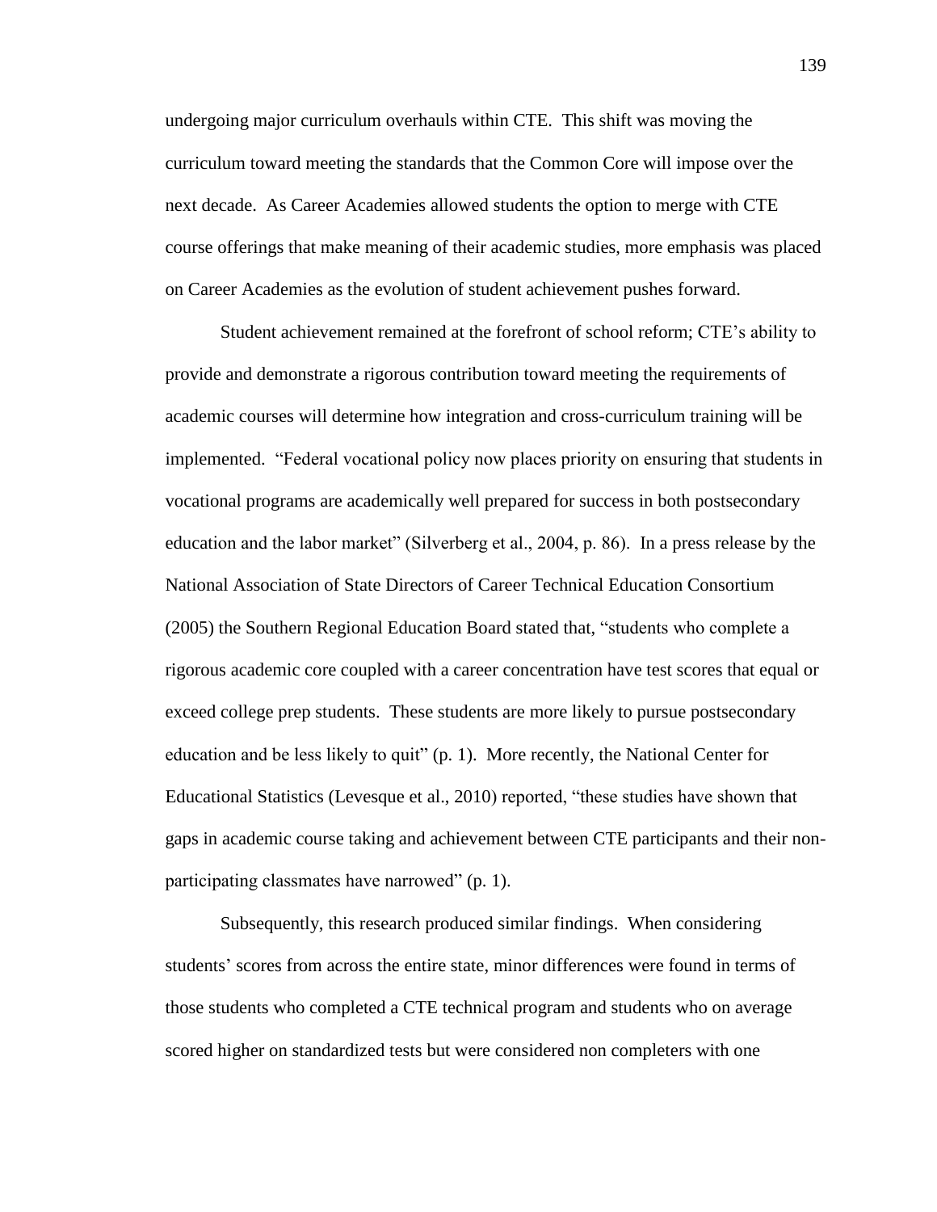undergoing major curriculum overhauls within CTE. This shift was moving the curriculum toward meeting the standards that the Common Core will impose over the next decade. As Career Academies allowed students the option to merge with CTE course offerings that make meaning of their academic studies, more emphasis was placed on Career Academies as the evolution of student achievement pushes forward.

Student achievement remained at the forefront of school reform; CTE's ability to provide and demonstrate a rigorous contribution toward meeting the requirements of academic courses will determine how integration and cross-curriculum training will be implemented. "Federal vocational policy now places priority on ensuring that students in vocational programs are academically well prepared for success in both postsecondary education and the labor market" (Silverberg et al., 2004, p. 86). In a press release by the National Association of State Directors of Career Technical Education Consortium (2005) the Southern Regional Education Board stated that, "students who complete a rigorous academic core coupled with a career concentration have test scores that equal or exceed college prep students. These students are more likely to pursue postsecondary education and be less likely to quit" (p. 1). More recently, the National Center for Educational Statistics (Levesque et al., 2010) reported, "these studies have shown that gaps in academic course taking and achievement between CTE participants and their non-participating classmates have narrowed" (p. 1).

Subsequently, this research produced similar findings. When considering students' scores from across the entire state, minor differences were found in terms of those students who completed a CTE technical program and students who on average scored higher on standardized tests but were considered non completers with one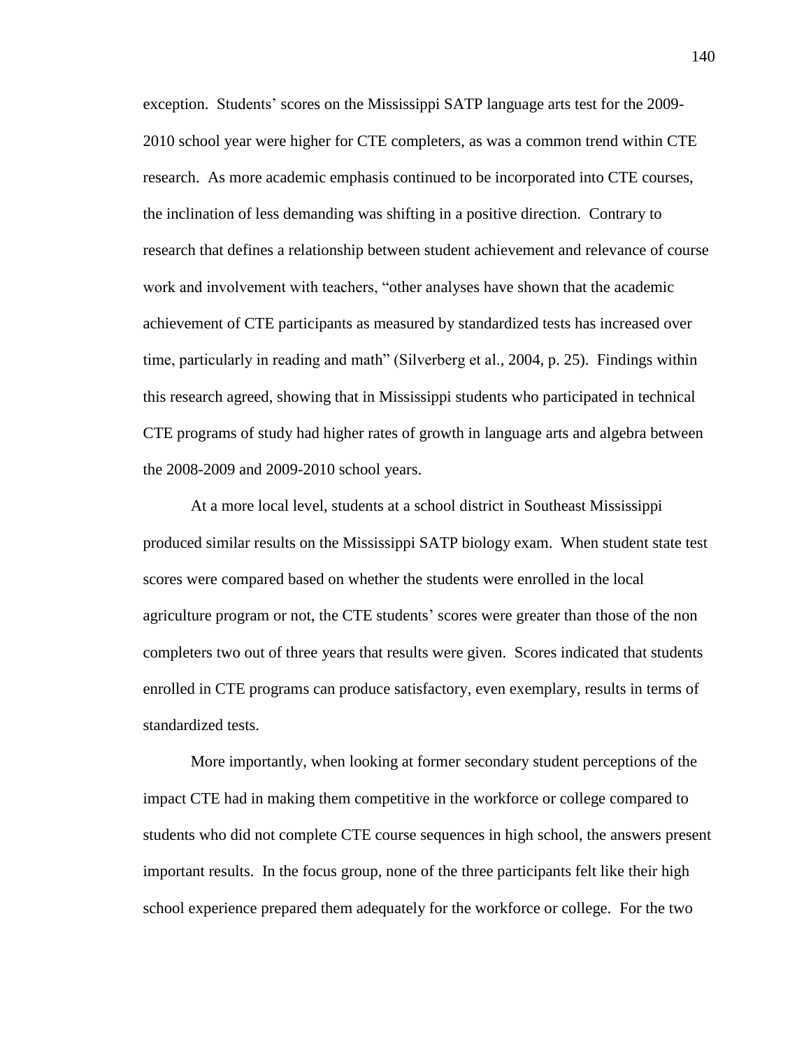exception. Students' scores on the Mississippi SATP language arts test for the 2009-2010 school year were higher for CTE completers, as was a common trend within CTE research. As more academic emphasis continued to be incorporated into CTE courses, the inclination of less demanding was shifting in a positive direction. Contrary to research that defines a relationship between student achievement and relevance of course work and involvement with teachers, "other analyses have shown that the academic achievement of CTE participants as measured by standardized tests has increased over time, particularly in reading and math" (Silverberg et al., 2004, p. 25). Findings within this research agreed, showing that in Mississippi students who participated in technical CTE programs of study had higher rates of growth in language arts and algebra between the 2008-2009 and 2009-2010 school years.

At a more local level, students at a school district in Southeast Mississippi produced similar results on the Mississippi SATP biology exam. When student state test scores were compared based on whether the students were enrolled in the local agriculture program or not, the CTE students' scores were greater than those of the non completers two out of three years that results were given. Scores indicated that students enrolled in CTE programs can produce satisfactory, even exemplary, results in terms of standardized tests.

More importantly, when looking at former secondary student perceptions of the impact CTE had in making them competitive in the workforce or college compared to students who did not complete CTE course sequences in high school, the answers present important results. In the focus group, none of the three participants felt like their high school experience prepared them adequately for the workforce or college. For the two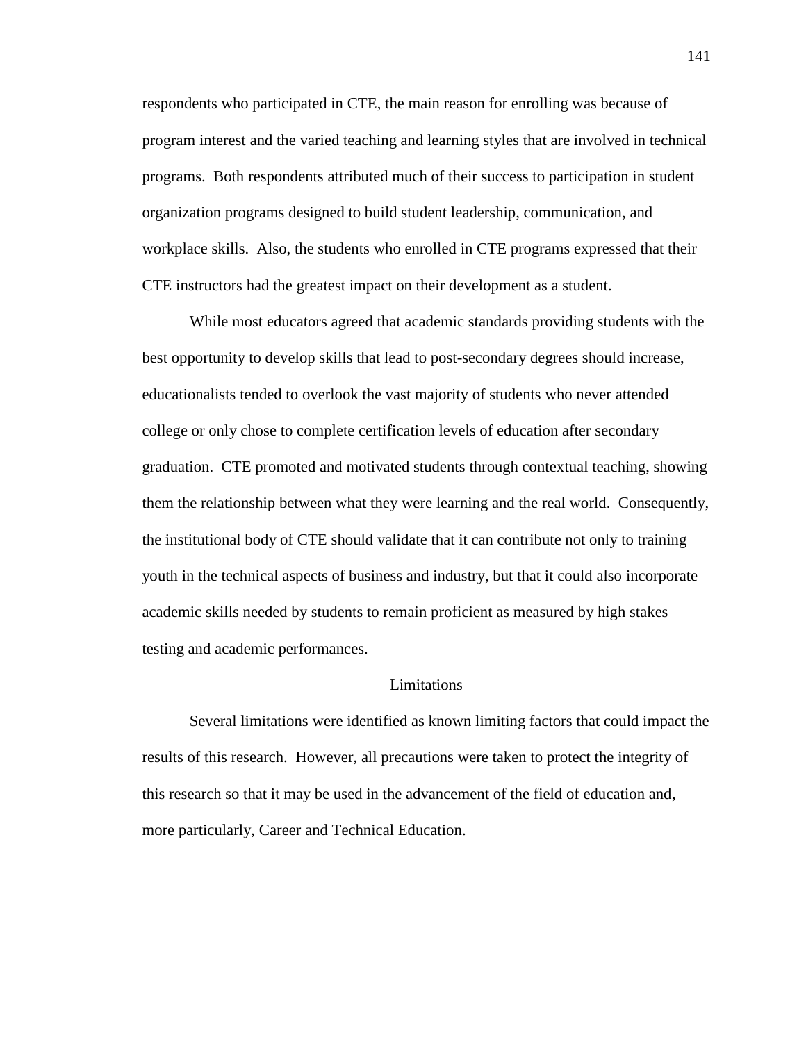respondents who participated in CTE, the main reason for enrolling was because of program interest and the varied teaching and learning styles that are involved in technical programs. Both respondents attributed much of their success to participation in student organization programs designed to build student leadership, communication, and workplace skills. Also, the students who enrolled in CTE programs expressed that their CTE instructors had the greatest impact on their development as a student.

While most educators agreed that academic standards providing students with the best opportunity to develop skills that lead to post-secondary degrees should increase, educationalists tended to overlook the vast majority of students who never attended college or only chose to complete certification levels of education after secondary graduation. CTE promoted and motivated students through contextual teaching, showing them the relationship between what they were learning and the real world. Consequently, the institutional body of CTE should validate that it can contribute not only to training youth in the technical aspects of business and industry, but that it could also incorporate academic skills needed by students to remain proficient as measured by high stakes testing and academic performances.

## Limitations

Several limitations were identified as known limiting factors that could impact the results of this research. However, all precautions were taken to protect the integrity of this research so that it may be used in the advancement of the field of education and, more particularly, Career and Technical Education.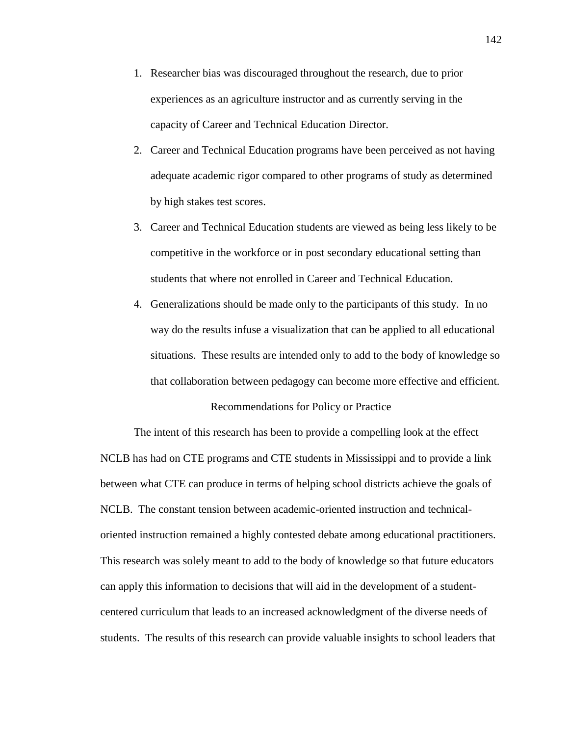1. Researcher bias was discouraged throughout the research, due to prior experiences as an agriculture instructor and as currently serving in the capacity of Career and Technical Education Director.
2. Career and Technical Education programs have been perceived as not having adequate academic rigor compared to other programs of study as determined by high stakes test scores.
3. Career and Technical Education students are viewed as being less likely to be competitive in the workforce or in post secondary educational setting than students that where not enrolled in Career and Technical Education.
4. Generalizations should be made only to the participants of this study. In no way do the results infuse a visualization that can be applied to all educational situations. These results are intended only to add to the body of knowledge so that collaboration between pedagogy can become more effective and efficient.

## Recommendations for Policy or Practice

The intent of this research has been to provide a compelling look at the effect NCLB has had on CTE programs and CTE students in Mississippi and to provide a link between what CTE can produce in terms of helping school districts achieve the goals of NCLB. The constant tension between academic-oriented instruction and technical-oriented instruction remained a highly contested debate among educational practitioners. This research was solely meant to add to the body of knowledge so that future educators can apply this information to decisions that will aid in the development of a student-centered curriculum that leads to an increased acknowledgment of the diverse needs of students. The results of this research can provide valuable insights to school leaders that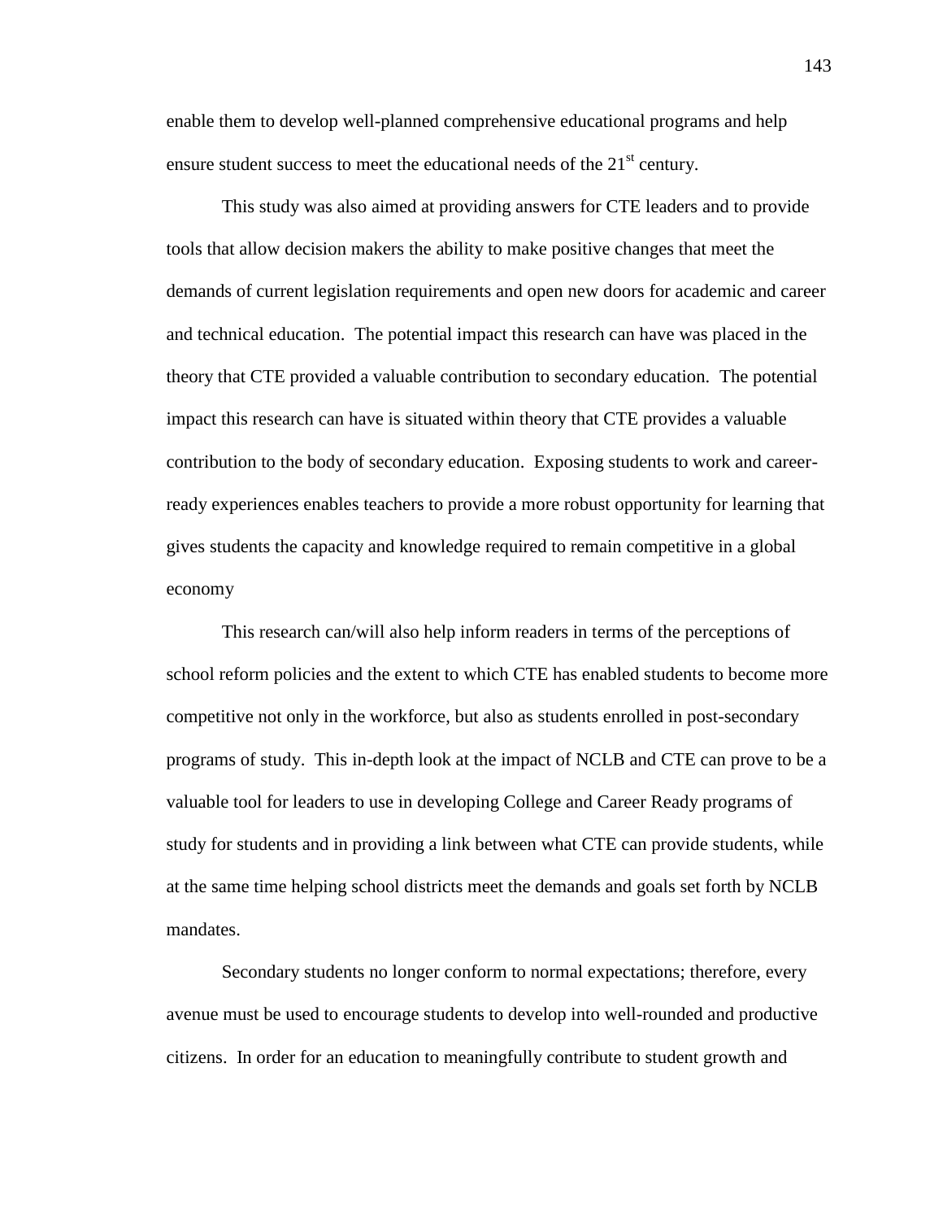enable them to develop well-planned comprehensive educational programs and help ensure student success to meet the educational needs of the 21st century.

This study was also aimed at providing answers for CTE leaders and to provide tools that allow decision makers the ability to make positive changes that meet the demands of current legislation requirements and open new doors for academic and career and technical education. The potential impact this research can have was placed in the theory that CTE provided a valuable contribution to secondary education. The potential impact this research can have is situated within theory that CTE provides a valuable contribution to the body of secondary education. Exposing students to work and career-ready experiences enables teachers to provide a more robust opportunity for learning that gives students the capacity and knowledge required to remain competitive in a global economy

This research can/will also help inform readers in terms of the perceptions of school reform policies and the extent to which CTE has enabled students to become more competitive not only in the workforce, but also as students enrolled in post-secondary programs of study. This in-depth look at the impact of NCLB and CTE can prove to be a valuable tool for leaders to use in developing College and Career Ready programs of study for students and in providing a link between what CTE can provide students, while at the same time helping school districts meet the demands and goals set forth by NCLB mandates.

Secondary students no longer conform to normal expectations; therefore, every avenue must be used to encourage students to develop into well-rounded and productive citizens. In order for an education to meaningfully contribute to student growth and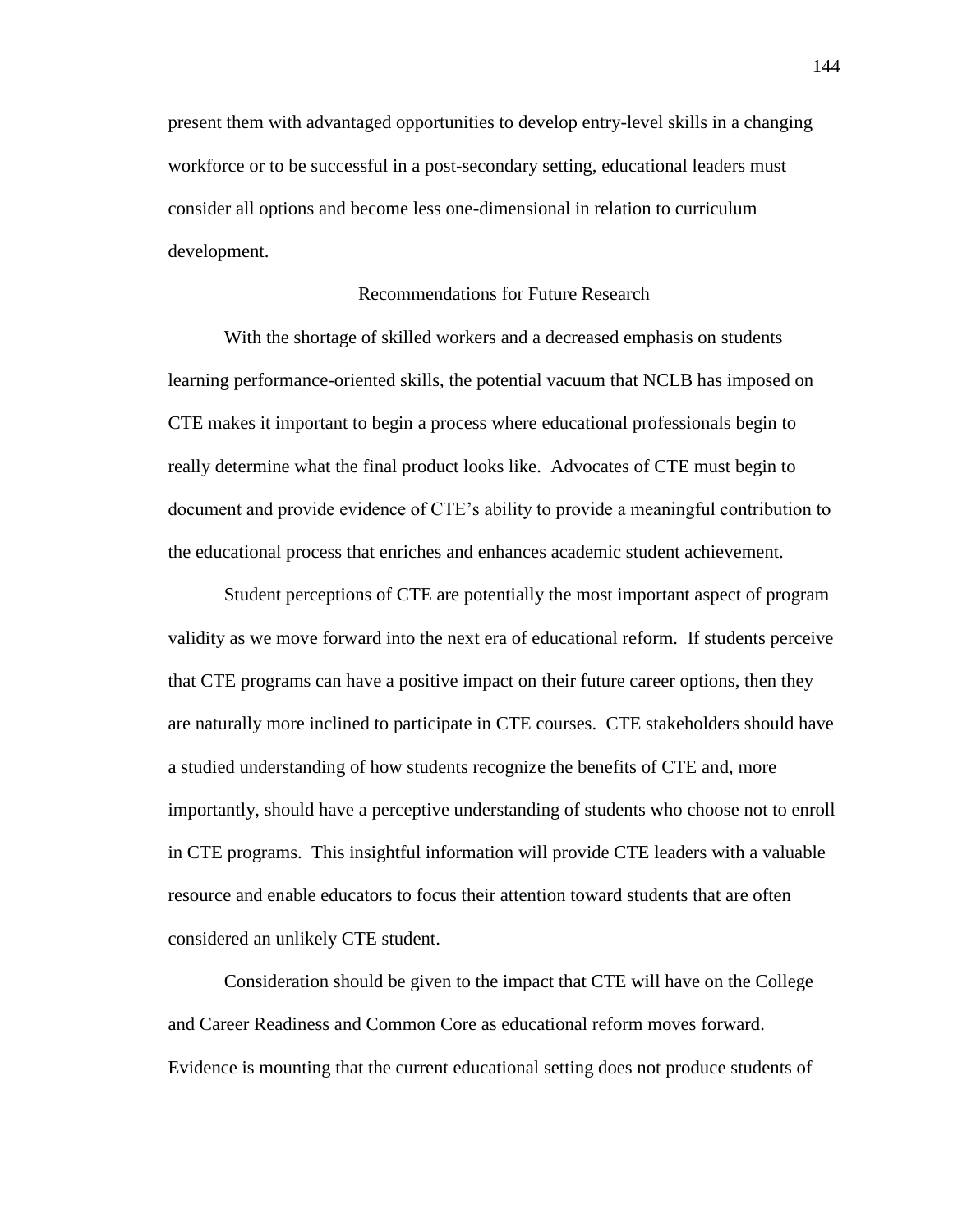present them with advantaged opportunities to develop entry-level skills in a changing workforce or to be successful in a post-secondary setting, educational leaders must consider all options and become less one-dimensional in relation to curriculum development.

## Recommendations for Future Research

With the shortage of skilled workers and a decreased emphasis on students learning performance-oriented skills, the potential vacuum that NCLB has imposed on CTE makes it important to begin a process where educational professionals begin to really determine what the final product looks like. Advocates of CTE must begin to document and provide evidence of CTE's ability to provide a meaningful contribution to the educational process that enriches and enhances academic student achievement.

Student perceptions of CTE are potentially the most important aspect of program validity as we move forward into the next era of educational reform. If students perceive that CTE programs can have a positive impact on their future career options, then they are naturally more inclined to participate in CTE courses. CTE stakeholders should have a studied understanding of how students recognize the benefits of CTE and, more importantly, should have a perceptive understanding of students who choose not to enroll in CTE programs. This insightful information will provide CTE leaders with a valuable resource and enable educators to focus their attention toward students that are often considered an unlikely CTE student.

Consideration should be given to the impact that CTE will have on the College and Career Readiness and Common Core as educational reform moves forward. Evidence is mounting that the current educational setting does not produce students of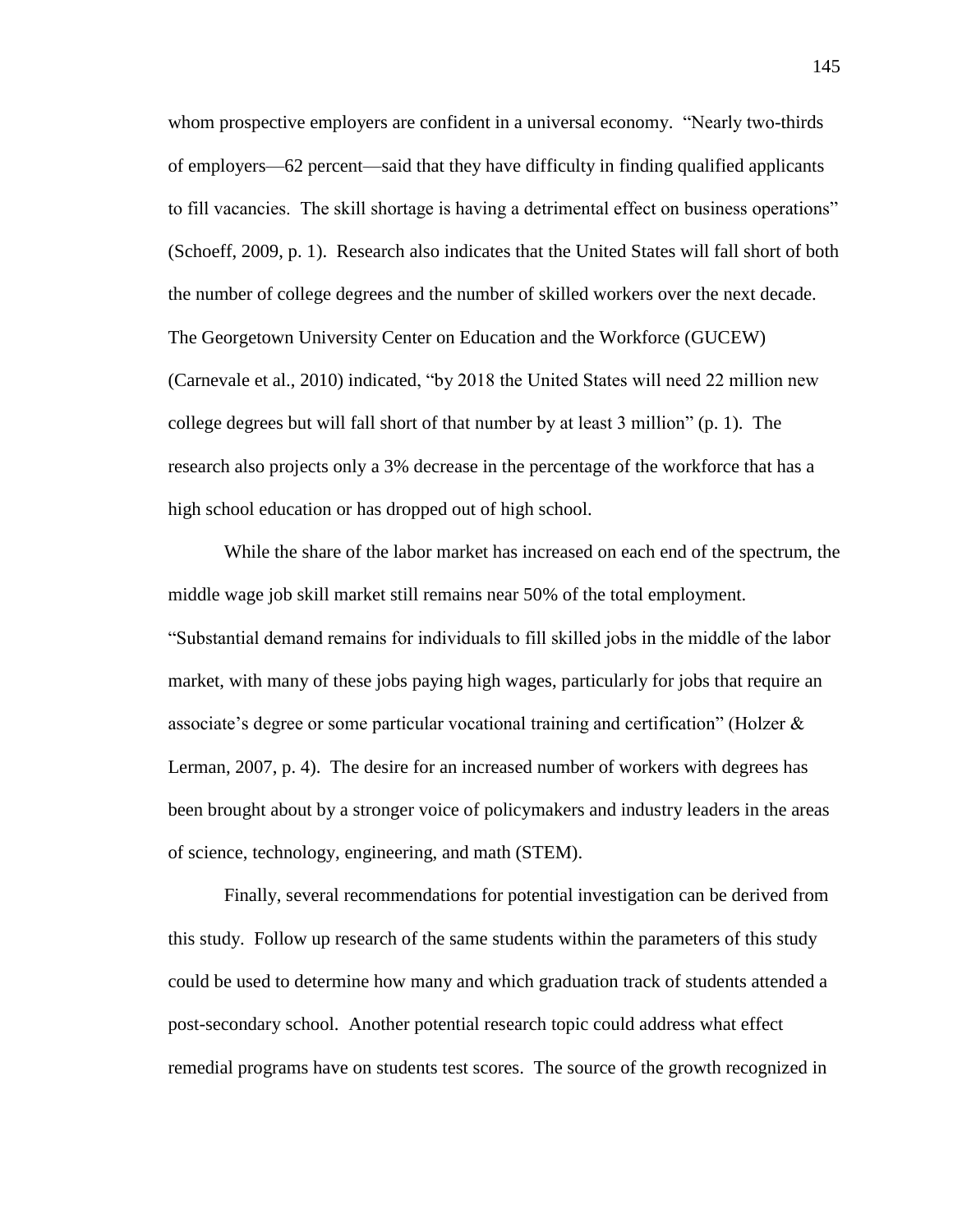whom prospective employers are confident in a universal economy. "Nearly two-thirds of employers—62 percent—said that they have difficulty in finding qualified applicants to fill vacancies. The skill shortage is having a detrimental effect on business operations" (Schoeff, 2009, p. 1). Research also indicates that the United States will fall short of both the number of college degrees and the number of skilled workers over the next decade. The Georgetown University Center on Education and the Workforce (GUCEW) (Carnevale et al., 2010) indicated, "by 2018 the United States will need 22 million new college degrees but will fall short of that number by at least 3 million" (p. 1). The research also projects only a 3% decrease in the percentage of the workforce that has a high school education or has dropped out of high school.

While the share of the labor market has increased on each end of the spectrum, the middle wage job skill market still remains near 50% of the total employment. "Substantial demand remains for individuals to fill skilled jobs in the middle of the labor market, with many of these jobs paying high wages, particularly for jobs that require an associate's degree or some particular vocational training and certification" (Holzer & Lerman, 2007, p. 4). The desire for an increased number of workers with degrees has been brought about by a stronger voice of policymakers and industry leaders in the areas of science, technology, engineering, and math (STEM).

Finally, several recommendations for potential investigation can be derived from this study. Follow up research of the same students within the parameters of this study could be used to determine how many and which graduation track of students attended a post-secondary school. Another potential research topic could address what effect remedial programs have on students test scores. The source of the growth recognized in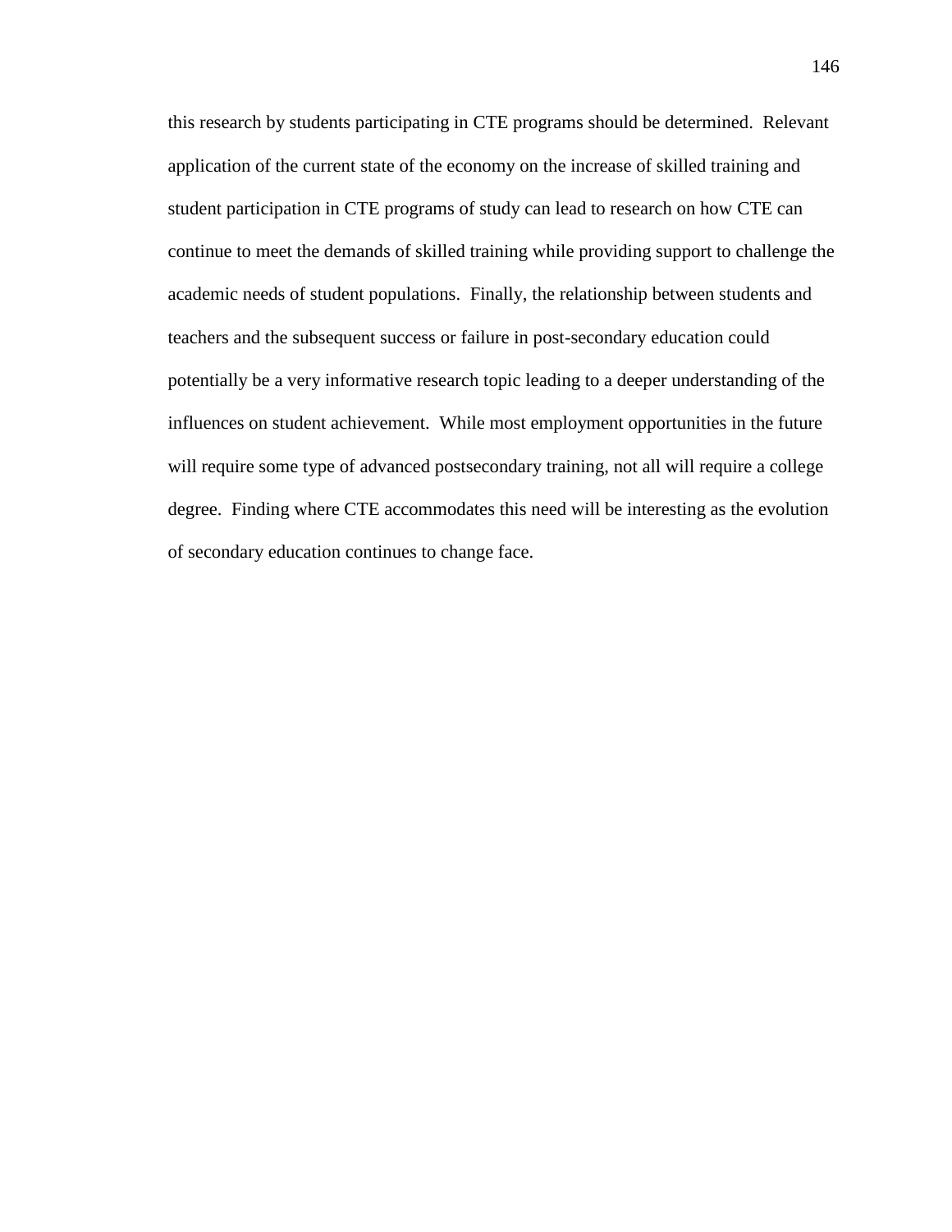this research by students participating in CTE programs should be determined. Relevant application of the current state of the economy on the increase of skilled training and student participation in CTE programs of study can lead to research on how CTE can continue to meet the demands of skilled training while providing support to challenge the academic needs of student populations. Finally, the relationship between students and teachers and the subsequent success or failure in post-secondary education could potentially be a very informative research topic leading to a deeper understanding of the influences on student achievement. While most employment opportunities in the future will require some type of advanced postsecondary training, not all will require a college degree. Finding where CTE accommodates this need will be interesting as the evolution of secondary education continues to change face.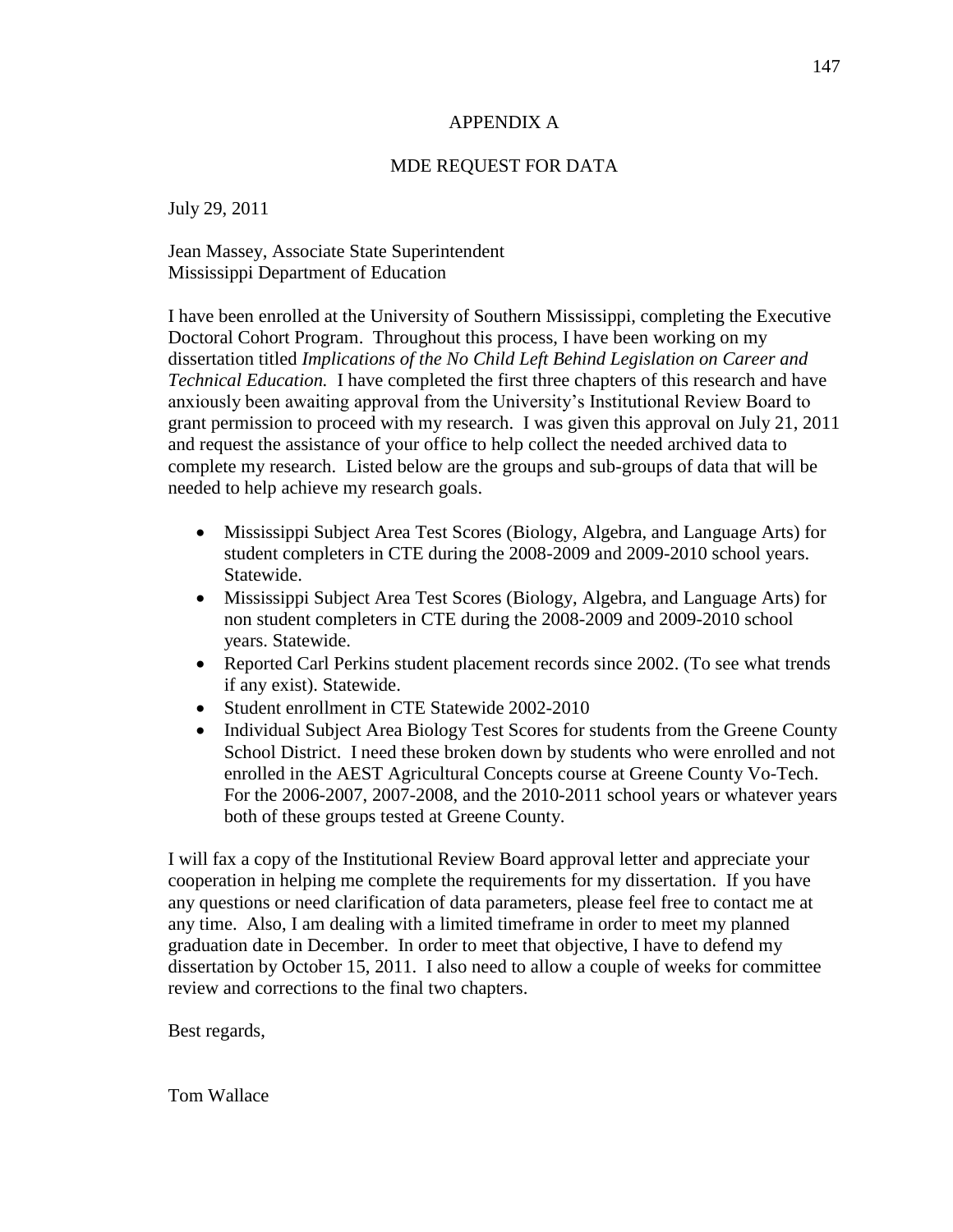# APPENDIX A

## MDE REQUEST FOR DATA

July 29, 2011

Jean Massey, Associate State Superintendent
Mississippi Department of Education

I have been enrolled at the University of Southern Mississippi, completing the Executive Doctoral Cohort Program. Throughout this process, I have been working on my dissertation titled *Implications of the No Child Left Behind Legislation on Career and Technical Education.* I have completed the first three chapters of this research and have anxiously been awaiting approval from the University's Institutional Review Board to grant permission to proceed with my research. I was given this approval on July 21, 2011 and request the assistance of your office to help collect the needed archived data to complete my research. Listed below are the groups and sub-groups of data that will be needed to help achieve my research goals.

- Mississippi Subject Area Test Scores (Biology, Algebra, and Language Arts) for student completers in CTE during the 2008-2009 and 2009-2010 school years. Statewide.
- Mississippi Subject Area Test Scores (Biology, Algebra, and Language Arts) for non student completers in CTE during the 2008-2009 and 2009-2010 school years. Statewide.
- Reported Carl Perkins student placement records since 2002. (To see what trends if any exist). Statewide.
- Student enrollment in CTE Statewide 2002-2010
- Individual Subject Area Biology Test Scores for students from the Greene County School District. I need these broken down by students who were enrolled and not enrolled in the AEST Agricultural Concepts course at Greene County Vo-Tech. For the 2006-2007, 2007-2008, and the 2010-2011 school years or whatever years both of these groups tested at Greene County.

I will fax a copy of the Institutional Review Board approval letter and appreciate your cooperation in helping me complete the requirements for my dissertation. If you have any questions or need clarification of data parameters, please feel free to contact me at any time. Also, I am dealing with a limited timeframe in order to meet my planned graduation date in December. In order to meet that objective, I have to defend my dissertation by October 15, 2011. I also need to allow a couple of weeks for committee review and corrections to the final two chapters.

Best regards,

Tom Wallace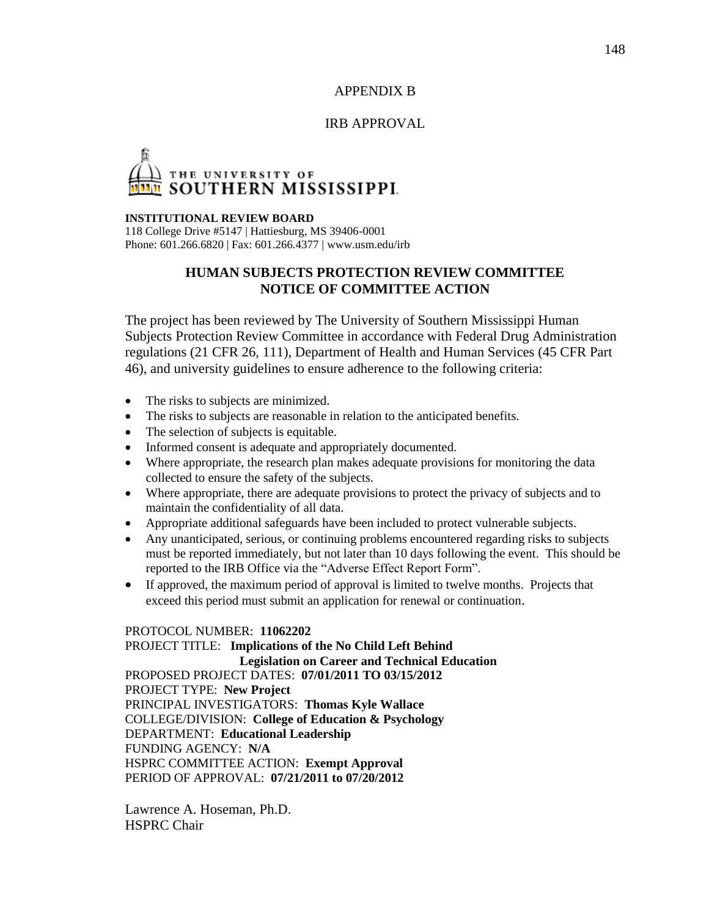# APPENDIX B

## IRB APPROVAL

THE UNIVERSITY OF SOUTHERN MISSISSIPPI

**INSTITUTIONAL REVIEW BOARD**
118 College Drive #5147 | Hattiesburg, MS 39406-0001
Phone: 601.266.6820 | Fax: 601.266.4377 | www.usm.edu/irb

**HUMAN SUBJECTS PROTECTION REVIEW COMMITTEE**
**NOTICE OF COMMITTEE ACTION**

The project has been reviewed by The University of Southern Mississippi Human Subjects Protection Review Committee in accordance with Federal Drug Administration regulations (21 CFR 26, 111), Department of Health and Human Services (45 CFR Part 46), and university guidelines to ensure adherence to the following criteria:

- The risks to subjects are minimized.
- The risks to subjects are reasonable in relation to the anticipated benefits.
- The selection of subjects is equitable.
- Informed consent is adequate and appropriately documented.
- Where appropriate, the research plan makes adequate provisions for monitoring the data collected to ensure the safety of the subjects.
- Where appropriate, there are adequate provisions to protect the privacy of subjects and to maintain the confidentiality of all data.
- Appropriate additional safeguards have been included to protect vulnerable subjects.
- Any unanticipated, serious, or continuing problems encountered regarding risks to subjects must be reported immediately, but not later than 10 days following the event. This should be reported to the IRB Office via the "Adverse Effect Report Form".
- If approved, the maximum period of approval is limited to twelve months. Projects that exceed this period must submit an application for renewal or continuation.

PROTOCOL NUMBER: **11062202**
PROJECT TITLE: **Implications of the No Child Left Behind Legislation on Career and Technical Education**
PROPOSED PROJECT DATES: **07/01/2011 TO 03/15/2012**
PROJECT TYPE: **New Project**
PRINCIPAL INVESTIGATORS: **Thomas Kyle Wallace**
COLLEGE/DIVISION: **College of Education & Psychology**
DEPARTMENT: **Educational Leadership**
FUNDING AGENCY: **N/A**
HSPRC COMMITTEE ACTION: **Exempt Approval**
PERIOD OF APPROVAL: **07/21/2011 to 07/20/2012**

Lawrence A. Hoseman, Ph.D.
HSPRC Chair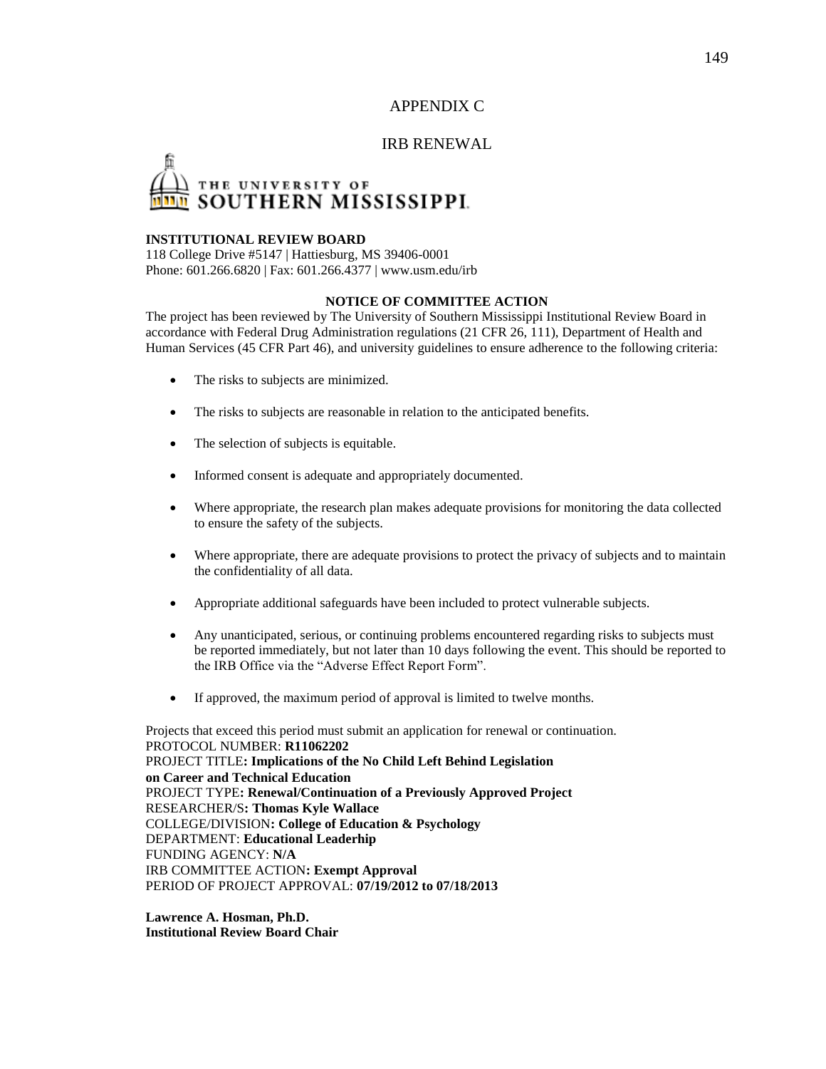# APPENDIX C

## IRB RENEWAL

THE UNIVERSITY OF SOUTHERN MISSISSIPPI

**INSTITUTIONAL REVIEW BOARD**
118 College Drive #5147 | Hattiesburg, MS 39406-0001
Phone: 601.266.6820 | Fax: 601.266.4377 | www.usm.edu/irb

**NOTICE OF COMMITTEE ACTION**

The project has been reviewed by The University of Southern Mississippi Institutional Review Board in accordance with Federal Drug Administration regulations (21 CFR 26, 111), Department of Health and Human Services (45 CFR Part 46), and university guidelines to ensure adherence to the following criteria:

- The risks to subjects are minimized.
- The risks to subjects are reasonable in relation to the anticipated benefits.
- The selection of subjects is equitable.
- Informed consent is adequate and appropriately documented.
- Where appropriate, the research plan makes adequate provisions for monitoring the data collected to ensure the safety of the subjects.
- Where appropriate, there are adequate provisions to protect the privacy of subjects and to maintain the confidentiality of all data.
- Appropriate additional safeguards have been included to protect vulnerable subjects.
- Any unanticipated, serious, or continuing problems encountered regarding risks to subjects must be reported immediately, but not later than 10 days following the event. This should be reported to the IRB Office via the "Adverse Effect Report Form".
- If approved, the maximum period of approval is limited to twelve months.

Projects that exceed this period must submit an application for renewal or continuation.
PROTOCOL NUMBER: **R11062202**
PROJECT TITLE**: Implications of the No Child Left Behind Legislation on Career and Technical Education**
PROJECT TYPE**: Renewal/Continuation of a Previously Approved Project**
RESEARCHER/S**: Thomas Kyle Wallace**
COLLEGE/DIVISION**: College of Education & Psychology**
DEPARTMENT: **Educational Leaderhip**
FUNDING AGENCY: **N/A**
IRB COMMITTEE ACTION**: Exempt Approval**
PERIOD OF PROJECT APPROVAL: **07/19/2012 to 07/18/2013**

**Lawrence A. Hosman, Ph.D.**
**Institutional Review Board Chair**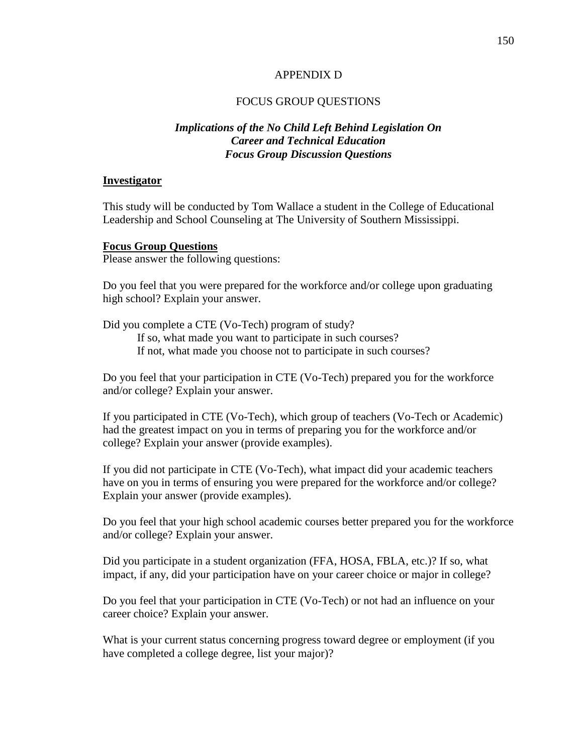# APPENDIX D

## FOCUS GROUP QUESTIONS

### *Implications of the No Child Left Behind Legislation On Career and Technical Education Focus Group Discussion Questions*

**Investigator**

This study will be conducted by Tom Wallace a student in the College of Educational Leadership and School Counseling at The University of Southern Mississippi.

**Focus Group Questions**

Please answer the following questions:

Do you feel that you were prepared for the workforce and/or college upon graduating high school? Explain your answer.

Did you complete a CTE (Vo-Tech) program of study?

If so, what made you want to participate in such courses?

If not, what made you choose not to participate in such courses?

Do you feel that your participation in CTE (Vo-Tech) prepared you for the workforce and/or college? Explain your answer.

If you participated in CTE (Vo-Tech), which group of teachers (Vo-Tech or Academic) had the greatest impact on you in terms of preparing you for the workforce and/or college? Explain your answer (provide examples).

If you did not participate in CTE (Vo-Tech), what impact did your academic teachers have on you in terms of ensuring you were prepared for the workforce and/or college? Explain your answer (provide examples).

Do you feel that your high school academic courses better prepared you for the workforce and/or college? Explain your answer.

Did you participate in a student organization (FFA, HOSA, FBLA, etc.)? If so, what impact, if any, did your participation have on your career choice or major in college?

Do you feel that your participation in CTE (Vo-Tech) or not had an influence on your career choice? Explain your answer.

What is your current status concerning progress toward degree or employment (if you have completed a college degree, list your major)?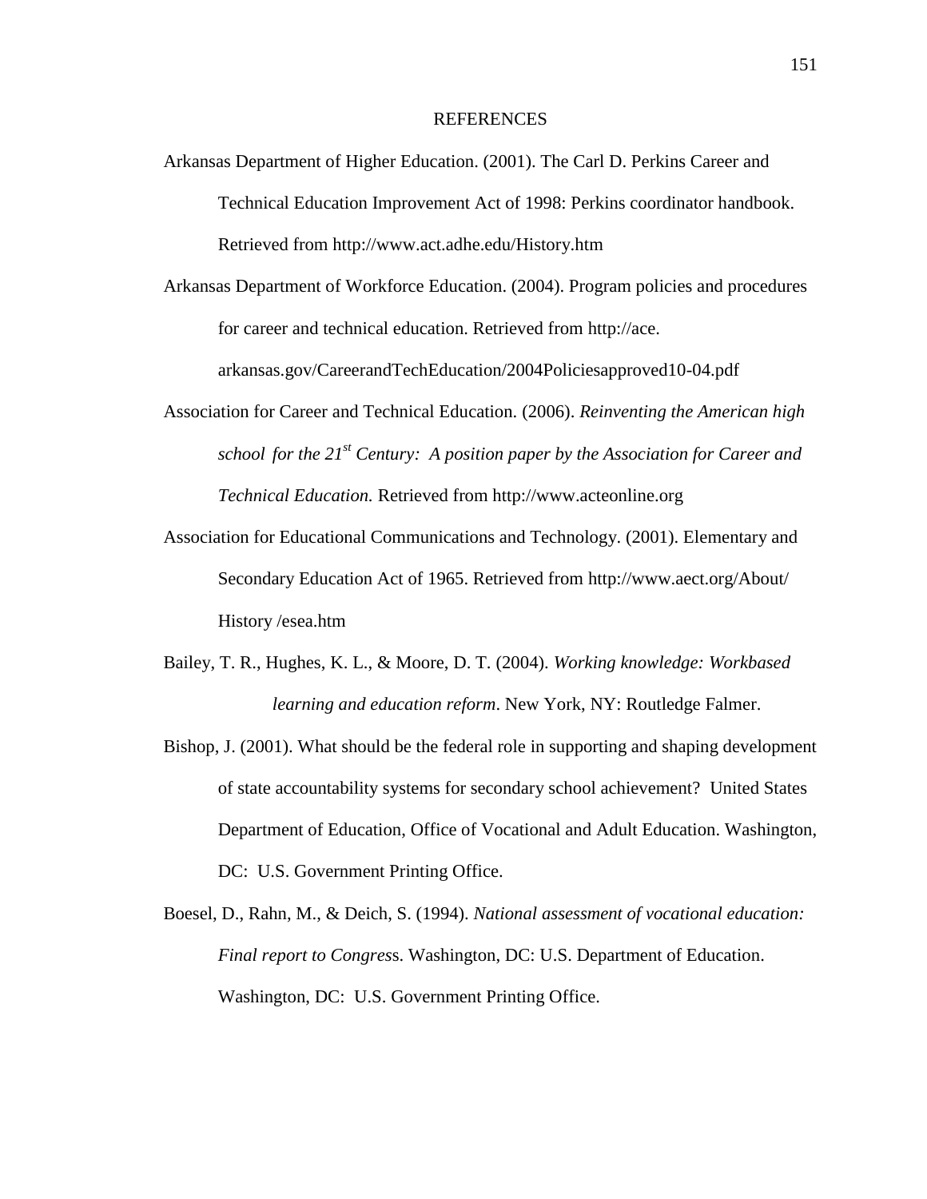# REFERENCES

Arkansas Department of Higher Education. (2001). The Carl D. Perkins Career and Technical Education Improvement Act of 1998: Perkins coordinator handbook. Retrieved from http://www.act.adhe.edu/History.htm

Arkansas Department of Workforce Education. (2004). Program policies and procedures for career and technical education. Retrieved from http://ace.arkansas.gov/CareerandTechEducation/2004Policiesapproved10-04.pdf

Association for Career and Technical Education. (2006). *Reinventing the American high school for the 21st Century: A position paper by the Association for Career and Technical Education.* Retrieved from http://www.acteonline.org

Association for Educational Communications and Technology. (2001). Elementary and Secondary Education Act of 1965. Retrieved from http://www.aect.org/About/History /esea.htm

Bailey, T. R., Hughes, K. L., & Moore, D. T. (2004). *Working knowledge: Workbased learning and education reform*. New York, NY: Routledge Falmer.

Bishop, J. (2001). What should be the federal role in supporting and shaping development of state accountability systems for secondary school achievement? United States Department of Education, Office of Vocational and Adult Education. Washington, DC: U.S. Government Printing Office.

Boesel, D., Rahn, M., & Deich, S. (1994). *National assessment of vocational education: Final report to Congress*. Washington, DC: U.S. Department of Education. Washington, DC: U.S. Government Printing Office.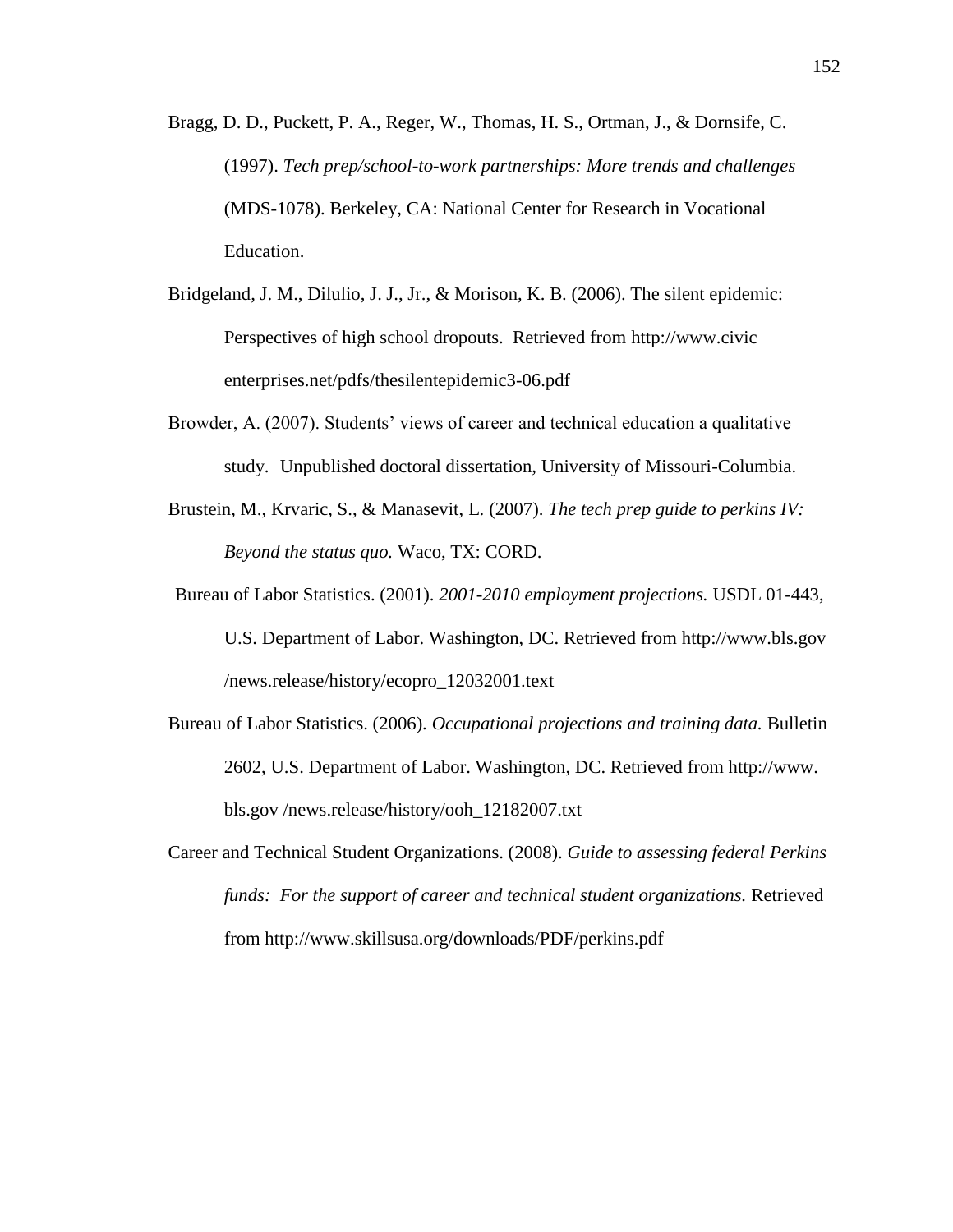Bragg, D. D., Puckett, P. A., Reger, W., Thomas, H. S., Ortman, J., & Dornsife, C. (1997). *Tech prep/school-to-work partnerships: More trends and challenges* (MDS-1078). Berkeley, CA: National Center for Research in Vocational Education.

Bridgeland, J. M., Dilulio, J. J., Jr., & Morison, K. B. (2006). The silent epidemic: Perspectives of high school dropouts. Retrieved from http://www.civic enterprises.net/pdfs/thesilentepidemic3-06.pdf

Browder, A. (2007). Students' views of career and technical education a qualitative study. Unpublished doctoral dissertation, University of Missouri-Columbia.

Brustein, M., Krvaric, S., & Manasevit, L. (2007). *The tech prep guide to perkins IV: Beyond the status quo.* Waco, TX: CORD.

Bureau of Labor Statistics. (2001). *2001-2010 employment projections.* USDL 01-443, U.S. Department of Labor. Washington, DC. Retrieved from http://www.bls.gov /news.release/history/ecopro_12032001.text

Bureau of Labor Statistics. (2006). *Occupational projections and training data.* Bulletin 2602, U.S. Department of Labor. Washington, DC. Retrieved from http://www. bls.gov /news.release/history/ooh_12182007.txt

Career and Technical Student Organizations. (2008). *Guide to assessing federal Perkins funds: For the support of career and technical student organizations.* Retrieved from http://www.skillsusa.org/downloads/PDF/perkins.pdf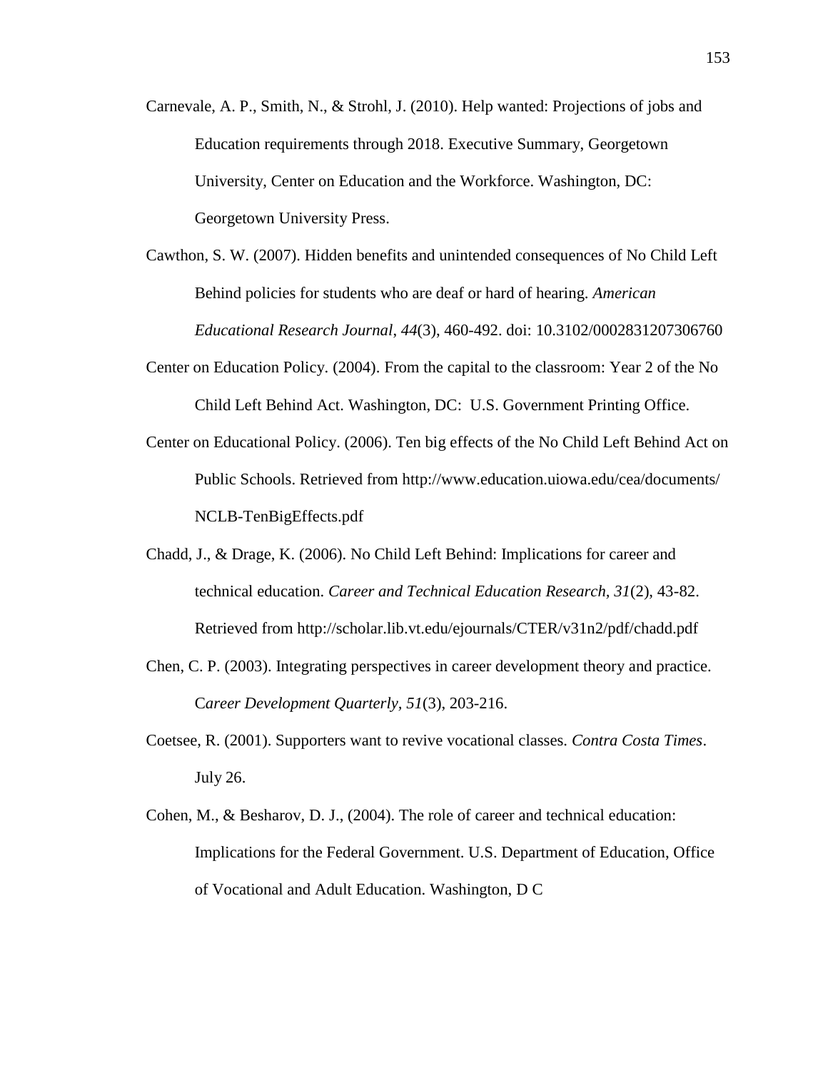Carnevale, A. P., Smith, N., & Strohl, J. (2010). Help wanted: Projections of jobs and Education requirements through 2018. Executive Summary, Georgetown University, Center on Education and the Workforce. Washington, DC: Georgetown University Press.

Cawthon, S. W. (2007). Hidden benefits and unintended consequences of No Child Left Behind policies for students who are deaf or hard of hearing. *American Educational Research Journal*, *44*(3), 460-492. doi: 10.3102/0002831207306760

Center on Education Policy. (2004). From the capital to the classroom: Year 2 of the No Child Left Behind Act. Washington, DC: U.S. Government Printing Office.

Center on Educational Policy. (2006). Ten big effects of the No Child Left Behind Act on Public Schools. Retrieved from http://www.education.uiowa.edu/cea/documents/NCLB-TenBigEffects.pdf

Chadd, J., & Drage, K. (2006). No Child Left Behind: Implications for career and technical education. *Career and Technical Education Research, 31*(2), 43-82. Retrieved from http://scholar.lib.vt.edu/ejournals/CTER/v31n2/pdf/chadd.pdf

Chen, C. P. (2003). Integrating perspectives in career development theory and practice. C*areer Development Quarterly, 51*(3), 203-216.

Coetsee, R. (2001). Supporters want to revive vocational classes. *Contra Costa Times*. July 26.

Cohen, M., & Besharov, D. J., (2004). The role of career and technical education: Implications for the Federal Government. U.S. Department of Education, Office of Vocational and Adult Education. Washington, D C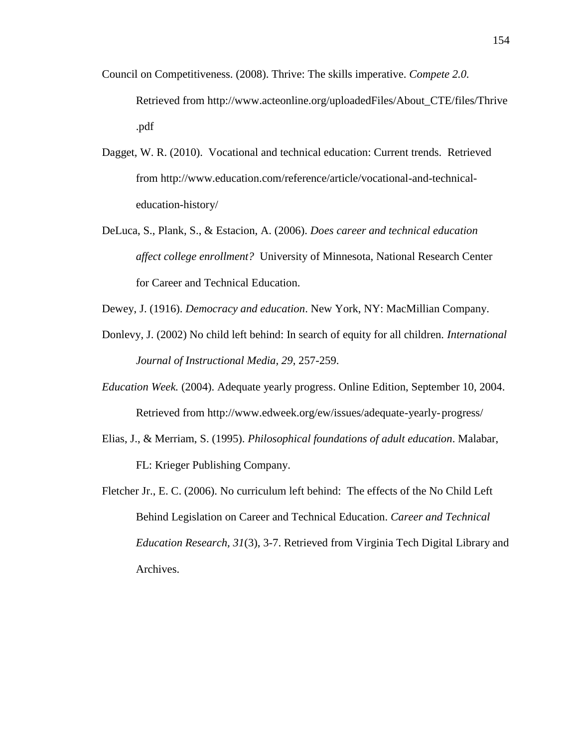Council on Competitiveness. (2008). Thrive: The skills imperative. *Compete 2.0.* Retrieved from http://www.acteonline.org/uploadedFiles/About_CTE/files/Thrive.pdf

Dagget, W. R. (2010). Vocational and technical education: Current trends. Retrieved from http://www.education.com/reference/article/vocational-and-technical-education-history/

DeLuca, S., Plank, S., & Estacion, A. (2006). *Does career and technical education affect college enrollment?* University of Minnesota, National Research Center for Career and Technical Education.

Dewey, J. (1916). *Democracy and education*. New York, NY: MacMillian Company.

Donlevy, J. (2002) No child left behind: In search of equity for all children. *International Journal of Instructional Media, 29*, 257-259.

*Education Week.* (2004). Adequate yearly progress. Online Edition, September 10, 2004. Retrieved from http://www.edweek.org/ew/issues/adequate-yearly-progress/

Elias, J., & Merriam, S. (1995). *Philosophical foundations of adult education*. Malabar, FL: Krieger Publishing Company.

Fletcher Jr., E. C. (2006). No curriculum left behind: The effects of the No Child Left Behind Legislation on Career and Technical Education. *Career and Technical Education Research, 31*(3), 3-7. Retrieved from Virginia Tech Digital Library and Archives.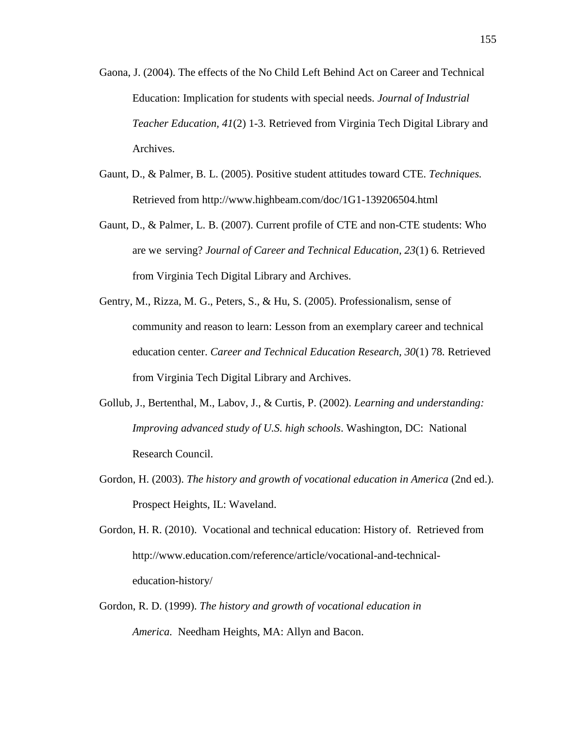Gaona, J. (2004). The effects of the No Child Left Behind Act on Career and Technical Education: Implication for students with special needs. *Journal of Industrial Teacher Education, 41*(2) 1-3. Retrieved from Virginia Tech Digital Library and Archives.

Gaunt, D., & Palmer, B. L. (2005). Positive student attitudes toward CTE. *Techniques.* Retrieved from http://www.highbeam.com/doc/1G1-139206504.html

Gaunt, D., & Palmer, L. B. (2007). Current profile of CTE and non-CTE students: Who are we serving? *Journal of Career and Technical Education, 23*(1) 6. Retrieved from Virginia Tech Digital Library and Archives.

Gentry, M., Rizza, M. G., Peters, S., & Hu, S. (2005). Professionalism, sense of community and reason to learn: Lesson from an exemplary career and technical education center. *Career and Technical Education Research, 30*(1) 78. Retrieved from Virginia Tech Digital Library and Archives.

Gollub, J., Bertenthal, M., Labov, J., & Curtis, P. (2002). *Learning and understanding: Improving advanced study of U.S. high schools*. Washington, DC: National Research Council.

Gordon, H. (2003). *The history and growth of vocational education in America* (2nd ed.). Prospect Heights, IL: Waveland.

Gordon, H. R. (2010). Vocational and technical education: History of. Retrieved from http://www.education.com/reference/article/vocational-and-technical-education-history/

Gordon, R. D. (1999). *The history and growth of vocational education in America.* Needham Heights, MA: Allyn and Bacon.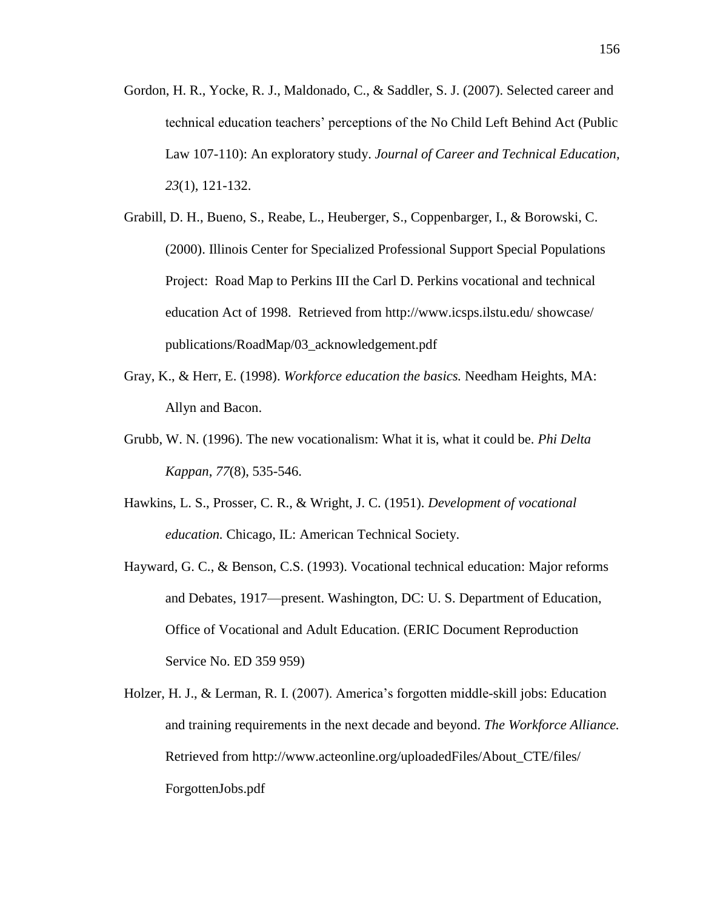Gordon, H. R., Yocke, R. J., Maldonado, C., & Saddler, S. J. (2007). Selected career and technical education teachers' perceptions of the No Child Left Behind Act (Public Law 107-110): An exploratory study. *Journal of Career and Technical Education, 23*(1), 121-132.

Grabill, D. H., Bueno, S., Reabe, L., Heuberger, S., Coppenbarger, I., & Borowski, C. (2000). Illinois Center for Specialized Professional Support Special Populations Project: Road Map to Perkins III the Carl D. Perkins vocational and technical education Act of 1998. Retrieved from http://www.icsps.ilstu.edu/ showcase/ publications/RoadMap/03_acknowledgement.pdf

Gray, K., & Herr, E. (1998). *Workforce education the basics.* Needham Heights, MA: Allyn and Bacon.

Grubb, W. N. (1996). The new vocationalism: What it is, what it could be. *Phi Delta Kappan*, *77*(8), 535-546.

Hawkins, L. S., Prosser, C. R., & Wright, J. C. (1951). *Development of vocational education.* Chicago, IL: American Technical Society.

Hayward, G. C., & Benson, C.S. (1993). Vocational technical education: Major reforms and Debates, 1917—present. Washington, DC: U. S. Department of Education, Office of Vocational and Adult Education. (ERIC Document Reproduction Service No. ED 359 959)

Holzer, H. J., & Lerman, R. I. (2007). America's forgotten middle-skill jobs: Education and training requirements in the next decade and beyond. *The Workforce Alliance.* Retrieved from http://www.acteonline.org/uploadedFiles/About_CTE/files/ ForgottenJobs.pdf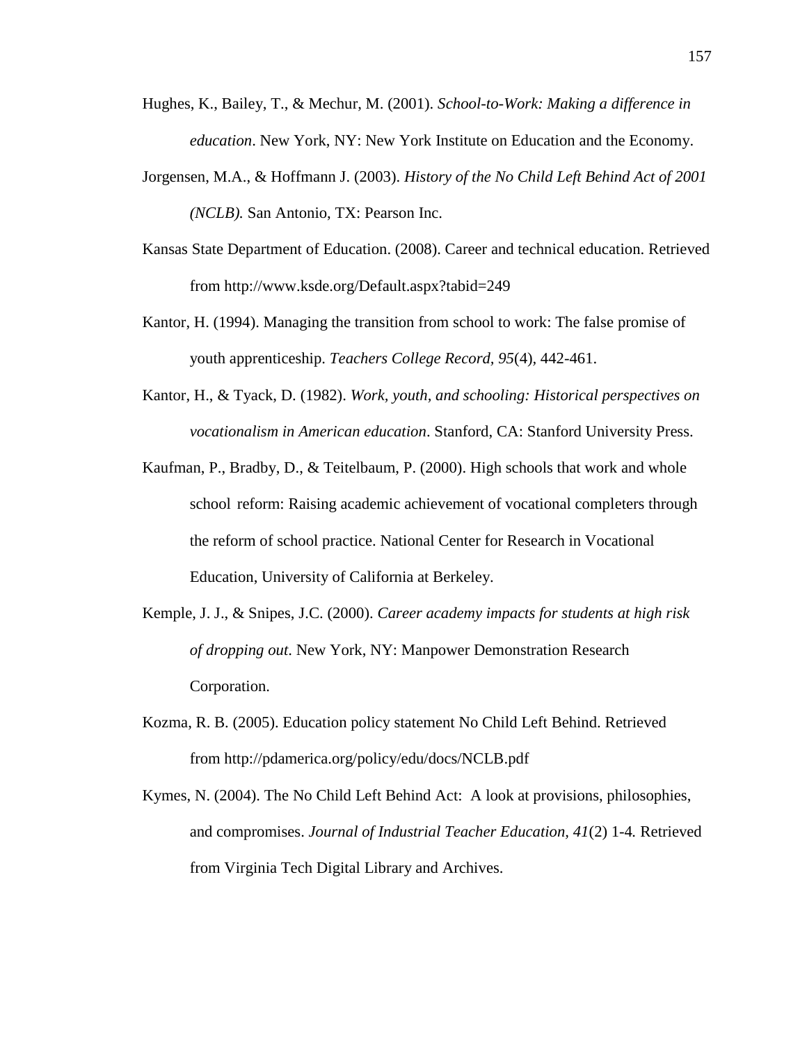Hughes, K., Bailey, T., & Mechur, M. (2001). *School-to-Work: Making a difference in education*. New York, NY: New York Institute on Education and the Economy.

Jorgensen, M.A., & Hoffmann J. (2003). *History of the No Child Left Behind Act of 2001 (NCLB).* San Antonio, TX: Pearson Inc.

Kansas State Department of Education. (2008). Career and technical education. Retrieved from http://www.ksde.org/Default.aspx?tabid=249

Kantor, H. (1994). Managing the transition from school to work: The false promise of youth apprenticeship. *Teachers College Record, 95*(4), 442-461.

Kantor, H., & Tyack, D. (1982). *Work, youth, and schooling: Historical perspectives on vocationalism in American education*. Stanford, CA: Stanford University Press.

Kaufman, P., Bradby, D., & Teitelbaum, P. (2000). High schools that work and whole school reform: Raising academic achievement of vocational completers through the reform of school practice. National Center for Research in Vocational Education, University of California at Berkeley.

Kemple, J. J., & Snipes, J.C. (2000). *Career academy impacts for students at high risk of dropping out*. New York, NY: Manpower Demonstration Research Corporation.

Kozma, R. B. (2005). Education policy statement No Child Left Behind. Retrieved from http://pdamerica.org/policy/edu/docs/NCLB.pdf

Kymes, N. (2004). The No Child Left Behind Act: A look at provisions, philosophies, and compromises. *Journal of Industrial Teacher Education*, *41*(2) 1-4*.* Retrieved from Virginia Tech Digital Library and Archives.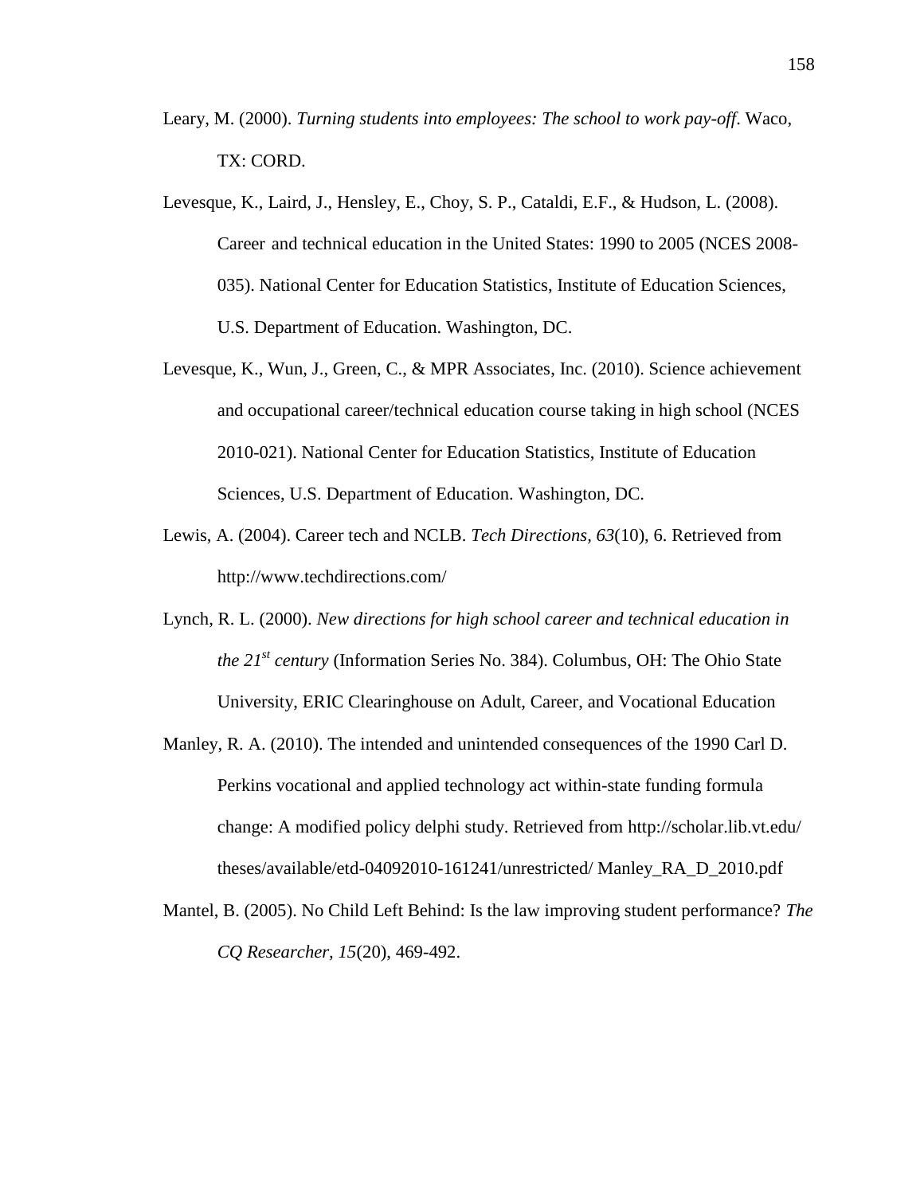Leary, M. (2000). *Turning students into employees: The school to work pay-off*. Waco, TX: CORD.

Levesque, K., Laird, J., Hensley, E., Choy, S. P., Cataldi, E.F., & Hudson, L. (2008). Career and technical education in the United States: 1990 to 2005 (NCES 2008-035). National Center for Education Statistics, Institute of Education Sciences, U.S. Department of Education. Washington, DC.

Levesque, K., Wun, J., Green, C., & MPR Associates, Inc. (2010). Science achievement and occupational career/technical education course taking in high school (NCES 2010-021). National Center for Education Statistics, Institute of Education Sciences, U.S. Department of Education. Washington, DC.

Lewis, A. (2004). Career tech and NCLB. *Tech Directions, 63*(10), 6. Retrieved from http://www.techdirections.com/

Lynch, R. L. (2000). *New directions for high school career and technical education in the 21st century* (Information Series No. 384). Columbus, OH: The Ohio State University, ERIC Clearinghouse on Adult, Career, and Vocational Education

Manley, R. A. (2010). The intended and unintended consequences of the 1990 Carl D. Perkins vocational and applied technology act within-state funding formula change: A modified policy delphi study. Retrieved from http://scholar.lib.vt.edu/ theses/available/etd-04092010-161241/unrestricted/ Manley_RA_D_2010.pdf

Mantel, B. (2005). No Child Left Behind: Is the law improving student performance? *The CQ Researcher, 15*(20), 469-492.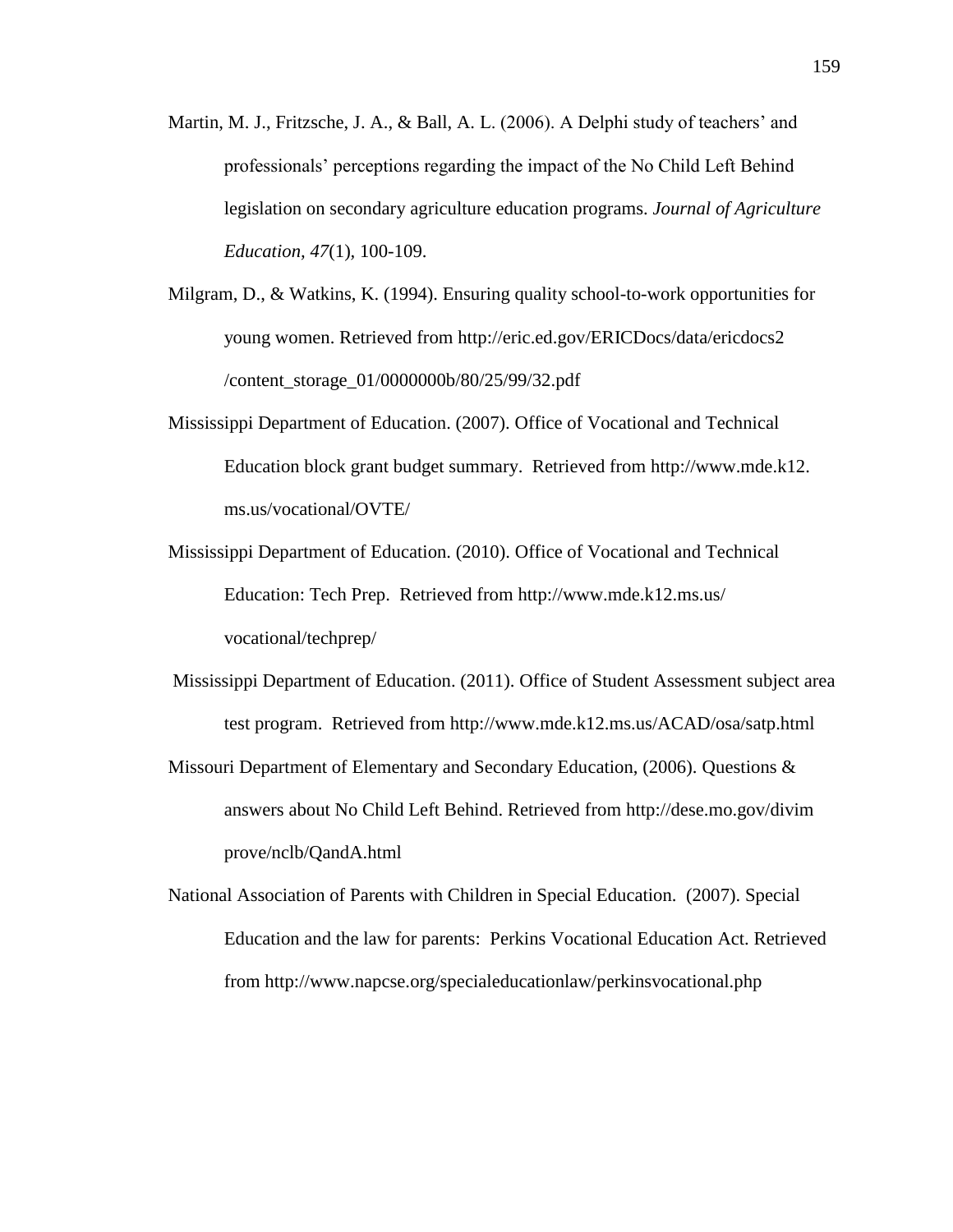Martin, M. J., Fritzsche, J. A., & Ball, A. L. (2006). A Delphi study of teachers' and professionals' perceptions regarding the impact of the No Child Left Behind legislation on secondary agriculture education programs. *Journal of Agriculture Education, 47*(1), 100-109.

Milgram, D., & Watkins, K. (1994). Ensuring quality school-to-work opportunities for young women. Retrieved from http://eric.ed.gov/ERICDocs/data/ericdocs2/content_storage_01/0000000b/80/25/99/32.pdf

Mississippi Department of Education. (2007). Office of Vocational and Technical Education block grant budget summary. Retrieved from http://www.mde.k12.ms.us/vocational/OVTE/

Mississippi Department of Education. (2010). Office of Vocational and Technical Education: Tech Prep. Retrieved from http://www.mde.k12.ms.us/vocational/techprep/

Mississippi Department of Education. (2011). Office of Student Assessment subject area test program. Retrieved from http://www.mde.k12.ms.us/ACAD/osa/satp.html

Missouri Department of Elementary and Secondary Education, (2006). Questions & answers about No Child Left Behind. Retrieved from http://dese.mo.gov/divimprove/nclb/QandA.html

National Association of Parents with Children in Special Education. (2007). Special Education and the law for parents: Perkins Vocational Education Act. Retrieved from http://www.napcse.org/specialeducationlaw/perkinsvocational.php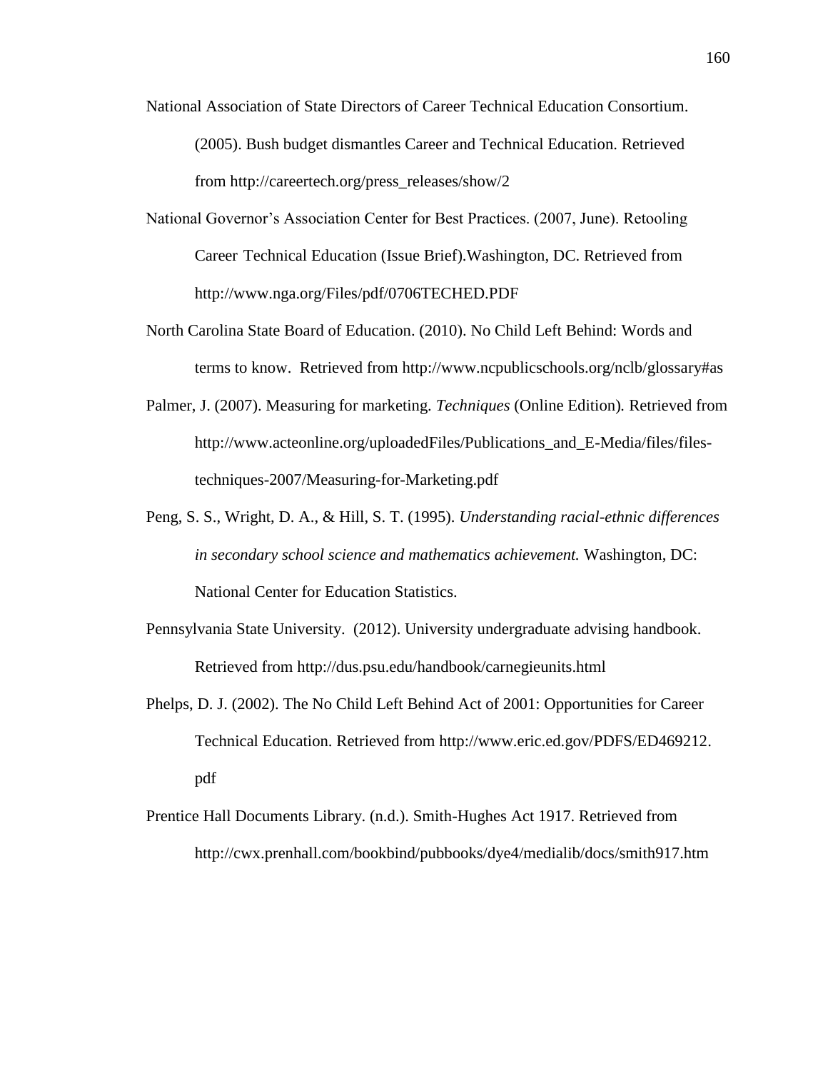National Association of State Directors of Career Technical Education Consortium. (2005). Bush budget dismantles Career and Technical Education. Retrieved from http://careertech.org/press_releases/show/2

National Governor's Association Center for Best Practices. (2007, June). Retooling Career Technical Education (Issue Brief).Washington, DC. Retrieved from http://www.nga.org/Files/pdf/0706TECHED.PDF

North Carolina State Board of Education. (2010). No Child Left Behind: Words and terms to know. Retrieved from http://www.ncpublicschools.org/nclb/glossary#as

Palmer, J. (2007). Measuring for marketing. *Techniques* (Online Edition). Retrieved from http://www.acteonline.org/uploadedFiles/Publications_and_E-Media/files/files-techniques-2007/Measuring-for-Marketing.pdf

Peng, S. S., Wright, D. A., & Hill, S. T. (1995). *Understanding racial-ethnic differences in secondary school science and mathematics achievement.* Washington, DC: National Center for Education Statistics.

Pennsylvania State University. (2012). University undergraduate advising handbook. Retrieved from http://dus.psu.edu/handbook/carnegieunits.html

Phelps, D. J. (2002). The No Child Left Behind Act of 2001: Opportunities for Career Technical Education. Retrieved from http://www.eric.ed.gov/PDFS/ED469212.pdf

Prentice Hall Documents Library. (n.d.). Smith-Hughes Act 1917. Retrieved from http://cwx.prenhall.com/bookbind/pubbooks/dye4/medialib/docs/smith917.htm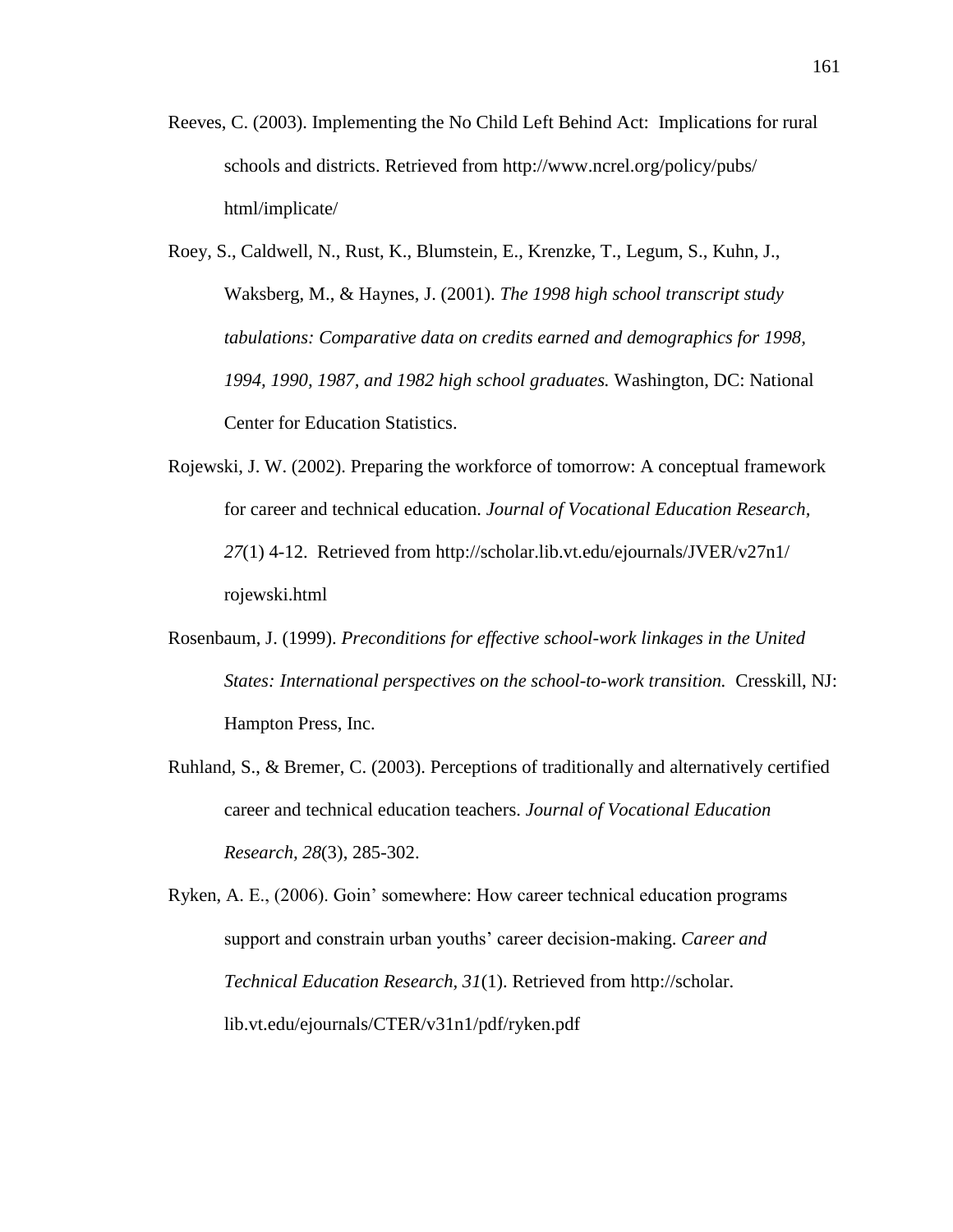Reeves, C. (2003). Implementing the No Child Left Behind Act: Implications for rural schools and districts. Retrieved from http://www.ncrel.org/policy/pubs/html/implicate/

Roey, S., Caldwell, N., Rust, K., Blumstein, E., Krenzke, T., Legum, S., Kuhn, J., Waksberg, M., & Haynes, J. (2001). *The 1998 high school transcript study tabulations: Comparative data on credits earned and demographics for 1998, 1994, 1990, 1987, and 1982 high school graduates.* Washington, DC: National Center for Education Statistics.

Rojewski, J. W. (2002). Preparing the workforce of tomorrow: A conceptual framework for career and technical education. *Journal of Vocational Education Research, 27*(1) 4-12. Retrieved from http://scholar.lib.vt.edu/ejournals/JVER/v27n1/rojewski.html

Rosenbaum, J. (1999). *Preconditions for effective school-work linkages in the United States: International perspectives on the school-to-work transition.* Cresskill, NJ: Hampton Press, Inc.

Ruhland, S., & Bremer, C. (2003). Perceptions of traditionally and alternatively certified career and technical education teachers. *Journal of Vocational Education Research, 28*(3), 285-302.

Ryken, A. E., (2006). Goin' somewhere: How career technical education programs support and constrain urban youths' career decision-making. *Career and Technical Education Research, 31*(1). Retrieved from http://scholar.lib.vt.edu/ejournals/CTER/v31n1/pdf/ryken.pdf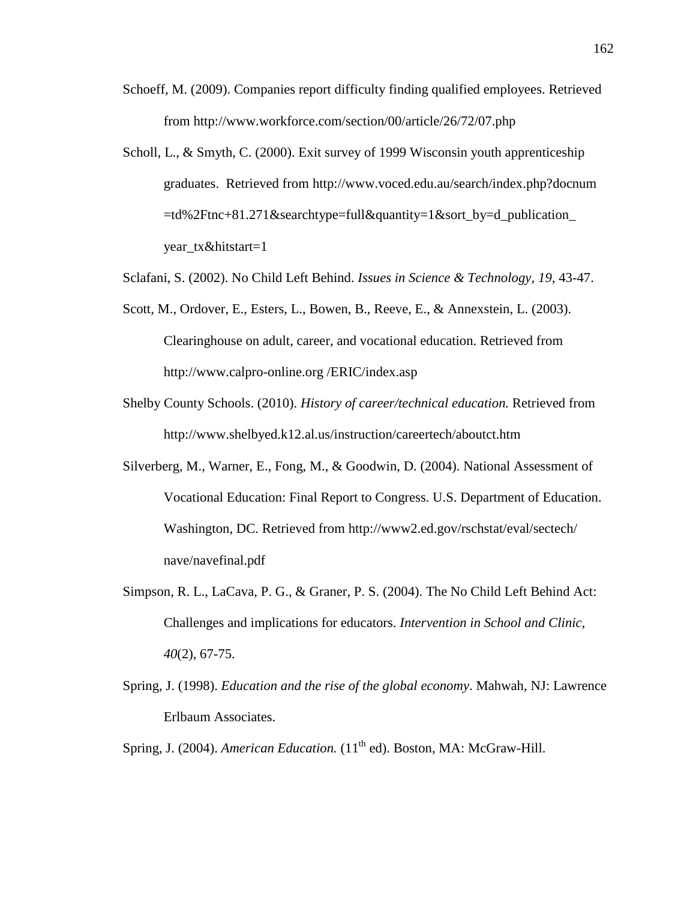Schoeff, M. (2009). Companies report difficulty finding qualified employees. Retrieved from http://www.workforce.com/section/00/article/26/72/07.php

Scholl, L., & Smyth, C. (2000). Exit survey of 1999 Wisconsin youth apprenticeship graduates. Retrieved from http://www.voced.edu.au/search/index.php?docnum =td%2Ftnc+81.271&searchtype=full&quantity=1&sort_by=d_publication_ year_tx&hitstart=1

Sclafani, S. (2002). No Child Left Behind. *Issues in Science & Technology, 19*, 43-47.

Scott, M., Ordover, E., Esters, L., Bowen, B., Reeve, E., & Annexstein, L. (2003). Clearinghouse on adult, career, and vocational education. Retrieved from http://www.calpro-online.org /ERIC/index.asp

Shelby County Schools. (2010). *History of career/technical education.* Retrieved from http://www.shelbyed.k12.al.us/instruction/careertech/aboutct.htm

Silverberg, M., Warner, E., Fong, M., & Goodwin, D. (2004). National Assessment of Vocational Education: Final Report to Congress. U.S. Department of Education. Washington, DC. Retrieved from http://www2.ed.gov/rschstat/eval/sectech/ nave/navefinal.pdf

Simpson, R. L., LaCava, P. G., & Graner, P. S. (2004). The No Child Left Behind Act: Challenges and implications for educators. *Intervention in School and Clinic, 40*(2), 67-75.

Spring, J. (1998). *Education and the rise of the global economy*. Mahwah, NJ: Lawrence Erlbaum Associates.

Spring, J. (2004). *American Education.* (11th ed). Boston, MA: McGraw-Hill.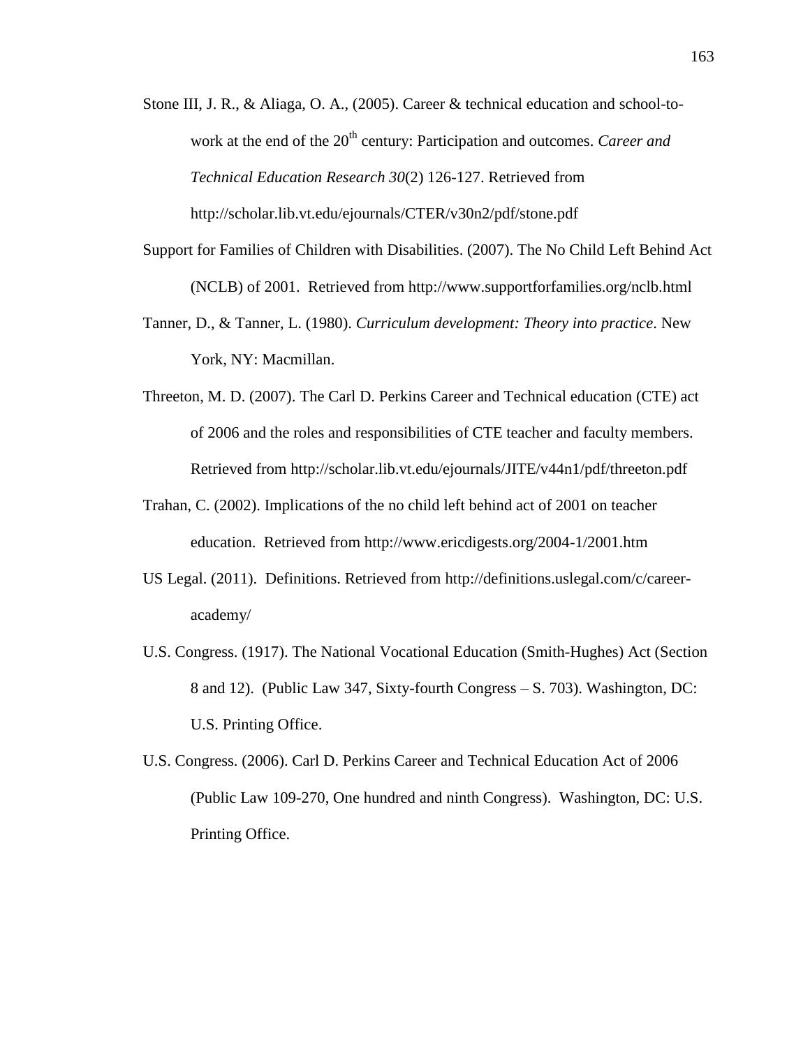Stone III, J. R., & Aliaga, O. A., (2005). Career & technical education and school-to-work at the end of the 20th century: Participation and outcomes. *Career and Technical Education Research 30*(2) 126-127. Retrieved from http://scholar.lib.vt.edu/ejournals/CTER/v30n2/pdf/stone.pdf

Support for Families of Children with Disabilities. (2007). The No Child Left Behind Act (NCLB) of 2001. Retrieved from http://www.supportforfamilies.org/nclb.html

Tanner, D., & Tanner, L. (1980). *Curriculum development: Theory into practice*. New York, NY: Macmillan.

Threeton, M. D. (2007). The Carl D. Perkins Career and Technical education (CTE) act of 2006 and the roles and responsibilities of CTE teacher and faculty members. Retrieved from http://scholar.lib.vt.edu/ejournals/JITE/v44n1/pdf/threeton.pdf

Trahan, C. (2002). Implications of the no child left behind act of 2001 on teacher education. Retrieved from http://www.ericdigests.org/2004-1/2001.htm

US Legal. (2011). Definitions. Retrieved from http://definitions.uslegal.com/c/career-academy/

U.S. Congress. (1917). The National Vocational Education (Smith-Hughes) Act (Section 8 and 12). (Public Law 347, Sixty-fourth Congress – S. 703). Washington, DC: U.S. Printing Office.

U.S. Congress. (2006). Carl D. Perkins Career and Technical Education Act of 2006 (Public Law 109-270, One hundred and ninth Congress). Washington, DC: U.S. Printing Office.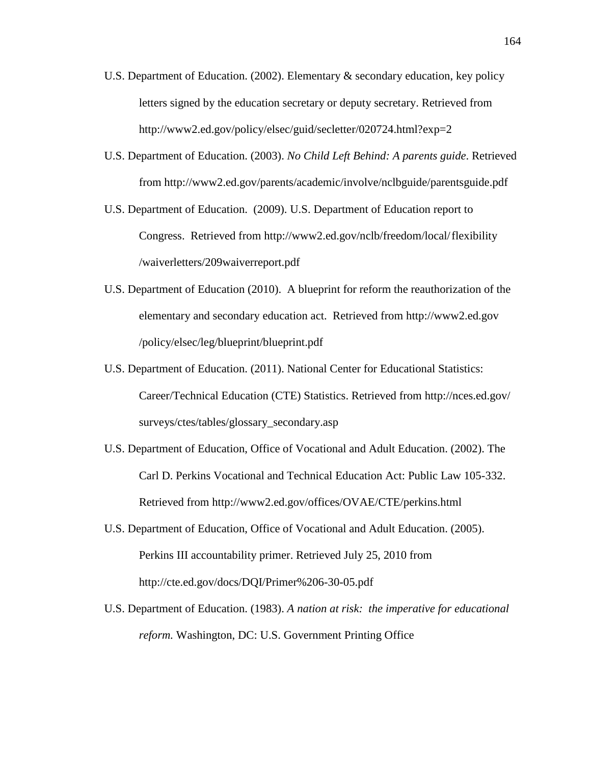U.S. Department of Education. (2002). Elementary & secondary education, key policy letters signed by the education secretary or deputy secretary. Retrieved from http://www2.ed.gov/policy/elsec/guid/secletter/020724.html?exp=2

U.S. Department of Education. (2003). *No Child Left Behind: A parents guide*. Retrieved from http://www2.ed.gov/parents/academic/involve/nclbguide/parentsguide.pdf

U.S. Department of Education. (2009). U.S. Department of Education report to Congress. Retrieved from http://www2.ed.gov/nclb/freedom/local/ flexibility /waiverletters/209waiverreport.pdf

U.S. Department of Education (2010). A blueprint for reform the reauthorization of the elementary and secondary education act. Retrieved from http://www2.ed.gov /policy/elsec/leg/blueprint/blueprint.pdf

U.S. Department of Education. (2011). National Center for Educational Statistics: Career/Technical Education (CTE) Statistics. Retrieved from http://nces.ed.gov/ surveys/ctes/tables/glossary_secondary.asp

U.S. Department of Education, Office of Vocational and Adult Education. (2002). The Carl D. Perkins Vocational and Technical Education Act: Public Law 105-332. Retrieved from http://www2.ed.gov/offices/OVAE/CTE/perkins.html

U.S. Department of Education, Office of Vocational and Adult Education. (2005). Perkins III accountability primer. Retrieved July 25, 2010 from http://cte.ed.gov/docs/DQI/Primer%206-30-05.pdf

U.S. Department of Education. (1983). *A nation at risk: the imperative for educational reform.* Washington, DC: U.S. Government Printing Office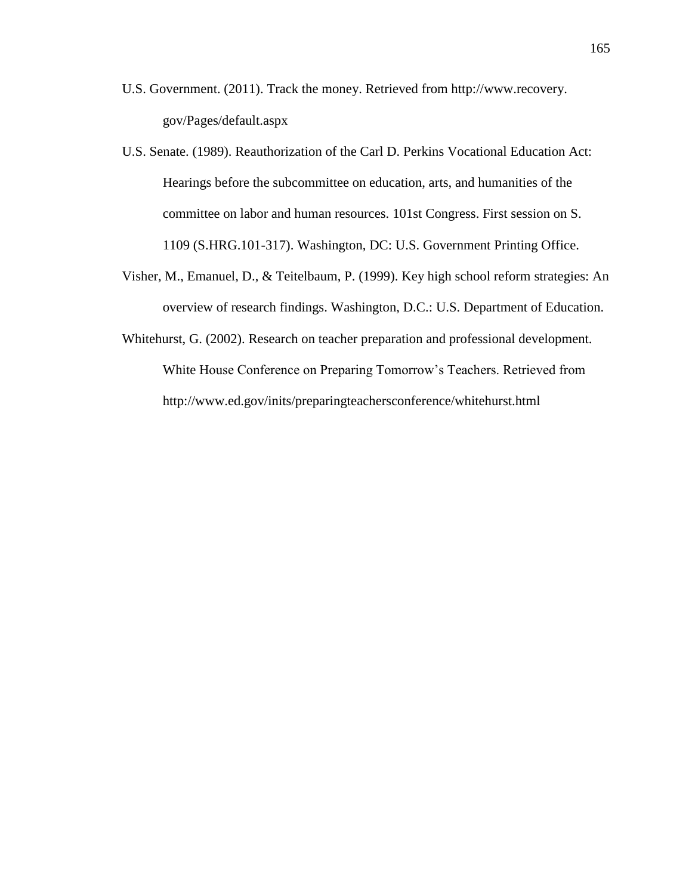U.S. Government. (2011). Track the money. Retrieved from http://www.recovery.gov/Pages/default.aspx

U.S. Senate. (1989). Reauthorization of the Carl D. Perkins Vocational Education Act: Hearings before the subcommittee on education, arts, and humanities of the committee on labor and human resources. 101st Congress. First session on S. 1109 (S.HRG.101-317). Washington, DC: U.S. Government Printing Office.

Visher, M., Emanuel, D., & Teitelbaum, P. (1999). Key high school reform strategies: An overview of research findings. Washington, D.C.: U.S. Department of Education.

Whitehurst, G. (2002). Research on teacher preparation and professional development. White House Conference on Preparing Tomorrow's Teachers. Retrieved from http://www.ed.gov/inits/preparingteachersconference/whitehurst.html